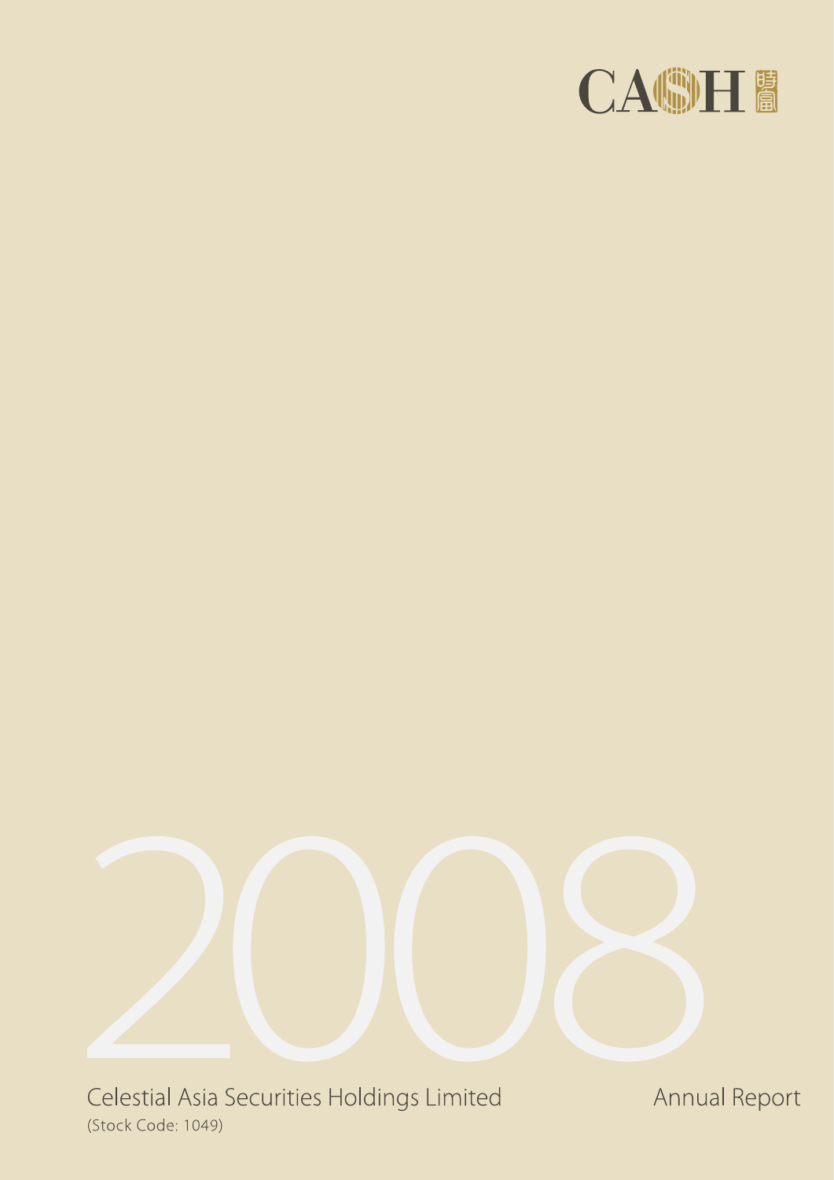CASH 時富

2008

Celestial Asia Securities Holdings Limited

(Stock Code: 1049)

Annual Report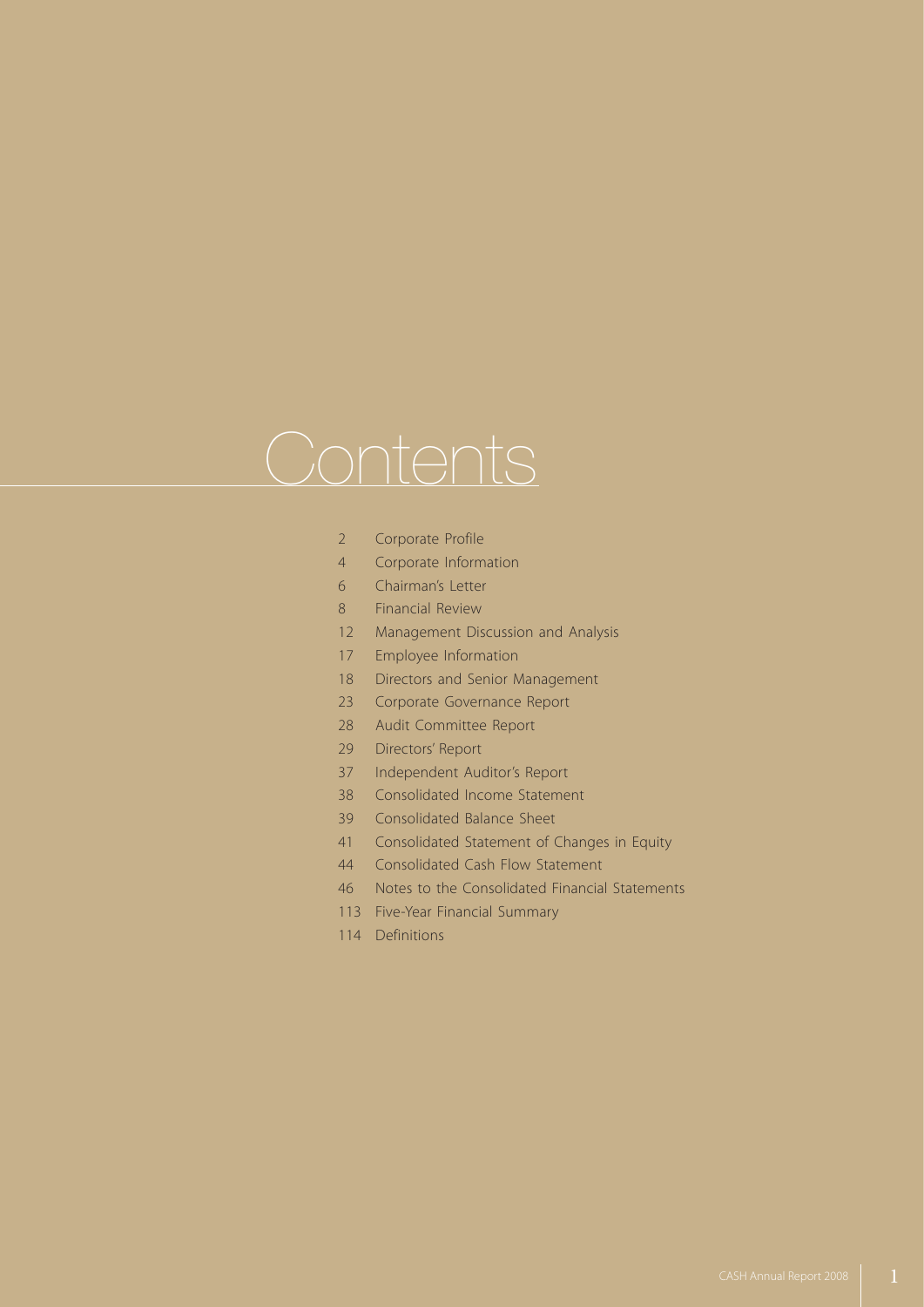# Contents

| | |
|---|---|
| 2 | Corporate Profile |
| 4 | Corporate Information |
| 6 | Chairman's Letter |
| 8 | Financial Review |
| 12 | Management Discussion and Analysis |
| 17 | Employee Information |
| 18 | Directors and Senior Management |
| 23 | Corporate Governance Report |
| 28 | Audit Committee Report |
| 29 | Directors' Report |
| 37 | Independent Auditor's Report |
| 38 | Consolidated Income Statement |
| 39 | Consolidated Balance Sheet |
| 41 | Consolidated Statement of Changes in Equity |
| 44 | Consolidated Cash Flow Statement |
| 46 | Notes to the Consolidated Financial Statements |
| 113 | Five-Year Financial Summary |
| 114 | Definitions |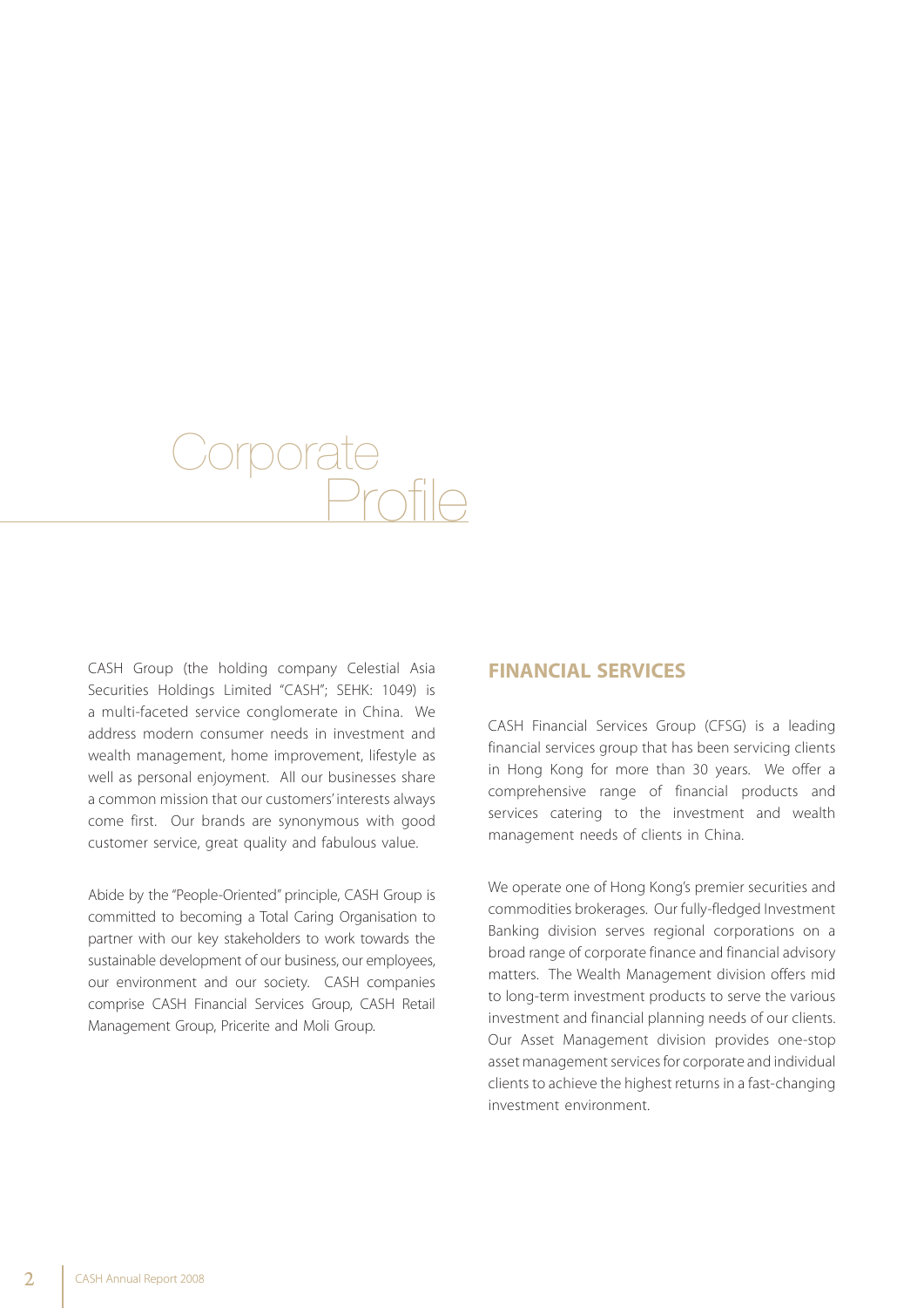# Corporate Profile

CASH Group (the holding company Celestial Asia Securities Holdings Limited "CASH"; SEHK: 1049) is a multi-faceted service conglomerate in China. We address modern consumer needs in investment and wealth management, home improvement, lifestyle as well as personal enjoyment. All our businesses share a common mission that our customers' interests always come first. Our brands are synonymous with good customer service, great quality and fabulous value.

Abide by the "People-Oriented" principle, CASH Group is committed to becoming a Total Caring Organisation to partner with our key stakeholders to work towards the sustainable development of our business, our employees, our environment and our society. CASH companies comprise CASH Financial Services Group, CASH Retail Management Group, Pricerite and Moli Group.

## FINANCIAL SERVICES

CASH Financial Services Group (CFSG) is a leading financial services group that has been servicing clients in Hong Kong for more than 30 years. We offer a comprehensive range of financial products and services catering to the investment and wealth management needs of clients in China.

We operate one of Hong Kong's premier securities and commodities brokerages. Our fully-fledged Investment Banking division serves regional corporations on a broad range of corporate finance and financial advisory matters. The Wealth Management division offers mid to long-term investment products to serve the various investment and financial planning needs of our clients. Our Asset Management division provides one-stop asset management services for corporate and individual clients to achieve the highest returns in a fast-changing investment environment.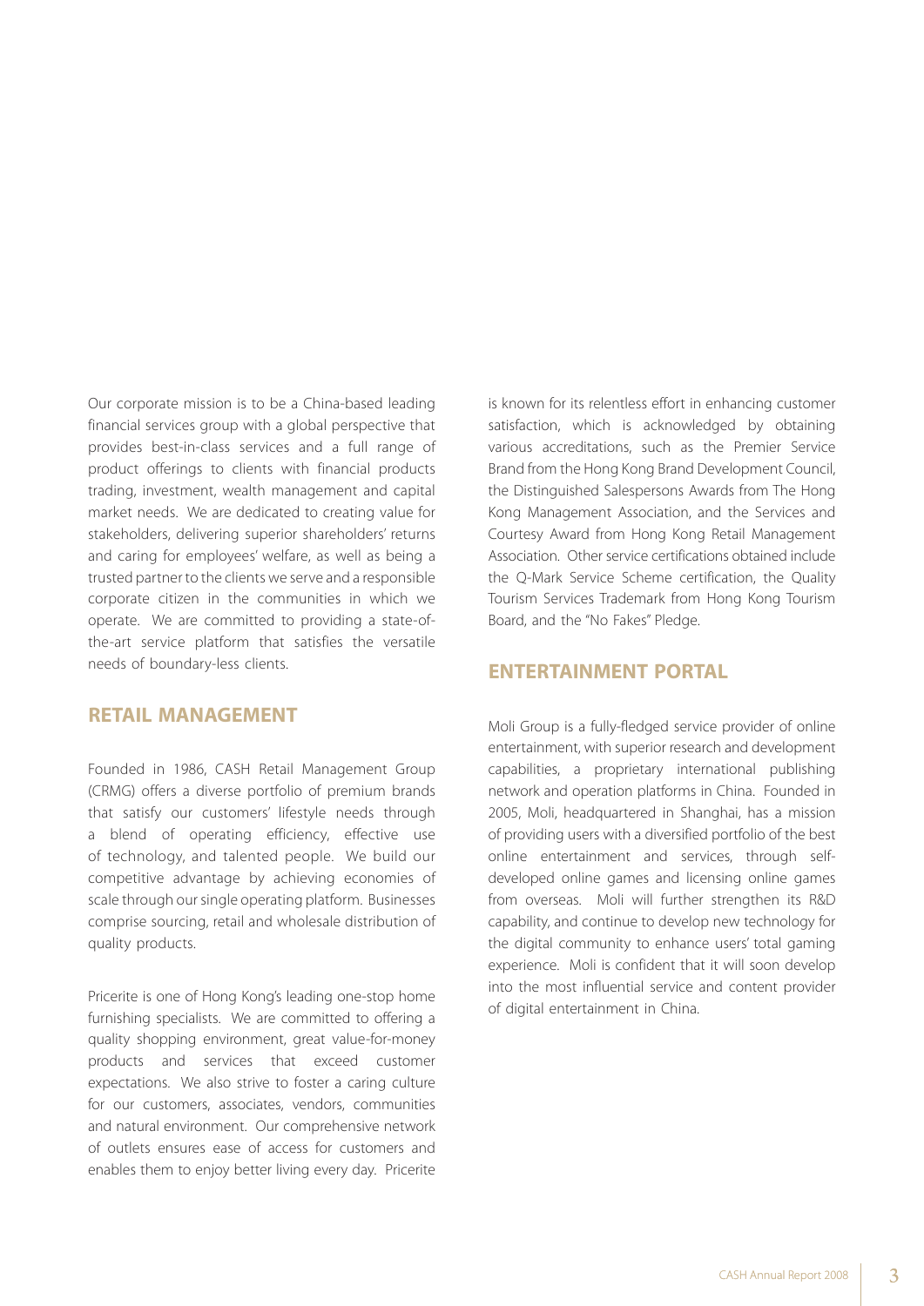Our corporate mission is to be a China-based leading financial services group with a global perspective that provides best-in-class services and a full range of product offerings to clients with financial products trading, investment, wealth management and capital market needs. We are dedicated to creating value for stakeholders, delivering superior shareholders' returns and caring for employees' welfare, as well as being a trusted partner to the clients we serve and a responsible corporate citizen in the communities in which we operate. We are committed to providing a state-of-the-art service platform that satisfies the versatile needs of boundary-less clients.

## RETAIL MANAGEMENT

Founded in 1986, CASH Retail Management Group (CRMG) offers a diverse portfolio of premium brands that satisfy our customers' lifestyle needs through a blend of operating efficiency, effective use of technology, and talented people. We build our competitive advantage by achieving economies of scale through our single operating platform. Businesses comprise sourcing, retail and wholesale distribution of quality products.

Pricerite is one of Hong Kong's leading one-stop home furnishing specialists. We are committed to offering a quality shopping environment, great value-for-money products and services that exceed customer expectations. We also strive to foster a caring culture for our customers, associates, vendors, communities and natural environment. Our comprehensive network of outlets ensures ease of access for customers and enables them to enjoy better living every day. Pricerite is known for its relentless effort in enhancing customer satisfaction, which is acknowledged by obtaining various accreditations, such as the Premier Service Brand from the Hong Kong Brand Development Council, the Distinguished Salespersons Awards from The Hong Kong Management Association, and the Services and Courtesy Award from Hong Kong Retail Management Association. Other service certifications obtained include the Q-Mark Service Scheme certification, the Quality Tourism Services Trademark from Hong Kong Tourism Board, and the "No Fakes" Pledge.

## ENTERTAINMENT PORTAL

Moli Group is a fully-fledged service provider of online entertainment, with superior research and development capabilities, a proprietary international publishing network and operation platforms in China. Founded in 2005, Moli, headquartered in Shanghai, has a mission of providing users with a diversified portfolio of the best online entertainment and services, through self-developed online games and licensing online games from overseas. Moli will further strengthen its R&D capability, and continue to develop new technology for the digital community to enhance users' total gaming experience. Moli is confident that it will soon develop into the most influential service and content provider of digital entertainment in China.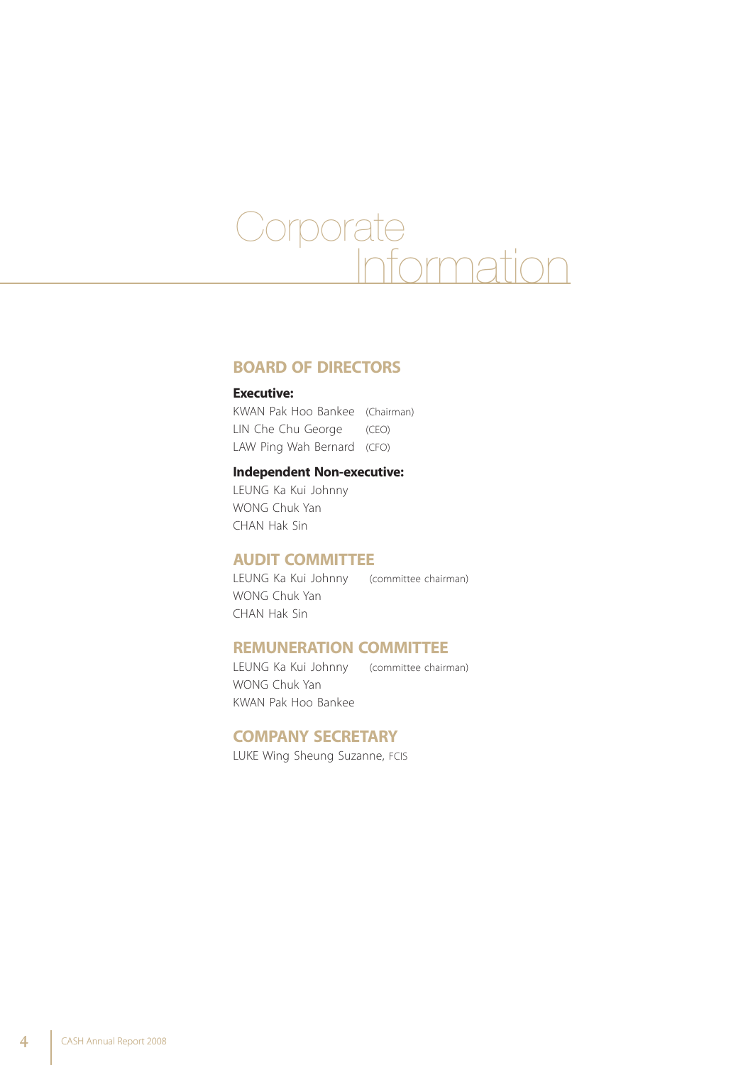# Corporate Information

## BOARD OF DIRECTORS

**Executive:**

KWAN Pak Hoo Bankee (Chairman)
LIN Che Chu George (CEO)
LAW Ping Wah Bernard (CFO)

**Independent Non-executive:**

LEUNG Ka Kui Johnny
WONG Chuk Yan
CHAN Hak Sin

## AUDIT COMMITTEE

LEUNG Ka Kui Johnny (committee chairman)
WONG Chuk Yan
CHAN Hak Sin

## REMUNERATION COMMITTEE

LEUNG Ka Kui Johnny (committee chairman)
WONG Chuk Yan
KWAN Pak Hoo Bankee

## COMPANY SECRETARY

LUKE Wing Sheung Suzanne, FCIS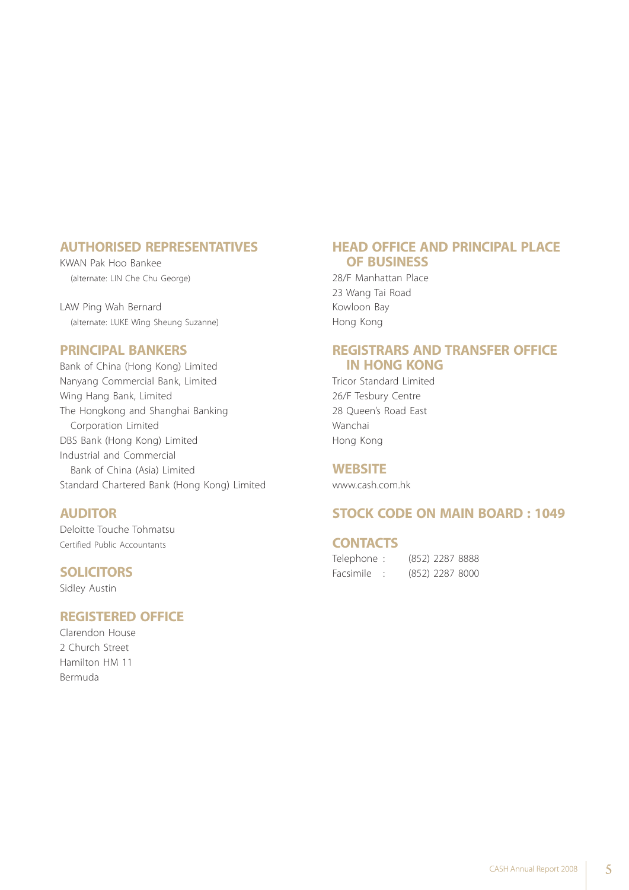## AUTHORISED REPRESENTATIVES

KWAN Pak Hoo Bankee
(alternate: LIN Che Chu George)

LAW Ping Wah Bernard
(alternate: LUKE Wing Sheung Suzanne)

## PRINCIPAL BANKERS

Bank of China (Hong Kong) Limited
Nanyang Commercial Bank, Limited
Wing Hang Bank, Limited
The Hongkong and Shanghai Banking Corporation Limited
DBS Bank (Hong Kong) Limited
Industrial and Commercial Bank of China (Asia) Limited
Standard Chartered Bank (Hong Kong) Limited

## AUDITOR

Deloitte Touche Tohmatsu
*Certified Public Accountants*

## SOLICITORS

Sidley Austin

## REGISTERED OFFICE

Clarendon House
2 Church Street
Hamilton HM 11
Bermuda

## HEAD OFFICE AND PRINCIPAL PLACE OF BUSINESS

28/F Manhattan Place
23 Wang Tai Road
Kowloon Bay
Hong Kong

## REGISTRARS AND TRANSFER OFFICE IN HONG KONG

Tricor Standard Limited
26/F Tesbury Centre
28 Queen's Road East
Wanchai
Hong Kong

## WEBSITE

www.cash.com.hk

## STOCK CODE ON MAIN BOARD : 1049

## CONTACTS

Telephone : (852) 2287 8888
Facsimile : (852) 2287 8000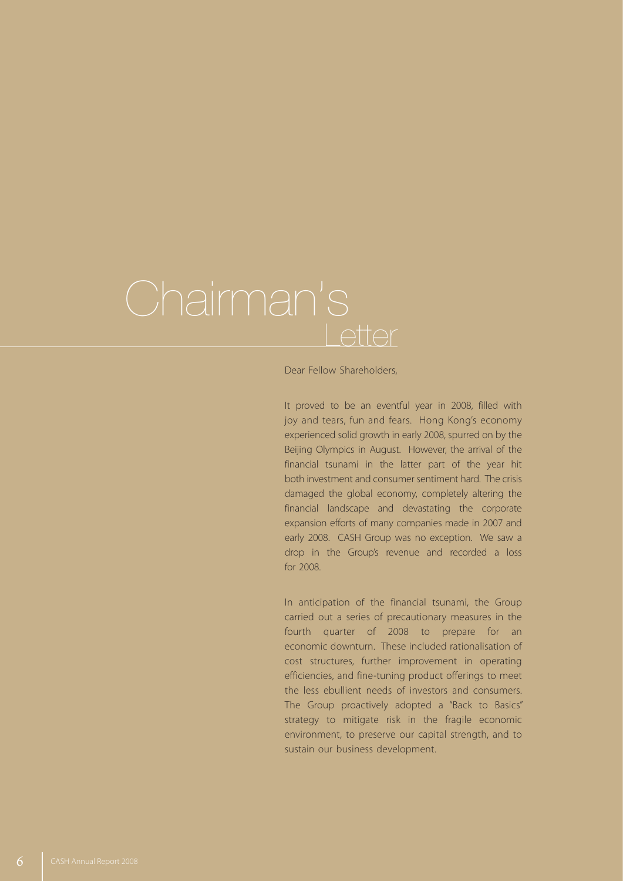# Chairman's Letter

Dear Fellow Shareholders,

It proved to be an eventful year in 2008, filled with joy and tears, fun and fears. Hong Kong's economy experienced solid growth in early 2008, spurred on by the Beijing Olympics in August. However, the arrival of the financial tsunami in the latter part of the year hit both investment and consumer sentiment hard. The crisis damaged the global economy, completely altering the financial landscape and devastating the corporate expansion efforts of many companies made in 2007 and early 2008. CASH Group was no exception. We saw a drop in the Group's revenue and recorded a loss for 2008.

In anticipation of the financial tsunami, the Group carried out a series of precautionary measures in the fourth quarter of 2008 to prepare for an economic downturn. These included rationalisation of cost structures, further improvement in operating efficiencies, and fine-tuning product offerings to meet the less ebullient needs of investors and consumers. The Group proactively adopted a "Back to Basics" strategy to mitigate risk in the fragile economic environment, to preserve our capital strength, and to sustain our business development.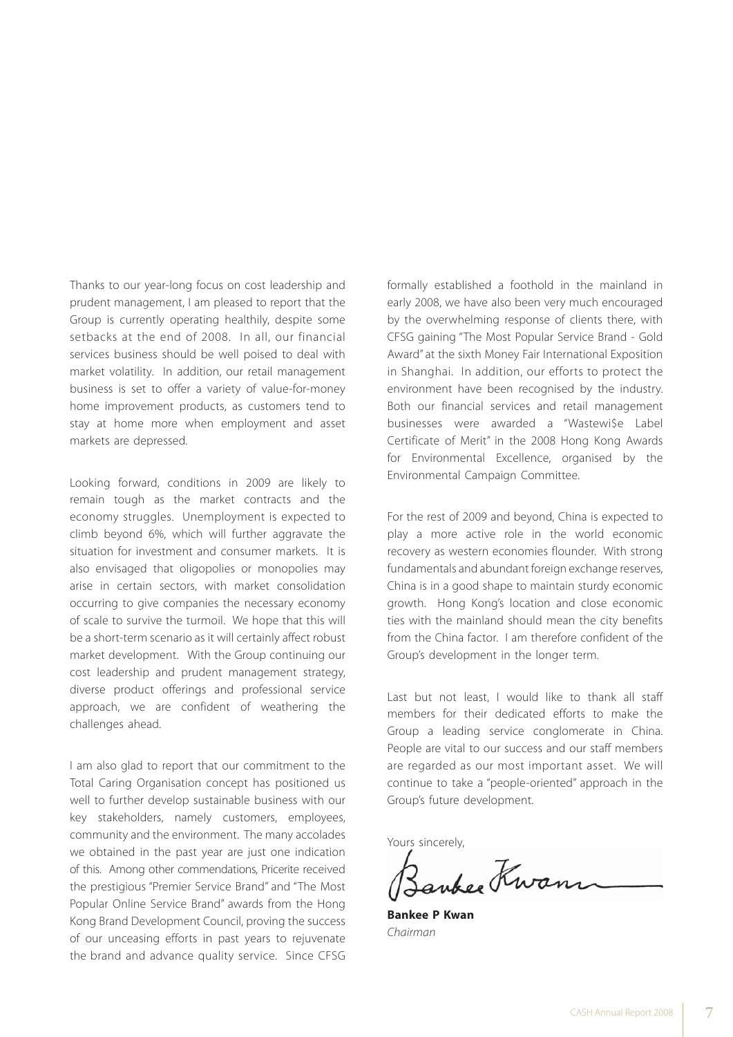Thanks to our year-long focus on cost leadership and prudent management, I am pleased to report that the Group is currently operating healthily, despite some setbacks at the end of 2008. In all, our financial services business should be well poised to deal with market volatility. In addition, our retail management business is set to offer a variety of value-for-money home improvement products, as customers tend to stay at home more when employment and asset markets are depressed.

Looking forward, conditions in 2009 are likely to remain tough as the market contracts and the economy struggles. Unemployment is expected to climb beyond 6%, which will further aggravate the situation for investment and consumer markets. It is also envisaged that oligopolies or monopolies may arise in certain sectors, with market consolidation occurring to give companies the necessary economy of scale to survive the turmoil. We hope that this will be a short-term scenario as it will certainly affect robust market development. With the Group continuing our cost leadership and prudent management strategy, diverse product offerings and professional service approach, we are confident of weathering the challenges ahead.

I am also glad to report that our commitment to the Total Caring Organisation concept has positioned us well to further develop sustainable business with our key stakeholders, namely customers, employees, community and the environment. The many accolades we obtained in the past year are just one indication of this. Among other commendations, Pricerite received the prestigious "Premier Service Brand" and "The Most Popular Online Service Brand" awards from the Hong Kong Brand Development Council, proving the success of our unceasing efforts in past years to rejuvenate the brand and advance quality service. Since CFSG formally established a foothold in the mainland in early 2008, we have also been very much encouraged by the overwhelming response of clients there, with CFSG gaining "The Most Popular Service Brand - Gold Award" at the sixth Money Fair International Exposition in Shanghai. In addition, our efforts to protect the environment have been recognised by the industry. Both our financial services and retail management businesses were awarded a "Wastewi$e Label Certificate of Merit" in the 2008 Hong Kong Awards for Environmental Excellence, organised by the Environmental Campaign Committee.

For the rest of 2009 and beyond, China is expected to play a more active role in the world economic recovery as western economies flounder. With strong fundamentals and abundant foreign exchange reserves, China is in a good shape to maintain sturdy economic growth. Hong Kong's location and close economic ties with the mainland should mean the city benefits from the China factor. I am therefore confident of the Group's development in the longer term.

Last but not least, I would like to thank all staff members for their dedicated efforts to make the Group a leading service conglomerate in China. People are vital to our success and our staff members are regarded as our most important asset. We will continue to take a "people-oriented" approach in the Group's future development.

Yours sincerely,

**Bankee P Kwan**
*Chairman*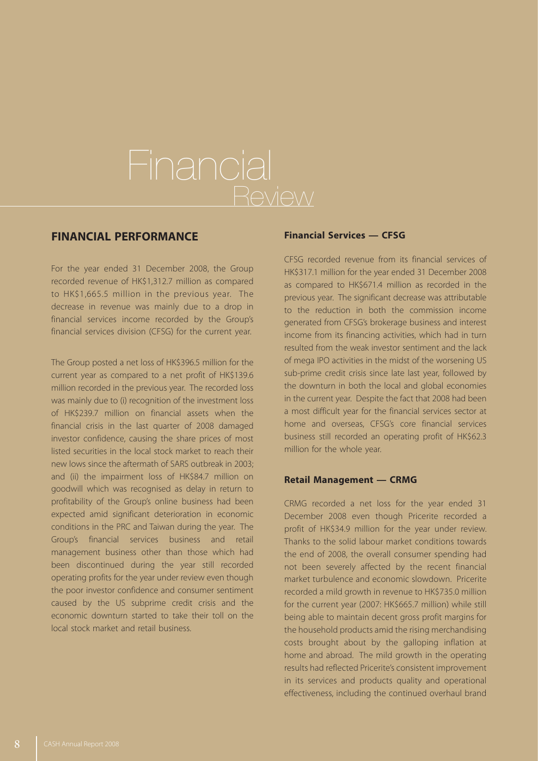# Financial Review

## FINANCIAL PERFORMANCE

For the year ended 31 December 2008, the Group recorded revenue of HK$1,312.7 million as compared to HK$1,665.5 million in the previous year. The decrease in revenue was mainly due to a drop in financial services income recorded by the Group's financial services division (CFSG) for the current year.

The Group posted a net loss of HK$396.5 million for the current year as compared to a net profit of HK$139.6 million recorded in the previous year. The recorded loss was mainly due to (i) recognition of the investment loss of HK$239.7 million on financial assets when the financial crisis in the last quarter of 2008 damaged investor confidence, causing the share prices of most listed securities in the local stock market to reach their new lows since the aftermath of SARS outbreak in 2003; and (ii) the impairment loss of HK$84.7 million on goodwill which was recognised as delay in return to profitability of the Group's online business had been expected amid significant deterioration in economic conditions in the PRC and Taiwan during the year. The Group's financial services business and retail management business other than those which had been discontinued during the year still recorded operating profits for the year under review even though the poor investor confidence and consumer sentiment caused by the US subprime credit crisis and the economic downturn started to take their toll on the local stock market and retail business.

### Financial Services — CFSG

CFSG recorded revenue from its financial services of HK$317.1 million for the year ended 31 December 2008 as compared to HK$671.4 million as recorded in the previous year. The significant decrease was attributable to the reduction in both the commission income generated from CFSG's brokerage business and interest income from its financing activities, which had in turn resulted from the weak investor sentiment and the lack of mega IPO activities in the midst of the worsening US sub-prime credit crisis since late last year, followed by the downturn in both the local and global economies in the current year. Despite the fact that 2008 had been a most difficult year for the financial services sector at home and overseas, CFSG's core financial services business still recorded an operating profit of HK$62.3 million for the whole year.

### Retail Management — CRMG

CRMG recorded a net loss for the year ended 31 December 2008 even though Pricerite recorded a profit of HK$34.9 million for the year under review. Thanks to the solid labour market conditions towards the end of 2008, the overall consumer spending had not been severely affected by the recent financial market turbulence and economic slowdown. Pricerite recorded a mild growth in revenue to HK$735.0 million for the current year (2007: HK$665.7 million) while still being able to maintain decent gross profit margins for the household products amid the rising merchandising costs brought about by the galloping inflation at home and abroad. The mild growth in the operating results had reflected Pricerite's consistent improvement in its services and products quality and operational effectiveness, including the continued overhaul brand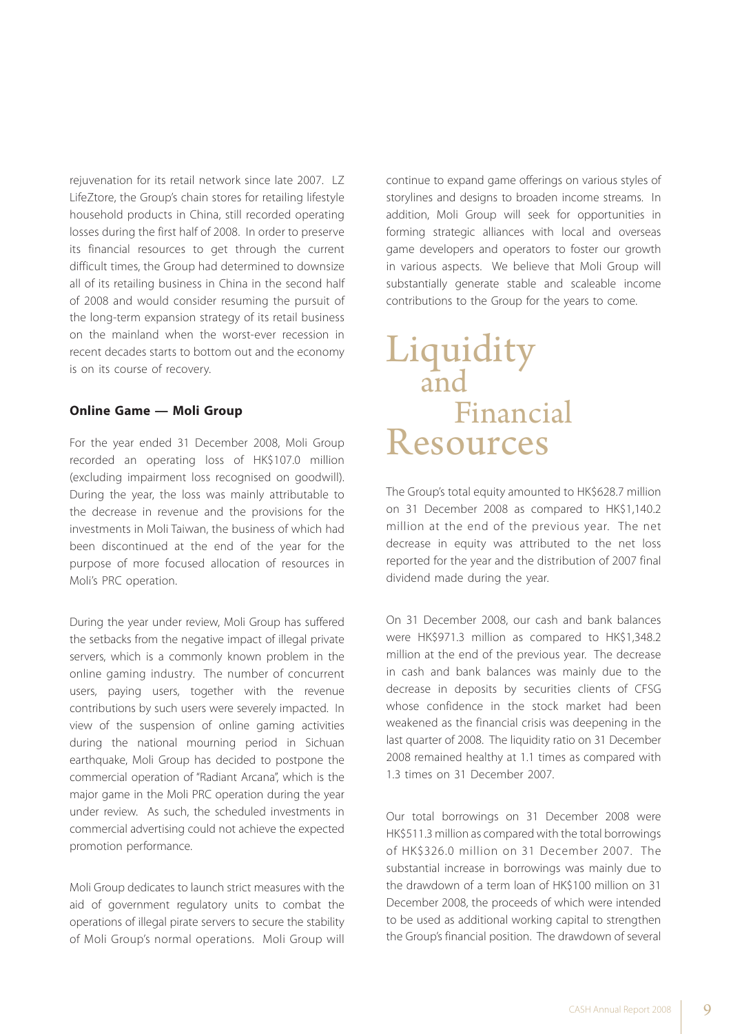rejuvenation for its retail network since late 2007. LZ LifeZtore, the Group's chain stores for retailing lifestyle household products in China, still recorded operating losses during the first half of 2008. In order to preserve its financial resources to get through the current difficult times, the Group had determined to downsize all of its retailing business in China in the second half of 2008 and would consider resuming the pursuit of the long-term expansion strategy of its retail business on the mainland when the worst-ever recession in recent decades starts to bottom out and the economy is on its course of recovery.

**Online Game — Moli Group**

For the year ended 31 December 2008, Moli Group recorded an operating loss of HK$107.0 million (excluding impairment loss recognised on goodwill). During the year, the loss was mainly attributable to the decrease in revenue and the provisions for the investments in Moli Taiwan, the business of which had been discontinued at the end of the year for the purpose of more focused allocation of resources in Moli's PRC operation.

During the year under review, Moli Group has suffered the setbacks from the negative impact of illegal private servers, which is a commonly known problem in the online gaming industry. The number of concurrent users, paying users, together with the revenue contributions by such users were severely impacted. In view of the suspension of online gaming activities during the national mourning period in Sichuan earthquake, Moli Group has decided to postpone the commercial operation of "Radiant Arcana", which is the major game in the Moli PRC operation during the year under review. As such, the scheduled investments in commercial advertising could not achieve the expected promotion performance.

Moli Group dedicates to launch strict measures with the aid of government regulatory units to combat the operations of illegal pirate servers to secure the stability of Moli Group's normal operations. Moli Group will continue to expand game offerings on various styles of storylines and designs to broaden income streams. In addition, Moli Group will seek for opportunities in forming strategic alliances with local and overseas game developers and operators to foster our growth in various aspects. We believe that Moli Group will substantially generate stable and scaleable income contributions to the Group for the years to come.

# Liquidity and Financial Resources

The Group's total equity amounted to HK$628.7 million on 31 December 2008 as compared to HK$1,140.2 million at the end of the previous year. The net decrease in equity was attributed to the net loss reported for the year and the distribution of 2007 final dividend made during the year.

On 31 December 2008, our cash and bank balances were HK$971.3 million as compared to HK$1,348.2 million at the end of the previous year. The decrease in cash and bank balances was mainly due to the decrease in deposits by securities clients of CFSG whose confidence in the stock market had been weakened as the financial crisis was deepening in the last quarter of 2008. The liquidity ratio on 31 December 2008 remained healthy at 1.1 times as compared with 1.3 times on 31 December 2007.

Our total borrowings on 31 December 2008 were HK$511.3 million as compared with the total borrowings of HK$326.0 million on 31 December 2007. The substantial increase in borrowings was mainly due to the drawdown of a term loan of HK$100 million on 31 December 2008, the proceeds of which were intended to be used as additional working capital to strengthen the Group's financial position. The drawdown of several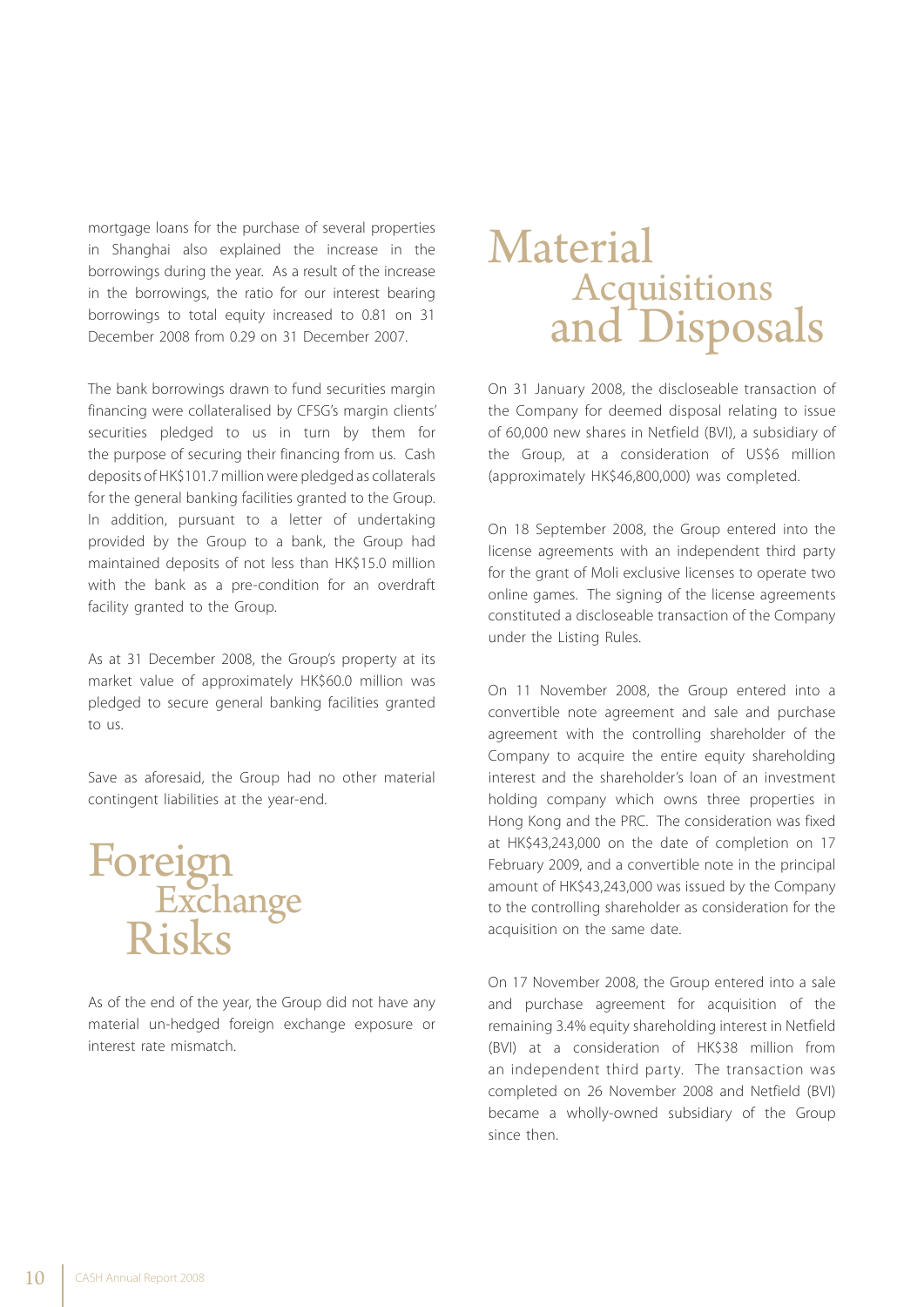mortgage loans for the purchase of several properties in Shanghai also explained the increase in the borrowings during the year. As a result of the increase in the borrowings, the ratio for our interest bearing borrowings to total equity increased to 0.81 on 31 December 2008 from 0.29 on 31 December 2007.

The bank borrowings drawn to fund securities margin financing were collateralised by CFSG's margin clients' securities pledged to us in turn by them for the purpose of securing their financing from us. Cash deposits of HK$101.7 million were pledged as collaterals for the general banking facilities granted to the Group. In addition, pursuant to a letter of undertaking provided by the Group to a bank, the Group had maintained deposits of not less than HK$15.0 million with the bank as a pre-condition for an overdraft facility granted to the Group.

As at 31 December 2008, the Group's property at its market value of approximately HK$60.0 million was pledged to secure general banking facilities granted to us.

Save as aforesaid, the Group had no other material contingent liabilities at the year-end.

# Foreign Exchange Risks

As of the end of the year, the Group did not have any material un-hedged foreign exchange exposure or interest rate mismatch.

# Material Acquisitions and Disposals

On 31 January 2008, the discloseable transaction of the Company for deemed disposal relating to issue of 60,000 new shares in Netfield (BVI), a subsidiary of the Group, at a consideration of US$6 million (approximately HK$46,800,000) was completed.

On 18 September 2008, the Group entered into the license agreements with an independent third party for the grant of Moli exclusive licenses to operate two online games. The signing of the license agreements constituted a discloseable transaction of the Company under the Listing Rules.

On 11 November 2008, the Group entered into a convertible note agreement and sale and purchase agreement with the controlling shareholder of the Company to acquire the entire equity shareholding interest and the shareholder's loan of an investment holding company which owns three properties in Hong Kong and the PRC. The consideration was fixed at HK$43,243,000 on the date of completion on 17 February 2009, and a convertible note in the principal amount of HK$43,243,000 was issued by the Company to the controlling shareholder as consideration for the acquisition on the same date.

On 17 November 2008, the Group entered into a sale and purchase agreement for acquisition of the remaining 3.4% equity shareholding interest in Netfield (BVI) at a consideration of HK$38 million from an independent third party. The transaction was completed on 26 November 2008 and Netfield (BVI) became a wholly-owned subsidiary of the Group since then.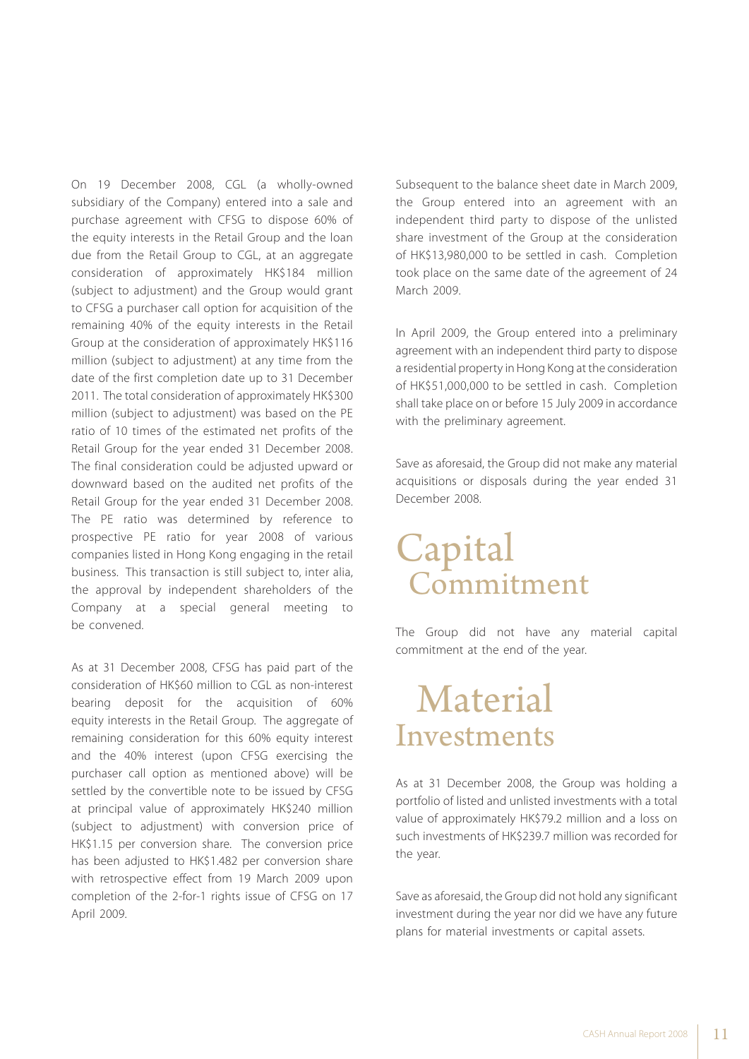On 19 December 2008, CGL (a wholly-owned subsidiary of the Company) entered into a sale and purchase agreement with CFSG to dispose 60% of the equity interests in the Retail Group and the loan due from the Retail Group to CGL, at an aggregate consideration of approximately HK$184 million (subject to adjustment) and the Group would grant to CFSG a purchaser call option for acquisition of the remaining 40% of the equity interests in the Retail Group at the consideration of approximately HK$116 million (subject to adjustment) at any time from the date of the first completion date up to 31 December 2011. The total consideration of approximately HK$300 million (subject to adjustment) was based on the PE ratio of 10 times of the estimated net profits of the Retail Group for the year ended 31 December 2008. The final consideration could be adjusted upward or downward based on the audited net profits of the Retail Group for the year ended 31 December 2008. The PE ratio was determined by reference to prospective PE ratio for year 2008 of various companies listed in Hong Kong engaging in the retail business. This transaction is still subject to, inter alia, the approval by independent shareholders of the Company at a special general meeting to be convened.

As at 31 December 2008, CFSG has paid part of the consideration of HK$60 million to CGL as non-interest bearing deposit for the acquisition of 60% equity interests in the Retail Group. The aggregate of remaining consideration for this 60% equity interest and the 40% interest (upon CFSG exercising the purchaser call option as mentioned above) will be settled by the convertible note to be issued by CFSG at principal value of approximately HK$240 million (subject to adjustment) with conversion price of HK$1.15 per conversion share. The conversion price has been adjusted to HK$1.482 per conversion share with retrospective effect from 19 March 2009 upon completion of the 2-for-1 rights issue of CFSG on 17 April 2009.

Subsequent to the balance sheet date in March 2009, the Group entered into an agreement with an independent third party to dispose of the unlisted share investment of the Group at the consideration of HK$13,980,000 to be settled in cash. Completion took place on the same date of the agreement of 24 March 2009.

In April 2009, the Group entered into a preliminary agreement with an independent third party to dispose a residential property in Hong Kong at the consideration of HK$51,000,000 to be settled in cash. Completion shall take place on or before 15 July 2009 in accordance with the preliminary agreement.

Save as aforesaid, the Group did not make any material acquisitions or disposals during the year ended 31 December 2008.

# Capital Commitment

The Group did not have any material capital commitment at the end of the year.

# Material Investments

As at 31 December 2008, the Group was holding a portfolio of listed and unlisted investments with a total value of approximately HK$79.2 million and a loss on such investments of HK$239.7 million was recorded for the year.

Save as aforesaid, the Group did not hold any significant investment during the year nor did we have any future plans for material investments or capital assets.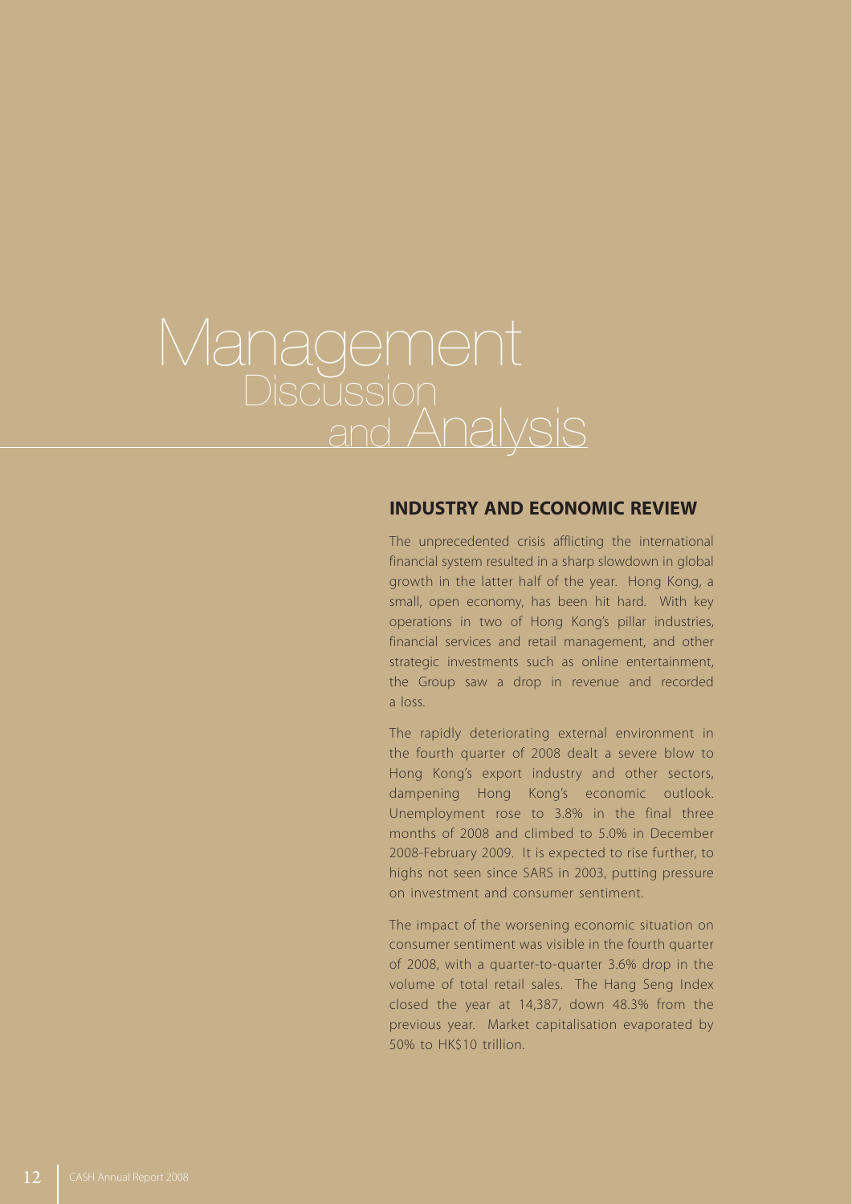# Management Discussion and Analysis

## INDUSTRY AND ECONOMIC REVIEW

The unprecedented crisis afflicting the international financial system resulted in a sharp slowdown in global growth in the latter half of the year. Hong Kong, a small, open economy, has been hit hard. With key operations in two of Hong Kong's pillar industries, financial services and retail management, and other strategic investments such as online entertainment, the Group saw a drop in revenue and recorded a loss.

The rapidly deteriorating external environment in the fourth quarter of 2008 dealt a severe blow to Hong Kong's export industry and other sectors, dampening Hong Kong's economic outlook. Unemployment rose to 3.8% in the final three months of 2008 and climbed to 5.0% in December 2008-February 2009. It is expected to rise further, to highs not seen since SARS in 2003, putting pressure on investment and consumer sentiment.

The impact of the worsening economic situation on consumer sentiment was visible in the fourth quarter of 2008, with a quarter-to-quarter 3.6% drop in the volume of total retail sales. The Hang Seng Index closed the year at 14,387, down 48.3% from the previous year. Market capitalisation evaporated by 50% to HK$10 trillion.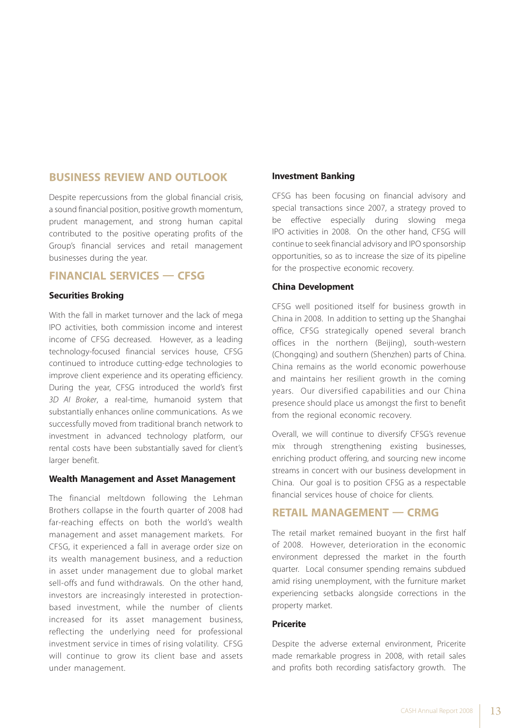## BUSINESS REVIEW AND OUTLOOK

Despite repercussions from the global financial crisis, a sound financial position, positive growth momentum, prudent management, and strong human capital contributed to the positive operating profits of the Group's financial services and retail management businesses during the year.

## FINANCIAL SERVICES — CFSG

### Securities Broking

With the fall in market turnover and the lack of mega IPO activities, both commission income and interest income of CFSG decreased. However, as a leading technology-focused financial services house, CFSG continued to introduce cutting-edge technologies to improve client experience and its operating efficiency. During the year, CFSG introduced the world's first *3D AI Broker*, a real-time, humanoid system that substantially enhances online communications. As we successfully moved from traditional branch network to investment in advanced technology platform, our rental costs have been substantially saved for client's larger benefit.

### Wealth Management and Asset Management

The financial meltdown following the Lehman Brothers collapse in the fourth quarter of 2008 had far-reaching effects on both the world's wealth management and asset management markets. For CFSG, it experienced a fall in average order size on its wealth management business, and a reduction in asset under management due to global market sell-offs and fund withdrawals. On the other hand, investors are increasingly interested in protection-based investment, while the number of clients increased for its asset management business, reflecting the underlying need for professional investment service in times of rising volatility. CFSG will continue to grow its client base and assets under management.

### Investment Banking

CFSG has been focusing on financial advisory and special transactions since 2007, a strategy proved to be effective especially during slowing mega IPO activities in 2008. On the other hand, CFSG will continue to seek financial advisory and IPO sponsorship opportunities, so as to increase the size of its pipeline for the prospective economic recovery.

### China Development

CFSG well positioned itself for business growth in China in 2008. In addition to setting up the Shanghai office, CFSG strategically opened several branch offices in the northern (Beijing), south-western (Chongqing) and southern (Shenzhen) parts of China. China remains as the world economic powerhouse and maintains her resilient growth in the coming years. Our diversified capabilities and our China presence should place us amongst the first to benefit from the regional economic recovery.

Overall, we will continue to diversify CFSG's revenue mix through strengthening existing businesses, enriching product offering, and sourcing new income streams in concert with our business development in China. Our goal is to position CFSG as a respectable financial services house of choice for clients.

## RETAIL MANAGEMENT — CRMG

The retail market remained buoyant in the first half of 2008. However, deterioration in the economic environment depressed the market in the fourth quarter. Local consumer spending remains subdued amid rising unemployment, with the furniture market experiencing setbacks alongside corrections in the property market.

### Pricerite

Despite the adverse external environment, Pricerite made remarkable progress in 2008, with retail sales and profits both recording satisfactory growth. The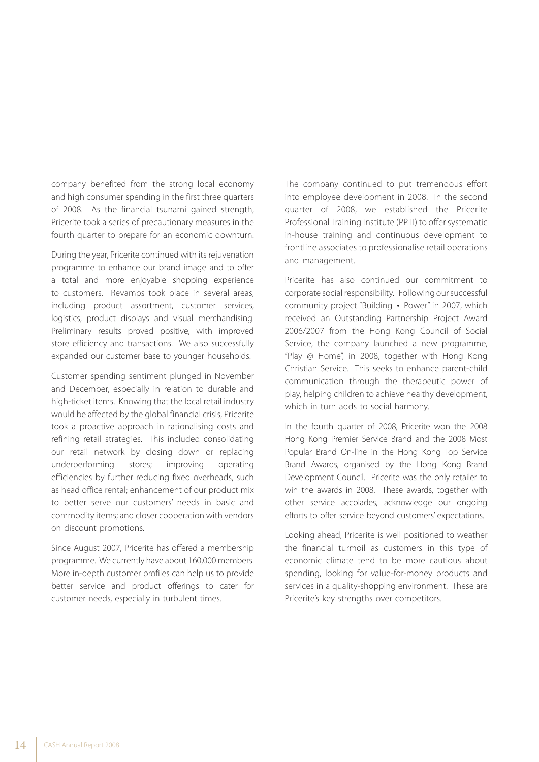company benefited from the strong local economy and high consumer spending in the first three quarters of 2008. As the financial tsunami gained strength, Pricerite took a series of precautionary measures in the fourth quarter to prepare for an economic downturn.

During the year, Pricerite continued with its rejuvenation programme to enhance our brand image and to offer a total and more enjoyable shopping experience to customers. Revamps took place in several areas, including product assortment, customer services, logistics, product displays and visual merchandising. Preliminary results proved positive, with improved store efficiency and transactions. We also successfully expanded our customer base to younger households.

Customer spending sentiment plunged in November and December, especially in relation to durable and high-ticket items. Knowing that the local retail industry would be affected by the global financial crisis, Pricerite took a proactive approach in rationalising costs and refining retail strategies. This included consolidating our retail network by closing down or replacing underperforming stores; improving operating efficiencies by further reducing fixed overheads, such as head office rental; enhancement of our product mix to better serve our customers' needs in basic and commodity items; and closer cooperation with vendors on discount promotions.

Since August 2007, Pricerite has offered a membership programme. We currently have about 160,000 members. More in-depth customer profiles can help us to provide better service and product offerings to cater for customer needs, especially in turbulent times.

The company continued to put tremendous effort into employee development in 2008. In the second quarter of 2008, we established the Pricerite Professional Training Institute (PPTI) to offer systematic in-house training and continuous development to frontline associates to professionalise retail operations and management.

Pricerite has also continued our commitment to corporate social responsibility. Following our successful community project "Building • Power" in 2007, which received an Outstanding Partnership Project Award 2006/2007 from the Hong Kong Council of Social Service, the company launched a new programme, "Play @ Home", in 2008, together with Hong Kong Christian Service. This seeks to enhance parent-child communication through the therapeutic power of play, helping children to achieve healthy development, which in turn adds to social harmony.

In the fourth quarter of 2008, Pricerite won the 2008 Hong Kong Premier Service Brand and the 2008 Most Popular Brand On-line in the Hong Kong Top Service Brand Awards, organised by the Hong Kong Brand Development Council. Pricerite was the only retailer to win the awards in 2008. These awards, together with other service accolades, acknowledge our ongoing efforts to offer service beyond customers' expectations.

Looking ahead, Pricerite is well positioned to weather the financial turmoil as customers in this type of economic climate tend to be more cautious about spending, looking for value-for-money products and services in a quality-shopping environment. These are Pricerite's key strengths over competitors.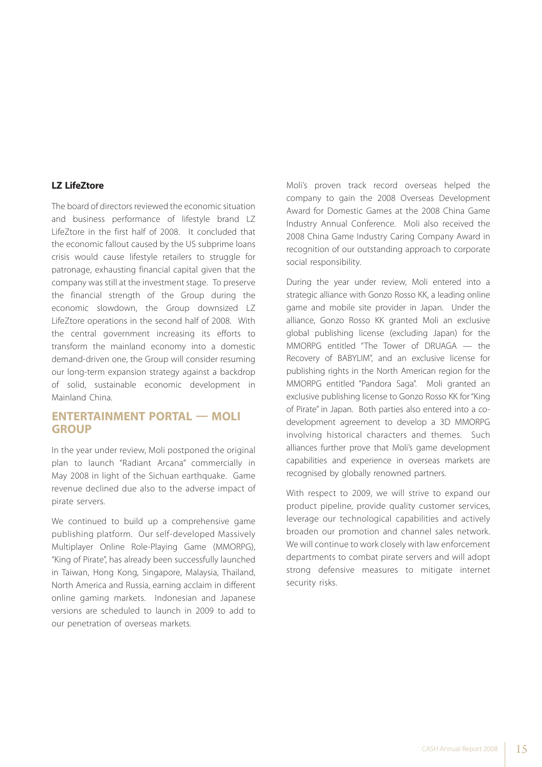### LZ LifeZtore

The board of directors reviewed the economic situation and business performance of lifestyle brand LZ LifeZtore in the first half of 2008. It concluded that the economic fallout caused by the US subprime loans crisis would cause lifestyle retailers to struggle for patronage, exhausting financial capital given that the company was still at the investment stage. To preserve the financial strength of the Group during the economic slowdown, the Group downsized LZ LifeZtore operations in the second half of 2008. With the central government increasing its efforts to transform the mainland economy into a domestic demand-driven one, the Group will consider resuming our long-term expansion strategy against a backdrop of solid, sustainable economic development in Mainland China.

## ENTERTAINMENT PORTAL — MOLI GROUP

In the year under review, Moli postponed the original plan to launch "Radiant Arcana" commercially in May 2008 in light of the Sichuan earthquake. Game revenue declined due also to the adverse impact of pirate servers.

We continued to build up a comprehensive game publishing platform. Our self-developed Massively Multiplayer Online Role-Playing Game (MMORPG), "King of Pirate", has already been successfully launched in Taiwan, Hong Kong, Singapore, Malaysia, Thailand, North America and Russia, earning acclaim in different online gaming markets. Indonesian and Japanese versions are scheduled to launch in 2009 to add to our penetration of overseas markets.

Moli's proven track record overseas helped the company to gain the 2008 Overseas Development Award for Domestic Games at the 2008 China Game Industry Annual Conference. Moli also received the 2008 China Game Industry Caring Company Award in recognition of our outstanding approach to corporate social responsibility.

During the year under review, Moli entered into a strategic alliance with Gonzo Rosso KK, a leading online game and mobile site provider in Japan. Under the alliance, Gonzo Rosso KK granted Moli an exclusive global publishing license (excluding Japan) for the MMORPG entitled "The Tower of DRUAGA — the Recovery of BABYLIM", and an exclusive license for publishing rights in the North American region for the MMORPG entitled "Pandora Saga". Moli granted an exclusive publishing license to Gonzo Rosso KK for "King of Pirate" in Japan. Both parties also entered into a co-development agreement to develop a 3D MMORPG involving historical characters and themes. Such alliances further prove that Moli's game development capabilities and experience in overseas markets are recognised by globally renowned partners.

With respect to 2009, we will strive to expand our product pipeline, provide quality customer services, leverage our technological capabilities and actively broaden our promotion and channel sales network. We will continue to work closely with law enforcement departments to combat pirate servers and will adopt strong defensive measures to mitigate internet security risks.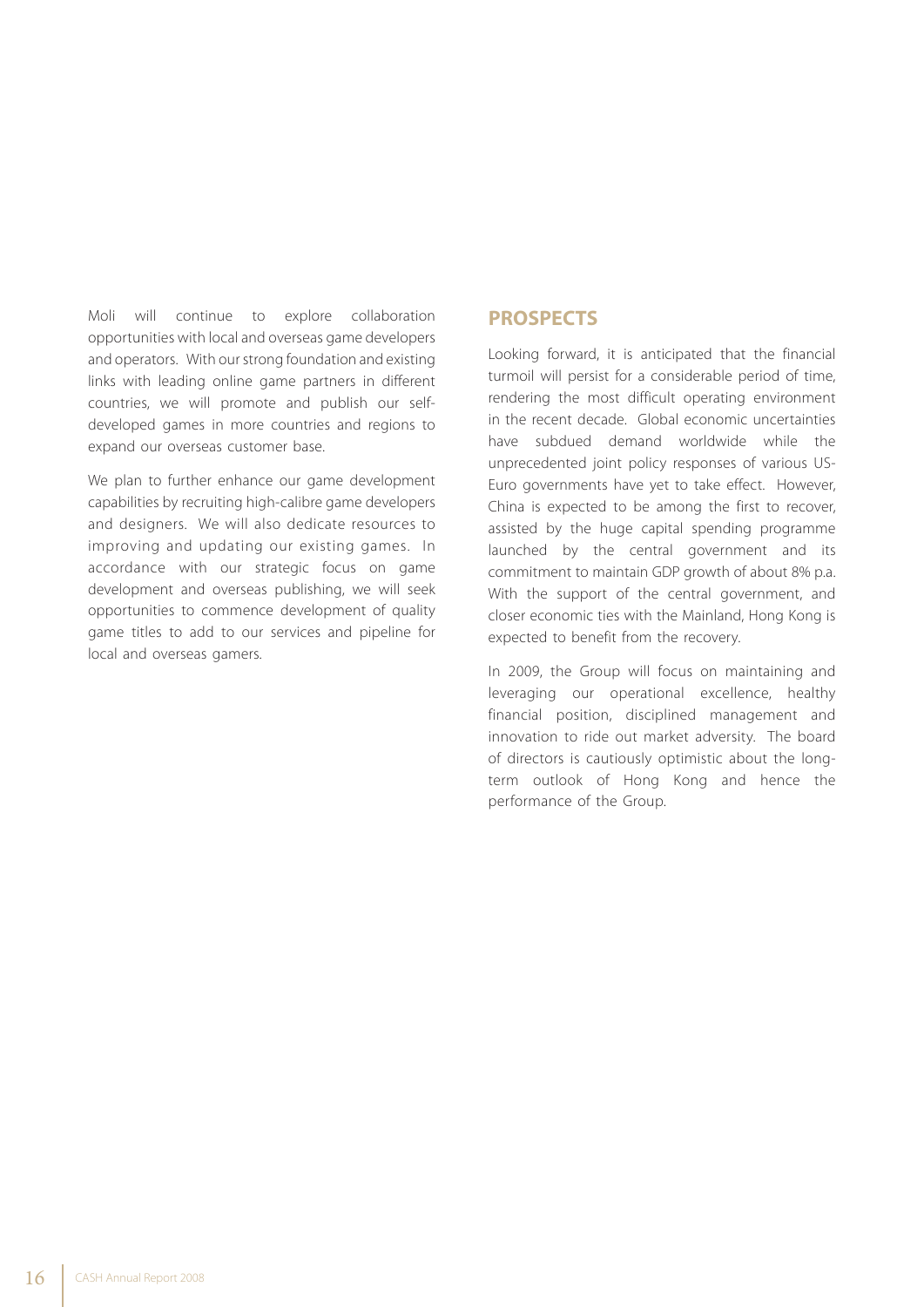Moli will continue to explore collaboration opportunities with local and overseas game developers and operators. With our strong foundation and existing links with leading online game partners in different countries, we will promote and publish our self-developed games in more countries and regions to expand our overseas customer base.

We plan to further enhance our game development capabilities by recruiting high-calibre game developers and designers. We will also dedicate resources to improving and updating our existing games. In accordance with our strategic focus on game development and overseas publishing, we will seek opportunities to commence development of quality game titles to add to our services and pipeline for local and overseas gamers.

## PROSPECTS

Looking forward, it is anticipated that the financial turmoil will persist for a considerable period of time, rendering the most difficult operating environment in the recent decade. Global economic uncertainties have subdued demand worldwide while the unprecedented joint policy responses of various US-Euro governments have yet to take effect. However, China is expected to be among the first to recover, assisted by the huge capital spending programme launched by the central government and its commitment to maintain GDP growth of about 8% p.a. With the support of the central government, and closer economic ties with the Mainland, Hong Kong is expected to benefit from the recovery.

In 2009, the Group will focus on maintaining and leveraging our operational excellence, healthy financial position, disciplined management and innovation to ride out market adversity. The board of directors is cautiously optimistic about the long-term outlook of Hong Kong and hence the performance of the Group.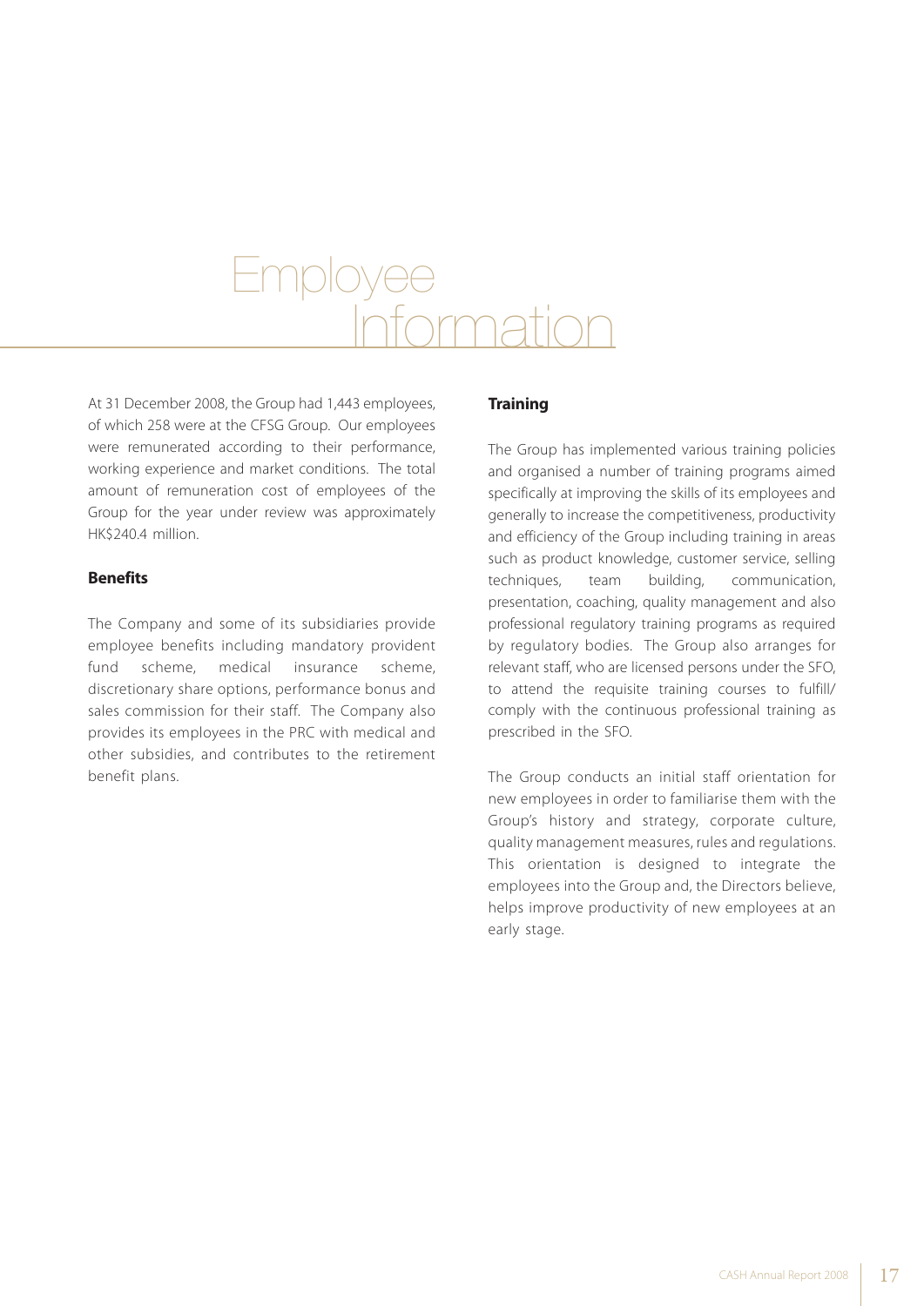# Employee Information

At 31 December 2008, the Group had 1,443 employees, of which 258 were at the CFSG Group. Our employees were remunerated according to their performance, working experience and market conditions. The total amount of remuneration cost of employees of the Group for the year under review was approximately HK$240.4 million.

## Benefits

The Company and some of its subsidiaries provide employee benefits including mandatory provident fund scheme, medical insurance scheme, discretionary share options, performance bonus and sales commission for their staff. The Company also provides its employees in the PRC with medical and other subsidies, and contributes to the retirement benefit plans.

## Training

The Group has implemented various training policies and organised a number of training programs aimed specifically at improving the skills of its employees and generally to increase the competitiveness, productivity and efficiency of the Group including training in areas such as product knowledge, customer service, selling techniques, team building, communication, presentation, coaching, quality management and also professional regulatory training programs as required by regulatory bodies. The Group also arranges for relevant staff, who are licensed persons under the SFO, to attend the requisite training courses to fulfill/ comply with the continuous professional training as prescribed in the SFO.

The Group conducts an initial staff orientation for new employees in order to familiarise them with the Group's history and strategy, corporate culture, quality management measures, rules and regulations. This orientation is designed to integrate the employees into the Group and, the Directors believe, helps improve productivity of new employees at an early stage.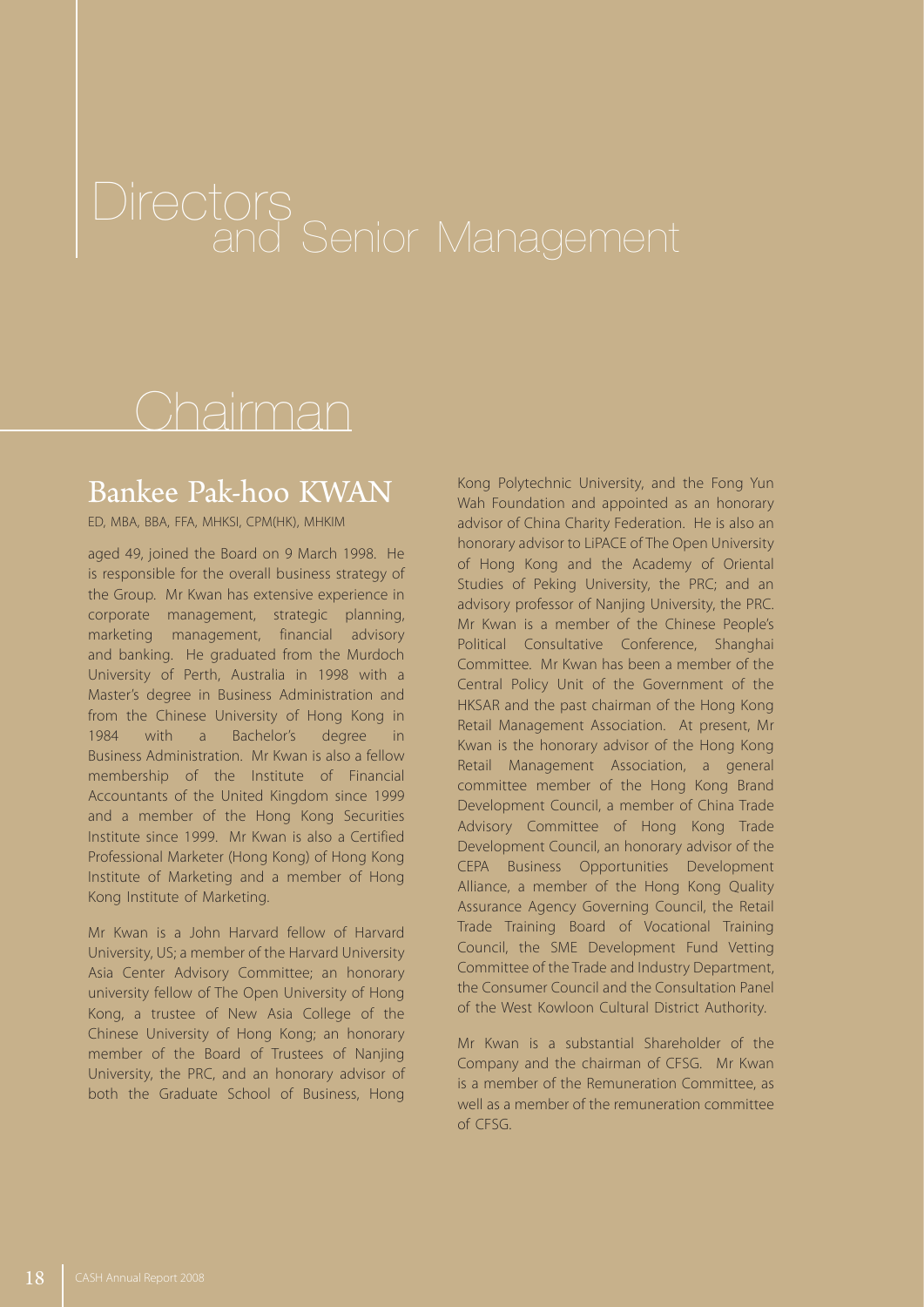# Directors and Senior Management

## Chairman

### Bankee Pak-hoo KWAN

ED, MBA, BBA, FFA, MHKSI, CPM(HK), MHKIM

aged 49, joined the Board on 9 March 1998. He is responsible for the overall business strategy of the Group. Mr Kwan has extensive experience in corporate management, strategic planning, marketing management, financial advisory and banking. He graduated from the Murdoch University of Perth, Australia in 1998 with a Master's degree in Business Administration and from the Chinese University of Hong Kong in 1984 with a Bachelor's degree in Business Administration. Mr Kwan is also a fellow membership of the Institute of Financial Accountants of the United Kingdom since 1999 and a member of the Hong Kong Securities Institute since 1999. Mr Kwan is also a Certified Professional Marketer (Hong Kong) of Hong Kong Institute of Marketing and a member of Hong Kong Institute of Marketing.

Mr Kwan is a John Harvard fellow of Harvard University, US; a member of the Harvard University Asia Center Advisory Committee; an honorary university fellow of The Open University of Hong Kong, a trustee of New Asia College of the Chinese University of Hong Kong; an honorary member of the Board of Trustees of Nanjing University, the PRC, and an honorary advisor of both the Graduate School of Business, Hong Kong Polytechnic University, and the Fong Yun Wah Foundation and appointed as an honorary advisor of China Charity Federation. He is also an honorary advisor to LiPACE of The Open University of Hong Kong and the Academy of Oriental Studies of Peking University, the PRC; and an advisory professor of Nanjing University, the PRC. Mr Kwan is a member of the Chinese People's Political Consultative Conference, Shanghai Committee. Mr Kwan has been a member of the Central Policy Unit of the Government of the HKSAR and the past chairman of the Hong Kong Retail Management Association. At present, Mr Kwan is the honorary advisor of the Hong Kong Retail Management Association, a general committee member of the Hong Kong Brand Development Council, a member of China Trade Advisory Committee of Hong Kong Trade Development Council, an honorary advisor of the CEPA Business Opportunities Development Alliance, a member of the Hong Kong Quality Assurance Agency Governing Council, the Retail Trade Training Board of Vocational Training Council, the SME Development Fund Vetting Committee of the Trade and Industry Department, the Consumer Council and the Consultation Panel of the West Kowloon Cultural District Authority.

Mr Kwan is a substantial Shareholder of the Company and the chairman of CFSG. Mr Kwan is a member of the Remuneration Committee, as well as a member of the remuneration committee of CFSG.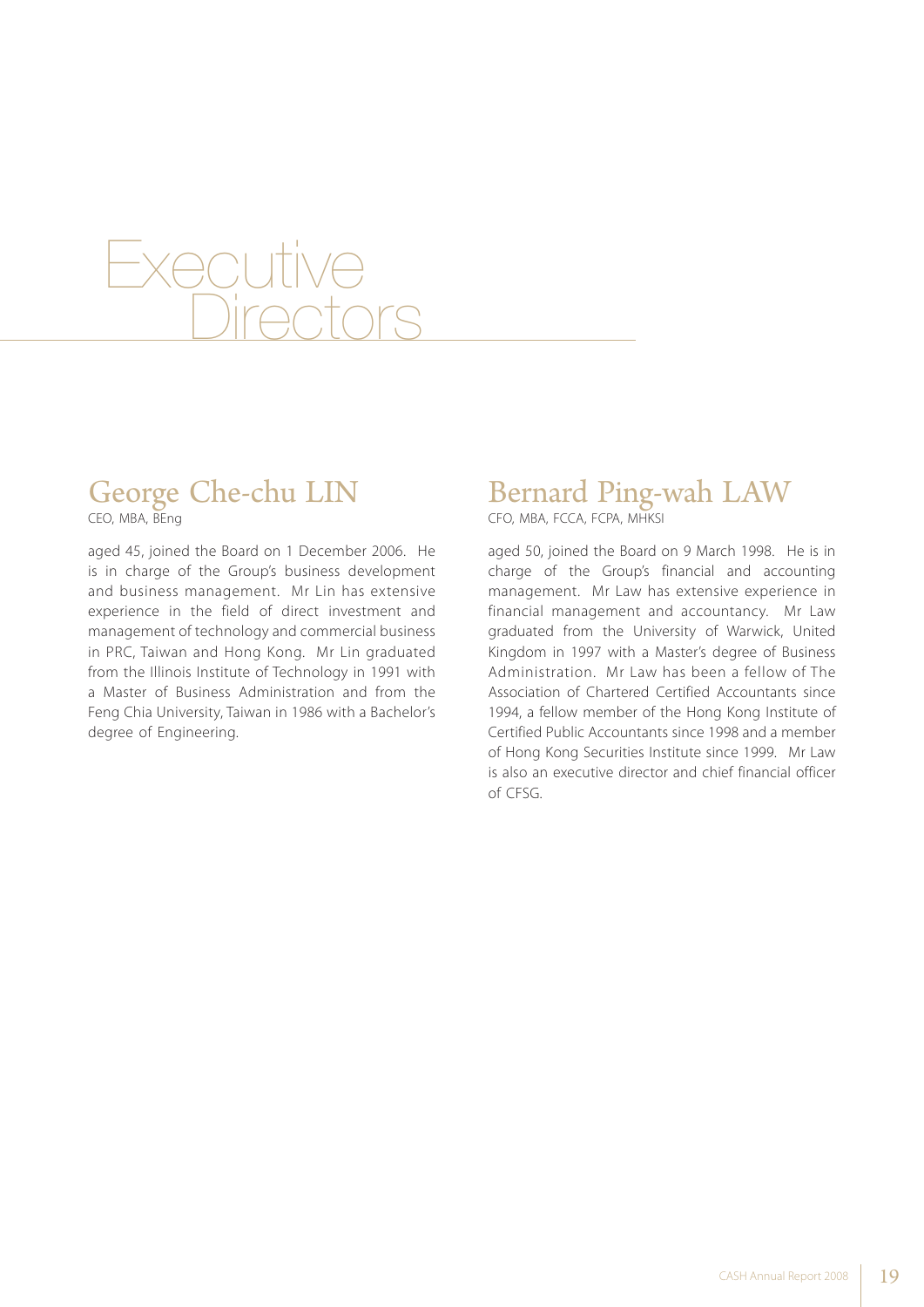# Executive Directors

## George Che-chu LIN

CEO, MBA, BEng

aged 45, joined the Board on 1 December 2006. He is in charge of the Group's business development and business management. Mr Lin has extensive experience in the field of direct investment and management of technology and commercial business in PRC, Taiwan and Hong Kong. Mr Lin graduated from the Illinois Institute of Technology in 1991 with a Master of Business Administration and from the Feng Chia University, Taiwan in 1986 with a Bachelor's degree of Engineering.

## Bernard Ping-wah LAW

CFO, MBA, FCCA, FCPA, MHKSI

aged 50, joined the Board on 9 March 1998. He is in charge of the Group's financial and accounting management. Mr Law has extensive experience in financial management and accountancy. Mr Law graduated from the University of Warwick, United Kingdom in 1997 with a Master's degree of Business Administration. Mr Law has been a fellow of The Association of Chartered Certified Accountants since 1994, a fellow member of the Hong Kong Institute of Certified Public Accountants since 1998 and a member of Hong Kong Securities Institute since 1999. Mr Law is also an executive director and chief financial officer of CFSG.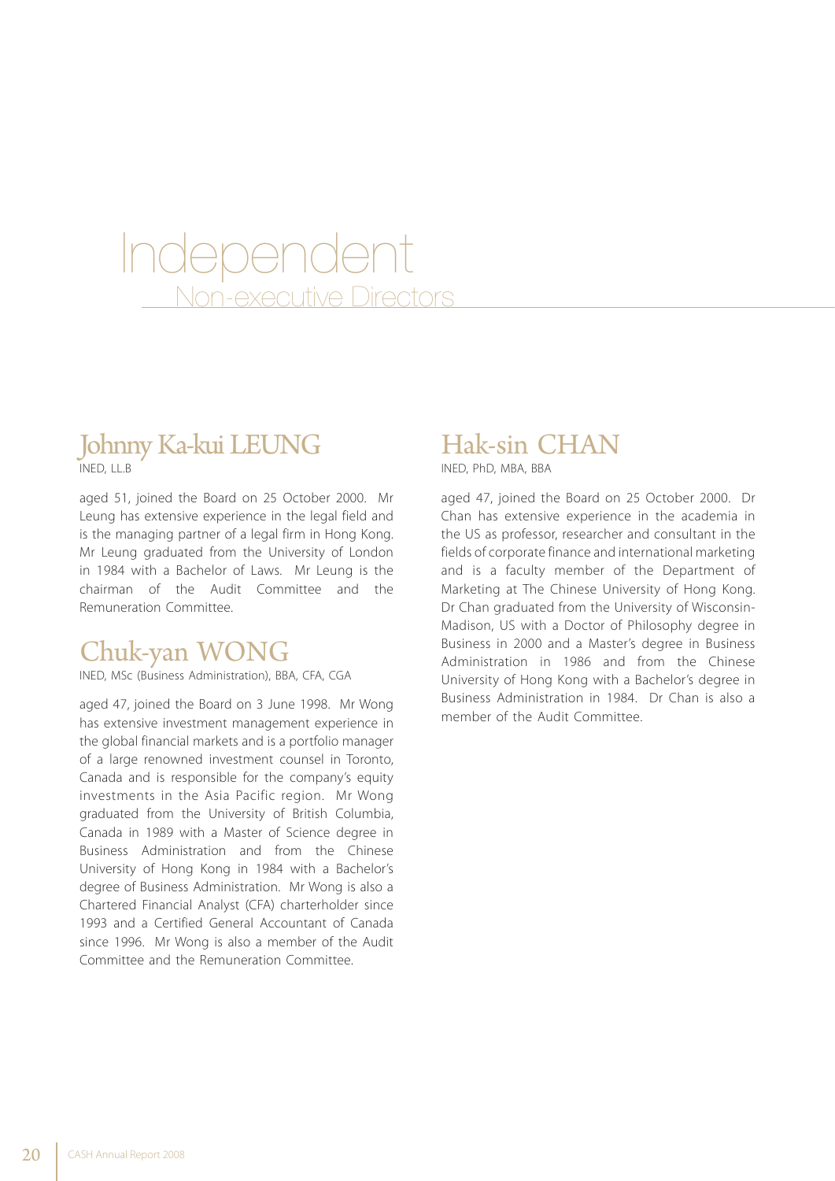# Independent Non-executive Directors

## Johnny Ka-kui LEUNG

INED, LL.B

aged 51, joined the Board on 25 October 2000. Mr Leung has extensive experience in the legal field and is the managing partner of a legal firm in Hong Kong. Mr Leung graduated from the University of London in 1984 with a Bachelor of Laws. Mr Leung is the chairman of the Audit Committee and the Remuneration Committee.

## Chuk-yan WONG

INED, MSc (Business Administration), BBA, CFA, CGA

aged 47, joined the Board on 3 June 1998. Mr Wong has extensive investment management experience in the global financial markets and is a portfolio manager of a large renowned investment counsel in Toronto, Canada and is responsible for the company's equity investments in the Asia Pacific region. Mr Wong graduated from the University of British Columbia, Canada in 1989 with a Master of Science degree in Business Administration and from the Chinese University of Hong Kong in 1984 with a Bachelor's degree of Business Administration. Mr Wong is also a Chartered Financial Analyst (CFA) charterholder since 1993 and a Certified General Accountant of Canada since 1996. Mr Wong is also a member of the Audit Committee and the Remuneration Committee.

## Hak-sin CHAN

INED, PhD, MBA, BBA

aged 47, joined the Board on 25 October 2000. Dr Chan has extensive experience in the academia in the US as professor, researcher and consultant in the fields of corporate finance and international marketing and is a faculty member of the Department of Marketing at The Chinese University of Hong Kong. Dr Chan graduated from the University of Wisconsin-Madison, US with a Doctor of Philosophy degree in Business in 2000 and a Master's degree in Business Administration in 1986 and from the Chinese University of Hong Kong with a Bachelor's degree in Business Administration in 1984. Dr Chan is also a member of the Audit Committee.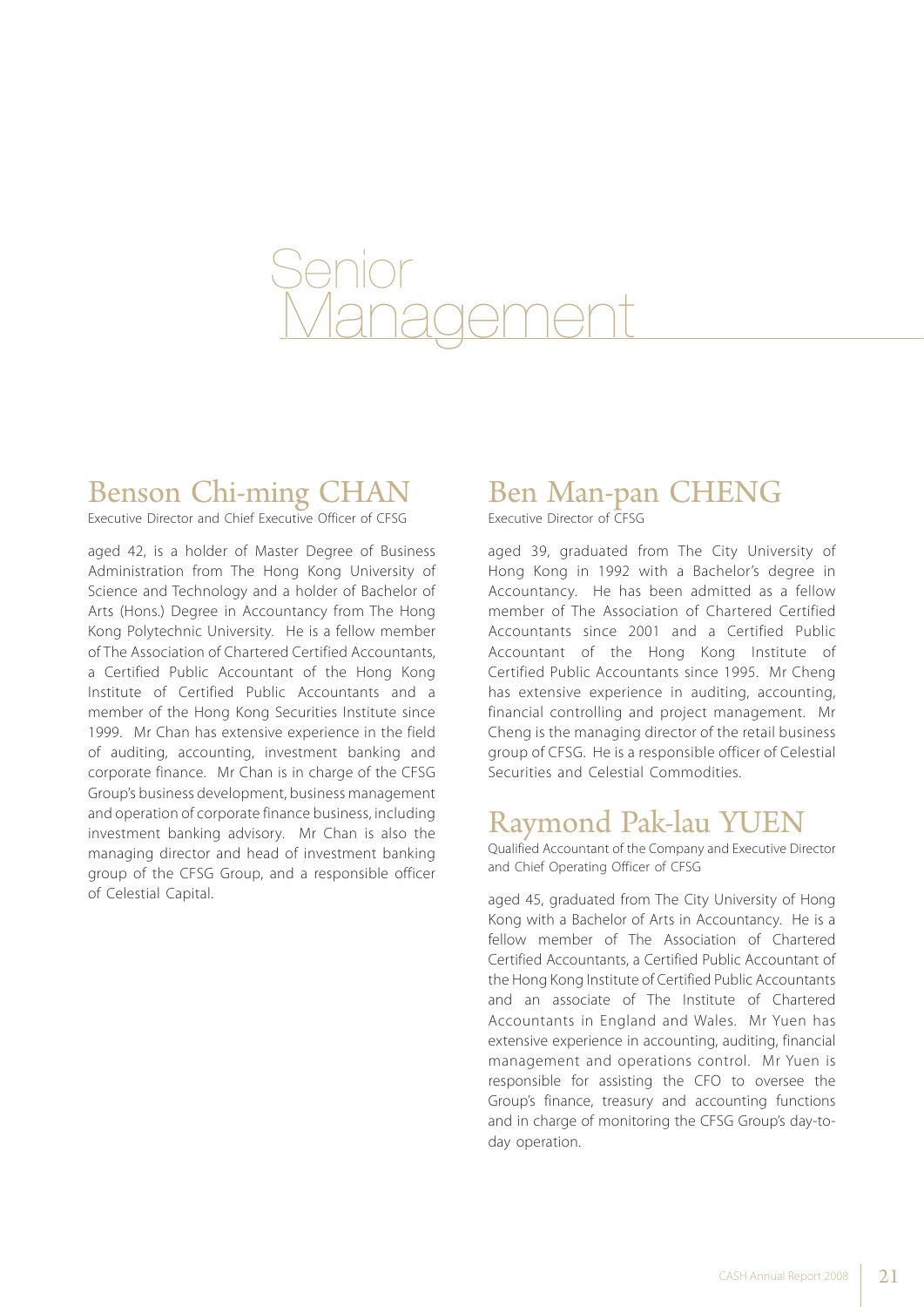# Senior Management

## Benson Chi-ming CHAN

Executive Director and Chief Executive Officer of CFSG

aged 42, is a holder of Master Degree of Business Administration from The Hong Kong University of Science and Technology and a holder of Bachelor of Arts (Hons.) Degree in Accountancy from The Hong Kong Polytechnic University. He is a fellow member of The Association of Chartered Certified Accountants, a Certified Public Accountant of the Hong Kong Institute of Certified Public Accountants and a member of the Hong Kong Securities Institute since 1999. Mr Chan has extensive experience in the field of auditing, accounting, investment banking and corporate finance. Mr Chan is in charge of the CFSG Group's business development, business management and operation of corporate finance business, including investment banking advisory. Mr Chan is also the managing director and head of investment banking group of the CFSG Group, and a responsible officer of Celestial Capital.

## Ben Man-pan CHENG

Executive Director of CFSG

aged 39, graduated from The City University of Hong Kong in 1992 with a Bachelor's degree in Accountancy. He has been admitted as a fellow member of The Association of Chartered Certified Accountants since 2001 and a Certified Public Accountant of the Hong Kong Institute of Certified Public Accountants since 1995. Mr Cheng has extensive experience in auditing, accounting, financial controlling and project management. Mr Cheng is the managing director of the retail business group of CFSG. He is a responsible officer of Celestial Securities and Celestial Commodities.

## Raymond Pak-lau YUEN

Qualified Accountant of the Company and Executive Director and Chief Operating Officer of CFSG

aged 45, graduated from The City University of Hong Kong with a Bachelor of Arts in Accountancy. He is a fellow member of The Association of Chartered Certified Accountants, a Certified Public Accountant of the Hong Kong Institute of Certified Public Accountants and an associate of The Institute of Chartered Accountants in England and Wales. Mr Yuen has extensive experience in accounting, auditing, financial management and operations control. Mr Yuen is responsible for assisting the CFO to oversee the Group's finance, treasury and accounting functions and in charge of monitoring the CFSG Group's day-to-day operation.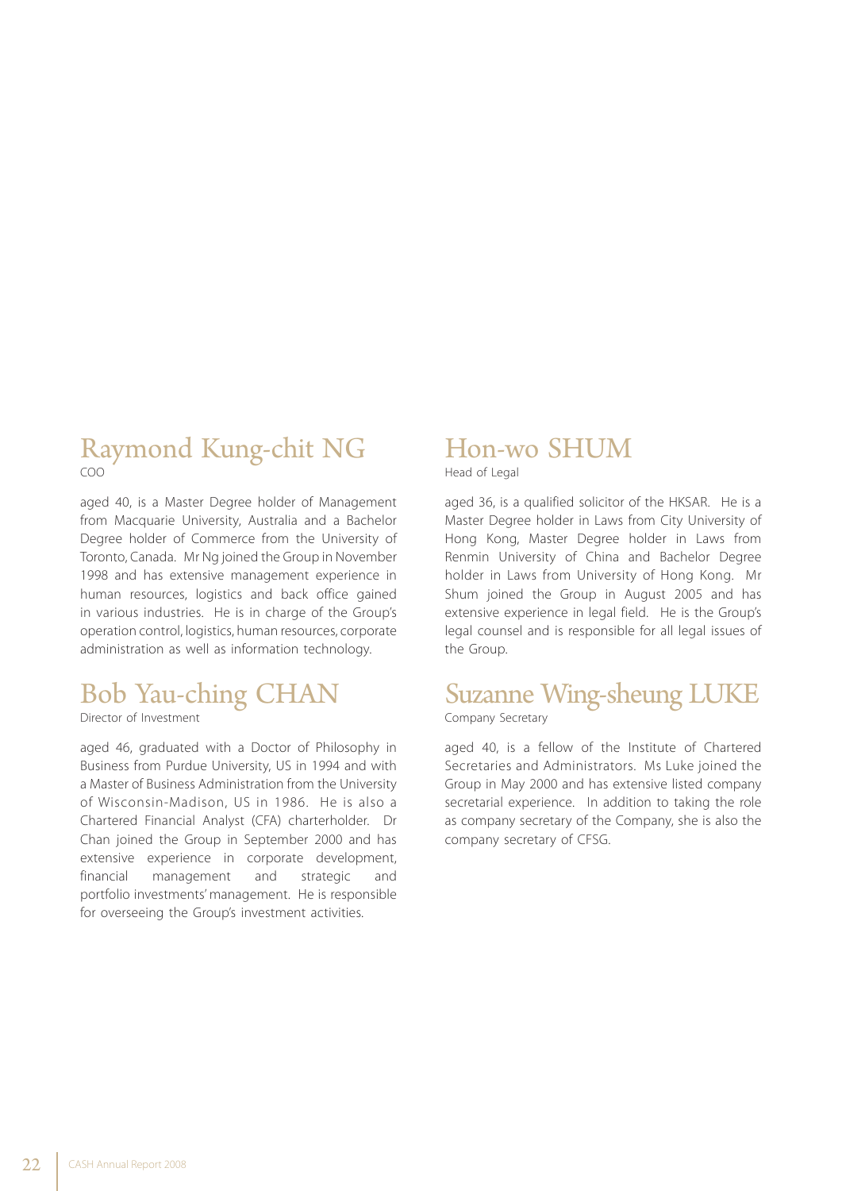## Raymond Kung-chit NG

COO

aged 40, is a Master Degree holder of Management from Macquarie University, Australia and a Bachelor Degree holder of Commerce from the University of Toronto, Canada. Mr Ng joined the Group in November 1998 and has extensive management experience in human resources, logistics and back office gained in various industries. He is in charge of the Group's operation control, logistics, human resources, corporate administration as well as information technology.

## Bob Yau-ching CHAN

Director of Investment

aged 46, graduated with a Doctor of Philosophy in Business from Purdue University, US in 1994 and with a Master of Business Administration from the University of Wisconsin-Madison, US in 1986. He is also a Chartered Financial Analyst (CFA) charterholder. Dr Chan joined the Group in September 2000 and has extensive experience in corporate development, financial management and strategic and portfolio investments' management. He is responsible for overseeing the Group's investment activities.

## Hon-wo SHUM

Head of Legal

aged 36, is a qualified solicitor of the HKSAR. He is a Master Degree holder in Laws from City University of Hong Kong, Master Degree holder in Laws from Renmin University of China and Bachelor Degree holder in Laws from University of Hong Kong. Mr Shum joined the Group in August 2005 and has extensive experience in legal field. He is the Group's legal counsel and is responsible for all legal issues of the Group.

## Suzanne Wing-sheung LUKE

Company Secretary

aged 40, is a fellow of the Institute of Chartered Secretaries and Administrators. Ms Luke joined the Group in May 2000 and has extensive listed company secretarial experience. In addition to taking the role as company secretary of the Company, she is also the company secretary of CFSG.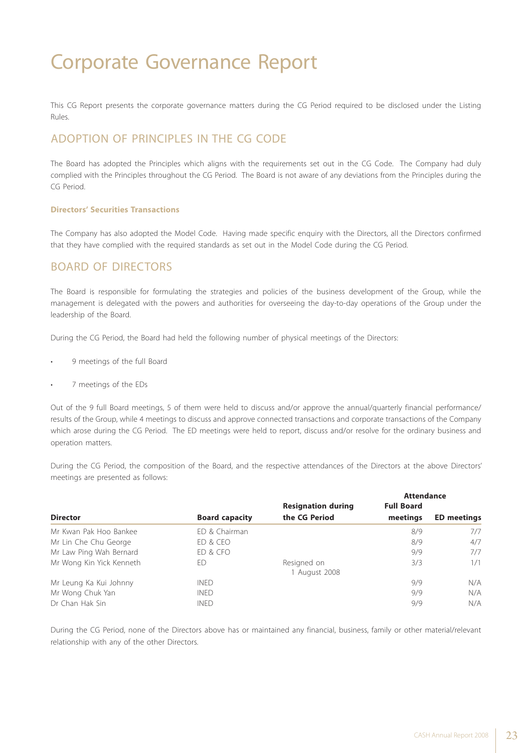# Corporate Governance Report

This CG Report presents the corporate governance matters during the CG Period required to be disclosed under the Listing Rules.

## ADOPTION OF PRINCIPLES IN THE CG CODE

The Board has adopted the Principles which aligns with the requirements set out in the CG Code. The Company had duly complied with the Principles throughout the CG Period. The Board is not aware of any deviations from the Principles during the CG Period.

### Directors' Securities Transactions

The Company has also adopted the Model Code. Having made specific enquiry with the Directors, all the Directors confirmed that they have complied with the required standards as set out in the Model Code during the CG Period.

## BOARD OF DIRECTORS

The Board is responsible for formulating the strategies and policies of the business development of the Group, while the management is delegated with the powers and authorities for overseeing the day-to-day operations of the Group under the leadership of the Board.

During the CG Period, the Board had held the following number of physical meetings of the Directors:

- 9 meetings of the full Board
- 7 meetings of the EDs

Out of the 9 full Board meetings, 5 of them were held to discuss and/or approve the annual/quarterly financial performance/results of the Group, while 4 meetings to discuss and approve connected transactions and corporate transactions of the Company which arose during the CG Period. The ED meetings were held to report, discuss and/or resolve for the ordinary business and operation matters.

During the CG Period, the composition of the Board, and the respective attendances of the Directors at the above Directors' meetings are presented as follows:

| | | | Attendance | |
|---|---|---|---|---|
| **Director** | **Board capacity** | **Resignation during the CG Period** | **Full Board meetings** | **ED meetings** |
| Mr Kwan Pak Hoo Bankee | ED & Chairman | | 8/9 | 7/7 |
| Mr Lin Che Chu George | ED & CEO | | 8/9 | 4/7 |
| Mr Law Ping Wah Bernard | ED & CFO | | 9/9 | 7/7 |
| Mr Wong Kin Yick Kenneth | ED | Resigned on 1 August 2008 | 3/3 | 1/1 |
| Mr Leung Ka Kui Johnny | INED | | 9/9 | N/A |
| Mr Wong Chuk Yan | INED | | 9/9 | N/A |
| Dr Chan Hak Sin | INED | | 9/9 | N/A |

During the CG Period, none of the Directors above has or maintained any financial, business, family or other material/relevant relationship with any of the other Directors.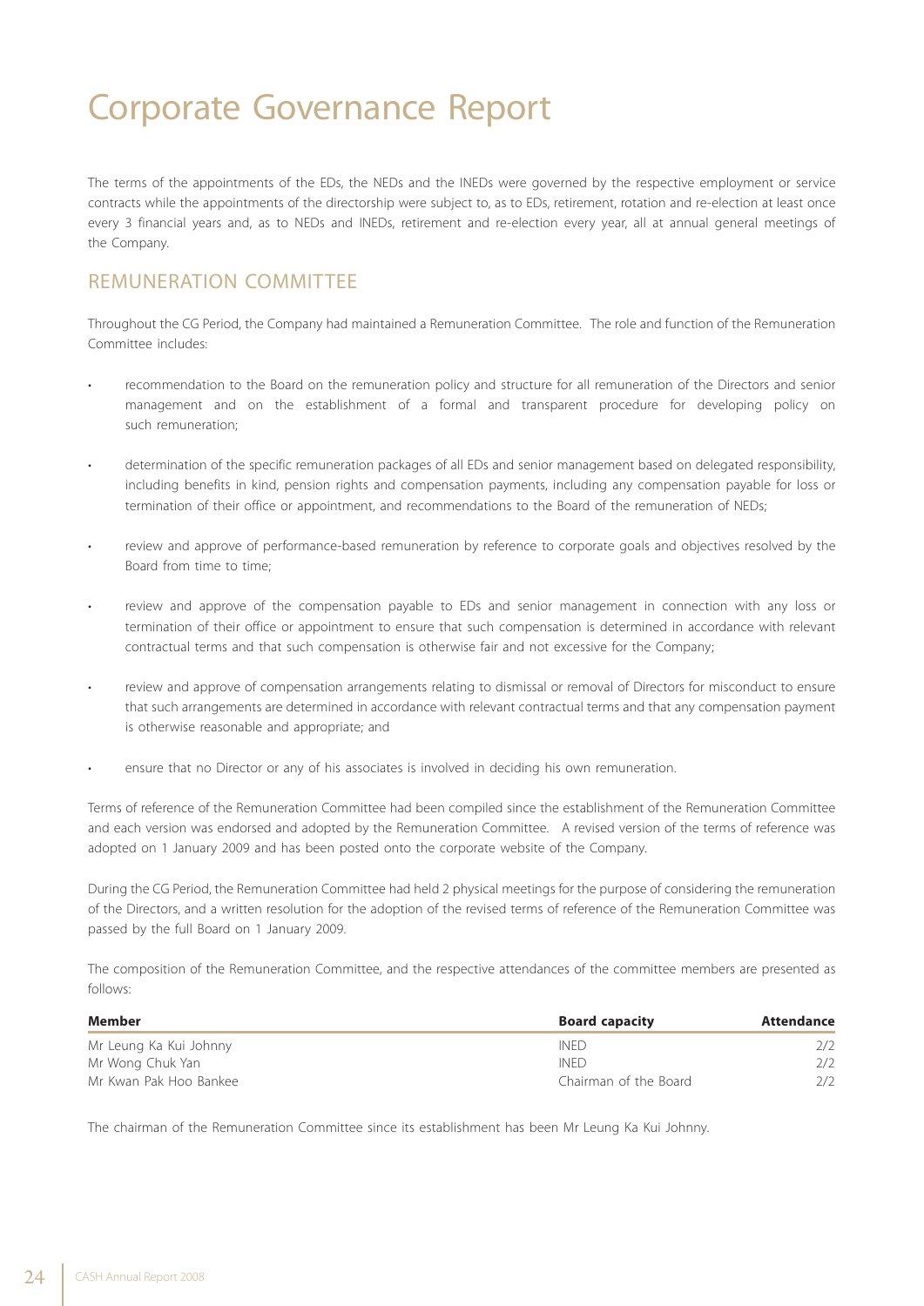# Corporate Governance Report

The terms of the appointments of the EDs, the NEDs and the INEDs were governed by the respective employment or service contracts while the appointments of the directorship were subject to, as to EDs, retirement, rotation and re-election at least once every 3 financial years and, as to NEDs and INEDs, retirement and re-election every year, all at annual general meetings of the Company.

## REMUNERATION COMMITTEE

Throughout the CG Period, the Company had maintained a Remuneration Committee. The role and function of the Remuneration Committee includes:

- recommendation to the Board on the remuneration policy and structure for all remuneration of the Directors and senior management and on the establishment of a formal and transparent procedure for developing policy on such remuneration;
- determination of the specific remuneration packages of all EDs and senior management based on delegated responsibility, including benefits in kind, pension rights and compensation payments, including any compensation payable for loss or termination of their office or appointment, and recommendations to the Board of the remuneration of NEDs;
- review and approve of performance-based remuneration by reference to corporate goals and objectives resolved by the Board from time to time;
- review and approve of the compensation payable to EDs and senior management in connection with any loss or termination of their office or appointment to ensure that such compensation is determined in accordance with relevant contractual terms and that such compensation is otherwise fair and not excessive for the Company;
- review and approve of compensation arrangements relating to dismissal or removal of Directors for misconduct to ensure that such arrangements are determined in accordance with relevant contractual terms and that any compensation payment is otherwise reasonable and appropriate; and
- ensure that no Director or any of his associates is involved in deciding his own remuneration.

Terms of reference of the Remuneration Committee had been compiled since the establishment of the Remuneration Committee and each version was endorsed and adopted by the Remuneration Committee. A revised version of the terms of reference was adopted on 1 January 2009 and has been posted onto the corporate website of the Company.

During the CG Period, the Remuneration Committee had held 2 physical meetings for the purpose of considering the remuneration of the Directors, and a written resolution for the adoption of the revised terms of reference of the Remuneration Committee was passed by the full Board on 1 January 2009.

The composition of the Remuneration Committee, and the respective attendances of the committee members are presented as follows:

| Member | Board capacity | Attendance |
|---|---|---|
| Mr Leung Ka Kui Johnny | INED | 2/2 |
| Mr Wong Chuk Yan | INED | 2/2 |
| Mr Kwan Pak Hoo Bankee | Chairman of the Board | 2/2 |

The chairman of the Remuneration Committee since its establishment has been Mr Leung Ka Kui Johnny.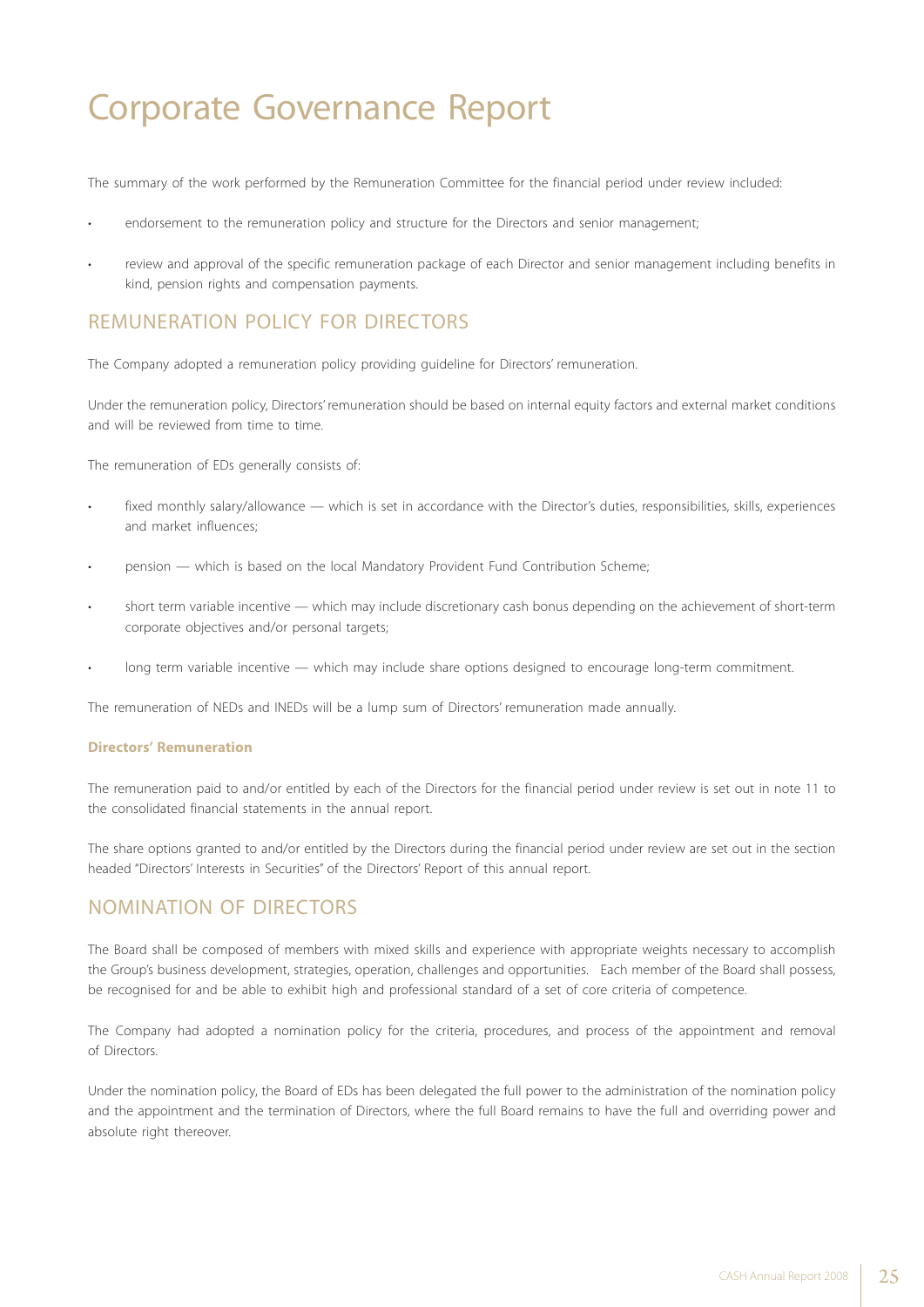# Corporate Governance Report

The summary of the work performed by the Remuneration Committee for the financial period under review included:

- endorsement to the remuneration policy and structure for the Directors and senior management;
- review and approval of the specific remuneration package of each Director and senior management including benefits in kind, pension rights and compensation payments.

## REMUNERATION POLICY FOR DIRECTORS

The Company adopted a remuneration policy providing guideline for Directors' remuneration.

Under the remuneration policy, Directors' remuneration should be based on internal equity factors and external market conditions and will be reviewed from time to time.

The remuneration of EDs generally consists of:

- fixed monthly salary/allowance — which is set in accordance with the Director's duties, responsibilities, skills, experiences and market influences;
- pension — which is based on the local Mandatory Provident Fund Contribution Scheme;
- short term variable incentive — which may include discretionary cash bonus depending on the achievement of short-term corporate objectives and/or personal targets;
- long term variable incentive — which may include share options designed to encourage long-term commitment.

The remuneration of NEDs and INEDs will be a lump sum of Directors' remuneration made annually.

### Directors' Remuneration

The remuneration paid to and/or entitled by each of the Directors for the financial period under review is set out in note 11 to the consolidated financial statements in the annual report.

The share options granted to and/or entitled by the Directors during the financial period under review are set out in the section headed "Directors' Interests in Securities" of the Directors' Report of this annual report.

## NOMINATION OF DIRECTORS

The Board shall be composed of members with mixed skills and experience with appropriate weights necessary to accomplish the Group's business development, strategies, operation, challenges and opportunities. Each member of the Board shall possess, be recognised for and be able to exhibit high and professional standard of a set of core criteria of competence.

The Company had adopted a nomination policy for the criteria, procedures, and process of the appointment and removal of Directors.

Under the nomination policy, the Board of EDs has been delegated the full power to the administration of the nomination policy and the appointment and the termination of Directors, where the full Board remains to have the full and overriding power and absolute right thereover.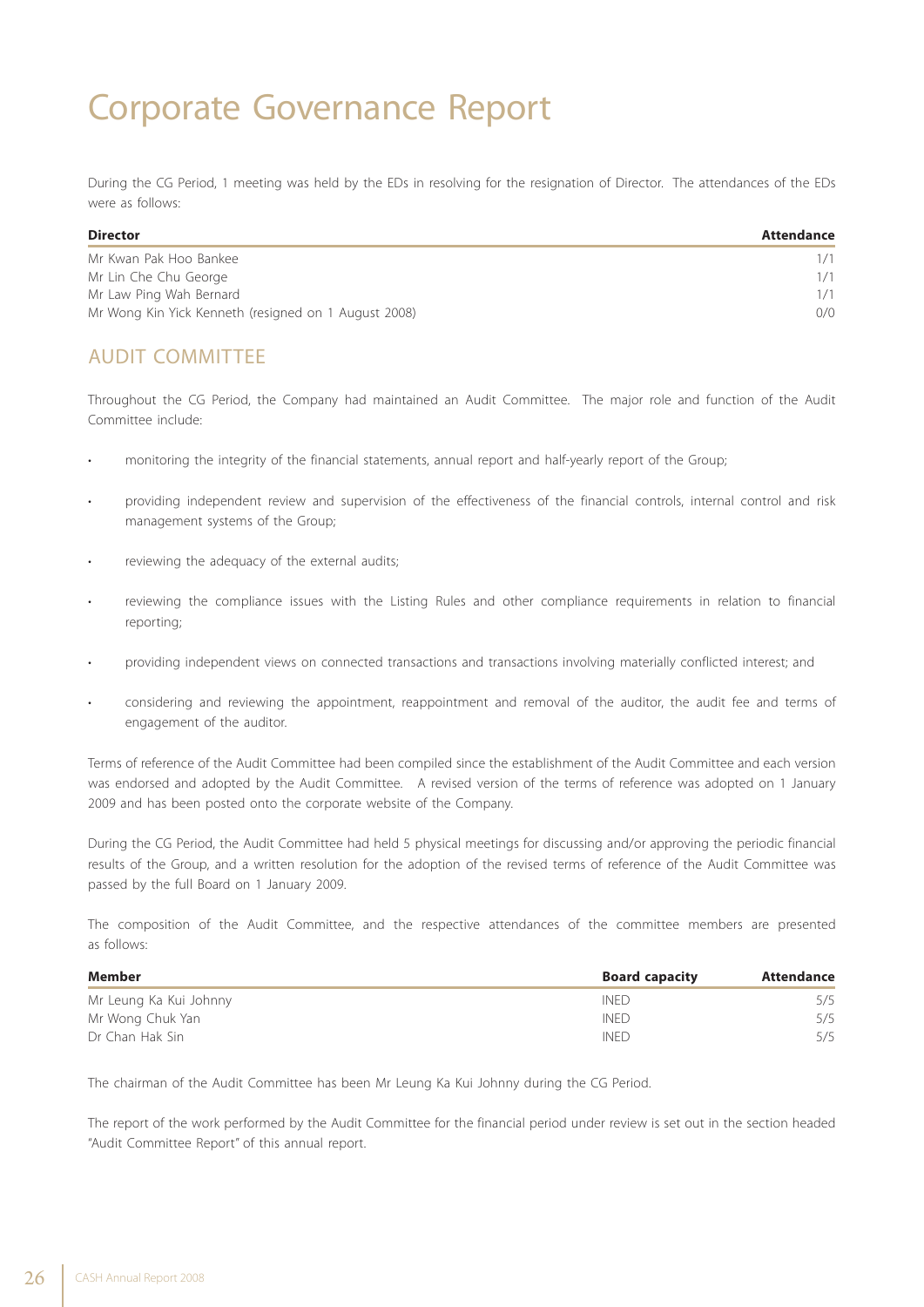# Corporate Governance Report

During the CG Period, 1 meeting was held by the EDs in resolving for the resignation of Director. The attendances of the EDs were as follows:

| Director | Attendance |
|---|---|
| Mr Kwan Pak Hoo Bankee | 1/1 |
| Mr Lin Che Chu George | 1/1 |
| Mr Law Ping Wah Bernard | 1/1 |
| Mr Wong Kin Yick Kenneth (resigned on 1 August 2008) | 0/0 |

## AUDIT COMMITTEE

Throughout the CG Period, the Company had maintained an Audit Committee. The major role and function of the Audit Committee include:

- monitoring the integrity of the financial statements, annual report and half-yearly report of the Group;
- providing independent review and supervision of the effectiveness of the financial controls, internal control and risk management systems of the Group;
- reviewing the adequacy of the external audits;
- reviewing the compliance issues with the Listing Rules and other compliance requirements in relation to financial reporting;
- providing independent views on connected transactions and transactions involving materially conflicted interest; and
- considering and reviewing the appointment, reappointment and removal of the auditor, the audit fee and terms of engagement of the auditor.

Terms of reference of the Audit Committee had been compiled since the establishment of the Audit Committee and each version was endorsed and adopted by the Audit Committee. A revised version of the terms of reference was adopted on 1 January 2009 and has been posted onto the corporate website of the Company.

During the CG Period, the Audit Committee had held 5 physical meetings for discussing and/or approving the periodic financial results of the Group, and a written resolution for the adoption of the revised terms of reference of the Audit Committee was passed by the full Board on 1 January 2009.

The composition of the Audit Committee, and the respective attendances of the committee members are presented as follows:

| Member | Board capacity | Attendance |
|---|---|---|
| Mr Leung Ka Kui Johnny | INED | 5/5 |
| Mr Wong Chuk Yan | INED | 5/5 |
| Dr Chan Hak Sin | INED | 5/5 |

The chairman of the Audit Committee has been Mr Leung Ka Kui Johnny during the CG Period.

The report of the work performed by the Audit Committee for the financial period under review is set out in the section headed "Audit Committee Report" of this annual report.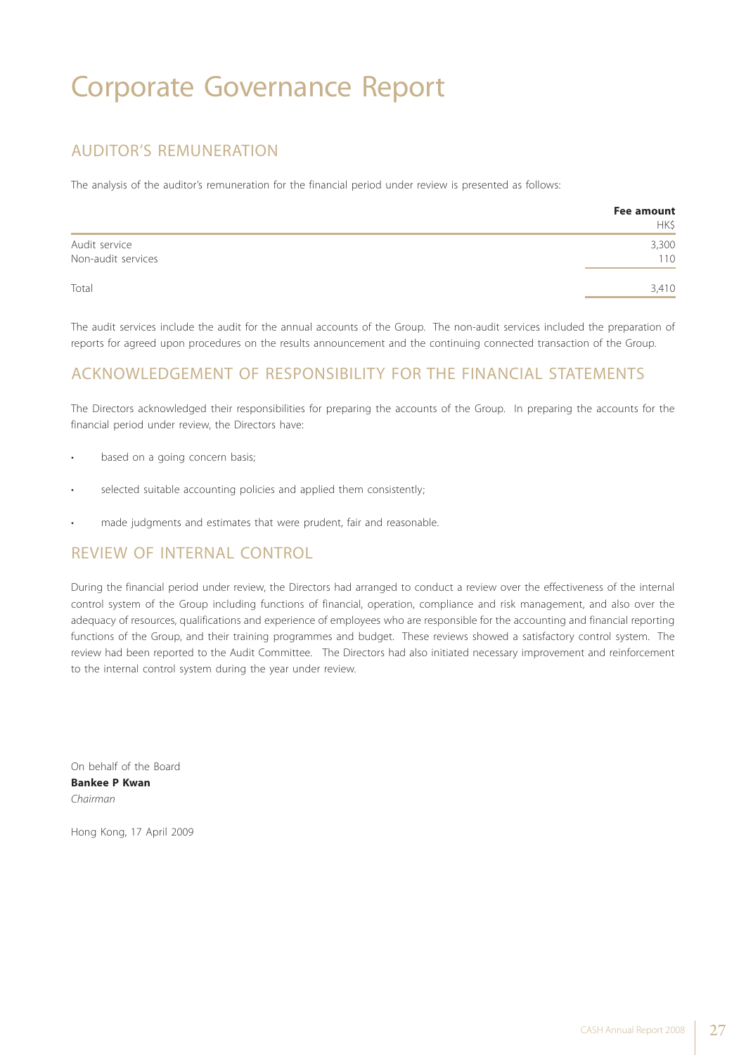# Corporate Governance Report

## AUDITOR'S REMUNERATION

The analysis of the auditor's remuneration for the financial period under review is presented as follows:

| | Fee amount |
|---|---|
| | HK$ |
| Audit service | 3,300 |
| Non-audit services | 110 |
| Total | 3,410 |

The audit services include the audit for the annual accounts of the Group. The non-audit services included the preparation of reports for agreed upon procedures on the results announcement and the continuing connected transaction of the Group.

## ACKNOWLEDGEMENT OF RESPONSIBILITY FOR THE FINANCIAL STATEMENTS

The Directors acknowledged their responsibilities for preparing the accounts of the Group. In preparing the accounts for the financial period under review, the Directors have:

- based on a going concern basis;
- selected suitable accounting policies and applied them consistently;
- made judgments and estimates that were prudent, fair and reasonable.

## REVIEW OF INTERNAL CONTROL

During the financial period under review, the Directors had arranged to conduct a review over the effectiveness of the internal control system of the Group including functions of financial, operation, compliance and risk management, and also over the adequacy of resources, qualifications and experience of employees who are responsible for the accounting and financial reporting functions of the Group, and their training programmes and budget. These reviews showed a satisfactory control system. The review had been reported to the Audit Committee. The Directors had also initiated necessary improvement and reinforcement to the internal control system during the year under review.

On behalf of the Board
**Bankee P Kwan**
*Chairman*

Hong Kong, 17 April 2009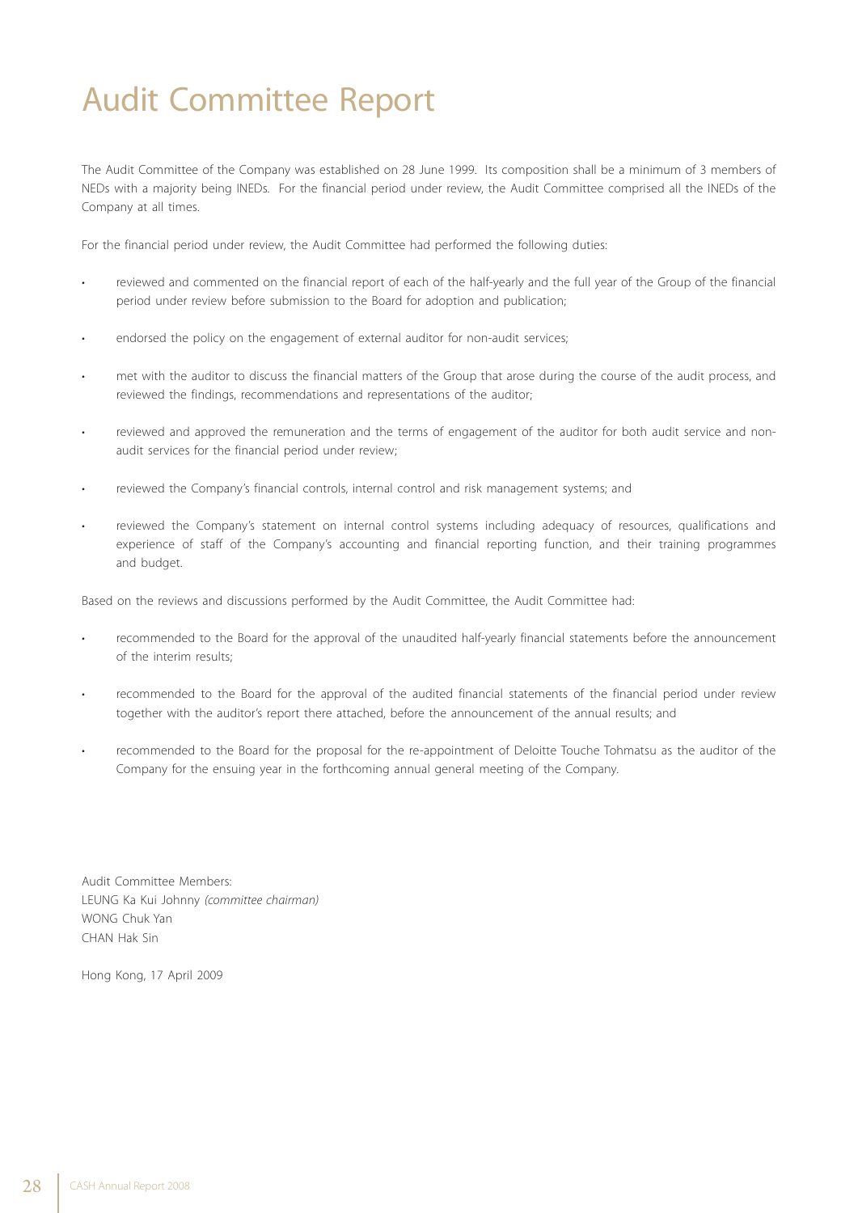# Audit Committee Report

The Audit Committee of the Company was established on 28 June 1999. Its composition shall be a minimum of 3 members of NEDs with a majority being INEDs. For the financial period under review, the Audit Committee comprised all the INEDs of the Company at all times.

For the financial period under review, the Audit Committee had performed the following duties:

- reviewed and commented on the financial report of each of the half-yearly and the full year of the Group of the financial period under review before submission to the Board for adoption and publication;
- endorsed the policy on the engagement of external auditor for non-audit services;
- met with the auditor to discuss the financial matters of the Group that arose during the course of the audit process, and reviewed the findings, recommendations and representations of the auditor;
- reviewed and approved the remuneration and the terms of engagement of the auditor for both audit service and non-audit services for the financial period under review;
- reviewed the Company's financial controls, internal control and risk management systems; and
- reviewed the Company's statement on internal control systems including adequacy of resources, qualifications and experience of staff of the Company's accounting and financial reporting function, and their training programmes and budget.

Based on the reviews and discussions performed by the Audit Committee, the Audit Committee had:

- recommended to the Board for the approval of the unaudited half-yearly financial statements before the announcement of the interim results;
- recommended to the Board for the approval of the audited financial statements of the financial period under review together with the auditor's report there attached, before the announcement of the annual results; and
- recommended to the Board for the proposal for the re-appointment of Deloitte Touche Tohmatsu as the auditor of the Company for the ensuing year in the forthcoming annual general meeting of the Company.

Audit Committee Members:
LEUNG Ka Kui Johnny *(committee chairman)*
WONG Chuk Yan
CHAN Hak Sin

Hong Kong, 17 April 2009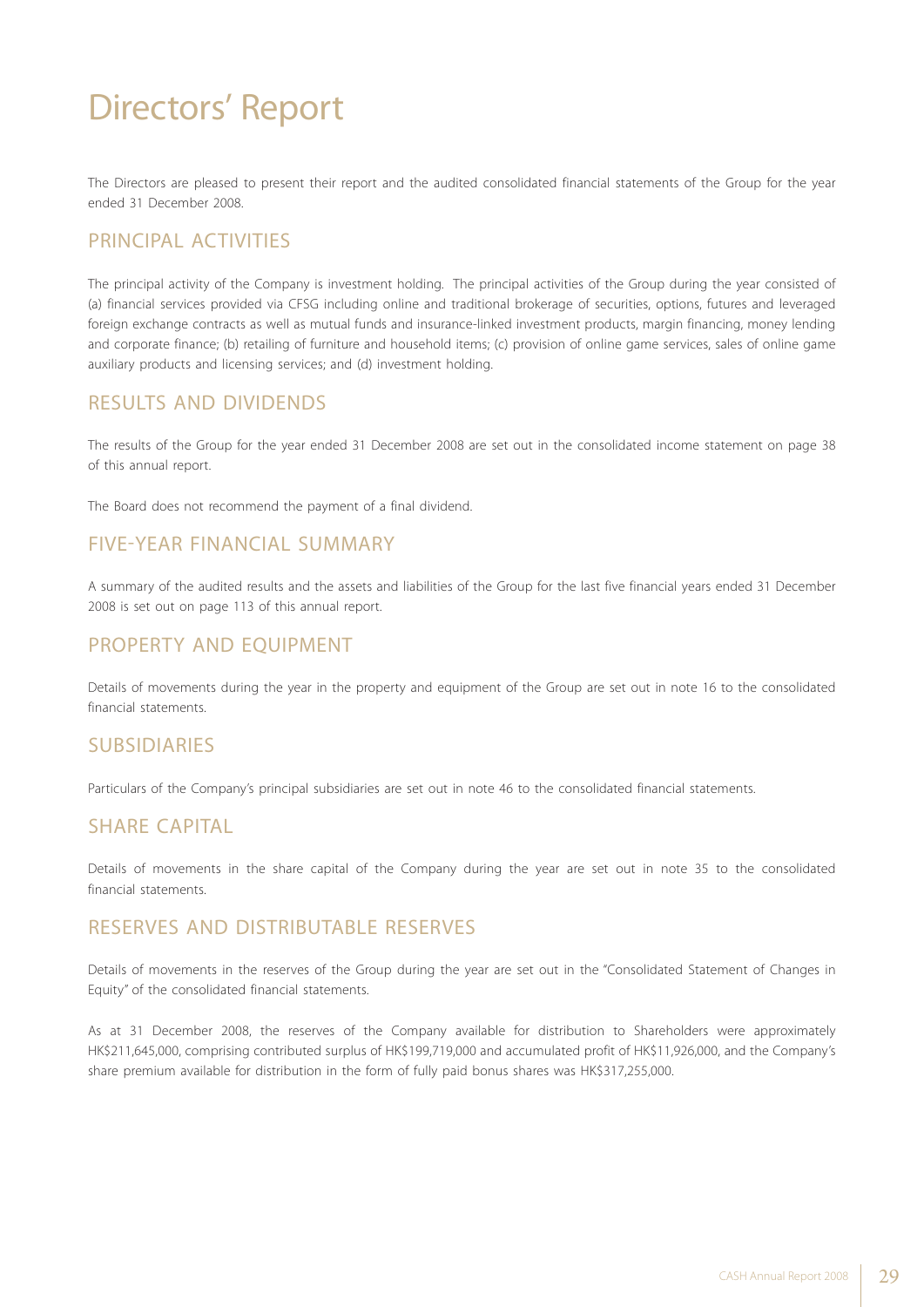# Directors' Report

The Directors are pleased to present their report and the audited consolidated financial statements of the Group for the year ended 31 December 2008.

## PRINCIPAL ACTIVITIES

The principal activity of the Company is investment holding. The principal activities of the Group during the year consisted of (a) financial services provided via CFSG including online and traditional brokerage of securities, options, futures and leveraged foreign exchange contracts as well as mutual funds and insurance-linked investment products, margin financing, money lending and corporate finance; (b) retailing of furniture and household items; (c) provision of online game services, sales of online game auxiliary products and licensing services; and (d) investment holding.

## RESULTS AND DIVIDENDS

The results of the Group for the year ended 31 December 2008 are set out in the consolidated income statement on page 38 of this annual report.

The Board does not recommend the payment of a final dividend.

## FIVE-YEAR FINANCIAL SUMMARY

A summary of the audited results and the assets and liabilities of the Group for the last five financial years ended 31 December 2008 is set out on page 113 of this annual report.

## PROPERTY AND EQUIPMENT

Details of movements during the year in the property and equipment of the Group are set out in note 16 to the consolidated financial statements.

## SUBSIDIARIES

Particulars of the Company's principal subsidiaries are set out in note 46 to the consolidated financial statements.

## SHARE CAPITAL

Details of movements in the share capital of the Company during the year are set out in note 35 to the consolidated financial statements.

## RESERVES AND DISTRIBUTABLE RESERVES

Details of movements in the reserves of the Group during the year are set out in the "Consolidated Statement of Changes in Equity" of the consolidated financial statements.

As at 31 December 2008, the reserves of the Company available for distribution to Shareholders were approximately HK$211,645,000, comprising contributed surplus of HK$199,719,000 and accumulated profit of HK$11,926,000, and the Company's share premium available for distribution in the form of fully paid bonus shares was HK$317,255,000.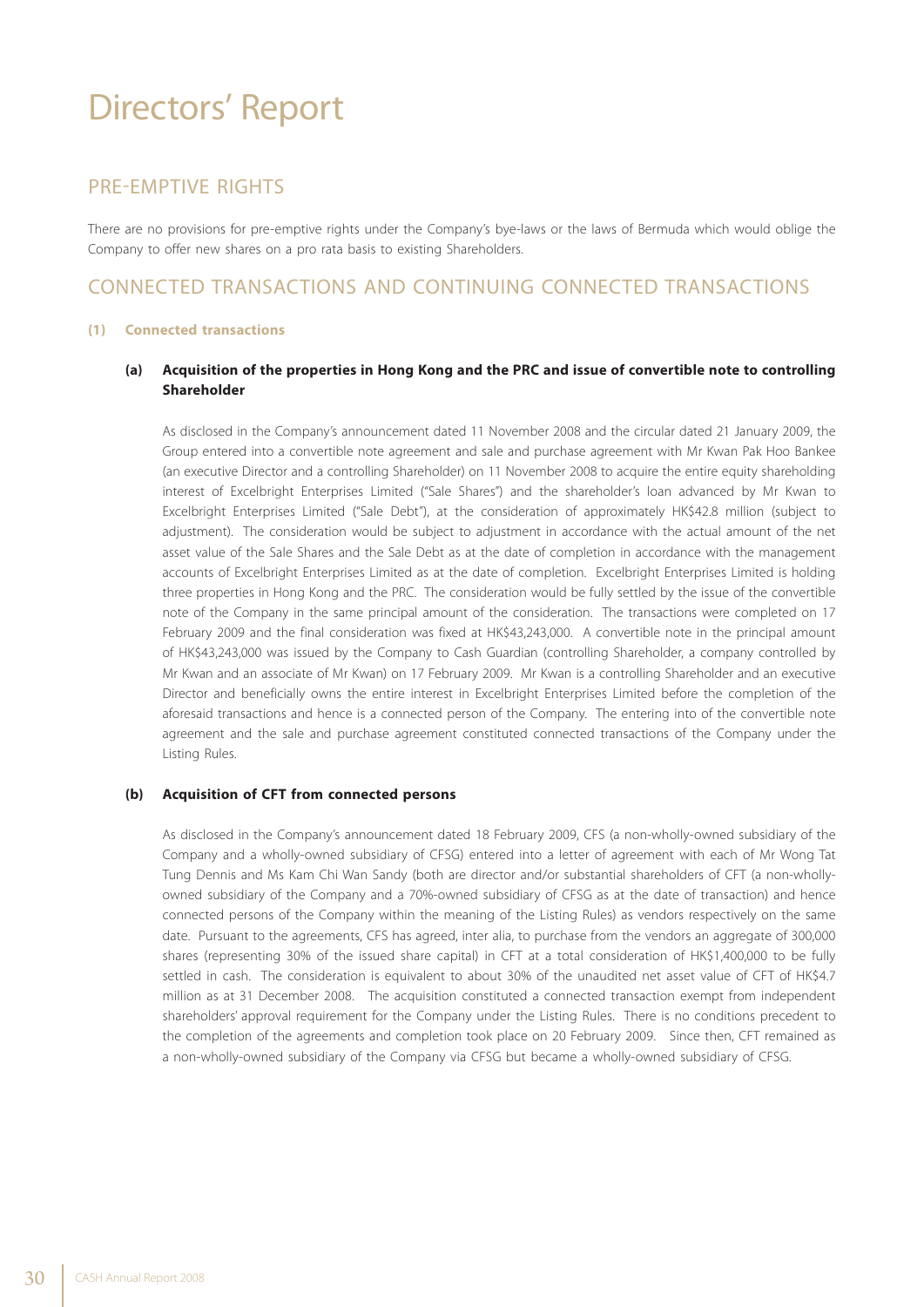# Directors' Report

## PRE-EMPTIVE RIGHTS

There are no provisions for pre-emptive rights under the Company's bye-laws or the laws of Bermuda which would oblige the Company to offer new shares on a pro rata basis to existing Shareholders.

## CONNECTED TRANSACTIONS AND CONTINUING CONNECTED TRANSACTIONS

### (1) Connected transactions

#### (a) Acquisition of the properties in Hong Kong and the PRC and issue of convertible note to controlling Shareholder

As disclosed in the Company's announcement dated 11 November 2008 and the circular dated 21 January 2009, the Group entered into a convertible note agreement and sale and purchase agreement with Mr Kwan Pak Hoo Bankee (an executive Director and a controlling Shareholder) on 11 November 2008 to acquire the entire equity shareholding interest of Excelbright Enterprises Limited ("Sale Shares") and the shareholder's loan advanced by Mr Kwan to Excelbright Enterprises Limited ("Sale Debt"), at the consideration of approximately HK$42.8 million (subject to adjustment). The consideration would be subject to adjustment in accordance with the actual amount of the net asset value of the Sale Shares and the Sale Debt as at the date of completion in accordance with the management accounts of Excelbright Enterprises Limited as at the date of completion. Excelbright Enterprises Limited is holding three properties in Hong Kong and the PRC. The consideration would be fully settled by the issue of the convertible note of the Company in the same principal amount of the consideration. The transactions were completed on 17 February 2009 and the final consideration was fixed at HK$43,243,000. A convertible note in the principal amount of HK$43,243,000 was issued by the Company to Cash Guardian (controlling Shareholder, a company controlled by Mr Kwan and an associate of Mr Kwan) on 17 February 2009. Mr Kwan is a controlling Shareholder and an executive Director and beneficially owns the entire interest in Excelbright Enterprises Limited before the completion of the aforesaid transactions and hence is a connected person of the Company. The entering into of the convertible note agreement and the sale and purchase agreement constituted connected transactions of the Company under the Listing Rules.

#### (b) Acquisition of CFT from connected persons

As disclosed in the Company's announcement dated 18 February 2009, CFS (a non-wholly-owned subsidiary of the Company and a wholly-owned subsidiary of CFSG) entered into a letter of agreement with each of Mr Wong Tat Tung Dennis and Ms Kam Chi Wan Sandy (both are director and/or substantial shareholders of CFT (a non-wholly-owned subsidiary of the Company and a 70%-owned subsidiary of CFSG as at the date of transaction) and hence connected persons of the Company within the meaning of the Listing Rules) as vendors respectively on the same date. Pursuant to the agreements, CFS has agreed, inter alia, to purchase from the vendors an aggregate of 300,000 shares (representing 30% of the issued share capital) in CFT at a total consideration of HK$1,400,000 to be fully settled in cash. The consideration is equivalent to about 30% of the unaudited net asset value of CFT of HK$4.7 million as at 31 December 2008. The acquisition constituted a connected transaction exempt from independent shareholders' approval requirement for the Company under the Listing Rules. There is no conditions precedent to the completion of the agreements and completion took place on 20 February 2009. Since then, CFT remained as a non-wholly-owned subsidiary of the Company via CFSG but became a wholly-owned subsidiary of CFSG.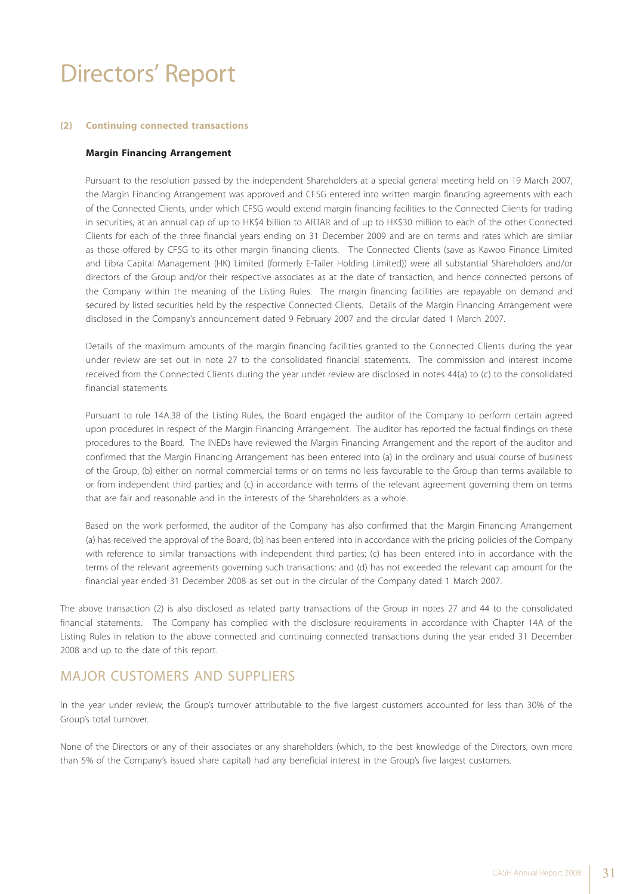# Directors' Report

**(2) Continuing connected transactions**

**Margin Financing Arrangement**

Pursuant to the resolution passed by the independent Shareholders at a special general meeting held on 19 March 2007, the Margin Financing Arrangement was approved and CFSG entered into written margin financing agreements with each of the Connected Clients, under which CFSG would extend margin financing facilities to the Connected Clients for trading in securities, at an annual cap of up to HK$4 billion to ARTAR and of up to HK$30 million to each of the other Connected Clients for each of the three financial years ending on 31 December 2009 and are on terms and rates which are similar as those offered by CFSG to its other margin financing clients. The Connected Clients (save as Kawoo Finance Limited and Libra Capital Management (HK) Limited (formerly E-Tailer Holding Limited)) were all substantial Shareholders and/or directors of the Group and/or their respective associates as at the date of transaction, and hence connected persons of the Company within the meaning of the Listing Rules. The margin financing facilities are repayable on demand and secured by listed securities held by the respective Connected Clients. Details of the Margin Financing Arrangement were disclosed in the Company's announcement dated 9 February 2007 and the circular dated 1 March 2007.

Details of the maximum amounts of the margin financing facilities granted to the Connected Clients during the year under review are set out in note 27 to the consolidated financial statements. The commission and interest income received from the Connected Clients during the year under review are disclosed in notes 44(a) to (c) to the consolidated financial statements.

Pursuant to rule 14A.38 of the Listing Rules, the Board engaged the auditor of the Company to perform certain agreed upon procedures in respect of the Margin Financing Arrangement. The auditor has reported the factual findings on these procedures to the Board. The INEDs have reviewed the Margin Financing Arrangement and the report of the auditor and confirmed that the Margin Financing Arrangement has been entered into (a) in the ordinary and usual course of business of the Group; (b) either on normal commercial terms or on terms no less favourable to the Group than terms available to or from independent third parties; and (c) in accordance with terms of the relevant agreement governing them on terms that are fair and reasonable and in the interests of the Shareholders as a whole.

Based on the work performed, the auditor of the Company has also confirmed that the Margin Financing Arrangement (a) has received the approval of the Board; (b) has been entered into in accordance with the pricing policies of the Company with reference to similar transactions with independent third parties; (c) has been entered into in accordance with the terms of the relevant agreements governing such transactions; and (d) has not exceeded the relevant cap amount for the financial year ended 31 December 2008 as set out in the circular of the Company dated 1 March 2007.

The above transaction (2) is also disclosed as related party transactions of the Group in notes 27 and 44 to the consolidated financial statements. The Company has complied with the disclosure requirements in accordance with Chapter 14A of the Listing Rules in relation to the above connected and continuing connected transactions during the year ended 31 December 2008 and up to the date of this report.

## MAJOR CUSTOMERS AND SUPPLIERS

In the year under review, the Group's turnover attributable to the five largest customers accounted for less than 30% of the Group's total turnover.

None of the Directors or any of their associates or any shareholders (which, to the best knowledge of the Directors, own more than 5% of the Company's issued share capital) had any beneficial interest in the Group's five largest customers.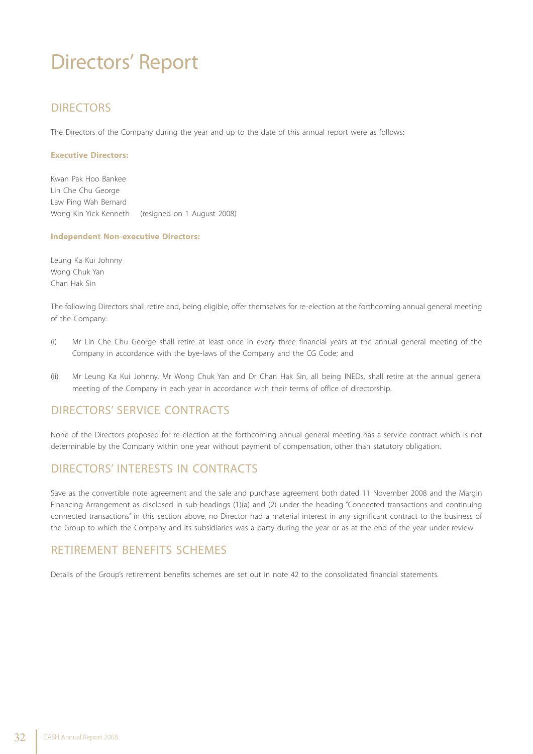# Directors' Report

## DIRECTORS

The Directors of the Company during the year and up to the date of this annual report were as follows:

**Executive Directors:**

Kwan Pak Hoo Bankee
Lin Che Chu George
Law Ping Wah Bernard
Wong Kin Yick Kenneth (resigned on 1 August 2008)

**Independent Non-executive Directors:**

Leung Ka Kui Johnny
Wong Chuk Yan
Chan Hak Sin

The following Directors shall retire and, being eligible, offer themselves for re-election at the forthcoming annual general meeting of the Company:

(i) Mr Lin Che Chu George shall retire at least once in every three financial years at the annual general meeting of the Company in accordance with the bye-laws of the Company and the CG Code; and

(ii) Mr Leung Ka Kui Johnny, Mr Wong Chuk Yan and Dr Chan Hak Sin, all being INEDs, shall retire at the annual general meeting of the Company in each year in accordance with their terms of office of directorship.

## DIRECTORS' SERVICE CONTRACTS

None of the Directors proposed for re-election at the forthcoming annual general meeting has a service contract which is not determinable by the Company within one year without payment of compensation, other than statutory obligation.

## DIRECTORS' INTERESTS IN CONTRACTS

Save as the convertible note agreement and the sale and purchase agreement both dated 11 November 2008 and the Margin Financing Arrangement as disclosed in sub-headings (1)(a) and (2) under the heading "Connected transactions and continuing connected transactions" in this section above, no Director had a material interest in any significant contract to the business of the Group to which the Company and its subsidiaries was a party during the year or as at the end of the year under review.

## RETIREMENT BENEFITS SCHEMES

Details of the Group's retirement benefits schemes are set out in note 42 to the consolidated financial statements.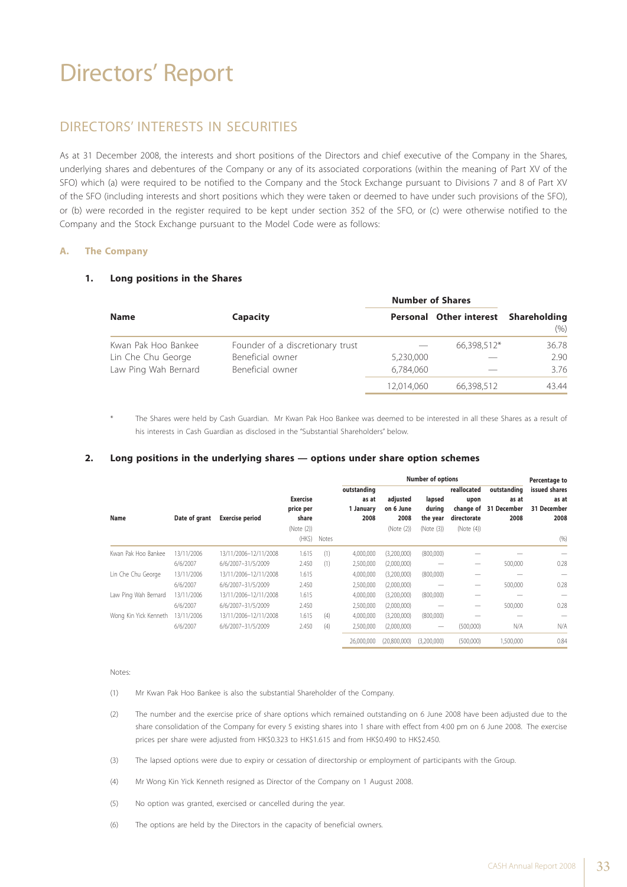# Directors' Report

## DIRECTORS' INTERESTS IN SECURITIES

As at 31 December 2008, the interests and short positions of the Directors and chief executive of the Company in the Shares, underlying shares and debentures of the Company or any of its associated corporations (within the meaning of Part XV of the SFO) which (a) were required to be notified to the Company and the Stock Exchange pursuant to Divisions 7 and 8 of Part XV of the SFO (including interests and short positions which they were taken or deemed to have under such provisions of the SFO), or (b) were recorded in the register required to be kept under section 352 of the SFO, or (c) were otherwise notified to the Company and the Stock Exchange pursuant to the Model Code were as follows:

### A. The Company

#### 1. Long positions in the Shares

| Name | Capacity | Number of Shares | | Shareholding |
|---|---|---|---|---|
| | | Personal | Other interest | (%) |
| Kwan Pak Hoo Bankee | Founder of a discretionary trust | — | 66,398,512* | 36.78 |
| Lin Che Chu George | Beneficial owner | 5,230,000 | — | 2.90 |
| Law Ping Wah Bernard | Beneficial owner | 6,784,060 | — | 3.76 |
| | | 12,014,060 | 66,398,512 | 43.44 |

\* The Shares were held by Cash Guardian. Mr Kwan Pak Hoo Bankee was deemed to be interested in all these Shares as a result of his interests in Cash Guardian as disclosed in the "Substantial Shareholders" below.

#### 2. Long positions in the underlying shares — options under share option schemes

| Name | Date of grant | Exercise period | Exercise price per share (Note (2)) (HK$) | Notes | Number of options: outstanding as at 1 January 2008 | adjusted on 6 June 2008 (Note (2)) | lapsed during the year (Note (3)) | reallocated upon change of directorate (Note (4)) | outstanding as at 31 December 2008 | Percentage to issued shares as at 31 December 2008 (%) |
|---|---|---|---|---|---|---|---|---|---|---|
| Kwan Pak Hoo Bankee | 13/11/2006 | 13/11/2006–12/11/2008 | 1.615 | (1) | 4,000,000 | (3,200,000) | (800,000) | — | — | — |
| | 6/6/2007 | 6/6/2007–31/5/2009 | 2.450 | (1) | 2,500,000 | (2,000,000) | — | — | 500,000 | 0.28 |
| Lin Che Chu George | 13/11/2006 | 13/11/2006–12/11/2008 | 1.615 | | 4,000,000 | (3,200,000) | (800,000) | — | — | — |
| | 6/6/2007 | 6/6/2007–31/5/2009 | 2.450 | | 2,500,000 | (2,000,000) | — | — | 500,000 | 0.28 |
| Law Ping Wah Bernard | 13/11/2006 | 13/11/2006–12/11/2008 | 1.615 | | 4,000,000 | (3,200,000) | (800,000) | — | — | — |
| | 6/6/2007 | 6/6/2007–31/5/2009 | 2.450 | | 2,500,000 | (2,000,000) | — | — | 500,000 | 0.28 |
| Wong Kin Yick Kenneth | 13/11/2006 | 13/11/2006–12/11/2008 | 1.615 | (4) | 4,000,000 | (3,200,000) | (800,000) | — | — | — |
| | 6/6/2007 | 6/6/2007–31/5/2009 | 2.450 | (4) | 2,500,000 | (2,000,000) | — | (500,000) | N/A | N/A |
| | | | | | 26,000,000 | (20,800,000) | (3,200,000) | (500,000) | 1,500,000 | 0.84 |

Notes:

(1) Mr Kwan Pak Hoo Bankee is also the substantial Shareholder of the Company.

(2) The number and the exercise price of share options which remained outstanding on 6 June 2008 have been adjusted due to the share consolidation of the Company for every 5 existing shares into 1 share with effect from 4:00 pm on 6 June 2008. The exercise prices per share were adjusted from HK$0.323 to HK$1.615 and from HK$0.490 to HK$2.450.

(3) The lapsed options were due to expiry or cessation of directorship or employment of participants with the Group.

(4) Mr Wong Kin Yick Kenneth resigned as Director of the Company on 1 August 2008.

(5) No option was granted, exercised or cancelled during the year.

(6) The options are held by the Directors in the capacity of beneficial owners.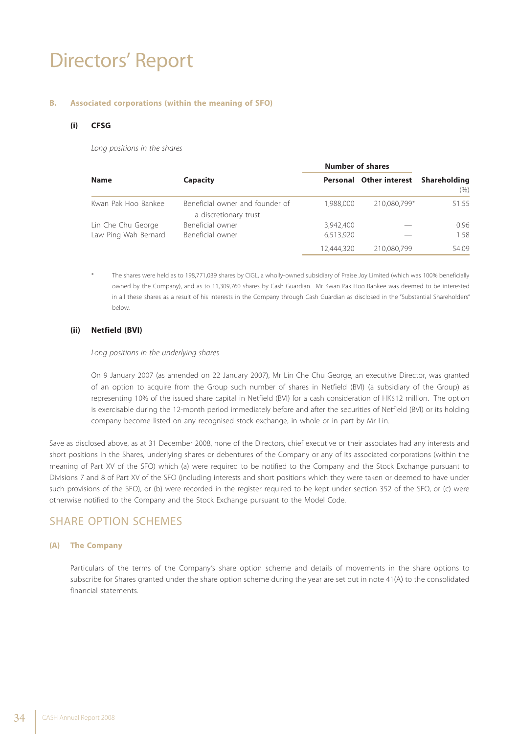# Directors' Report

### B. Associated corporations (within the meaning of SFO)

#### (i) CFSG

*Long positions in the shares*

| Name | Capacity | Number of shares | | Shareholding |
|---|---|---|---|---|
| | | Personal | Other interest | (%) |
| Kwan Pak Hoo Bankee | Beneficial owner and founder of a discretionary trust | 1,988,000 | 210,080,799* | 51.55 |
| Lin Che Chu George | Beneficial owner | 3,942,400 | — | 0.96 |
| Law Ping Wah Bernard | Beneficial owner | 6,513,920 | — | 1.58 |
| | | 12,444,320 | 210,080,799 | 54.09 |

\* The shares were held as to 198,771,039 shares by CIGL, a wholly-owned subsidiary of Praise Joy Limited (which was 100% beneficially owned by the Company), and as to 11,309,760 shares by Cash Guardian. Mr Kwan Pak Hoo Bankee was deemed to be interested in all these shares as a result of his interests in the Company through Cash Guardian as disclosed in the "Substantial Shareholders" below.

#### (ii) Netfield (BVI)

*Long positions in the underlying shares*

On 9 January 2007 (as amended on 22 January 2007), Mr Lin Che Chu George, an executive Director, was granted of an option to acquire from the Group such number of shares in Netfield (BVI) (a subsidiary of the Group) as representing 10% of the issued share capital in Netfield (BVI) for a cash consideration of HK$12 million. The option is exercisable during the 12-month period immediately before and after the securities of Netfield (BVI) or its holding company become listed on any recognised stock exchange, in whole or in part by Mr Lin.

Save as disclosed above, as at 31 December 2008, none of the Directors, chief executive or their associates had any interests and short positions in the Shares, underlying shares or debentures of the Company or any of its associated corporations (within the meaning of Part XV of the SFO) which (a) were required to be notified to the Company and the Stock Exchange pursuant to Divisions 7 and 8 of Part XV of the SFO (including interests and short positions which they were taken or deemed to have under such provisions of the SFO), or (b) were recorded in the register required to be kept under section 352 of the SFO, or (c) were otherwise notified to the Company and the Stock Exchange pursuant to the Model Code.

## SHARE OPTION SCHEMES

### (A) The Company

Particulars of the terms of the Company's share option scheme and details of movements in the share options to subscribe for Shares granted under the share option scheme during the year are set out in note 41(A) to the consolidated financial statements.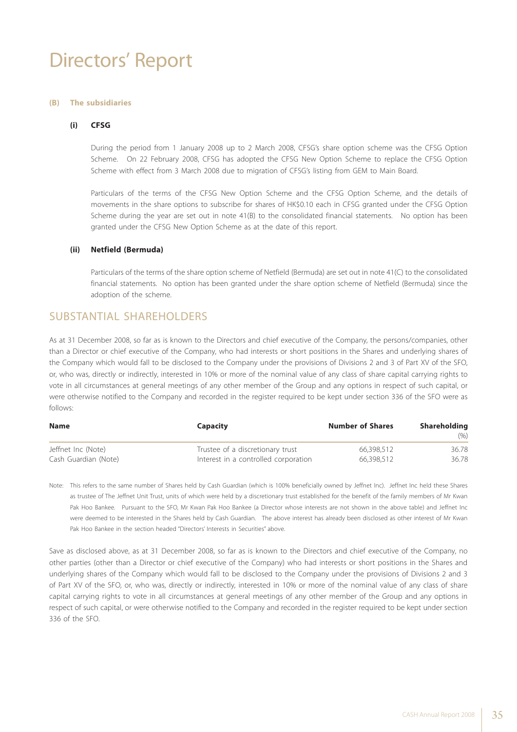# Directors' Report

#### (B) The subsidiaries

##### (i) CFSG

During the period from 1 January 2008 up to 2 March 2008, CFSG's share option scheme was the CFSG Option Scheme. On 22 February 2008, CFSG has adopted the CFSG New Option Scheme to replace the CFSG Option Scheme with effect from 3 March 2008 due to migration of CFSG's listing from GEM to Main Board.

Particulars of the terms of the CFSG New Option Scheme and the CFSG Option Scheme, and the details of movements in the share options to subscribe for shares of HK$0.10 each in CFSG granted under the CFSG Option Scheme during the year are set out in note 41(B) to the consolidated financial statements. No option has been granted under the CFSG New Option Scheme as at the date of this report.

##### (ii) Netfield (Bermuda)

Particulars of the terms of the share option scheme of Netfield (Bermuda) are set out in note 41(C) to the consolidated financial statements. No option has been granted under the share option scheme of Netfield (Bermuda) since the adoption of the scheme.

## SUBSTANTIAL SHAREHOLDERS

As at 31 December 2008, so far as is known to the Directors and chief executive of the Company, the persons/companies, other than a Director or chief executive of the Company, who had interests or short positions in the Shares and underlying shares of the Company which would fall to be disclosed to the Company under the provisions of Divisions 2 and 3 of Part XV of the SFO, or, who was, directly or indirectly, interested in 10% or more of the nominal value of any class of share capital carrying rights to vote in all circumstances at general meetings of any other member of the Group and any options in respect of such capital, or were otherwise notified to the Company and recorded in the register required to be kept under section 336 of the SFO were as follows:

| Name | Capacity | Number of Shares | Shareholding (%) |
|---|---|---|---|
| Jeffnet Inc (Note) | Trustee of a discretionary trust | 66,398,512 | 36.78 |
| Cash Guardian (Note) | Interest in a controlled corporation | 66,398,512 | 36.78 |

Note: This refers to the same number of Shares held by Cash Guardian (which is 100% beneficially owned by Jeffnet Inc). Jeffnet Inc held these Shares as trustee of The Jeffnet Unit Trust, units of which were held by a discretionary trust established for the benefit of the family members of Mr Kwan Pak Hoo Bankee. Pursuant to the SFO, Mr Kwan Pak Hoo Bankee (a Director whose interests are not shown in the above table) and Jeffnet Inc were deemed to be interested in the Shares held by Cash Guardian. The above interest has already been disclosed as other interest of Mr Kwan Pak Hoo Bankee in the section headed "Directors' Interests in Securities" above.

Save as disclosed above, as at 31 December 2008, so far as is known to the Directors and chief executive of the Company, no other parties (other than a Director or chief executive of the Company) who had interests or short positions in the Shares and underlying shares of the Company which would fall to be disclosed to the Company under the provisions of Divisions 2 and 3 of Part XV of the SFO, or, who was, directly or indirectly, interested in 10% or more of the nominal value of any class of share capital carrying rights to vote in all circumstances at general meetings of any other member of the Group and any options in respect of such capital, or were otherwise notified to the Company and recorded in the register required to be kept under section 336 of the SFO.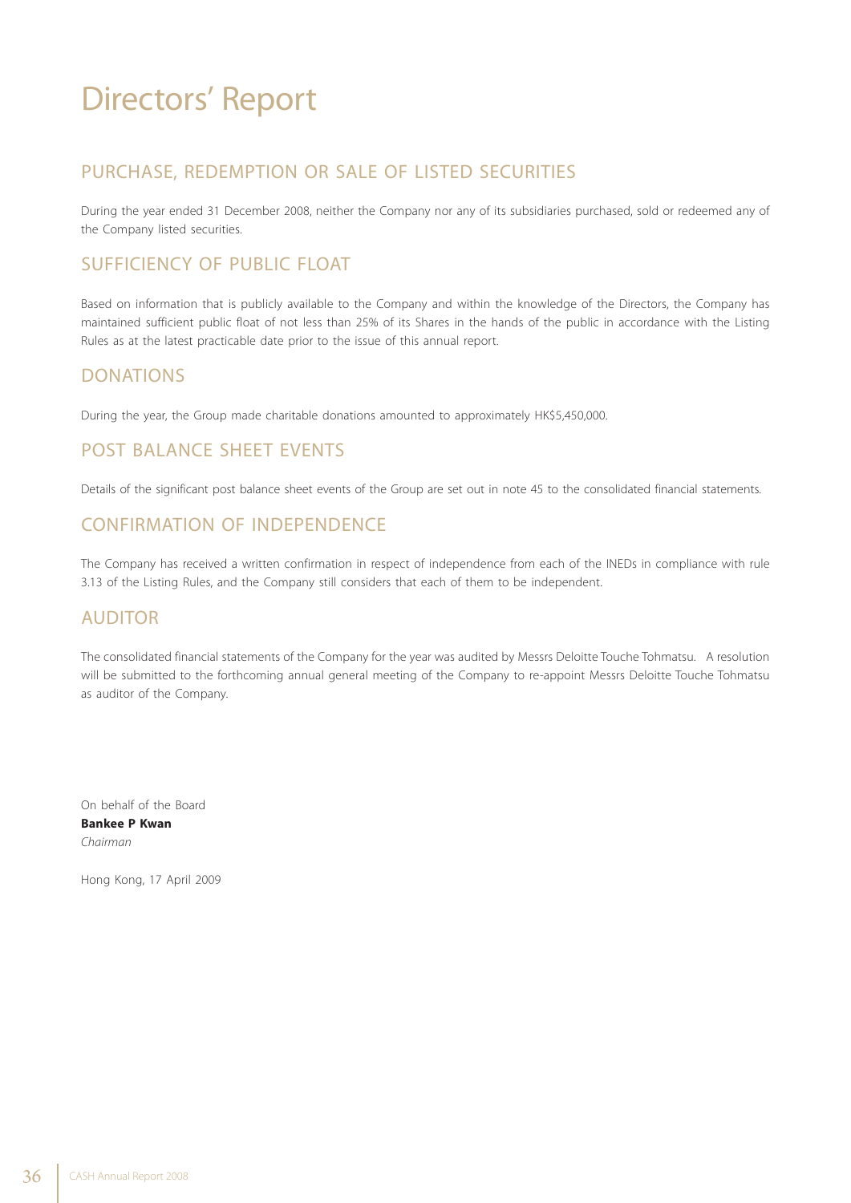# Directors' Report

## PURCHASE, REDEMPTION OR SALE OF LISTED SECURITIES

During the year ended 31 December 2008, neither the Company nor any of its subsidiaries purchased, sold or redeemed any of the Company listed securities.

## SUFFICIENCY OF PUBLIC FLOAT

Based on information that is publicly available to the Company and within the knowledge of the Directors, the Company has maintained sufficient public float of not less than 25% of its Shares in the hands of the public in accordance with the Listing Rules as at the latest practicable date prior to the issue of this annual report.

## DONATIONS

During the year, the Group made charitable donations amounted to approximately HK$5,450,000.

## POST BALANCE SHEET EVENTS

Details of the significant post balance sheet events of the Group are set out in note 45 to the consolidated financial statements.

## CONFIRMATION OF INDEPENDENCE

The Company has received a written confirmation in respect of independence from each of the INEDs in compliance with rule 3.13 of the Listing Rules, and the Company still considers that each of them to be independent.

## AUDITOR

The consolidated financial statements of the Company for the year was audited by Messrs Deloitte Touche Tohmatsu. A resolution will be submitted to the forthcoming annual general meeting of the Company to re-appoint Messrs Deloitte Touche Tohmatsu as auditor of the Company.

On behalf of the Board  
**Bankee P Kwan**  
*Chairman*

Hong Kong, 17 April 2009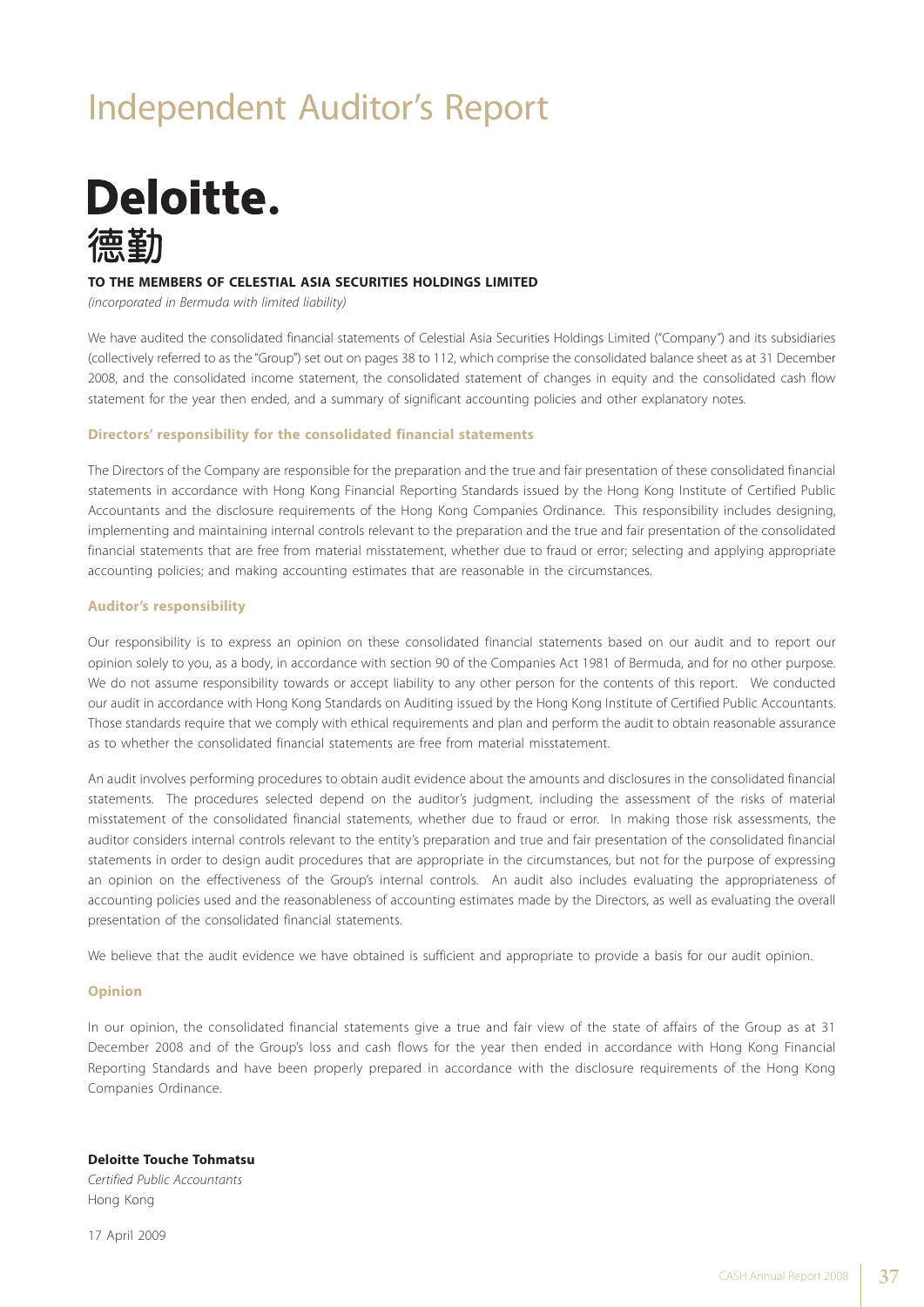# Independent Auditor's Report

**Deloitte.**
**德勤**

**TO THE MEMBERS OF CELESTIAL ASIA SECURITIES HOLDINGS LIMITED**
*(incorporated in Bermuda with limited liability)*

We have audited the consolidated financial statements of Celestial Asia Securities Holdings Limited ("Company") and its subsidiaries (collectively referred to as the "Group") set out on pages 38 to 112, which comprise the consolidated balance sheet as at 31 December 2008, and the consolidated income statement, the consolidated statement of changes in equity and the consolidated cash flow statement for the year then ended, and a summary of significant accounting policies and other explanatory notes.

### Directors' responsibility for the consolidated financial statements

The Directors of the Company are responsible for the preparation and the true and fair presentation of these consolidated financial statements in accordance with Hong Kong Financial Reporting Standards issued by the Hong Kong Institute of Certified Public Accountants and the disclosure requirements of the Hong Kong Companies Ordinance. This responsibility includes designing, implementing and maintaining internal controls relevant to the preparation and the true and fair presentation of the consolidated financial statements that are free from material misstatement, whether due to fraud or error; selecting and applying appropriate accounting policies; and making accounting estimates that are reasonable in the circumstances.

### Auditor's responsibility

Our responsibility is to express an opinion on these consolidated financial statements based on our audit and to report our opinion solely to you, as a body, in accordance with section 90 of the Companies Act 1981 of Bermuda, and for no other purpose. We do not assume responsibility towards or accept liability to any other person for the contents of this report. We conducted our audit in accordance with Hong Kong Standards on Auditing issued by the Hong Kong Institute of Certified Public Accountants. Those standards require that we comply with ethical requirements and plan and perform the audit to obtain reasonable assurance as to whether the consolidated financial statements are free from material misstatement.

An audit involves performing procedures to obtain audit evidence about the amounts and disclosures in the consolidated financial statements. The procedures selected depend on the auditor's judgment, including the assessment of the risks of material misstatement of the consolidated financial statements, whether due to fraud or error. In making those risk assessments, the auditor considers internal controls relevant to the entity's preparation and true and fair presentation of the consolidated financial statements in order to design audit procedures that are appropriate in the circumstances, but not for the purpose of expressing an opinion on the effectiveness of the Group's internal controls. An audit also includes evaluating the appropriateness of accounting policies used and the reasonableness of accounting estimates made by the Directors, as well as evaluating the overall presentation of the consolidated financial statements.

We believe that the audit evidence we have obtained is sufficient and appropriate to provide a basis for our audit opinion.

### Opinion

In our opinion, the consolidated financial statements give a true and fair view of the state of affairs of the Group as at 31 December 2008 and of the Group's loss and cash flows for the year then ended in accordance with Hong Kong Financial Reporting Standards and have been properly prepared in accordance with the disclosure requirements of the Hong Kong Companies Ordinance.

**Deloitte Touche Tohmatsu**
*Certified Public Accountants*
Hong Kong

17 April 2009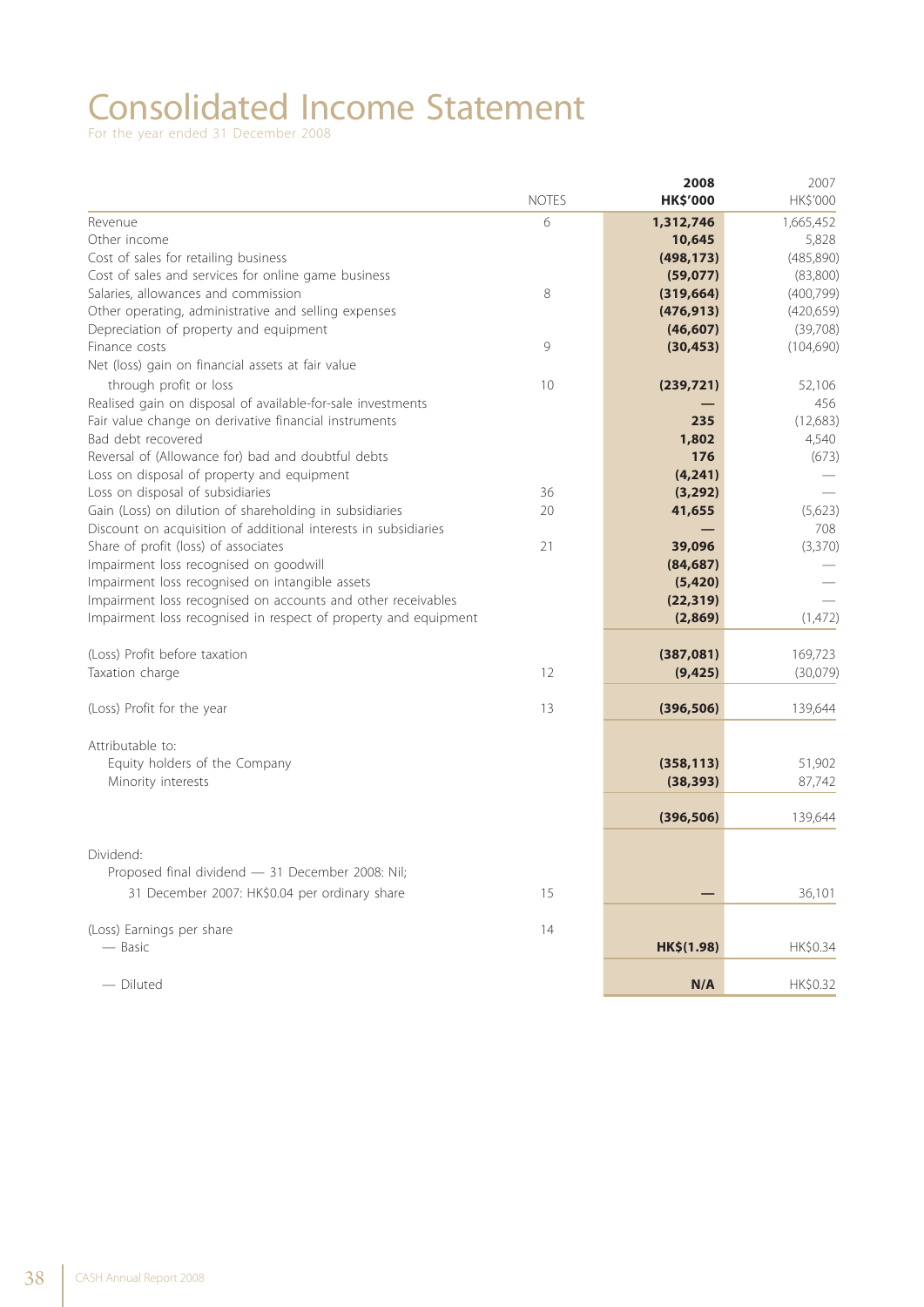# Consolidated Income Statement

For the year ended 31 December 2008

| | NOTES | **2008 HK$'000** | 2007 HK$'000 |
|---|---|---|---|
| Revenue | 6 | **1,312,746** | 1,665,452 |
| Other income | | **10,645** | 5,828 |
| Cost of sales for retailing business | | **(498,173)** | (485,890) |
| Cost of sales and services for online game business | | **(59,077)** | (83,800) |
| Salaries, allowances and commission | 8 | **(319,664)** | (400,799) |
| Other operating, administrative and selling expenses | | **(476,913)** | (420,659) |
| Depreciation of property and equipment | | **(46,607)** | (39,708) |
| Finance costs | 9 | **(30,453)** | (104,690) |
| Net (loss) gain on financial assets at fair value through profit or loss | 10 | **(239,721)** | 52,106 |
| Realised gain on disposal of available-for-sale investments | | **—** | 456 |
| Fair value change on derivative financial instruments | | **235** | (12,683) |
| Bad debt recovered | | **1,802** | 4,540 |
| Reversal of (Allowance for) bad and doubtful debts | | **176** | (673) |
| Loss on disposal of property and equipment | | **(4,241)** | — |
| Loss on disposal of subsidiaries | 36 | **(3,292)** | — |
| Gain (Loss) on dilution of shareholding in subsidiaries | 20 | **41,655** | (5,623) |
| Discount on acquisition of additional interests in subsidiaries | | **—** | 708 |
| Share of profit (loss) of associates | 21 | **39,096** | (3,370) |
| Impairment loss recognised on goodwill | | **(84,687)** | — |
| Impairment loss recognised on intangible assets | | **(5,420)** | — |
| Impairment loss recognised on accounts and other receivables | | **(22,319)** | — |
| Impairment loss recognised in respect of property and equipment | | **(2,869)** | (1,472) |
| (Loss) Profit before taxation | | **(387,081)** | 169,723 |
| Taxation charge | 12 | **(9,425)** | (30,079) |
| (Loss) Profit for the year | 13 | **(396,506)** | 139,644 |
| Attributable to: | | | |
| Equity holders of the Company | | **(358,113)** | 51,902 |
| Minority interests | | **(38,393)** | 87,742 |
| | | **(396,506)** | 139,644 |
| Dividend: | | | |
| Proposed final dividend — 31 December 2008: Nil; 31 December 2007: HK$0.04 per ordinary share | 15 | **—** | 36,101 |
| (Loss) Earnings per share | 14 | | |
| — Basic | | **HK$(1.98)** | HK$0.34 |
| — Diluted | | **N/A** | HK$0.32 |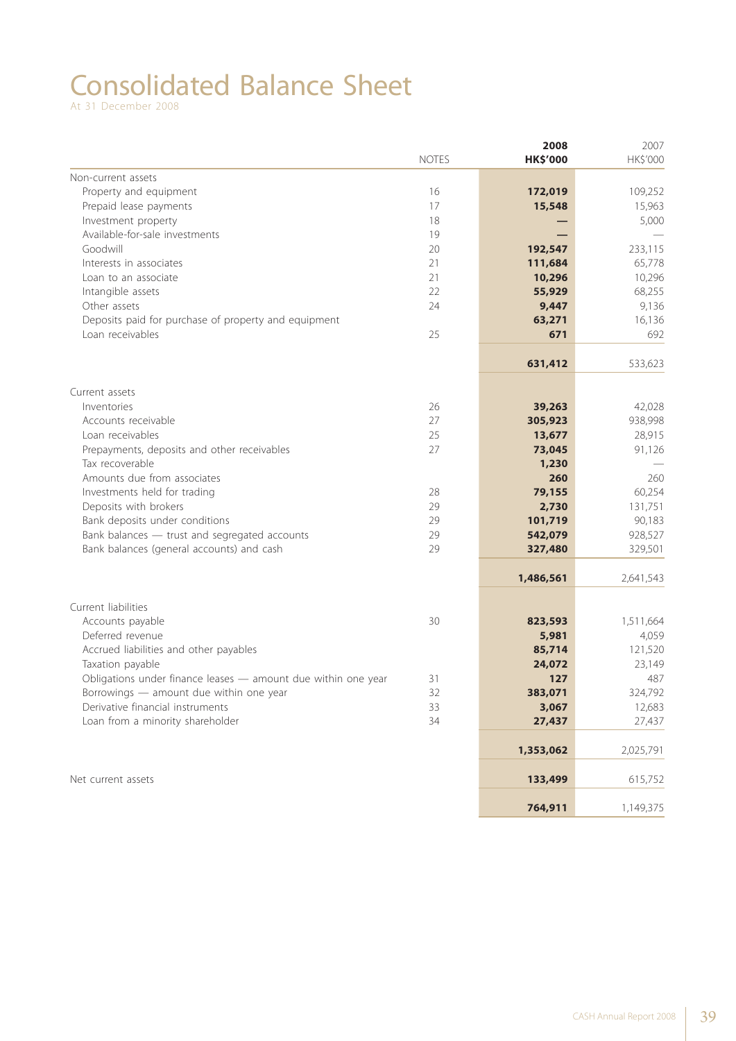# Consolidated Balance Sheet

At 31 December 2008

| | NOTES | 2008 HK$'000 | 2007 HK$'000 |
|---|---|---|---|
| Non-current assets | | | |
| Property and equipment | 16 | **172,019** | 109,252 |
| Prepaid lease payments | 17 | **15,548** | 15,963 |
| Investment property | 18 | **—** | 5,000 |
| Available-for-sale investments | 19 | **—** | — |
| Goodwill | 20 | **192,547** | 233,115 |
| Interests in associates | 21 | **111,684** | 65,778 |
| Loan to an associate | 21 | **10,296** | 10,296 |
| Intangible assets | 22 | **55,929** | 68,255 |
| Other assets | 24 | **9,447** | 9,136 |
| Deposits paid for purchase of property and equipment | | **63,271** | 16,136 |
| Loan receivables | 25 | **671** | 692 |
| | | **631,412** | 533,623 |
| Current assets | | | |
| Inventories | 26 | **39,263** | 42,028 |
| Accounts receivable | 27 | **305,923** | 938,998 |
| Loan receivables | 25 | **13,677** | 28,915 |
| Prepayments, deposits and other receivables | 27 | **73,045** | 91,126 |
| Tax recoverable | | **1,230** | — |
| Amounts due from associates | | **260** | 260 |
| Investments held for trading | 28 | **79,155** | 60,254 |
| Deposits with brokers | 29 | **2,730** | 131,751 |
| Bank deposits under conditions | 29 | **101,719** | 90,183 |
| Bank balances — trust and segregated accounts | 29 | **542,079** | 928,527 |
| Bank balances (general accounts) and cash | 29 | **327,480** | 329,501 |
| | | **1,486,561** | 2,641,543 |
| Current liabilities | | | |
| Accounts payable | 30 | **823,593** | 1,511,664 |
| Deferred revenue | | **5,981** | 4,059 |
| Accrued liabilities and other payables | | **85,714** | 121,520 |
| Taxation payable | | **24,072** | 23,149 |
| Obligations under finance leases — amount due within one year | 31 | **127** | 487 |
| Borrowings — amount due within one year | 32 | **383,071** | 324,792 |
| Derivative financial instruments | 33 | **3,067** | 12,683 |
| Loan from a minority shareholder | 34 | **27,437** | 27,437 |
| | | **1,353,062** | 2,025,791 |
| Net current assets | | **133,499** | 615,752 |
| | | **764,911** | 1,149,375 |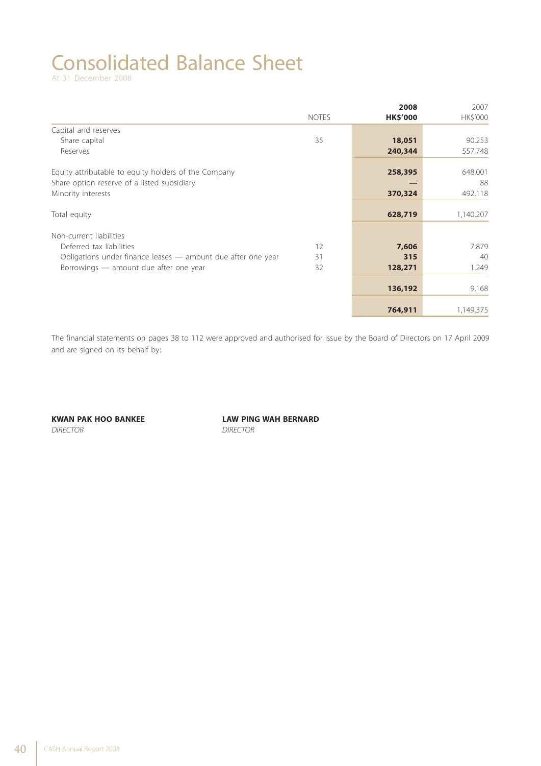# Consolidated Balance Sheet

At 31 December 2008

| | NOTES | 2008 HK$'000 | 2007 HK$'000 |
|---|---|---|---|
| Capital and reserves | | | |
| Share capital | 35 | 18,051 | 90,253 |
| Reserves | | 240,344 | 557,748 |
| Equity attributable to equity holders of the Company | | 258,395 | 648,001 |
| Share option reserve of a listed subsidiary | | — | 88 |
| Minority interests | | 370,324 | 492,118 |
| Total equity | | 628,719 | 1,140,207 |
| Non-current liabilities | | | |
| Deferred tax liabilities | 12 | 7,606 | 7,879 |
| Obligations under finance leases — amount due after one year | 31 | 315 | 40 |
| Borrowings — amount due after one year | 32 | 128,271 | 1,249 |
| | | 136,192 | 9,168 |
| | | 764,911 | 1,149,375 |

The financial statements on pages 38 to 112 were approved and authorised for issue by the Board of Directors on 17 April 2009 and are signed on its behalf by:

**KWAN PAK HOO BANKEE**
*DIRECTOR*

**LAW PING WAH BERNARD**
*DIRECTOR*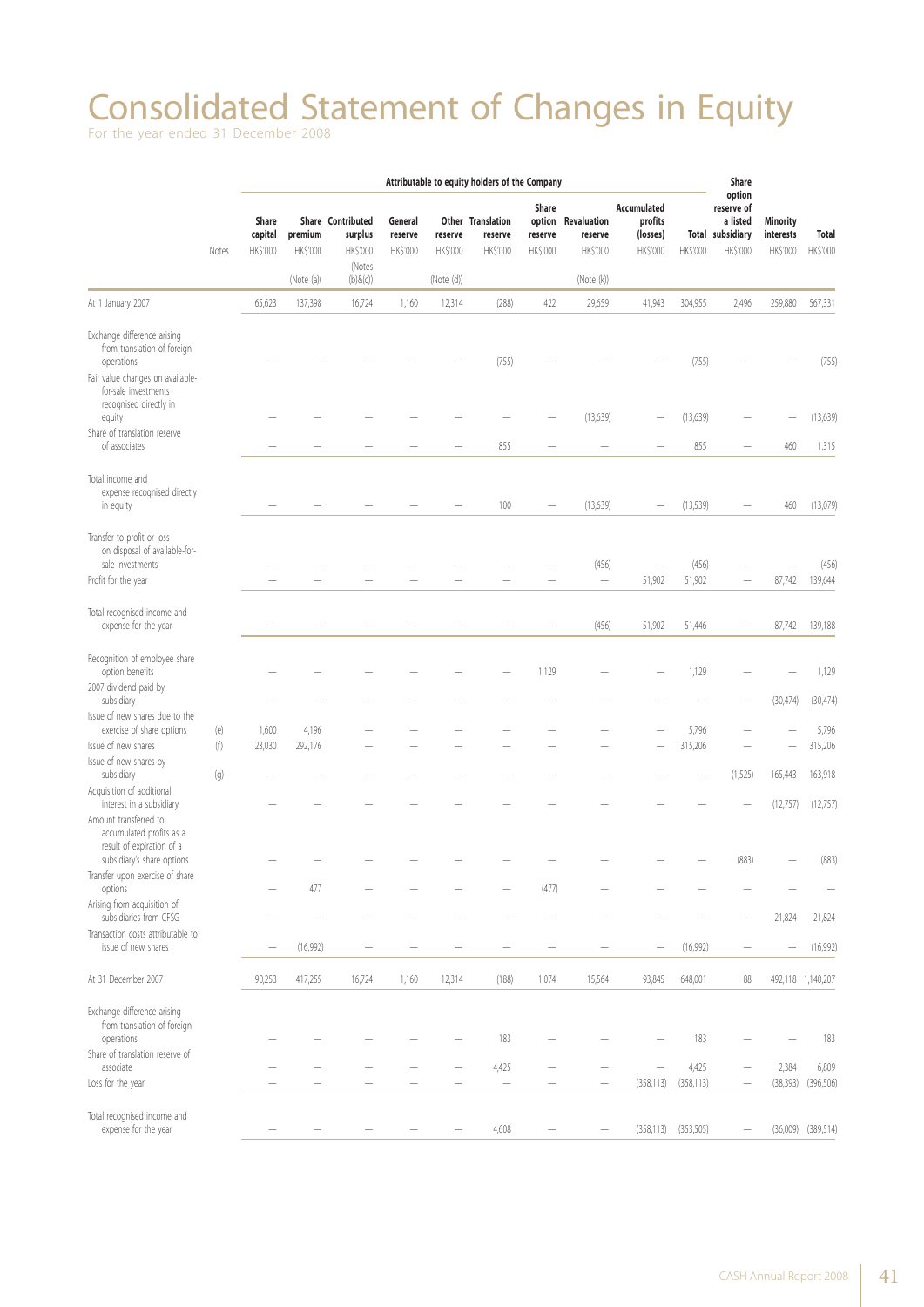# Consolidated Statement of Changes in Equity

For the year ended 31 December 2008

| | | Attributable to equity holders of the Company | | | | | | | | | | Share option reserve of a listed subsidiary | Minority interests | Total |
|---|---|---|---|---|---|---|---|---|---|---|---|---|---|---|
| | Notes | Share capital | Share premium | Contributed surplus | General reserve | Other reserve | Translation reserve | Share option reserve | Revaluation reserve | Accumulated profits (losses) | Total | | | |
| | | HK$'000 | HK$'000 | HK$'000 | HK$'000 | HK$'000 | HK$'000 | HK$'000 | HK$'000 | HK$'000 | HK$'000 | HK$'000 | HK$'000 | HK$'000 |
| | | | (Note (a)) | (Notes (b)&(c)) | | (Note (d)) | | | (Note (k)) | | | | | |
| At 1 January 2007 | | 65,623 | 137,398 | 16,724 | 1,160 | 12,314 | (288) | 422 | 29,659 | 41,943 | 304,955 | 2,496 | 259,880 | 567,331 |
| Exchange difference arising from translation of foreign operations | | – | – | – | – | – | (755) | – | – | – | (755) | – | – | (755) |
| Fair value changes on available-for-sale investments recognised directly in equity | | – | – | – | – | – | – | – | (13,639) | – | (13,639) | – | – | (13,639) |
| Share of translation reserve of associates | | – | – | – | – | – | 855 | – | – | – | 855 | – | 460 | 1,315 |
| Total income and expense recognised directly in equity | | – | – | – | – | – | 100 | – | (13,639) | – | (13,539) | – | 460 | (13,079) |
| Transfer to profit or loss on disposal of available-for-sale investments | | – | – | – | – | – | – | – | (456) | – | (456) | – | – | (456) |
| Profit for the year | | – | – | – | – | – | – | – | – | 51,902 | 51,902 | – | 87,742 | 139,644 |
| Total recognised income and expense for the year | | – | – | – | – | – | – | – | (456) | 51,902 | 51,446 | – | 87,742 | 139,188 |
| Recognition of employee share option benefits | | – | – | – | – | – | – | 1,129 | – | – | 1,129 | – | – | 1,129 |
| 2007 dividend paid by subsidiary | | – | – | – | – | – | – | – | – | – | – | – | (30,474) | (30,474) |
| Issue of new shares due to the exercise of share options | (e) | 1,600 | 4,196 | – | – | – | – | – | – | – | 5,796 | – | – | 5,796 |
| Issue of new shares | (f) | 23,030 | 292,176 | – | – | – | – | – | – | – | 315,206 | – | – | 315,206 |
| Issue of new shares by subsidiary | (g) | – | – | – | – | – | – | – | – | – | – | (1,525) | 165,443 | 163,918 |
| Acquisition of additional interest in a subsidiary | | – | – | – | – | – | – | – | – | – | – | – | (12,757) | (12,757) |
| Amount transferred to accumulated profits as a result of expiration of a subsidiary's share options | | – | – | – | – | – | – | – | – | – | – | (883) | – | (883) |
| Transfer upon exercise of share options | | – | 477 | – | – | – | – | (477) | – | – | – | – | – | – |
| Arising from acquisition of subsidiaries from CFSG | | – | – | – | – | – | – | – | – | – | – | – | 21,824 | 21,824 |
| Transaction costs attributable to issue of new shares | | – | (16,992) | – | – | – | – | – | – | – | (16,992) | – | – | (16,992) |
| At 31 December 2007 | | 90,253 | 417,255 | 16,724 | 1,160 | 12,314 | (188) | 1,074 | 15,564 | 93,845 | 648,001 | 88 | 492,118 | 1,140,207 |
| Exchange difference arising from translation of foreign operations | | – | – | – | – | – | 183 | – | – | – | 183 | – | – | 183 |
| Share of translation reserve of associate | | – | – | – | – | – | 4,425 | – | – | – | 4,425 | – | 2,384 | 6,809 |
| Loss for the year | | – | – | – | – | – | – | – | – | (358,113) | (358,113) | – | (38,393) | (396,506) |
| Total recognised income and expense for the year | | – | – | – | – | – | 4,608 | – | – | (358,113) | (353,505) | – | (36,009) | (389,514) |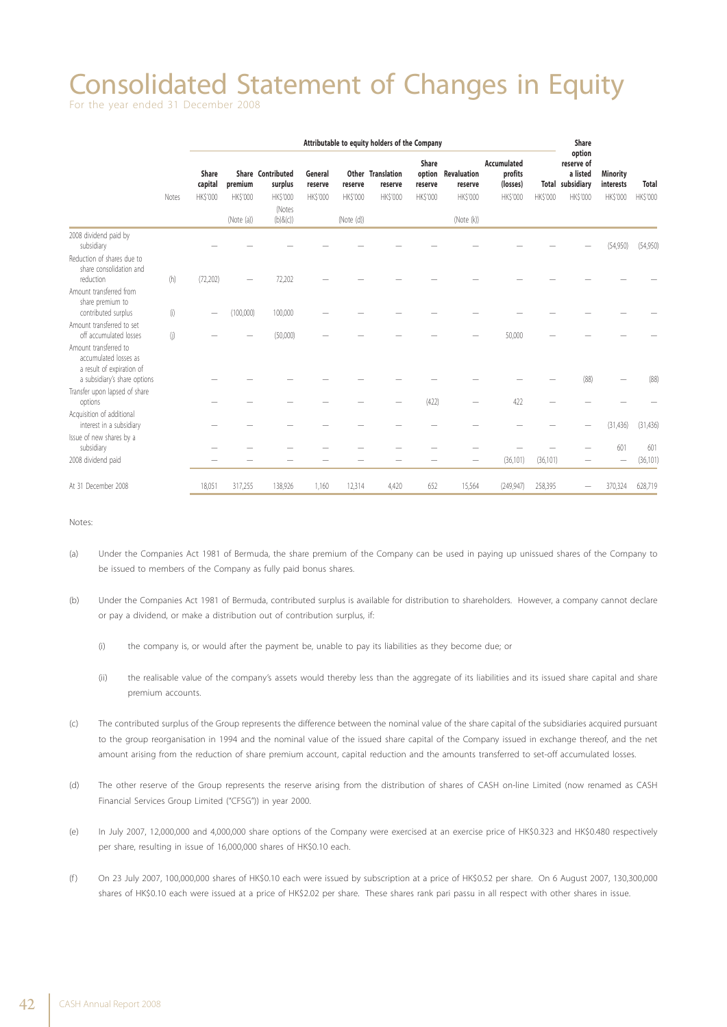# Consolidated Statement of Changes in Equity

For the year ended 31 December 2008

| | | Attributable to equity holders of the Company | | | | | | | | | | Share option reserve of a listed subsidiary | Minority interests | Total |
|---|---|---|---|---|---|---|---|---|---|---|---|---|---|---|
| | Notes | Share capital | Share premium | Contributed surplus | General reserve | Other reserve | Translation reserve | Share option reserve | Revaluation reserve | Accumulated profits (losses) | Total | | | |
| | | HK$'000 | HK$'000 | HK$'000 | HK$'000 | HK$'000 | HK$'000 | HK$'000 | HK$'000 | HK$'000 | HK$'000 | HK$'000 | HK$'000 | HK$'000 |
| | | | (Note (a)) | (Notes (b)&(c)) | | (Note (d)) | | | (Note (k)) | | | | | |
| 2008 dividend paid by subsidiary | | — | — | — | — | — | — | — | — | — | — | — | (54,950) | (54,950) |
| Reduction of shares due to share consolidation and reduction | (h) | (72,202) | — | 72,202 | — | — | — | — | — | — | — | — | — | — |
| Amount transferred from share premium to contributed surplus | (i) | — | (100,000) | 100,000 | — | — | — | — | — | — | — | — | — | — |
| Amount transferred to set off accumulated losses | (j) | — | — | (50,000) | — | — | — | — | — | 50,000 | — | — | — | — |
| Amount transferred to accumulated losses as a result of expiration of a subsidiary's share options | | — | — | — | — | — | — | — | — | — | — | (88) | — | (88) |
| Transfer upon lapsed of share options | | — | — | — | — | — | — | (422) | — | 422 | — | — | — | — |
| Acquisition of additional interest in a subsidiary | | — | — | — | — | — | — | — | — | — | — | — | (31,436) | (31,436) |
| Issue of new shares by a subsidiary | | — | — | — | — | — | — | — | — | — | — | — | 601 | 601 |
| 2008 dividend paid | | — | — | — | — | — | — | — | — | (36,101) | (36,101) | — | — | (36,101) |
| At 31 December 2008 | | 18,051 | 317,255 | 138,926 | 1,160 | 12,314 | 4,420 | 652 | 15,564 | (249,947) | 258,395 | — | 370,324 | 628,719 |

Notes:

(a) Under the Companies Act 1981 of Bermuda, the share premium of the Company can be used in paying up unissued shares of the Company to be issued to members of the Company as fully paid bonus shares.

(b) Under the Companies Act 1981 of Bermuda, contributed surplus is available for distribution to shareholders. However, a company cannot declare or pay a dividend, or make a distribution out of contribution surplus, if:

   (i) the company is, or would after the payment be, unable to pay its liabilities as they become due; or

   (ii) the realisable value of the company's assets would thereby less than the aggregate of its liabilities and its issued share capital and share premium accounts.

(c) The contributed surplus of the Group represents the difference between the nominal value of the share capital of the subsidiaries acquired pursuant to the group reorganisation in 1994 and the nominal value of the issued share capital of the Company issued in exchange thereof, and the net amount arising from the reduction of share premium account, capital reduction and the amounts transferred to set-off accumulated losses.

(d) The other reserve of the Group represents the reserve arising from the distribution of shares of CASH on-line Limited (now renamed as CASH Financial Services Group Limited ("CFSG")) in year 2000.

(e) In July 2007, 12,000,000 and 4,000,000 share options of the Company were exercised at an exercise price of HK$0.323 and HK$0.480 respectively per share, resulting in issue of 16,000,000 shares of HK$0.10 each.

(f) On 23 July 2007, 100,000,000 shares of HK$0.10 each were issued by subscription at a price of HK$0.52 per share. On 6 August 2007, 130,300,000 shares of HK$0.10 each were issued at a price of HK$2.02 per share. These shares rank pari passu in all respect with other shares in issue.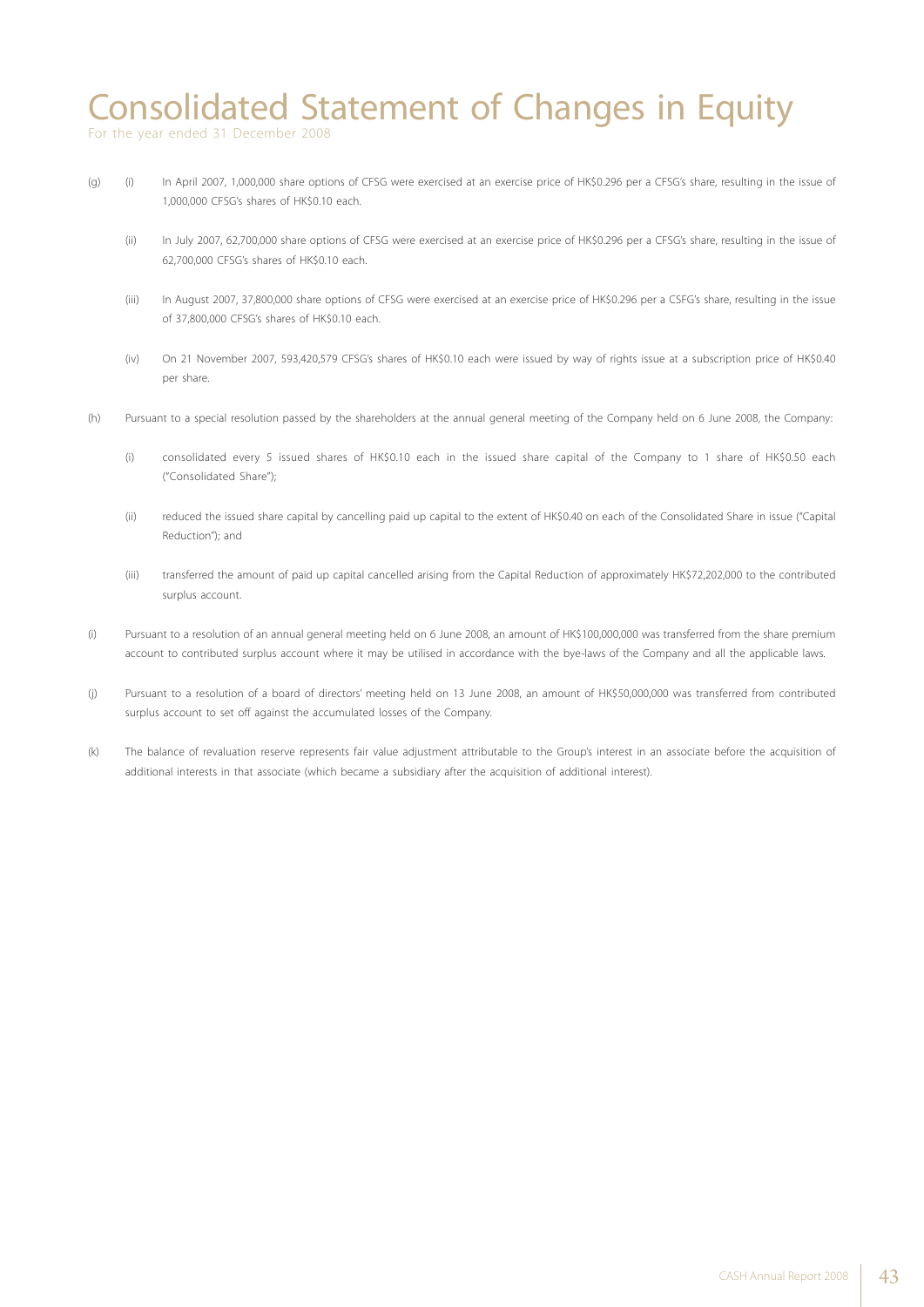# Consolidated Statement of Changes in Equity

For the year ended 31 December 2008

(g) (i) In April 2007, 1,000,000 share options of CFSG were exercised at an exercise price of HK$0.296 per a CFSG's share, resulting in the issue of 1,000,000 CFSG's shares of HK$0.10 each.

(ii) In July 2007, 62,700,000 share options of CFSG were exercised at an exercise price of HK$0.296 per a CFSG's share, resulting in the issue of 62,700,000 CFSG's shares of HK$0.10 each.

(iii) In August 2007, 37,800,000 share options of CFSG were exercised at an exercise price of HK$0.296 per a CSFG's share, resulting in the issue of 37,800,000 CFSG's shares of HK$0.10 each.

(iv) On 21 November 2007, 593,420,579 CFSG's shares of HK$0.10 each were issued by way of rights issue at a subscription price of HK$0.40 per share.

(h) Pursuant to a special resolution passed by the shareholders at the annual general meeting of the Company held on 6 June 2008, the Company:

(i) consolidated every 5 issued shares of HK$0.10 each in the issued share capital of the Company to 1 share of HK$0.50 each ("Consolidated Share");

(ii) reduced the issued share capital by cancelling paid up capital to the extent of HK$0.40 on each of the Consolidated Share in issue ("Capital Reduction"); and

(iii) transferred the amount of paid up capital cancelled arising from the Capital Reduction of approximately HK$72,202,000 to the contributed surplus account.

(i) Pursuant to a resolution of an annual general meeting held on 6 June 2008, an amount of HK$100,000,000 was transferred from the share premium account to contributed surplus account where it may be utilised in accordance with the bye-laws of the Company and all the applicable laws.

(j) Pursuant to a resolution of a board of directors' meeting held on 13 June 2008, an amount of HK$50,000,000 was transferred from contributed surplus account to set off against the accumulated losses of the Company.

(k) The balance of revaluation reserve represents fair value adjustment attributable to the Group's interest in an associate before the acquisition of additional interests in that associate (which became a subsidiary after the acquisition of additional interest).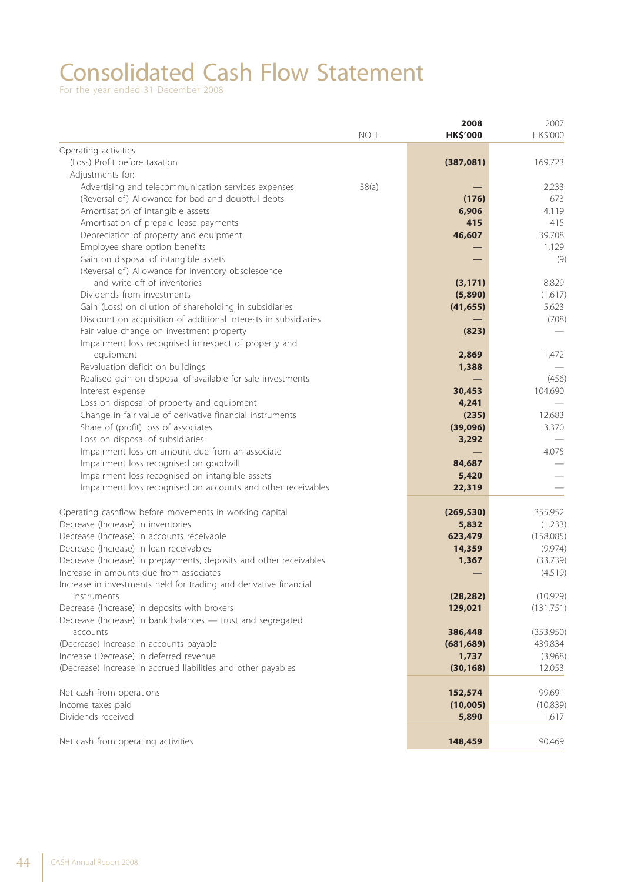# Consolidated Cash Flow Statement

For the year ended 31 December 2008

| | NOTE | 2008 HK$'000 | 2007 HK$'000 |
|---|---|---|---|
| Operating activities | | | |
| (Loss) Profit before taxation | | (387,081) | 169,723 |
| Adjustments for: | | | |
| Advertising and telecommunication services expenses | 38(a) | — | 2,233 |
| (Reversal of) Allowance for bad and doubtful debts | | (176) | 673 |
| Amortisation of intangible assets | | 6,906 | 4,119 |
| Amortisation of prepaid lease payments | | 415 | 415 |
| Depreciation of property and equipment | | 46,607 | 39,708 |
| Employee share option benefits | | — | 1,129 |
| Gain on disposal of intangible assets | | — | (9) |
| (Reversal of) Allowance for inventory obsolescence and write-off of inventories | | (3,171) | 8,829 |
| Dividends from investments | | (5,890) | (1,617) |
| Gain (Loss) on dilution of shareholding in subsidiaries | | (41,655) | 5,623 |
| Discount on acquisition of additional interests in subsidiaries | | — | (708) |
| Fair value change on investment property | | (823) | — |
| Impairment loss recognised in respect of property and equipment | | 2,869 | 1,472 |
| Revaluation deficit on buildings | | 1,388 | — |
| Realised gain on disposal of available-for-sale investments | | — | (456) |
| Interest expense | | 30,453 | 104,690 |
| Loss on disposal of property and equipment | | 4,241 | — |
| Change in fair value of derivative financial instruments | | (235) | 12,683 |
| Share of (profit) loss of associates | | (39,096) | 3,370 |
| Loss on disposal of subsidiaries | | 3,292 | — |
| Impairment loss on amount due from an associate | | — | 4,075 |
| Impairment loss recognised on goodwill | | 84,687 | — |
| Impairment loss recognised on intangible assets | | 5,420 | — |
| Impairment loss recognised on accounts and other receivables | | 22,319 | — |
| Operating cashflow before movements in working capital | | (269,530) | 355,952 |
| Decrease (Increase) in inventories | | 5,832 | (1,233) |
| Decrease (Increase) in accounts receivable | | 623,479 | (158,085) |
| Decrease (Increase) in loan receivables | | 14,359 | (9,974) |
| Decrease (Increase) in prepayments, deposits and other receivables | | 1,367 | (33,739) |
| Increase in amounts due from associates | | — | (4,519) |
| Increase in investments held for trading and derivative financial instruments | | (28,282) | (10,929) |
| Decrease (Increase) in deposits with brokers | | 129,021 | (131,751) |
| Decrease (Increase) in bank balances — trust and segregated accounts | | 386,448 | (353,950) |
| (Decrease) Increase in accounts payable | | (681,689) | 439,834 |
| Increase (Decrease) in deferred revenue | | 1,737 | (3,968) |
| (Decrease) Increase in accrued liabilities and other payables | | (30,168) | 12,053 |
| Net cash from operations | | 152,574 | 99,691 |
| Income taxes paid | | (10,005) | (10,839) |
| Dividends received | | 5,890 | 1,617 |
| Net cash from operating activities | | 148,459 | 90,469 |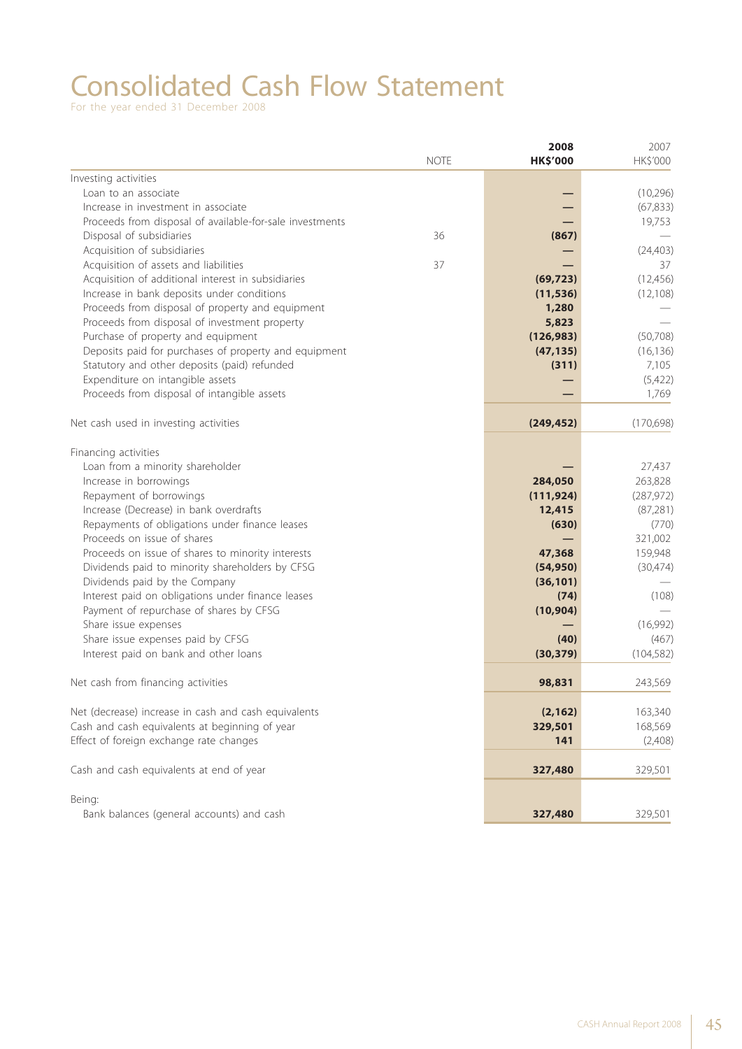# Consolidated Cash Flow Statement

For the year ended 31 December 2008

| | NOTE | 2008<br>HK$'000 | 2007<br>HK$'000 |
|---|---|---|---|
| Investing activities | | | |
| Loan to an associate | | — | (10,296) |
| Increase in investment in associate | | — | (67,833) |
| Proceeds from disposal of available-for-sale investments | | — | 19,753 |
| Disposal of subsidiaries | 36 | (867) | — |
| Acquisition of subsidiaries | | — | (24,403) |
| Acquisition of assets and liabilities | 37 | — | 37 |
| Acquisition of additional interest in subsidiaries | | (69,723) | (12,456) |
| Increase in bank deposits under conditions | | (11,536) | (12,108) |
| Proceeds from disposal of property and equipment | | 1,280 | — |
| Proceeds from disposal of investment property | | 5,823 | — |
| Purchase of property and equipment | | (126,983) | (50,708) |
| Deposits paid for purchases of property and equipment | | (47,135) | (16,136) |
| Statutory and other deposits (paid) refunded | | (311) | 7,105 |
| Expenditure on intangible assets | | — | (5,422) |
| Proceeds from disposal of intangible assets | | — | 1,769 |
| Net cash used in investing activities | | (249,452) | (170,698) |
| Financing activities | | | |
| Loan from a minority shareholder | | — | 27,437 |
| Increase in borrowings | | 284,050 | 263,828 |
| Repayment of borrowings | | (111,924) | (287,972) |
| Increase (Decrease) in bank overdrafts | | 12,415 | (87,281) |
| Repayments of obligations under finance leases | | (630) | (770) |
| Proceeds on issue of shares | | — | 321,002 |
| Proceeds on issue of shares to minority interests | | 47,368 | 159,948 |
| Dividends paid to minority shareholders by CFSG | | (54,950) | (30,474) |
| Dividends paid by the Company | | (36,101) | — |
| Interest paid on obligations under finance leases | | (74) | (108) |
| Payment of repurchase of shares by CFSG | | (10,904) | — |
| Share issue expenses | | — | (16,992) |
| Share issue expenses paid by CFSG | | (40) | (467) |
| Interest paid on bank and other loans | | (30,379) | (104,582) |
| Net cash from financing activities | | 98,831 | 243,569 |
| Net (decrease) increase in cash and cash equivalents | | (2,162) | 163,340 |
| Cash and cash equivalents at beginning of year | | 329,501 | 168,569 |
| Effect of foreign exchange rate changes | | 141 | (2,408) |
| Cash and cash equivalents at end of year | | 327,480 | 329,501 |
| Being: | | | |
| Bank balances (general accounts) and cash | | 327,480 | 329,501 |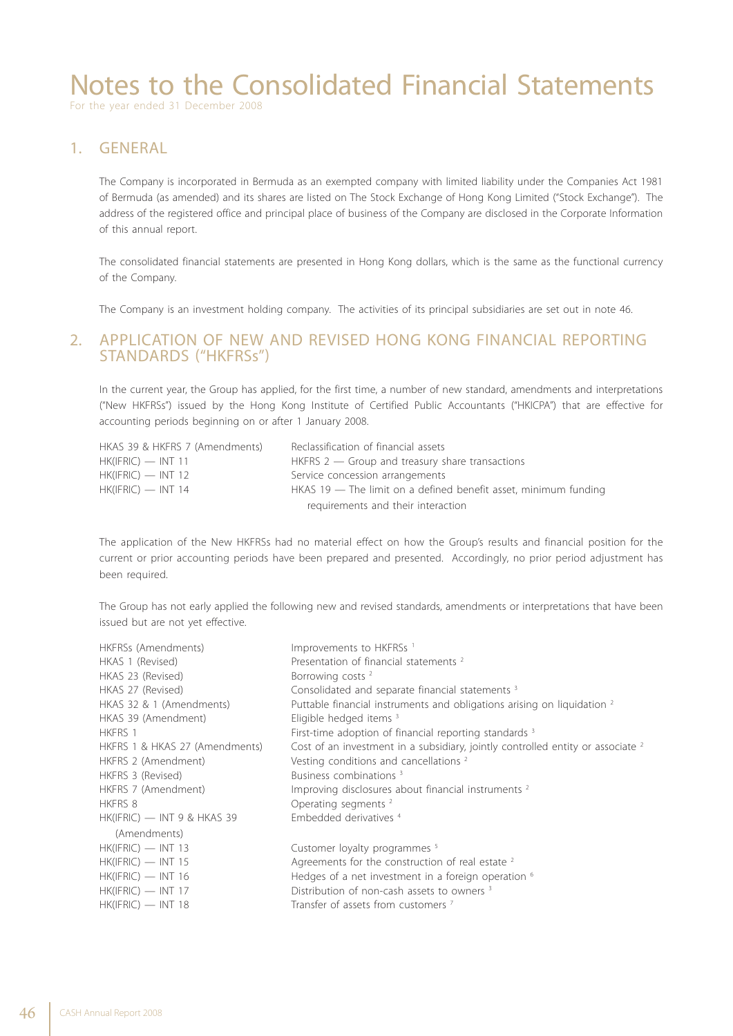# Notes to the Consolidated Financial Statements

For the year ended 31 December 2008

## 1. GENERAL

The Company is incorporated in Bermuda as an exempted company with limited liability under the Companies Act 1981 of Bermuda (as amended) and its shares are listed on The Stock Exchange of Hong Kong Limited ("Stock Exchange"). The address of the registered office and principal place of business of the Company are disclosed in the Corporate Information of this annual report.

The consolidated financial statements are presented in Hong Kong dollars, which is the same as the functional currency of the Company.

The Company is an investment holding company. The activities of its principal subsidiaries are set out in note 46.

## 2. APPLICATION OF NEW AND REVISED HONG KONG FINANCIAL REPORTING STANDARDS ("HKFRSs")

In the current year, the Group has applied, for the first time, a number of new standard, amendments and interpretations ("New HKFRSs") issued by the Hong Kong Institute of Certified Public Accountants ("HKICPA") that are effective for accounting periods beginning on or after 1 January 2008.

| | |
|---|---|
| HKAS 39 & HKFRS 7 (Amendments) | Reclassification of financial assets |
| HK(IFRIC) — INT 11 | HKFRS 2 — Group and treasury share transactions |
| HK(IFRIC) — INT 12 | Service concession arrangements |
| HK(IFRIC) — INT 14 | HKAS 19 — The limit on a defined benefit asset, minimum funding requirements and their interaction |

The application of the New HKFRSs had no material effect on how the Group's results and financial position for the current or prior accounting periods have been prepared and presented. Accordingly, no prior period adjustment has been required.

The Group has not early applied the following new and revised standards, amendments or interpretations that have been issued but are not yet effective.

| | |
|---|---|
| HKFRSs (Amendments) | Improvements to HKFRSs [1] |
| HKAS 1 (Revised) | Presentation of financial statements [2] |
| HKAS 23 (Revised) | Borrowing costs [2] |
| HKAS 27 (Revised) | Consolidated and separate financial statements [3] |
| HKAS 32 & 1 (Amendments) | Puttable financial instruments and obligations arising on liquidation [2] |
| HKAS 39 (Amendment) | Eligible hedged items [3] |
| HKFRS 1 | First-time adoption of financial reporting standards [3] |
| HKFRS 1 & HKAS 27 (Amendments) | Cost of an investment in a subsidiary, jointly controlled entity or associate [2] |
| HKFRS 2 (Amendment) | Vesting conditions and cancellations [2] |
| HKFRS 3 (Revised) | Business combinations [3] |
| HKFRS 7 (Amendment) | Improving disclosures about financial instruments [2] |
| HKFRS 8 | Operating segments [2] |
| HK(IFRIC) — INT 9 & HKAS 39 (Amendments) | Embedded derivatives [4] |
| HK(IFRIC) — INT 13 | Customer loyalty programmes [5] |
| HK(IFRIC) — INT 15 | Agreements for the construction of real estate [2] |
| HK(IFRIC) — INT 16 | Hedges of a net investment in a foreign operation [6] |
| HK(IFRIC) — INT 17 | Distribution of non-cash assets to owners [3] |
| HK(IFRIC) — INT 18 | Transfer of assets from customers [7] |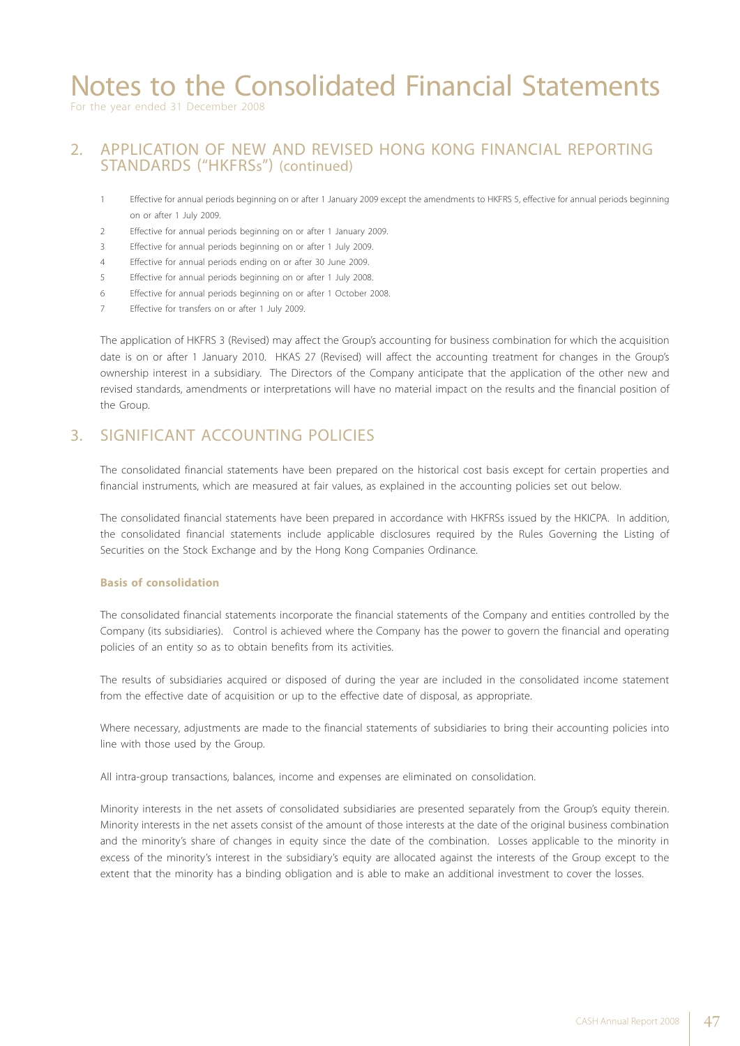## 2. APPLICATION OF NEW AND REVISED HONG KONG FINANCIAL REPORTING STANDARDS ("HKFRSs") (continued)

1. Effective for annual periods beginning on or after 1 January 2009 except the amendments to HKFRS 5, effective for annual periods beginning on or after 1 July 2009.
2. Effective for annual periods beginning on or after 1 January 2009.
3. Effective for annual periods beginning on or after 1 July 2009.
4. Effective for annual periods ending on or after 30 June 2009.
5. Effective for annual periods beginning on or after 1 July 2008.
6. Effective for annual periods beginning on or after 1 October 2008.
7. Effective for transfers on or after 1 July 2009.

The application of HKFRS 3 (Revised) may affect the Group's accounting for business combination for which the acquisition date is on or after 1 January 2010. HKAS 27 (Revised) will affect the accounting treatment for changes in the Group's ownership interest in a subsidiary. The Directors of the Company anticipate that the application of the other new and revised standards, amendments or interpretations will have no material impact on the results and the financial position of the Group.

## 3. SIGNIFICANT ACCOUNTING POLICIES

The consolidated financial statements have been prepared on the historical cost basis except for certain properties and financial instruments, which are measured at fair values, as explained in the accounting policies set out below.

The consolidated financial statements have been prepared in accordance with HKFRSs issued by the HKICPA. In addition, the consolidated financial statements include applicable disclosures required by the Rules Governing the Listing of Securities on the Stock Exchange and by the Hong Kong Companies Ordinance.

**Basis of consolidation**

The consolidated financial statements incorporate the financial statements of the Company and entities controlled by the Company (its subsidiaries). Control is achieved where the Company has the power to govern the financial and operating policies of an entity so as to obtain benefits from its activities.

The results of subsidiaries acquired or disposed of during the year are included in the consolidated income statement from the effective date of acquisition or up to the effective date of disposal, as appropriate.

Where necessary, adjustments are made to the financial statements of subsidiaries to bring their accounting policies into line with those used by the Group.

All intra-group transactions, balances, income and expenses are eliminated on consolidation.

Minority interests in the net assets of consolidated subsidiaries are presented separately from the Group's equity therein. Minority interests in the net assets consist of the amount of those interests at the date of the original business combination and the minority's share of changes in equity since the date of the combination. Losses applicable to the minority in excess of the minority's interest in the subsidiary's equity are allocated against the interests of the Group except to the extent that the minority has a binding obligation and is able to make an additional investment to cover the losses.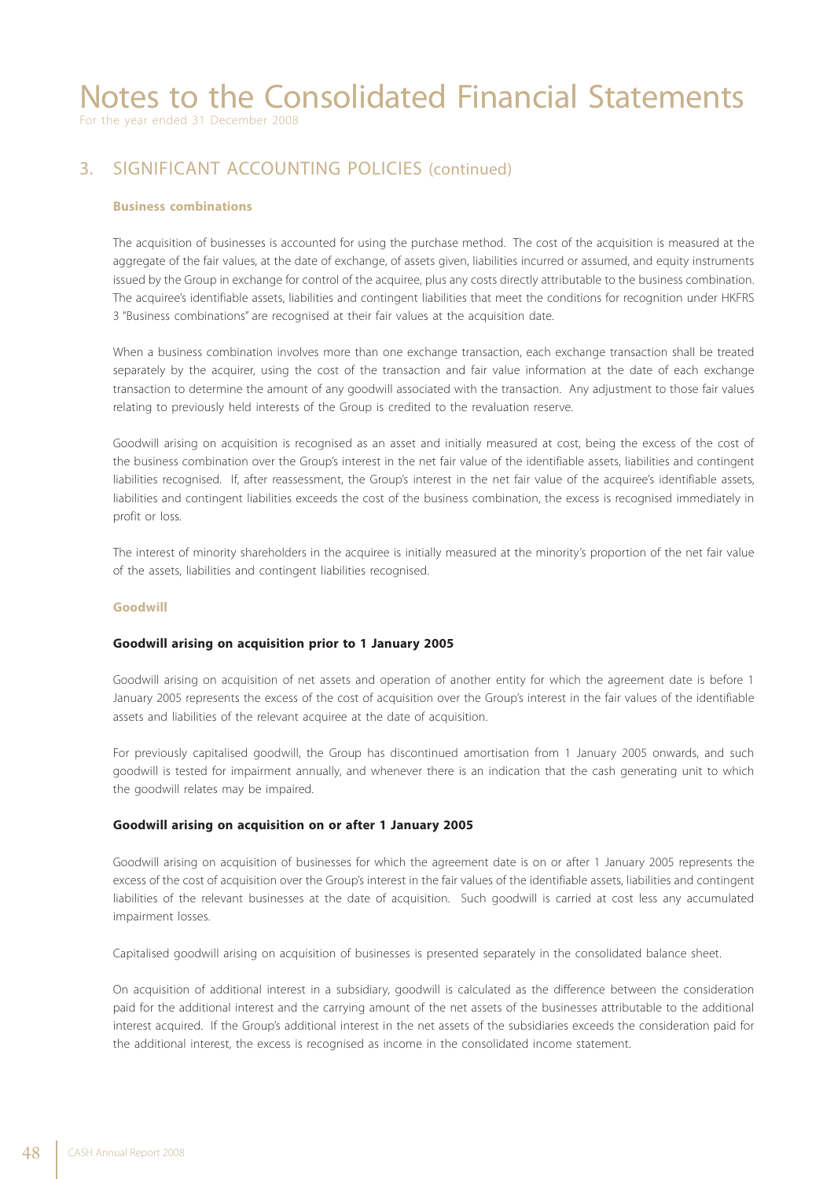## 3. SIGNIFICANT ACCOUNTING POLICIES (continued)

### Business combinations

The acquisition of businesses is accounted for using the purchase method. The cost of the acquisition is measured at the aggregate of the fair values, at the date of exchange, of assets given, liabilities incurred or assumed, and equity instruments issued by the Group in exchange for control of the acquiree, plus any costs directly attributable to the business combination. The acquiree's identifiable assets, liabilities and contingent liabilities that meet the conditions for recognition under HKFRS 3 "Business combinations" are recognised at their fair values at the acquisition date.

When a business combination involves more than one exchange transaction, each exchange transaction shall be treated separately by the acquirer, using the cost of the transaction and fair value information at the date of each exchange transaction to determine the amount of any goodwill associated with the transaction. Any adjustment to those fair values relating to previously held interests of the Group is credited to the revaluation reserve.

Goodwill arising on acquisition is recognised as an asset and initially measured at cost, being the excess of the cost of the business combination over the Group's interest in the net fair value of the identifiable assets, liabilities and contingent liabilities recognised. If, after reassessment, the Group's interest in the net fair value of the acquiree's identifiable assets, liabilities and contingent liabilities exceeds the cost of the business combination, the excess is recognised immediately in profit or loss.

The interest of minority shareholders in the acquiree is initially measured at the minority's proportion of the net fair value of the assets, liabilities and contingent liabilities recognised.

### Goodwill

#### Goodwill arising on acquisition prior to 1 January 2005

Goodwill arising on acquisition of net assets and operation of another entity for which the agreement date is before 1 January 2005 represents the excess of the cost of acquisition over the Group's interest in the fair values of the identifiable assets and liabilities of the relevant acquiree at the date of acquisition.

For previously capitalised goodwill, the Group has discontinued amortisation from 1 January 2005 onwards, and such goodwill is tested for impairment annually, and whenever there is an indication that the cash generating unit to which the goodwill relates may be impaired.

#### Goodwill arising on acquisition on or after 1 January 2005

Goodwill arising on acquisition of businesses for which the agreement date is on or after 1 January 2005 represents the excess of the cost of acquisition over the Group's interest in the fair values of the identifiable assets, liabilities and contingent liabilities of the relevant businesses at the date of acquisition. Such goodwill is carried at cost less any accumulated impairment losses.

Capitalised goodwill arising on acquisition of businesses is presented separately in the consolidated balance sheet.

On acquisition of additional interest in a subsidiary, goodwill is calculated as the difference between the consideration paid for the additional interest and the carrying amount of the net assets of the businesses attributable to the additional interest acquired. If the Group's additional interest in the net assets of the subsidiaries exceeds the consideration paid for the additional interest, the excess is recognised as income in the consolidated income statement.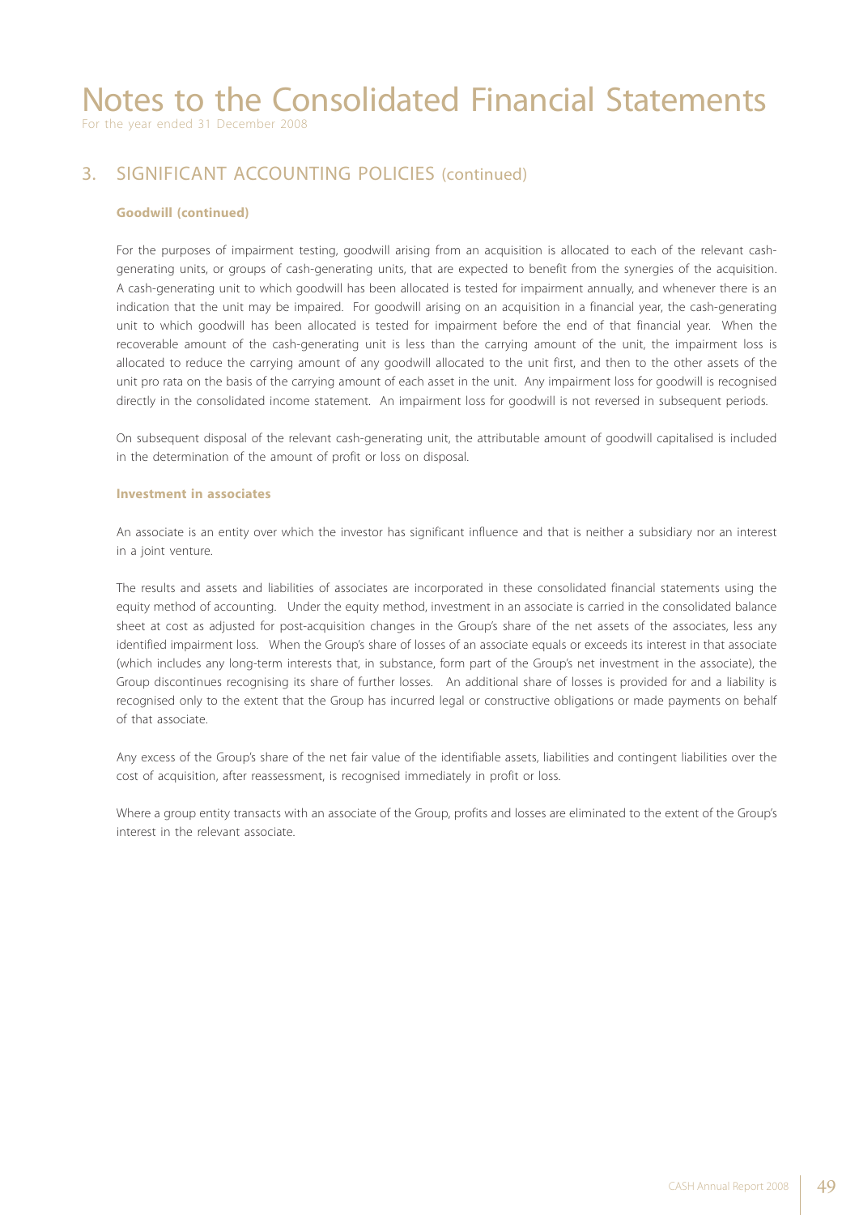# Notes to the Consolidated Financial Statements

For the year ended 31 December 2008

## 3. SIGNIFICANT ACCOUNTING POLICIES (continued)

### Goodwill (continued)

For the purposes of impairment testing, goodwill arising from an acquisition is allocated to each of the relevant cash-generating units, or groups of cash-generating units, that are expected to benefit from the synergies of the acquisition. A cash-generating unit to which goodwill has been allocated is tested for impairment annually, and whenever there is an indication that the unit may be impaired. For goodwill arising on an acquisition in a financial year, the cash-generating unit to which goodwill has been allocated is tested for impairment before the end of that financial year. When the recoverable amount of the cash-generating unit is less than the carrying amount of the unit, the impairment loss is allocated to reduce the carrying amount of any goodwill allocated to the unit first, and then to the other assets of the unit pro rata on the basis of the carrying amount of each asset in the unit. Any impairment loss for goodwill is recognised directly in the consolidated income statement. An impairment loss for goodwill is not reversed in subsequent periods.

On subsequent disposal of the relevant cash-generating unit, the attributable amount of goodwill capitalised is included in the determination of the amount of profit or loss on disposal.

### Investment in associates

An associate is an entity over which the investor has significant influence and that is neither a subsidiary nor an interest in a joint venture.

The results and assets and liabilities of associates are incorporated in these consolidated financial statements using the equity method of accounting. Under the equity method, investment in an associate is carried in the consolidated balance sheet at cost as adjusted for post-acquisition changes in the Group's share of the net assets of the associates, less any identified impairment loss. When the Group's share of losses of an associate equals or exceeds its interest in that associate (which includes any long-term interests that, in substance, form part of the Group's net investment in the associate), the Group discontinues recognising its share of further losses. An additional share of losses is provided for and a liability is recognised only to the extent that the Group has incurred legal or constructive obligations or made payments on behalf of that associate.

Any excess of the Group's share of the net fair value of the identifiable assets, liabilities and contingent liabilities over the cost of acquisition, after reassessment, is recognised immediately in profit or loss.

Where a group entity transacts with an associate of the Group, profits and losses are eliminated to the extent of the Group's interest in the relevant associate.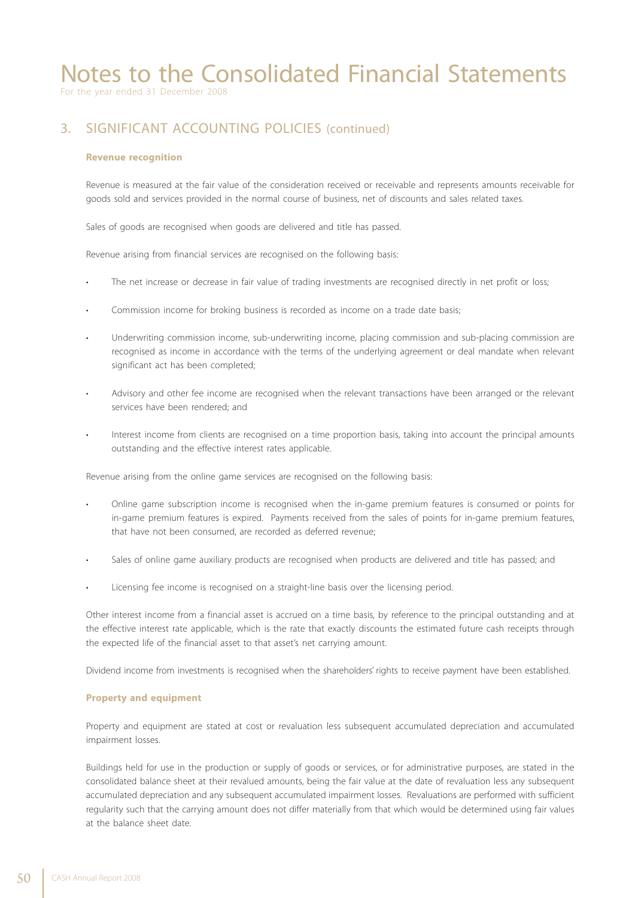# Notes to the Consolidated Financial Statements

For the year ended 31 December 2008

## 3. SIGNIFICANT ACCOUNTING POLICIES (continued)

### Revenue recognition

Revenue is measured at the fair value of the consideration received or receivable and represents amounts receivable for goods sold and services provided in the normal course of business, net of discounts and sales related taxes.

Sales of goods are recognised when goods are delivered and title has passed.

Revenue arising from financial services are recognised on the following basis:

- The net increase or decrease in fair value of trading investments are recognised directly in net profit or loss;
- Commission income for broking business is recorded as income on a trade date basis;
- Underwriting commission income, sub-underwriting income, placing commission and sub-placing commission are recognised as income in accordance with the terms of the underlying agreement or deal mandate when relevant significant act has been completed;
- Advisory and other fee income are recognised when the relevant transactions have been arranged or the relevant services have been rendered; and
- Interest income from clients are recognised on a time proportion basis, taking into account the principal amounts outstanding and the effective interest rates applicable.

Revenue arising from the online game services are recognised on the following basis:

- Online game subscription income is recognised when the in-game premium features is consumed or points for in-game premium features is expired. Payments received from the sales of points for in-game premium features, that have not been consumed, are recorded as deferred revenue;
- Sales of online game auxiliary products are recognised when products are delivered and title has passed; and
- Licensing fee income is recognised on a straight-line basis over the licensing period.

Other interest income from a financial asset is accrued on a time basis, by reference to the principal outstanding and at the effective interest rate applicable, which is the rate that exactly discounts the estimated future cash receipts through the expected life of the financial asset to that asset's net carrying amount.

Dividend income from investments is recognised when the shareholders' rights to receive payment have been established.

### Property and equipment

Property and equipment are stated at cost or revaluation less subsequent accumulated depreciation and accumulated impairment losses.

Buildings held for use in the production or supply of goods or services, or for administrative purposes, are stated in the consolidated balance sheet at their revalued amounts, being the fair value at the date of revaluation less any subsequent accumulated depreciation and any subsequent accumulated impairment losses. Revaluations are performed with sufficient regularity such that the carrying amount does not differ materially from that which would be determined using fair values at the balance sheet date.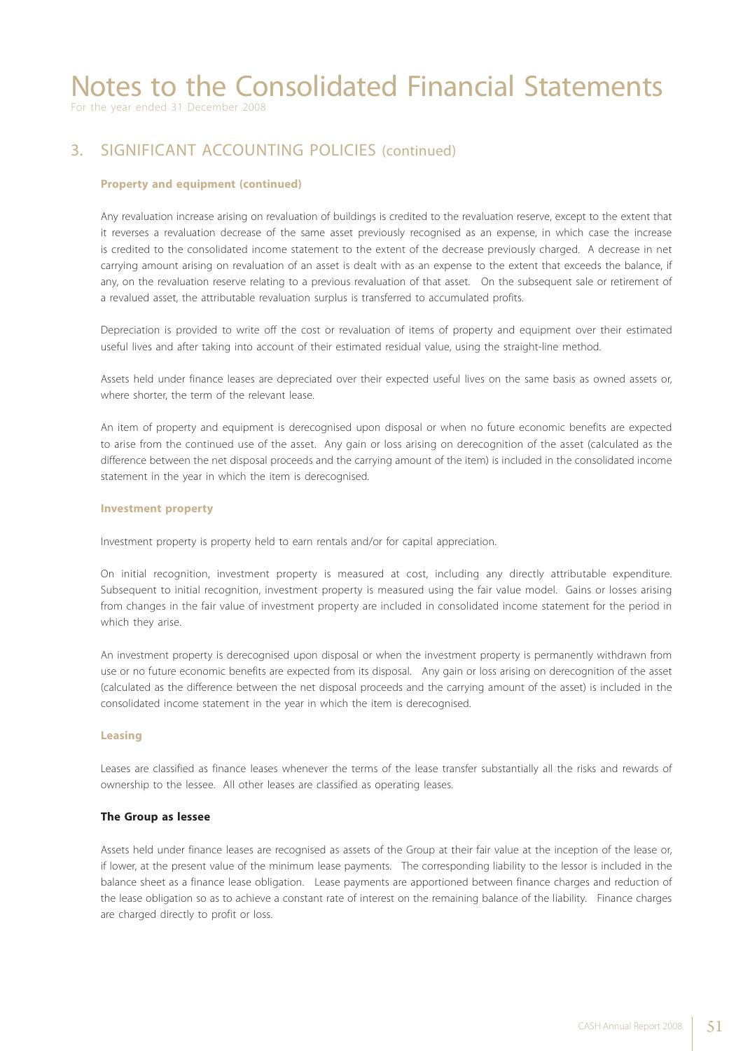## 3. SIGNIFICANT ACCOUNTING POLICIES (continued)

### Property and equipment (continued)

Any revaluation increase arising on revaluation of buildings is credited to the revaluation reserve, except to the extent that it reverses a revaluation decrease of the same asset previously recognised as an expense, in which case the increase is credited to the consolidated income statement to the extent of the decrease previously charged. A decrease in net carrying amount arising on revaluation of an asset is dealt with as an expense to the extent that exceeds the balance, if any, on the revaluation reserve relating to a previous revaluation of that asset. On the subsequent sale or retirement of a revalued asset, the attributable revaluation surplus is transferred to accumulated profits.

Depreciation is provided to write off the cost or revaluation of items of property and equipment over their estimated useful lives and after taking into account of their estimated residual value, using the straight-line method.

Assets held under finance leases are depreciated over their expected useful lives on the same basis as owned assets or, where shorter, the term of the relevant lease.

An item of property and equipment is derecognised upon disposal or when no future economic benefits are expected to arise from the continued use of the asset. Any gain or loss arising on derecognition of the asset (calculated as the difference between the net disposal proceeds and the carrying amount of the item) is included in the consolidated income statement in the year in which the item is derecognised.

### Investment property

Investment property is property held to earn rentals and/or for capital appreciation.

On initial recognition, investment property is measured at cost, including any directly attributable expenditure. Subsequent to initial recognition, investment property is measured using the fair value model. Gains or losses arising from changes in the fair value of investment property are included in consolidated income statement for the period in which they arise.

An investment property is derecognised upon disposal or when the investment property is permanently withdrawn from use or no future economic benefits are expected from its disposal. Any gain or loss arising on derecognition of the asset (calculated as the difference between the net disposal proceeds and the carrying amount of the asset) is included in the consolidated income statement in the year in which the item is derecognised.

### Leasing

Leases are classified as finance leases whenever the terms of the lease transfer substantially all the risks and rewards of ownership to the lessee. All other leases are classified as operating leases.

#### The Group as lessee

Assets held under finance leases are recognised as assets of the Group at their fair value at the inception of the lease or, if lower, at the present value of the minimum lease payments. The corresponding liability to the lessor is included in the balance sheet as a finance lease obligation. Lease payments are apportioned between finance charges and reduction of the lease obligation so as to achieve a constant rate of interest on the remaining balance of the liability. Finance charges are charged directly to profit or loss.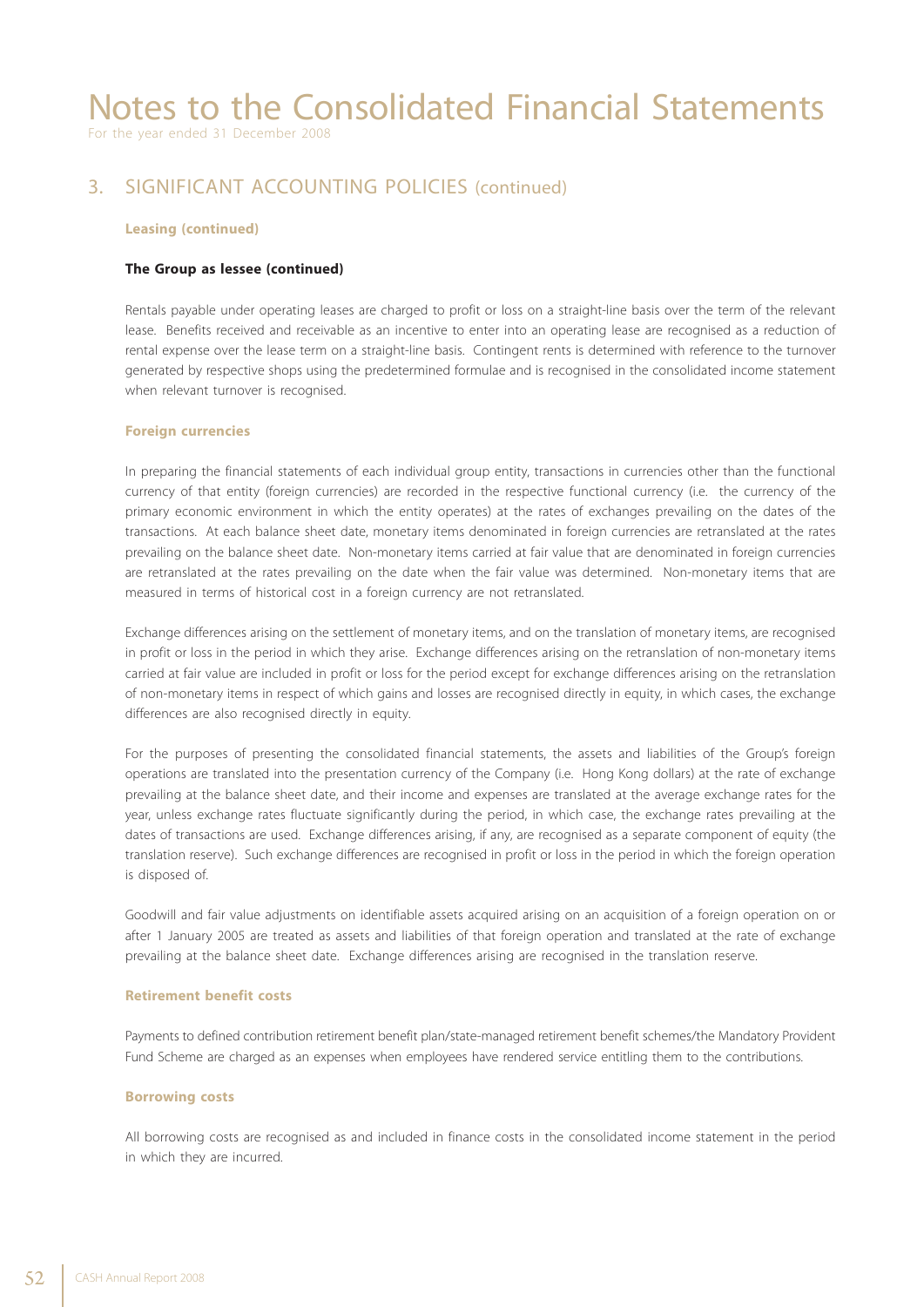## 3. SIGNIFICANT ACCOUNTING POLICIES (continued)

### Leasing (continued)

#### The Group as lessee (continued)

Rentals payable under operating leases are charged to profit or loss on a straight-line basis over the term of the relevant lease. Benefits received and receivable as an incentive to enter into an operating lease are recognised as a reduction of rental expense over the lease term on a straight-line basis. Contingent rents is determined with reference to the turnover generated by respective shops using the predetermined formulae and is recognised in the consolidated income statement when relevant turnover is recognised.

### Foreign currencies

In preparing the financial statements of each individual group entity, transactions in currencies other than the functional currency of that entity (foreign currencies) are recorded in the respective functional currency (i.e. the currency of the primary economic environment in which the entity operates) at the rates of exchanges prevailing on the dates of the transactions. At each balance sheet date, monetary items denominated in foreign currencies are retranslated at the rates prevailing on the balance sheet date. Non-monetary items carried at fair value that are denominated in foreign currencies are retranslated at the rates prevailing on the date when the fair value was determined. Non-monetary items that are measured in terms of historical cost in a foreign currency are not retranslated.

Exchange differences arising on the settlement of monetary items, and on the translation of monetary items, are recognised in profit or loss in the period in which they arise. Exchange differences arising on the retranslation of non-monetary items carried at fair value are included in profit or loss for the period except for exchange differences arising on the retranslation of non-monetary items in respect of which gains and losses are recognised directly in equity, in which cases, the exchange differences are also recognised directly in equity.

For the purposes of presenting the consolidated financial statements, the assets and liabilities of the Group's foreign operations are translated into the presentation currency of the Company (i.e. Hong Kong dollars) at the rate of exchange prevailing at the balance sheet date, and their income and expenses are translated at the average exchange rates for the year, unless exchange rates fluctuate significantly during the period, in which case, the exchange rates prevailing at the dates of transactions are used. Exchange differences arising, if any, are recognised as a separate component of equity (the translation reserve). Such exchange differences are recognised in profit or loss in the period in which the foreign operation is disposed of.

Goodwill and fair value adjustments on identifiable assets acquired arising on an acquisition of a foreign operation on or after 1 January 2005 are treated as assets and liabilities of that foreign operation and translated at the rate of exchange prevailing at the balance sheet date. Exchange differences arising are recognised in the translation reserve.

### Retirement benefit costs

Payments to defined contribution retirement benefit plan/state-managed retirement benefit schemes/the Mandatory Provident Fund Scheme are charged as an expenses when employees have rendered service entitling them to the contributions.

### Borrowing costs

All borrowing costs are recognised as and included in finance costs in the consolidated income statement in the period in which they are incurred.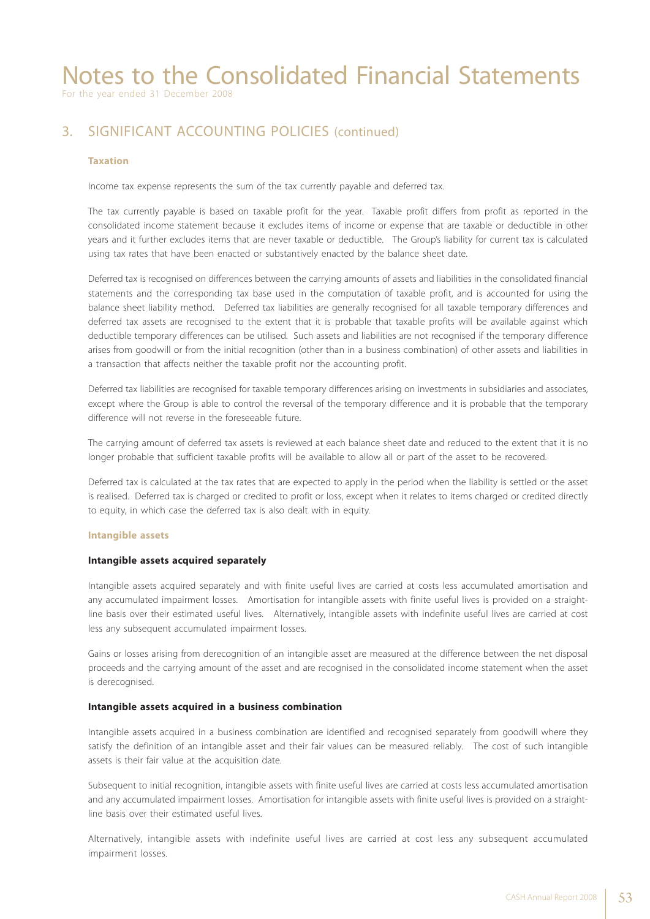# Notes to the Consolidated Financial Statements

For the year ended 31 December 2008

## 3. SIGNIFICANT ACCOUNTING POLICIES (continued)

### Taxation

Income tax expense represents the sum of the tax currently payable and deferred tax.

The tax currently payable is based on taxable profit for the year. Taxable profit differs from profit as reported in the consolidated income statement because it excludes items of income or expense that are taxable or deductible in other years and it further excludes items that are never taxable or deductible. The Group's liability for current tax is calculated using tax rates that have been enacted or substantively enacted by the balance sheet date.

Deferred tax is recognised on differences between the carrying amounts of assets and liabilities in the consolidated financial statements and the corresponding tax base used in the computation of taxable profit, and is accounted for using the balance sheet liability method. Deferred tax liabilities are generally recognised for all taxable temporary differences and deferred tax assets are recognised to the extent that it is probable that taxable profits will be available against which deductible temporary differences can be utilised. Such assets and liabilities are not recognised if the temporary difference arises from goodwill or from the initial recognition (other than in a business combination) of other assets and liabilities in a transaction that affects neither the taxable profit nor the accounting profit.

Deferred tax liabilities are recognised for taxable temporary differences arising on investments in subsidiaries and associates, except where the Group is able to control the reversal of the temporary difference and it is probable that the temporary difference will not reverse in the foreseeable future.

The carrying amount of deferred tax assets is reviewed at each balance sheet date and reduced to the extent that it is no longer probable that sufficient taxable profits will be available to allow all or part of the asset to be recovered.

Deferred tax is calculated at the tax rates that are expected to apply in the period when the liability is settled or the asset is realised. Deferred tax is charged or credited to profit or loss, except when it relates to items charged or credited directly to equity, in which case the deferred tax is also dealt with in equity.

### Intangible assets

#### Intangible assets acquired separately

Intangible assets acquired separately and with finite useful lives are carried at costs less accumulated amortisation and any accumulated impairment losses. Amortisation for intangible assets with finite useful lives is provided on a straight-line basis over their estimated useful lives. Alternatively, intangible assets with indefinite useful lives are carried at cost less any subsequent accumulated impairment losses.

Gains or losses arising from derecognition of an intangible asset are measured at the difference between the net disposal proceeds and the carrying amount of the asset and are recognised in the consolidated income statement when the asset is derecognised.

#### Intangible assets acquired in a business combination

Intangible assets acquired in a business combination are identified and recognised separately from goodwill where they satisfy the definition of an intangible asset and their fair values can be measured reliably. The cost of such intangible assets is their fair value at the acquisition date.

Subsequent to initial recognition, intangible assets with finite useful lives are carried at costs less accumulated amortisation and any accumulated impairment losses. Amortisation for intangible assets with finite useful lives is provided on a straight-line basis over their estimated useful lives.

Alternatively, intangible assets with indefinite useful lives are carried at cost less any subsequent accumulated impairment losses.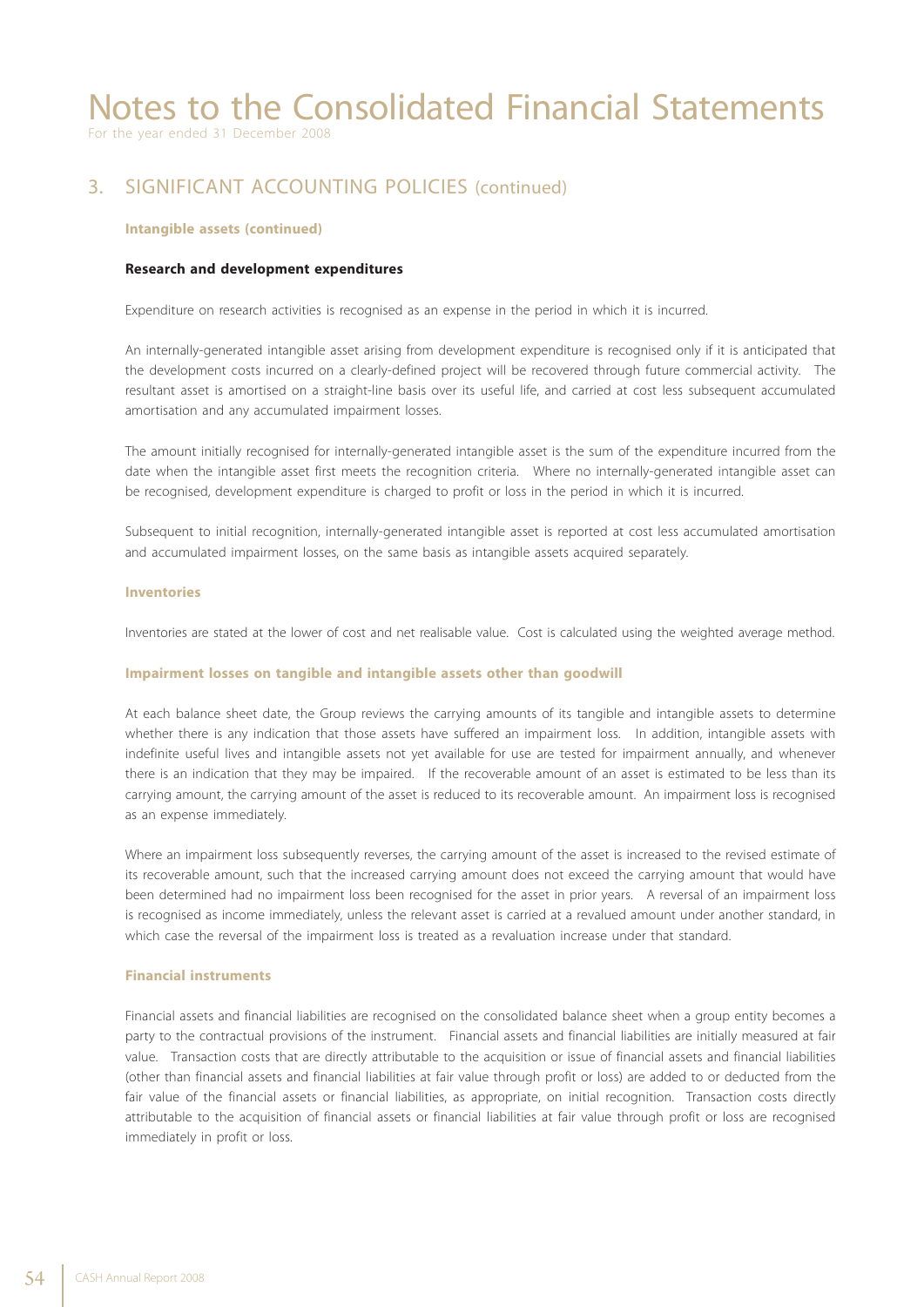# 3. SIGNIFICANT ACCOUNTING POLICIES (continued)

**Intangible assets (continued)**

**Research and development expenditures**

Expenditure on research activities is recognised as an expense in the period in which it is incurred.

An internally-generated intangible asset arising from development expenditure is recognised only if it is anticipated that the development costs incurred on a clearly-defined project will be recovered through future commercial activity. The resultant asset is amortised on a straight-line basis over its useful life, and carried at cost less subsequent accumulated amortisation and any accumulated impairment losses.

The amount initially recognised for internally-generated intangible asset is the sum of the expenditure incurred from the date when the intangible asset first meets the recognition criteria. Where no internally-generated intangible asset can be recognised, development expenditure is charged to profit or loss in the period in which it is incurred.

Subsequent to initial recognition, internally-generated intangible asset is reported at cost less accumulated amortisation and accumulated impairment losses, on the same basis as intangible assets acquired separately.

**Inventories**

Inventories are stated at the lower of cost and net realisable value. Cost is calculated using the weighted average method.

**Impairment losses on tangible and intangible assets other than goodwill**

At each balance sheet date, the Group reviews the carrying amounts of its tangible and intangible assets to determine whether there is any indication that those assets have suffered an impairment loss. In addition, intangible assets with indefinite useful lives and intangible assets not yet available for use are tested for impairment annually, and whenever there is an indication that they may be impaired. If the recoverable amount of an asset is estimated to be less than its carrying amount, the carrying amount of the asset is reduced to its recoverable amount. An impairment loss is recognised as an expense immediately.

Where an impairment loss subsequently reverses, the carrying amount of the asset is increased to the revised estimate of its recoverable amount, such that the increased carrying amount does not exceed the carrying amount that would have been determined had no impairment loss been recognised for the asset in prior years. A reversal of an impairment loss is recognised as income immediately, unless the relevant asset is carried at a revalued amount under another standard, in which case the reversal of the impairment loss is treated as a revaluation increase under that standard.

**Financial instruments**

Financial assets and financial liabilities are recognised on the consolidated balance sheet when a group entity becomes a party to the contractual provisions of the instrument. Financial assets and financial liabilities are initially measured at fair value. Transaction costs that are directly attributable to the acquisition or issue of financial assets and financial liabilities (other than financial assets and financial liabilities at fair value through profit or loss) are added to or deducted from the fair value of the financial assets or financial liabilities, as appropriate, on initial recognition. Transaction costs directly attributable to the acquisition of financial assets or financial liabilities at fair value through profit or loss are recognised immediately in profit or loss.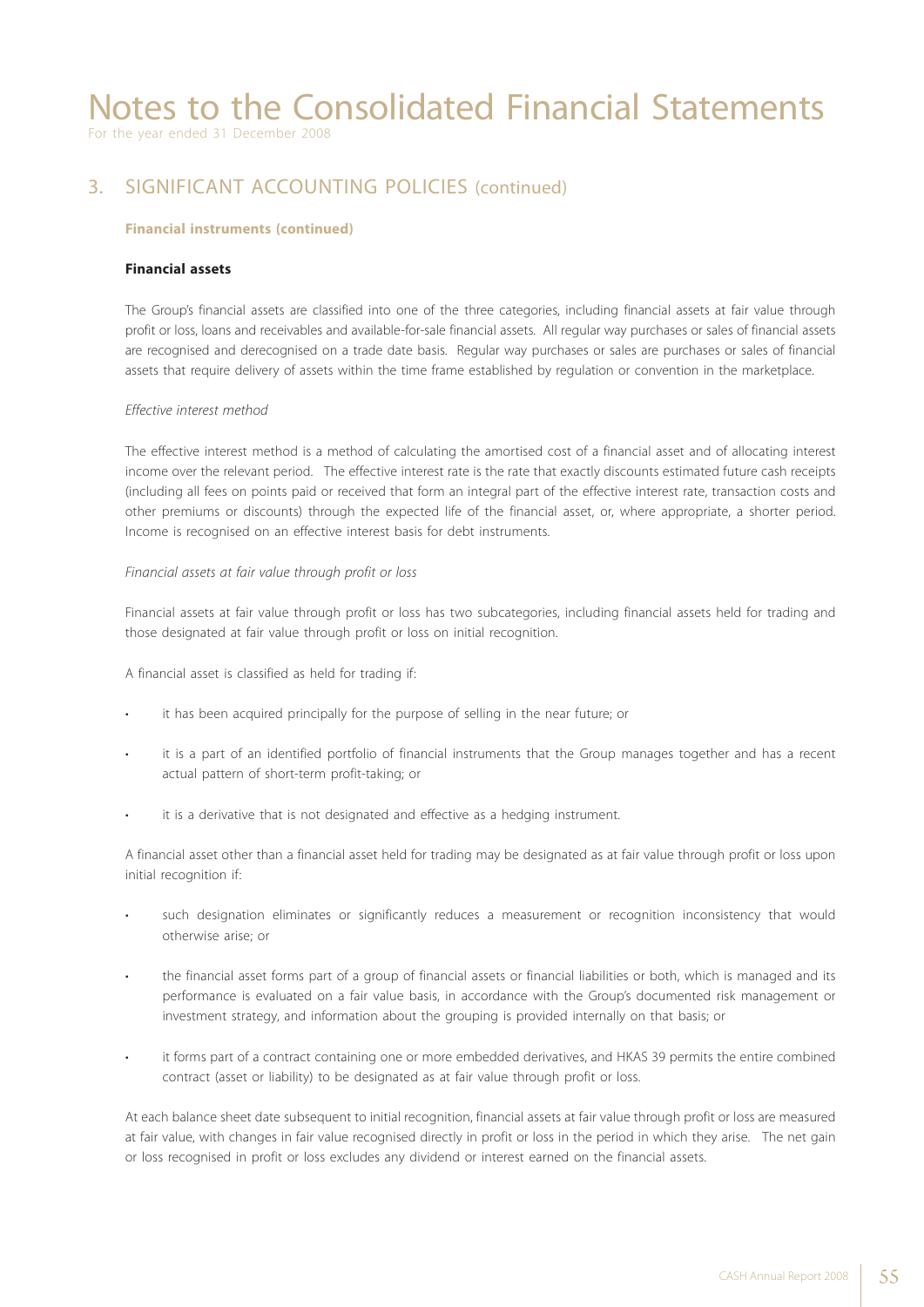# Notes to the Consolidated Financial Statements

For the year ended 31 December 2008

## 3. SIGNIFICANT ACCOUNTING POLICIES (continued)

**Financial instruments (continued)**

### Financial assets

The Group's financial assets are classified into one of the three categories, including financial assets at fair value through profit or loss, loans and receivables and available-for-sale financial assets. All regular way purchases or sales of financial assets are recognised and derecognised on a trade date basis. Regular way purchases or sales are purchases or sales of financial assets that require delivery of assets within the time frame established by regulation or convention in the marketplace.

*Effective interest method*

The effective interest method is a method of calculating the amortised cost of a financial asset and of allocating interest income over the relevant period. The effective interest rate is the rate that exactly discounts estimated future cash receipts (including all fees on points paid or received that form an integral part of the effective interest rate, transaction costs and other premiums or discounts) through the expected life of the financial asset, or, where appropriate, a shorter period. Income is recognised on an effective interest basis for debt instruments.

*Financial assets at fair value through profit or loss*

Financial assets at fair value through profit or loss has two subcategories, including financial assets held for trading and those designated at fair value through profit or loss on initial recognition.

A financial asset is classified as held for trading if:

- it has been acquired principally for the purpose of selling in the near future; or
- it is a part of an identified portfolio of financial instruments that the Group manages together and has a recent actual pattern of short-term profit-taking; or
- it is a derivative that is not designated and effective as a hedging instrument.

A financial asset other than a financial asset held for trading may be designated as at fair value through profit or loss upon initial recognition if:

- such designation eliminates or significantly reduces a measurement or recognition inconsistency that would otherwise arise; or
- the financial asset forms part of a group of financial assets or financial liabilities or both, which is managed and its performance is evaluated on a fair value basis, in accordance with the Group's documented risk management or investment strategy, and information about the grouping is provided internally on that basis; or
- it forms part of a contract containing one or more embedded derivatives, and HKAS 39 permits the entire combined contract (asset or liability) to be designated as at fair value through profit or loss.

At each balance sheet date subsequent to initial recognition, financial assets at fair value through profit or loss are measured at fair value, with changes in fair value recognised directly in profit or loss in the period in which they arise. The net gain or loss recognised in profit or loss excludes any dividend or interest earned on the financial assets.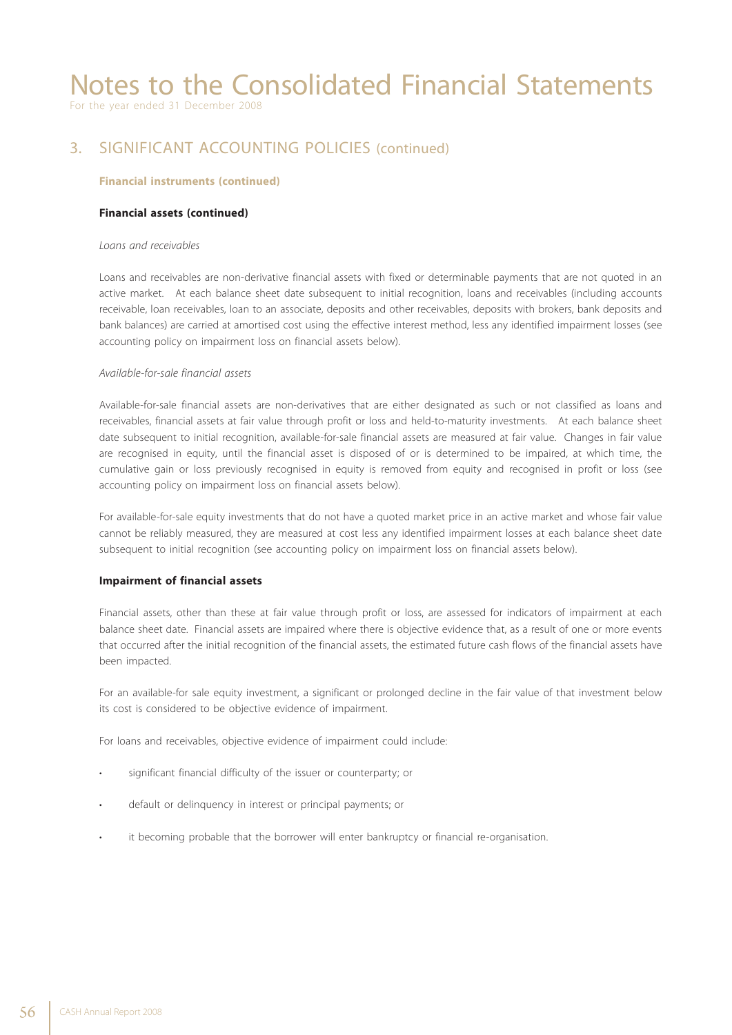# Notes to the Consolidated Financial Statements

For the year ended 31 December 2008

## 3. SIGNIFICANT ACCOUNTING POLICIES (continued)

**Financial instruments (continued)**

**Financial assets (continued)**

*Loans and receivables*

Loans and receivables are non-derivative financial assets with fixed or determinable payments that are not quoted in an active market. At each balance sheet date subsequent to initial recognition, loans and receivables (including accounts receivable, loan receivables, loan to an associate, deposits and other receivables, deposits with brokers, bank deposits and bank balances) are carried at amortised cost using the effective interest method, less any identified impairment losses (see accounting policy on impairment loss on financial assets below).

*Available-for-sale financial assets*

Available-for-sale financial assets are non-derivatives that are either designated as such or not classified as loans and receivables, financial assets at fair value through profit or loss and held-to-maturity investments. At each balance sheet date subsequent to initial recognition, available-for-sale financial assets are measured at fair value. Changes in fair value are recognised in equity, until the financial asset is disposed of or is determined to be impaired, at which time, the cumulative gain or loss previously recognised in equity is removed from equity and recognised in profit or loss (see accounting policy on impairment loss on financial assets below).

For available-for-sale equity investments that do not have a quoted market price in an active market and whose fair value cannot be reliably measured, they are measured at cost less any identified impairment losses at each balance sheet date subsequent to initial recognition (see accounting policy on impairment loss on financial assets below).

**Impairment of financial assets**

Financial assets, other than these at fair value through profit or loss, are assessed for indicators of impairment at each balance sheet date. Financial assets are impaired where there is objective evidence that, as a result of one or more events that occurred after the initial recognition of the financial assets, the estimated future cash flows of the financial assets have been impacted.

For an available-for sale equity investment, a significant or prolonged decline in the fair value of that investment below its cost is considered to be objective evidence of impairment.

For loans and receivables, objective evidence of impairment could include:

- significant financial difficulty of the issuer or counterparty; or
- default or delinquency in interest or principal payments; or
- it becoming probable that the borrower will enter bankruptcy or financial re-organisation.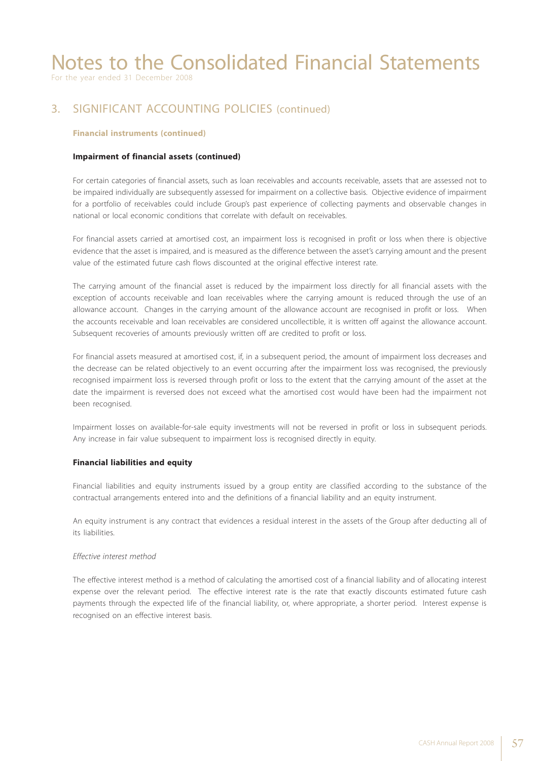# Notes to the Consolidated Financial Statements

For the year ended 31 December 2008

## 3. SIGNIFICANT ACCOUNTING POLICIES (continued)

**Financial instruments (continued)**

**Impairment of financial assets (continued)**

For certain categories of financial assets, such as loan receivables and accounts receivable, assets that are assessed not to be impaired individually are subsequently assessed for impairment on a collective basis. Objective evidence of impairment for a portfolio of receivables could include Group's past experience of collecting payments and observable changes in national or local economic conditions that correlate with default on receivables.

For financial assets carried at amortised cost, an impairment loss is recognised in profit or loss when there is objective evidence that the asset is impaired, and is measured as the difference between the asset's carrying amount and the present value of the estimated future cash flows discounted at the original effective interest rate.

The carrying amount of the financial asset is reduced by the impairment loss directly for all financial assets with the exception of accounts receivable and loan receivables where the carrying amount is reduced through the use of an allowance account. Changes in the carrying amount of the allowance account are recognised in profit or loss. When the accounts receivable and loan receivables are considered uncollectible, it is written off against the allowance account. Subsequent recoveries of amounts previously written off are credited to profit or loss.

For financial assets measured at amortised cost, if, in a subsequent period, the amount of impairment loss decreases and the decrease can be related objectively to an event occurring after the impairment loss was recognised, the previously recognised impairment loss is reversed through profit or loss to the extent that the carrying amount of the asset at the date the impairment is reversed does not exceed what the amortised cost would have been had the impairment not been recognised.

Impairment losses on available-for-sale equity investments will not be reversed in profit or loss in subsequent periods. Any increase in fair value subsequent to impairment loss is recognised directly in equity.

**Financial liabilities and equity**

Financial liabilities and equity instruments issued by a group entity are classified according to the substance of the contractual arrangements entered into and the definitions of a financial liability and an equity instrument.

An equity instrument is any contract that evidences a residual interest in the assets of the Group after deducting all of its liabilities.

*Effective interest method*

The effective interest method is a method of calculating the amortised cost of a financial liability and of allocating interest expense over the relevant period. The effective interest rate is the rate that exactly discounts estimated future cash payments through the expected life of the financial liability, or, where appropriate, a shorter period. Interest expense is recognised on an effective interest basis.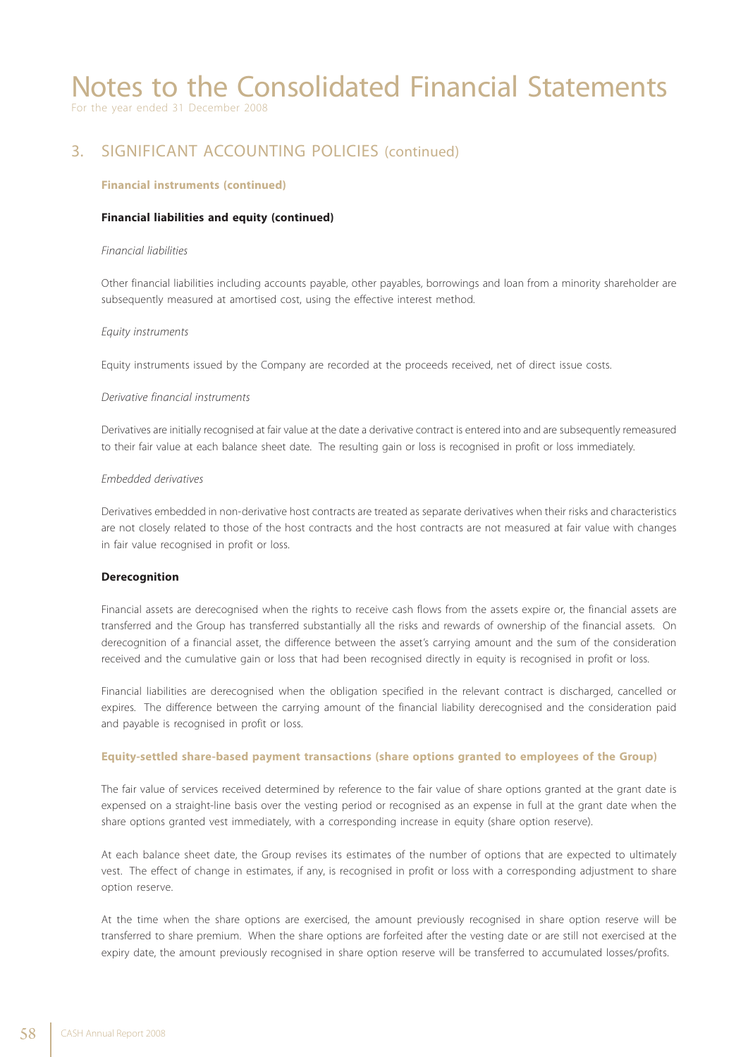# Notes to the Consolidated Financial Statements

For the year ended 31 December 2008

## 3. SIGNIFICANT ACCOUNTING POLICIES (continued)

**Financial instruments (continued)**

**Financial liabilities and equity (continued)**

*Financial liabilities*

Other financial liabilities including accounts payable, other payables, borrowings and loan from a minority shareholder are subsequently measured at amortised cost, using the effective interest method.

*Equity instruments*

Equity instruments issued by the Company are recorded at the proceeds received, net of direct issue costs.

*Derivative financial instruments*

Derivatives are initially recognised at fair value at the date a derivative contract is entered into and are subsequently remeasured to their fair value at each balance sheet date. The resulting gain or loss is recognised in profit or loss immediately.

*Embedded derivatives*

Derivatives embedded in non-derivative host contracts are treated as separate derivatives when their risks and characteristics are not closely related to those of the host contracts and the host contracts are not measured at fair value with changes in fair value recognised in profit or loss.

**Derecognition**

Financial assets are derecognised when the rights to receive cash flows from the assets expire or, the financial assets are transferred and the Group has transferred substantially all the risks and rewards of ownership of the financial assets. On derecognition of a financial asset, the difference between the asset's carrying amount and the sum of the consideration received and the cumulative gain or loss that had been recognised directly in equity is recognised in profit or loss.

Financial liabilities are derecognised when the obligation specified in the relevant contract is discharged, cancelled or expires. The difference between the carrying amount of the financial liability derecognised and the consideration paid and payable is recognised in profit or loss.

**Equity-settled share-based payment transactions (share options granted to employees of the Group)**

The fair value of services received determined by reference to the fair value of share options granted at the grant date is expensed on a straight-line basis over the vesting period or recognised as an expense in full at the grant date when the share options granted vest immediately, with a corresponding increase in equity (share option reserve).

At each balance sheet date, the Group revises its estimates of the number of options that are expected to ultimately vest. The effect of change in estimates, if any, is recognised in profit or loss with a corresponding adjustment to share option reserve.

At the time when the share options are exercised, the amount previously recognised in share option reserve will be transferred to share premium. When the share options are forfeited after the vesting date or are still not exercised at the expiry date, the amount previously recognised in share option reserve will be transferred to accumulated losses/profits.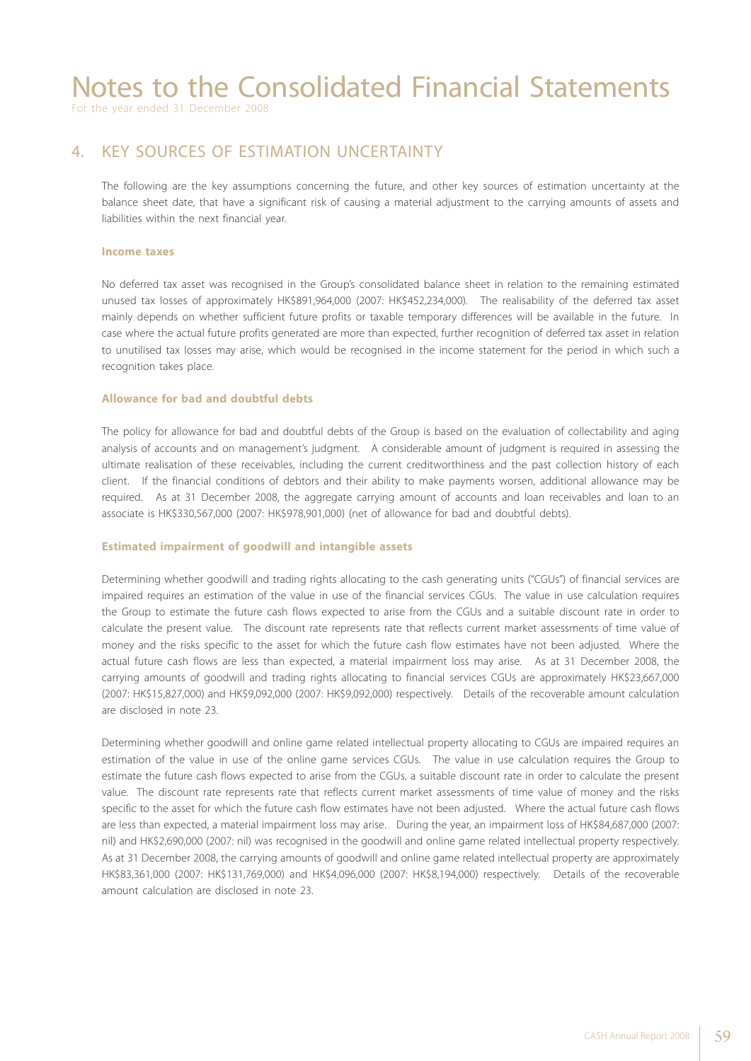# Notes to the Consolidated Financial Statements

For the year ended 31 December 2008

## 4. KEY SOURCES OF ESTIMATION UNCERTAINTY

The following are the key assumptions concerning the future, and other key sources of estimation uncertainty at the balance sheet date, that have a significant risk of causing a material adjustment to the carrying amounts of assets and liabilities within the next financial year.

### Income taxes

No deferred tax asset was recognised in the Group's consolidated balance sheet in relation to the remaining estimated unused tax losses of approximately HK$891,964,000 (2007: HK$452,234,000). The realisability of the deferred tax asset mainly depends on whether sufficient future profits or taxable temporary differences will be available in the future. In case where the actual future profits generated are more than expected, further recognition of deferred tax asset in relation to unutilised tax losses may arise, which would be recognised in the income statement for the period in which such a recognition takes place.

### Allowance for bad and doubtful debts

The policy for allowance for bad and doubtful debts of the Group is based on the evaluation of collectability and aging analysis of accounts and on management's judgment. A considerable amount of judgment is required in assessing the ultimate realisation of these receivables, including the current creditworthiness and the past collection history of each client. If the financial conditions of debtors and their ability to make payments worsen, additional allowance may be required. As at 31 December 2008, the aggregate carrying amount of accounts and loan receivables and loan to an associate is HK$330,567,000 (2007: HK$978,901,000) (net of allowance for bad and doubtful debts).

### Estimated impairment of goodwill and intangible assets

Determining whether goodwill and trading rights allocating to the cash generating units ("CGUs") of financial services are impaired requires an estimation of the value in use of the financial services CGUs. The value in use calculation requires the Group to estimate the future cash flows expected to arise from the CGUs and a suitable discount rate in order to calculate the present value. The discount rate represents rate that reflects current market assessments of time value of money and the risks specific to the asset for which the future cash flow estimates have not been adjusted. Where the actual future cash flows are less than expected, a material impairment loss may arise. As at 31 December 2008, the carrying amounts of goodwill and trading rights allocating to financial services CGUs are approximately HK$23,667,000 (2007: HK$15,827,000) and HK$9,092,000 (2007: HK$9,092,000) respectively. Details of the recoverable amount calculation are disclosed in note 23.

Determining whether goodwill and online game related intellectual property allocating to CGUs are impaired requires an estimation of the value in use of the online game services CGUs. The value in use calculation requires the Group to estimate the future cash flows expected to arise from the CGUs, a suitable discount rate in order to calculate the present value. The discount rate represents rate that reflects current market assessments of time value of money and the risks specific to the asset for which the future cash flow estimates have not been adjusted. Where the actual future cash flows are less than expected, a material impairment loss may arise. During the year, an impairment loss of HK$84,687,000 (2007: nil) and HK$2,690,000 (2007: nil) was recognised in the goodwill and online game related intellectual property respectively. As at 31 December 2008, the carrying amounts of goodwill and online game related intellectual property are approximately HK$83,361,000 (2007: HK$131,769,000) and HK$4,096,000 (2007: HK$8,194,000) respectively. Details of the recoverable amount calculation are disclosed in note 23.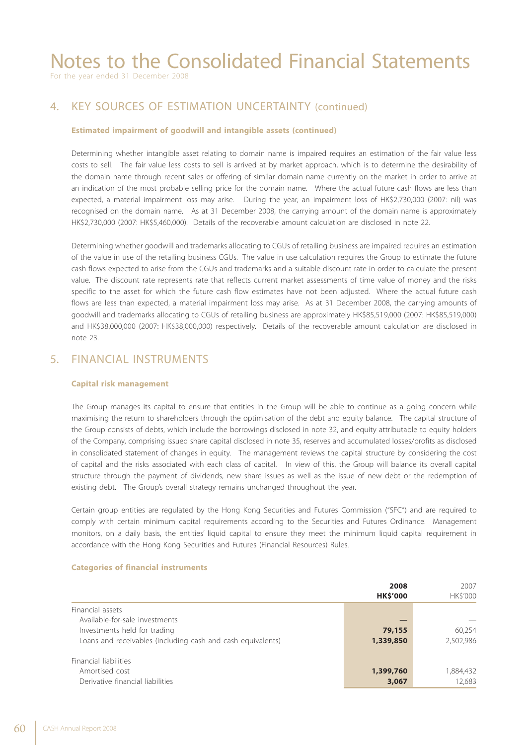# Notes to the Consolidated Financial Statements

For the year ended 31 December 2008

## 4. KEY SOURCES OF ESTIMATION UNCERTAINTY (continued)

**Estimated impairment of goodwill and intangible assets (continued)**

Determining whether intangible asset relating to domain name is impaired requires an estimation of the fair value less costs to sell. The fair value less costs to sell is arrived at by market approach, which is to determine the desirability of the domain name through recent sales or offering of similar domain name currently on the market in order to arrive at an indication of the most probable selling price for the domain name. Where the actual future cash flows are less than expected, a material impairment loss may arise. During the year, an impairment loss of HK$2,730,000 (2007: nil) was recognised on the domain name. As at 31 December 2008, the carrying amount of the domain name is approximately HK$2,730,000 (2007: HK$5,460,000). Details of the recoverable amount calculation are disclosed in note 22.

Determining whether goodwill and trademarks allocating to CGUs of retailing business are impaired requires an estimation of the value in use of the retailing business CGUs. The value in use calculation requires the Group to estimate the future cash flows expected to arise from the CGUs and trademarks and a suitable discount rate in order to calculate the present value. The discount rate represents rate that reflects current market assessments of time value of money and the risks specific to the asset for which the future cash flow estimates have not been adjusted. Where the actual future cash flows are less than expected, a material impairment loss may arise. As at 31 December 2008, the carrying amounts of goodwill and trademarks allocating to CGUs of retailing business are approximately HK$85,519,000 (2007: HK$85,519,000) and HK$38,000,000 (2007: HK$38,000,000) respectively. Details of the recoverable amount calculation are disclosed in note 23.

## 5. FINANCIAL INSTRUMENTS

**Capital risk management**

The Group manages its capital to ensure that entities in the Group will be able to continue as a going concern while maximising the return to shareholders through the optimisation of the debt and equity balance. The capital structure of the Group consists of debts, which include the borrowings disclosed in note 32, and equity attributable to equity holders of the Company, comprising issued share capital disclosed in note 35, reserves and accumulated losses/profits as disclosed in consolidated statement of changes in equity. The management reviews the capital structure by considering the cost of capital and the risks associated with each class of capital. In view of this, the Group will balance its overall capital structure through the payment of dividends, new share issues as well as the issue of new debt or the redemption of existing debt. The Group's overall strategy remains unchanged throughout the year.

Certain group entities are regulated by the Hong Kong Securities and Futures Commission ("SFC") and are required to comply with certain minimum capital requirements according to the Securities and Futures Ordinance. Management monitors, on a daily basis, the entities' liquid capital to ensure they meet the minimum liquid capital requirement in accordance with the Hong Kong Securities and Futures (Financial Resources) Rules.

**Categories of financial instruments**

| | **2008** | 2007 |
|---|---|---|
| | **HK$'000** | HK$'000 |
| Financial assets | | |
| Available-for-sale investments | **—** | — |
| Investments held for trading | **79,155** | 60,254 |
| Loans and receivables (including cash and cash equivalents) | **1,339,850** | 2,502,986 |
| | | |
| Financial liabilities | | |
| Amortised cost | **1,399,760** | 1,884,432 |
| Derivative financial liabilities | **3,067** | 12,683 |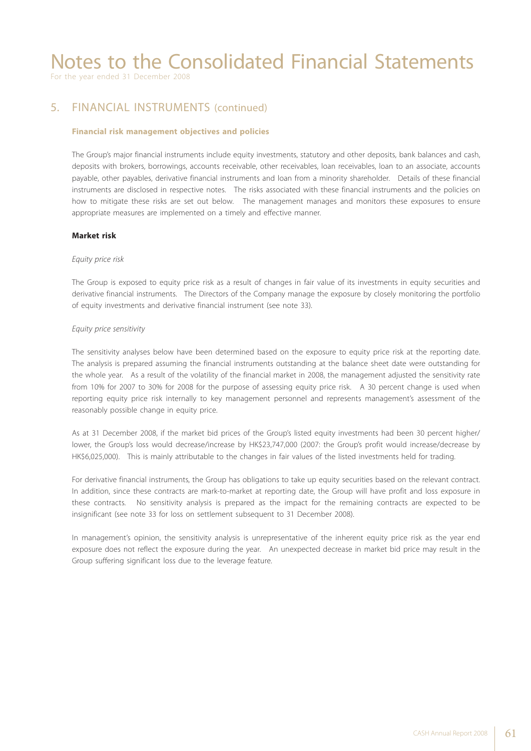# Notes to the Consolidated Financial Statements

For the year ended 31 December 2008

## 5. FINANCIAL INSTRUMENTS (continued)

### Financial risk management objectives and policies

The Group's major financial instruments include equity investments, statutory and other deposits, bank balances and cash, deposits with brokers, borrowings, accounts receivable, other receivables, loan receivables, loan to an associate, accounts payable, other payables, derivative financial instruments and loan from a minority shareholder. Details of these financial instruments are disclosed in respective notes. The risks associated with these financial instruments and the policies on how to mitigate these risks are set out below. The management manages and monitors these exposures to ensure appropriate measures are implemented on a timely and effective manner.

### Market risk

*Equity price risk*

The Group is exposed to equity price risk as a result of changes in fair value of its investments in equity securities and derivative financial instruments. The Directors of the Company manage the exposure by closely monitoring the portfolio of equity investments and derivative financial instrument (see note 33).

*Equity price sensitivity*

The sensitivity analyses below have been determined based on the exposure to equity price risk at the reporting date. The analysis is prepared assuming the financial instruments outstanding at the balance sheet date were outstanding for the whole year. As a result of the volatility of the financial market in 2008, the management adjusted the sensitivity rate from 10% for 2007 to 30% for 2008 for the purpose of assessing equity price risk. A 30 percent change is used when reporting equity price risk internally to key management personnel and represents management's assessment of the reasonably possible change in equity price.

As at 31 December 2008, if the market bid prices of the Group's listed equity investments had been 30 percent higher/lower, the Group's loss would decrease/increase by HK$23,747,000 (2007: the Group's profit would increase/decrease by HK$6,025,000). This is mainly attributable to the changes in fair values of the listed investments held for trading.

For derivative financial instruments, the Group has obligations to take up equity securities based on the relevant contract. In addition, since these contracts are mark-to-market at reporting date, the Group will have profit and loss exposure in these contracts. No sensitivity analysis is prepared as the impact for the remaining contracts are expected to be insignificant (see note 33 for loss on settlement subsequent to 31 December 2008).

In management's opinion, the sensitivity analysis is unrepresentative of the inherent equity price risk as the year end exposure does not reflect the exposure during the year. An unexpected decrease in market bid price may result in the Group suffering significant loss due to the leverage feature.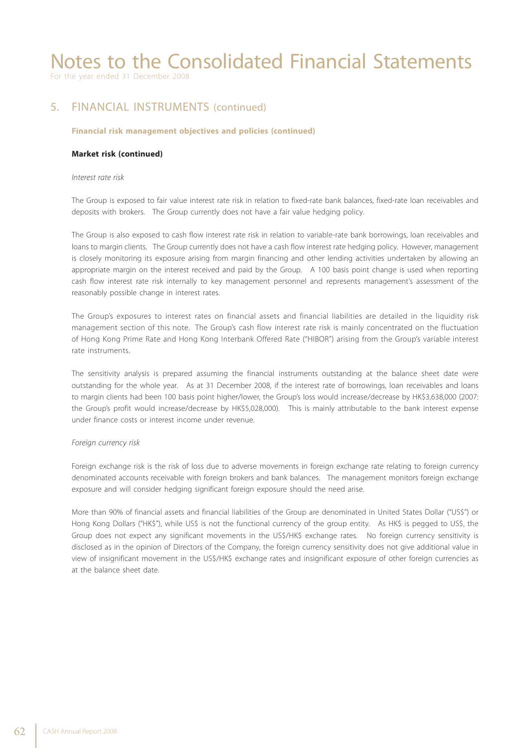# Notes to the Consolidated Financial Statements

For the year ended 31 December 2008

## 5. FINANCIAL INSTRUMENTS (continued)

**Financial risk management objectives and policies (continued)**

**Market risk (continued)**

*Interest rate risk*

The Group is exposed to fair value interest rate risk in relation to fixed-rate bank balances, fixed-rate loan receivables and deposits with brokers. The Group currently does not have a fair value hedging policy.

The Group is also exposed to cash flow interest rate risk in relation to variable-rate bank borrowings, loan receivables and loans to margin clients. The Group currently does not have a cash flow interest rate hedging policy. However, management is closely monitoring its exposure arising from margin financing and other lending activities undertaken by allowing an appropriate margin on the interest received and paid by the Group. A 100 basis point change is used when reporting cash flow interest rate risk internally to key management personnel and represents management's assessment of the reasonably possible change in interest rates.

The Group's exposures to interest rates on financial assets and financial liabilities are detailed in the liquidity risk management section of this note. The Group's cash flow interest rate risk is mainly concentrated on the fluctuation of Hong Kong Prime Rate and Hong Kong Interbank Offered Rate ("HIBOR") arising from the Group's variable interest rate instruments.

The sensitivity analysis is prepared assuming the financial instruments outstanding at the balance sheet date were outstanding for the whole year. As at 31 December 2008, if the interest rate of borrowings, loan receivables and loans to margin clients had been 100 basis point higher/lower, the Group's loss would increase/decrease by HK$3,638,000 (2007: the Group's profit would increase/decrease by HK$5,028,000). This is mainly attributable to the bank interest expense under finance costs or interest income under revenue.

*Foreign currency risk*

Foreign exchange risk is the risk of loss due to adverse movements in foreign exchange rate relating to foreign currency denominated accounts receivable with foreign brokers and bank balances. The management monitors foreign exchange exposure and will consider hedging significant foreign exposure should the need arise.

More than 90% of financial assets and financial liabilities of the Group are denominated in United States Dollar ("US$") or Hong Kong Dollars ("HK$"), while US$ is not the functional currency of the group entity. As HK$ is pegged to US$, the Group does not expect any significant movements in the US$/HK$ exchange rates. No foreign currency sensitivity is disclosed as in the opinion of Directors of the Company, the foreign currency sensitivity does not give additional value in view of insignificant movement in the US$/HK$ exchange rates and insignificant exposure of other foreign currencies as at the balance sheet date.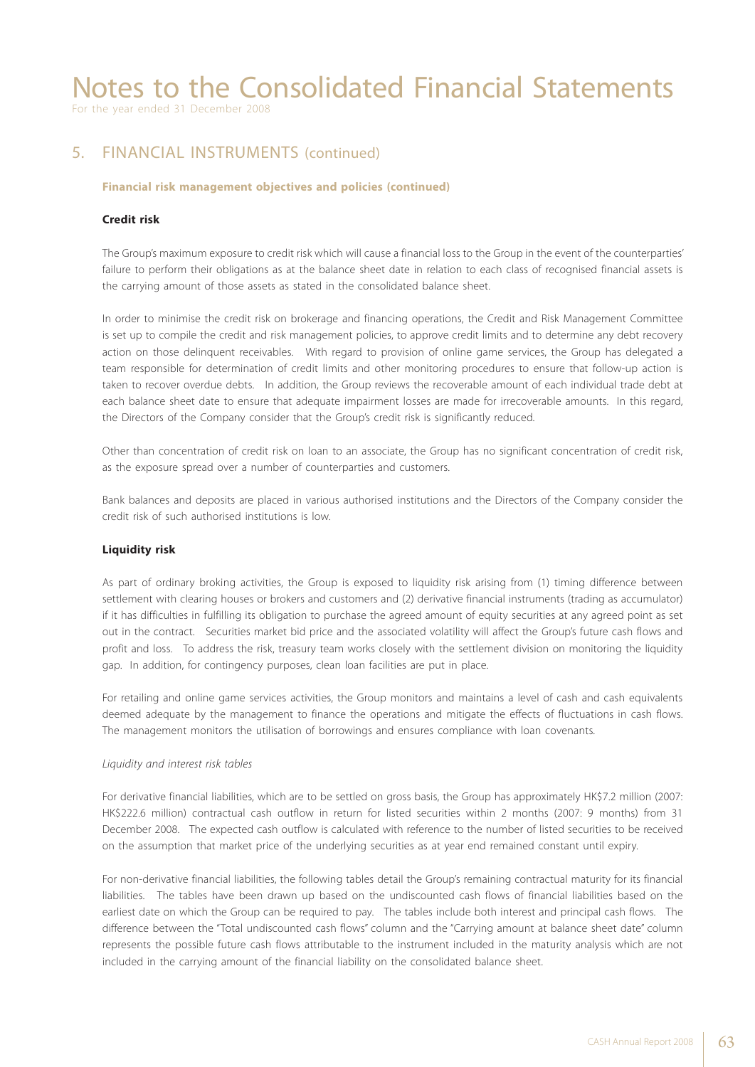# Notes to the Consolidated Financial Statements

For the year ended 31 December 2008

## 5. FINANCIAL INSTRUMENTS (continued)

**Financial risk management objectives and policies (continued)**

**Credit risk**

The Group's maximum exposure to credit risk which will cause a financial loss to the Group in the event of the counterparties' failure to perform their obligations as at the balance sheet date in relation to each class of recognised financial assets is the carrying amount of those assets as stated in the consolidated balance sheet.

In order to minimise the credit risk on brokerage and financing operations, the Credit and Risk Management Committee is set up to compile the credit and risk management policies, to approve credit limits and to determine any debt recovery action on those delinquent receivables. With regard to provision of online game services, the Group has delegated a team responsible for determination of credit limits and other monitoring procedures to ensure that follow-up action is taken to recover overdue debts. In addition, the Group reviews the recoverable amount of each individual trade debt at each balance sheet date to ensure that adequate impairment losses are made for irrecoverable amounts. In this regard, the Directors of the Company consider that the Group's credit risk is significantly reduced.

Other than concentration of credit risk on loan to an associate, the Group has no significant concentration of credit risk, as the exposure spread over a number of counterparties and customers.

Bank balances and deposits are placed in various authorised institutions and the Directors of the Company consider the credit risk of such authorised institutions is low.

**Liquidity risk**

As part of ordinary broking activities, the Group is exposed to liquidity risk arising from (1) timing difference between settlement with clearing houses or brokers and customers and (2) derivative financial instruments (trading as accumulator) if it has difficulties in fulfilling its obligation to purchase the agreed amount of equity securities at any agreed point as set out in the contract. Securities market bid price and the associated volatility will affect the Group's future cash flows and profit and loss. To address the risk, treasury team works closely with the settlement division on monitoring the liquidity gap. In addition, for contingency purposes, clean loan facilities are put in place.

For retailing and online game services activities, the Group monitors and maintains a level of cash and cash equivalents deemed adequate by the management to finance the operations and mitigate the effects of fluctuations in cash flows. The management monitors the utilisation of borrowings and ensures compliance with loan covenants.

*Liquidity and interest risk tables*

For derivative financial liabilities, which are to be settled on gross basis, the Group has approximately HK$7.2 million (2007: HK$222.6 million) contractual cash outflow in return for listed securities within 2 months (2007: 9 months) from 31 December 2008. The expected cash outflow is calculated with reference to the number of listed securities to be received on the assumption that market price of the underlying securities as at year end remained constant until expiry.

For non-derivative financial liabilities, the following tables detail the Group's remaining contractual maturity for its financial liabilities. The tables have been drawn up based on the undiscounted cash flows of financial liabilities based on the earliest date on which the Group can be required to pay. The tables include both interest and principal cash flows. The difference between the "Total undiscounted cash flows" column and the "Carrying amount at balance sheet date" column represents the possible future cash flows attributable to the instrument included in the maturity analysis which are not included in the carrying amount of the financial liability on the consolidated balance sheet.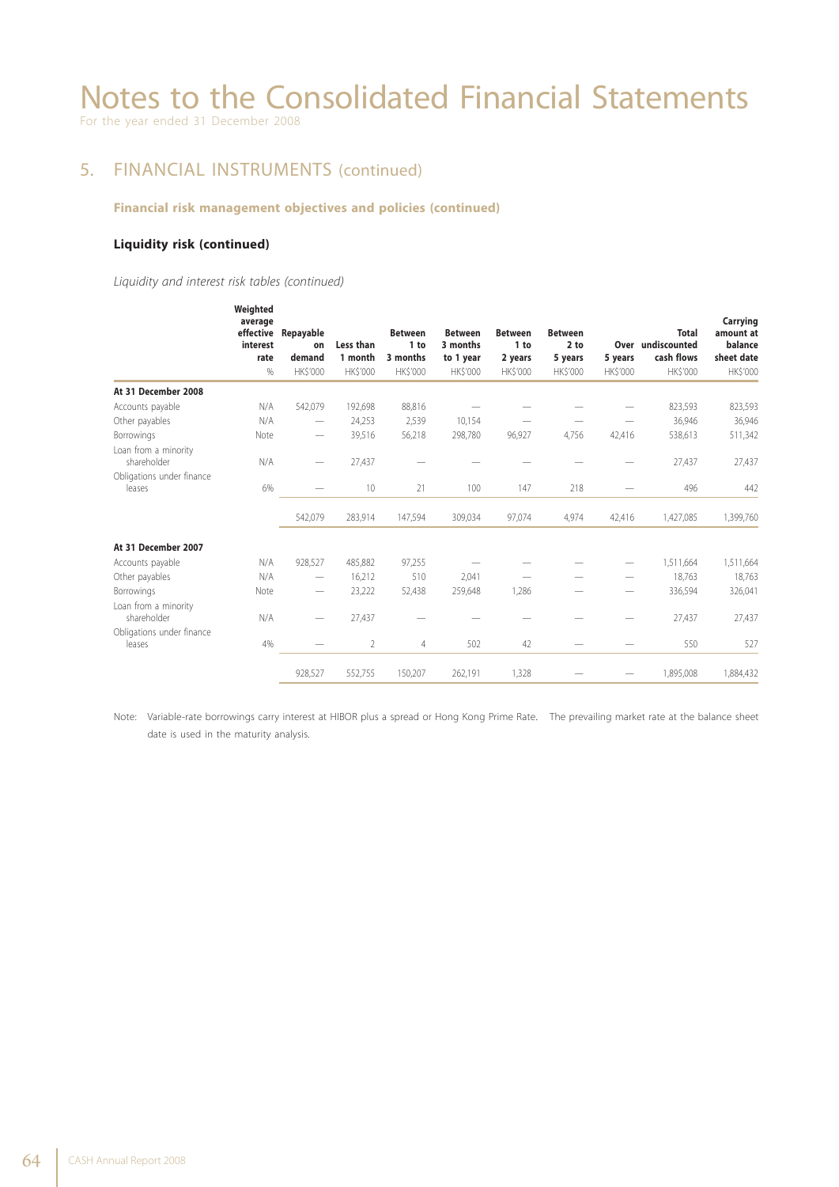# Notes to the Consolidated Financial Statements

For the year ended 31 December 2008

## 5. FINANCIAL INSTRUMENTS (continued)

### Financial risk management objectives and policies (continued)

#### Liquidity risk (continued)

*Liquidity and interest risk tables (continued)*

| | Weighted average effective interest rate | Repayable on demand | Less than 1 month | Between 1 to 3 months | Between 3 months to 1 year | Between 1 to 2 years | Between 2 to 5 years | Over 5 years | Total undiscounted cash flows | Carrying amount at balance sheet date |
|---|---|---|---|---|---|---|---|---|---|---|
| | % | HK$'000 | HK$'000 | HK$'000 | HK$'000 | HK$'000 | HK$'000 | HK$'000 | HK$'000 | HK$'000 |
| **At 31 December 2008** | | | | | | | | | | |
| Accounts payable | N/A | 542,079 | 192,698 | 88,816 | — | — | — | — | 823,593 | 823,593 |
| Other payables | N/A | — | 24,253 | 2,539 | 10,154 | — | — | — | 36,946 | 36,946 |
| Borrowings | Note | — | 39,516 | 56,218 | 298,780 | 96,927 | 4,756 | 42,416 | 538,613 | 511,342 |
| Loan from a minority shareholder | N/A | — | 27,437 | — | — | — | — | — | 27,437 | 27,437 |
| Obligations under finance leases | 6% | — | 10 | 21 | 100 | 147 | 218 | — | 496 | 442 |
| | | 542,079 | 283,914 | 147,594 | 309,034 | 97,074 | 4,974 | 42,416 | 1,427,085 | 1,399,760 |
| **At 31 December 2007** | | | | | | | | | | |
| Accounts payable | N/A | 928,527 | 485,882 | 97,255 | — | — | — | — | 1,511,664 | 1,511,664 |
| Other payables | N/A | — | 16,212 | 510 | 2,041 | — | — | — | 18,763 | 18,763 |
| Borrowings | Note | — | 23,222 | 52,438 | 259,648 | 1,286 | — | — | 336,594 | 326,041 |
| Loan from a minority shareholder | N/A | — | 27,437 | — | — | — | — | — | 27,437 | 27,437 |
| Obligations under finance leases | 4% | — | 2 | 4 | 502 | 42 | — | — | 550 | 527 |
| | | 928,527 | 552,755 | 150,207 | 262,191 | 1,328 | — | — | 1,895,008 | 1,884,432 |

Note: Variable-rate borrowings carry interest at HIBOR plus a spread or Hong Kong Prime Rate. The prevailing market rate at the balance sheet date is used in the maturity analysis.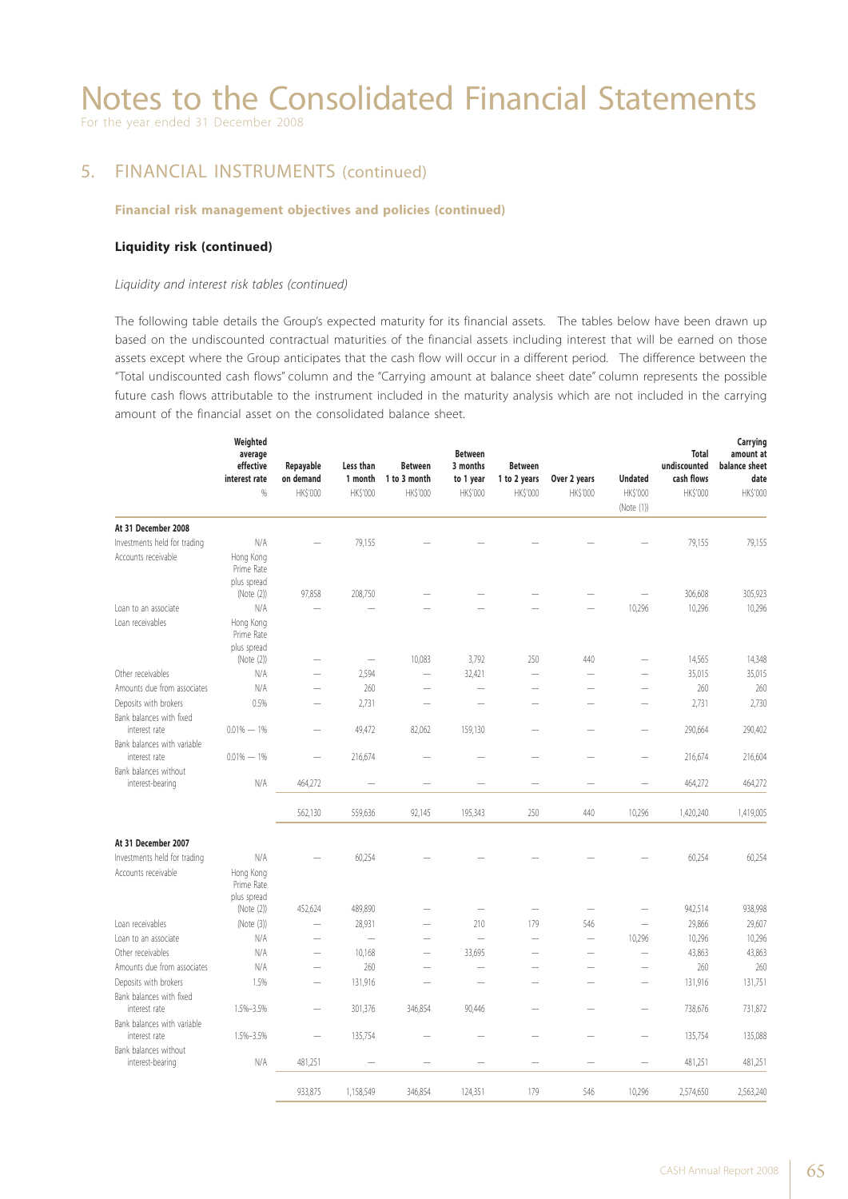# Notes to the Consolidated Financial Statements

For the year ended 31 December 2008

## 5. FINANCIAL INSTRUMENTS (continued)

**Financial risk management objectives and policies (continued)**

**Liquidity risk (continued)**

*Liquidity and interest risk tables (continued)*

The following table details the Group's expected maturity for its financial assets. The tables below have been drawn up based on the undiscounted contractual maturities of the financial assets including interest that will be earned on those assets except where the Group anticipates that the cash flow will occur in a different period. The difference between the "Total undiscounted cash flows" column and the "Carrying amount at balance sheet date" column represents the possible future cash flows attributable to the instrument included in the maturity analysis which are not included in the carrying amount of the financial asset on the consolidated balance sheet.

| | Weighted average effective interest rate | Repayable on demand | Less than 1 month | Between 1 to 3 month | Between 3 months to 1 year | Between 1 to 2 years | Over 2 years | Undated | Total undiscounted cash flows | Carrying amount at balance sheet date |
|---|---|---|---|---|---|---|---|---|---|---|
| | % | HK$'000 | HK$'000 | HK$'000 | HK$'000 | HK$'000 | HK$'000 | HK$'000 (Note (1)) | HK$'000 | HK$'000 |
| **At 31 December 2008** | | | | | | | | | | |
| Investments held for trading | N/A | – | 79,155 | – | – | – | – | – | 79,155 | 79,155 |
| Accounts receivable | Hong Kong Prime Rate plus spread (Note (2)) | 97,858 | 208,750 | – | – | – | – | – | 306,608 | 305,923 |
| Loan to an associate | N/A | – | – | – | – | – | – | 10,296 | 10,296 | 10,296 |
| Loan receivables | Hong Kong Prime Rate plus spread (Note (2)) | – | – | 10,083 | 3,792 | 250 | 440 | – | 14,565 | 14,348 |
| Other receivables | N/A | – | 2,594 | – | 32,421 | – | – | – | 35,015 | 35,015 |
| Amounts due from associates | N/A | – | 260 | – | – | – | – | – | 260 | 260 |
| Deposits with brokers | 0.5% | – | 2,731 | – | – | – | – | – | 2,731 | 2,730 |
| Bank balances with fixed interest rate | 0.01% – 1% | – | 49,472 | 82,062 | 159,130 | – | – | – | 290,664 | 290,402 |
| Bank balances with variable interest rate | 0.01% – 1% | – | 216,674 | – | – | – | – | – | 216,674 | 216,604 |
| Bank balances without interest-bearing | N/A | 464,272 | – | – | – | – | – | – | 464,272 | 464,272 |
| | | 562,130 | 559,636 | 92,145 | 195,343 | 250 | 440 | 10,296 | 1,420,240 | 1,419,005 |
| **At 31 December 2007** | | | | | | | | | | |
| Investments held for trading | N/A | – | 60,254 | – | – | – | – | – | 60,254 | 60,254 |
| Accounts receivable | Hong Kong Prime Rate plus spread (Note (2)) | 452,624 | 489,890 | – | – | – | – | – | 942,514 | 938,998 |
| Loan receivables | (Note (3)) | – | 28,931 | – | 210 | 179 | 546 | – | 29,866 | 29,607 |
| Loan to an associate | N/A | – | – | – | – | – | – | 10,296 | 10,296 | 10,296 |
| Other receivables | N/A | – | 10,168 | – | 33,695 | – | – | – | 43,863 | 43,863 |
| Amounts due from associates | N/A | – | 260 | – | – | – | – | – | 260 | 260 |
| Deposits with brokers | 1.5% | – | 131,916 | – | – | – | – | – | 131,916 | 131,751 |
| Bank balances with fixed interest rate | 1.5%–3.5% | – | 301,376 | 346,854 | 90,446 | – | – | – | 738,676 | 731,872 |
| Bank balances with variable interest rate | 1.5%–3.5% | – | 135,754 | – | – | – | – | – | 135,754 | 135,088 |
| Bank balances without interest-bearing | N/A | 481,251 | – | – | – | – | – | – | 481,251 | 481,251 |
| | | 933,875 | 1,158,549 | 346,854 | 124,351 | 179 | 546 | 10,296 | 2,574,650 | 2,563,240 |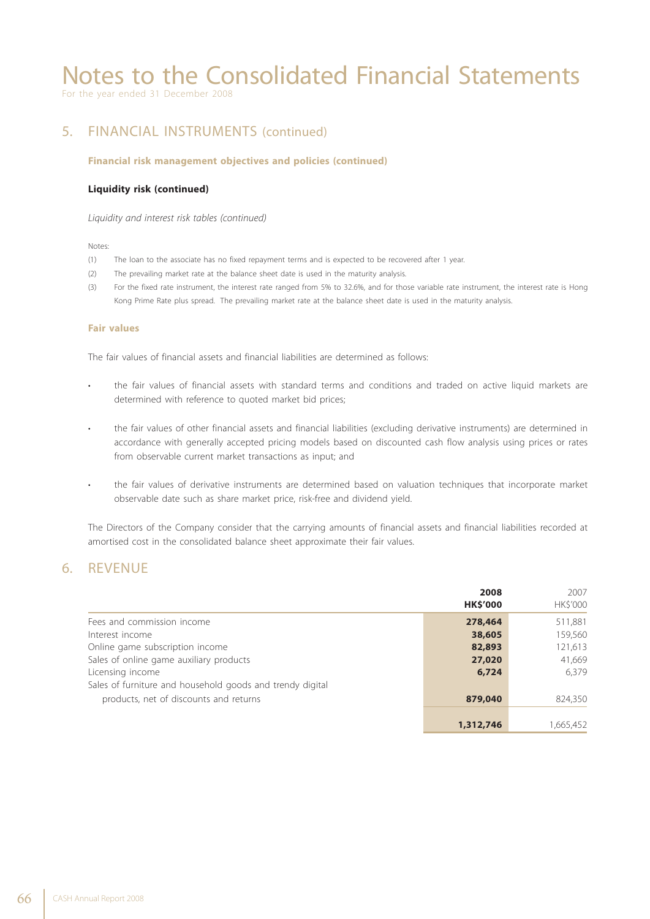# Notes to the Consolidated Financial Statements

For the year ended 31 December 2008

## 5. FINANCIAL INSTRUMENTS (continued)

**Financial risk management objectives and policies (continued)**

**Liquidity risk (continued)**

*Liquidity and interest risk tables (continued)*

Notes:

(1) The loan to the associate has no fixed repayment terms and is expected to be recovered after 1 year.

(2) The prevailing market rate at the balance sheet date is used in the maturity analysis.

(3) For the fixed rate instrument, the interest rate ranged from 5% to 32.6%, and for those variable rate instrument, the interest rate is Hong Kong Prime Rate plus spread. The prevailing market rate at the balance sheet date is used in the maturity analysis.

**Fair values**

The fair values of financial assets and financial liabilities are determined as follows:

- the fair values of financial assets with standard terms and conditions and traded on active liquid markets are determined with reference to quoted market bid prices;
- the fair values of other financial assets and financial liabilities (excluding derivative instruments) are determined in accordance with generally accepted pricing models based on discounted cash flow analysis using prices or rates from observable current market transactions as input; and
- the fair values of derivative instruments are determined based on valuation techniques that incorporate market observable date such as share market price, risk-free and dividend yield.

The Directors of the Company consider that the carrying amounts of financial assets and financial liabilities recorded at amortised cost in the consolidated balance sheet approximate their fair values.

## 6. REVENUE

| | **2008** **HK$'000** | 2007 HK$'000 |
|---|---|---|
| Fees and commission income | **278,464** | 511,881 |
| Interest income | **38,605** | 159,560 |
| Online game subscription income | **82,893** | 121,613 |
| Sales of online game auxiliary products | **27,020** | 41,669 |
| Licensing income | **6,724** | 6,379 |
| Sales of furniture and household goods and trendy digital products, net of discounts and returns | **879,040** | 824,350 |
| | **1,312,746** | 1,665,452 |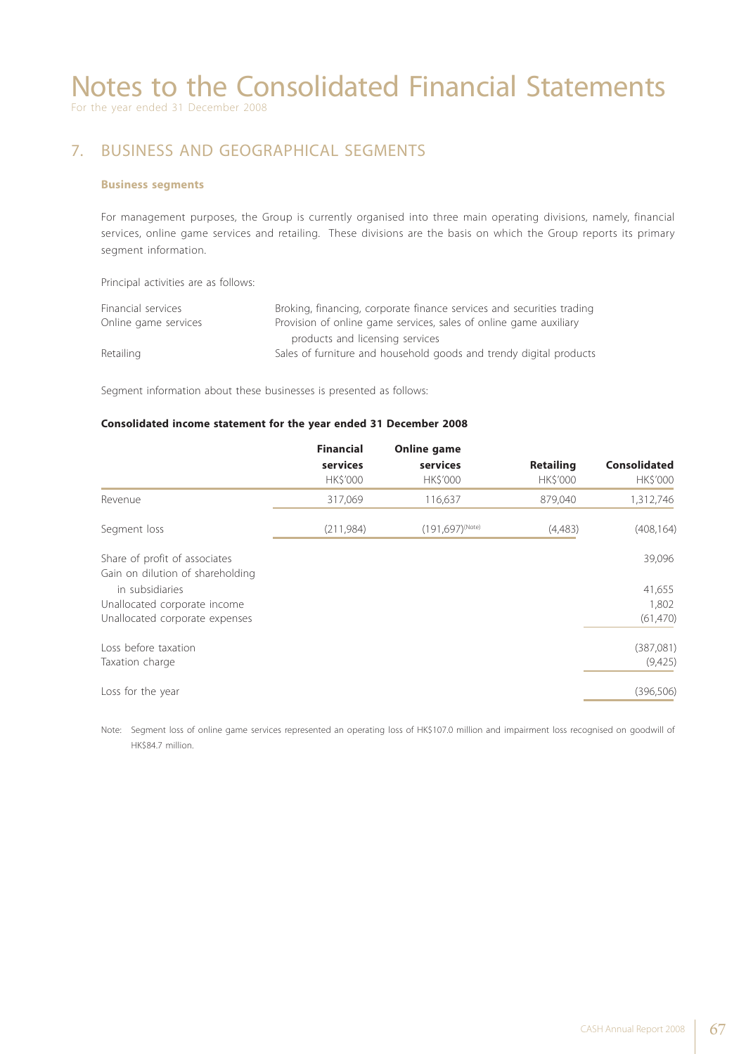# Notes to the Consolidated Financial Statements

For the year ended 31 December 2008

## 7. BUSINESS AND GEOGRAPHICAL SEGMENTS

### Business segments

For management purposes, the Group is currently organised into three main operating divisions, namely, financial services, online game services and retailing. These divisions are the basis on which the Group reports its primary segment information.

Principal activities are as follows:

| | |
|---|---|
| Financial services | Broking, financing, corporate finance services and securities trading |
| Online game services | Provision of online game services, sales of online game auxiliary products and licensing services |
| Retailing | Sales of furniture and household goods and trendy digital products |

Segment information about these businesses is presented as follows:

**Consolidated income statement for the year ended 31 December 2008**

| | Financial services HK$'000 | Online game services HK$'000 | Retailing HK$'000 | Consolidated HK$'000 |
|---|---|---|---|---|
| Revenue | 317,069 | 116,637 | 879,040 | 1,312,746 |
| Segment loss | (211,984) | (191,697)(Note) | (4,483) | (408,164) |
| Share of profit of associates | | | | 39,096 |
| Gain on dilution of shareholding in subsidiaries | | | | 41,655 |
| Unallocated corporate income | | | | 1,802 |
| Unallocated corporate expenses | | | | (61,470) |
| Loss before taxation | | | | (387,081) |
| Taxation charge | | | | (9,425) |
| Loss for the year | | | | (396,506) |

Note: Segment loss of online game services represented an operating loss of HK$107.0 million and impairment loss recognised on goodwill of HK$84.7 million.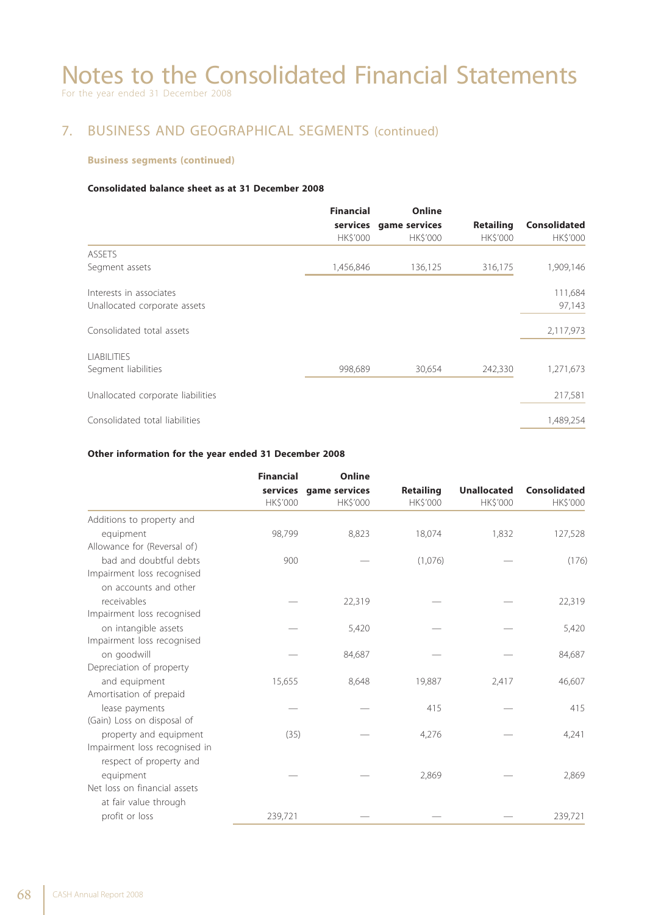# Notes to the Consolidated Financial Statements

For the year ended 31 December 2008

## 7. BUSINESS AND GEOGRAPHICAL SEGMENTS (continued)

### Business segments (continued)

**Consolidated balance sheet as at 31 December 2008**

| | Financial services HK$'000 | Online game services HK$'000 | Retailing HK$'000 | Consolidated HK$'000 |
|---|---|---|---|---|
| ASSETS | | | | |
| Segment assets | 1,456,846 | 136,125 | 316,175 | 1,909,146 |
| Interests in associates | | | | 111,684 |
| Unallocated corporate assets | | | | 97,143 |
| Consolidated total assets | | | | 2,117,973 |
| LIABILITIES | | | | |
| Segment liabilities | 998,689 | 30,654 | 242,330 | 1,271,673 |
| Unallocated corporate liabilities | | | | 217,581 |
| Consolidated total liabilities | | | | 1,489,254 |

**Other information for the year ended 31 December 2008**

| | Financial services HK$'000 | Online game services HK$'000 | Retailing HK$'000 | Unallocated HK$'000 | Consolidated HK$'000 |
|---|---|---|---|---|---|
| Additions to property and equipment | 98,799 | 8,823 | 18,074 | 1,832 | 127,528 |
| Allowance for (Reversal of) bad and doubtful debts | 900 | — | (1,076) | — | (176) |
| Impairment loss recognised on accounts and other receivables | — | 22,319 | — | — | 22,319 |
| Impairment loss recognised on intangible assets | — | 5,420 | — | — | 5,420 |
| Impairment loss recognised on goodwill | — | 84,687 | — | — | 84,687 |
| Depreciation of property and equipment | 15,655 | 8,648 | 19,887 | 2,417 | 46,607 |
| Amortisation of prepaid lease payments | — | — | 415 | — | 415 |
| (Gain) Loss on disposal of property and equipment | (35) | — | 4,276 | — | 4,241 |
| Impairment loss recognised in respect of property and equipment | — | — | 2,869 | — | 2,869 |
| Net loss on financial assets at fair value through profit or loss | 239,721 | — | — | — | 239,721 |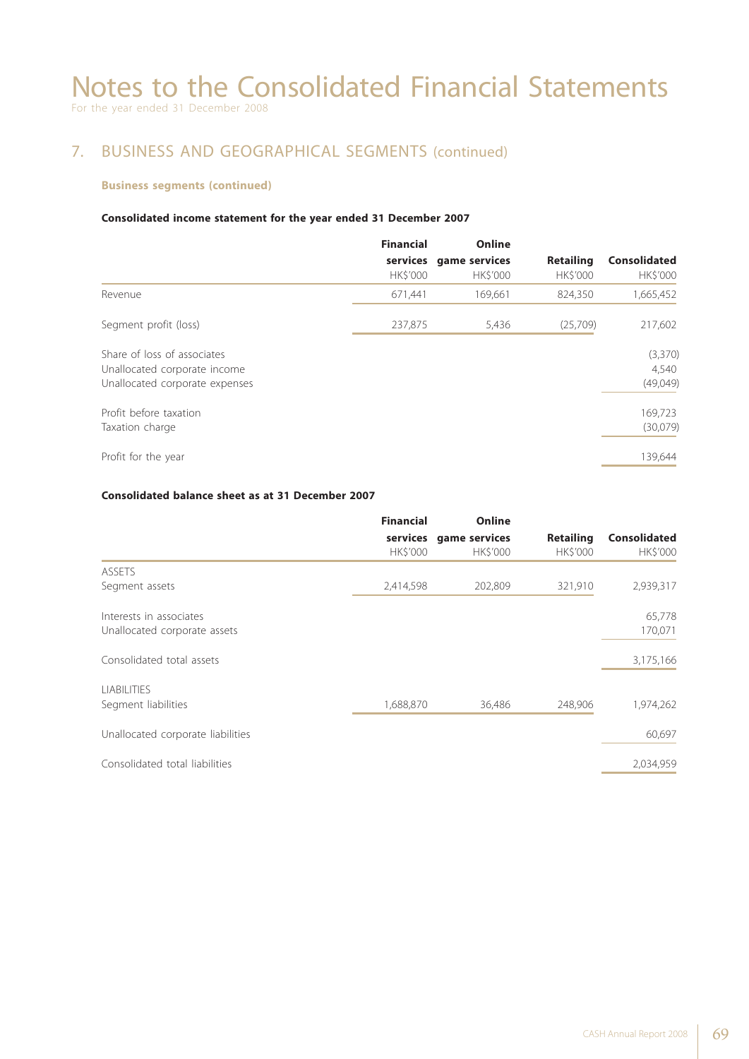# Notes to the Consolidated Financial Statements

For the year ended 31 December 2008

## 7. BUSINESS AND GEOGRAPHICAL SEGMENTS (continued)

### Business segments (continued)

**Consolidated income statement for the year ended 31 December 2007**

| | Financial services HK$'000 | Online game services HK$'000 | Retailing HK$'000 | Consolidated HK$'000 |
|---|---|---|---|---|
| Revenue | 671,441 | 169,661 | 824,350 | 1,665,452 |
| Segment profit (loss) | 237,875 | 5,436 | (25,709) | 217,602 |
| Share of loss of associates | | | | (3,370) |
| Unallocated corporate income | | | | 4,540 |
| Unallocated corporate expenses | | | | (49,049) |
| Profit before taxation | | | | 169,723 |
| Taxation charge | | | | (30,079) |
| Profit for the year | | | | 139,644 |

**Consolidated balance sheet as at 31 December 2007**

| | Financial services HK$'000 | Online game services HK$'000 | Retailing HK$'000 | Consolidated HK$'000 |
|---|---|---|---|---|
| ASSETS | | | | |
| Segment assets | 2,414,598 | 202,809 | 321,910 | 2,939,317 |
| Interests in associates | | | | 65,778 |
| Unallocated corporate assets | | | | 170,071 |
| Consolidated total assets | | | | 3,175,166 |
| LIABILITIES | | | | |
| Segment liabilities | 1,688,870 | 36,486 | 248,906 | 1,974,262 |
| Unallocated corporate liabilities | | | | 60,697 |
| Consolidated total liabilities | | | | 2,034,959 |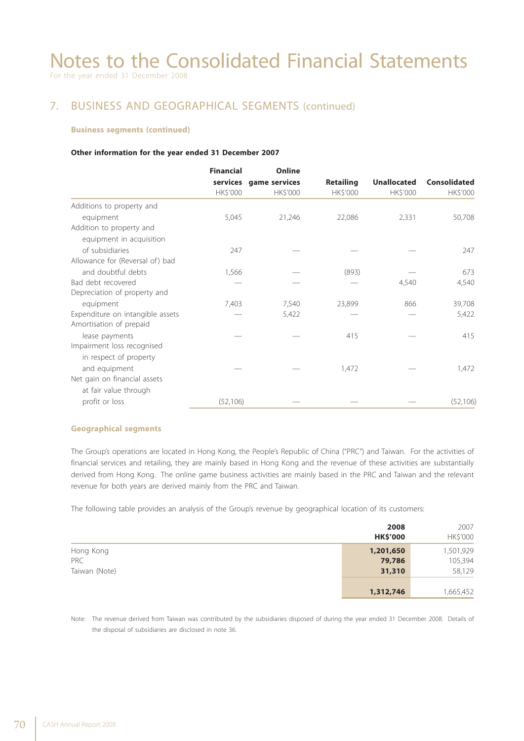# Notes to the Consolidated Financial Statements

For the year ended 31 December 2008

## 7. BUSINESS AND GEOGRAPHICAL SEGMENTS (continued)

### Business segments (continued)

**Other information for the year ended 31 December 2007**

| | Financial services HK$'000 | Online game services HK$'000 | Retailing HK$'000 | Unallocated HK$'000 | Consolidated HK$'000 |
|---|---|---|---|---|---|
| Additions to property and equipment | 5,045 | 21,246 | 22,086 | 2,331 | 50,708 |
| Addition to property and equipment in acquisition of subsidiaries | 247 | — | — | — | 247 |
| Allowance for (Reversal of) bad and doubtful debts | 1,566 | — | (893) | — | 673 |
| Bad debt recovered | — | — | — | 4,540 | 4,540 |
| Depreciation of property and equipment | 7,403 | 7,540 | 23,899 | 866 | 39,708 |
| Expenditure on intangible assets | — | 5,422 | — | — | 5,422 |
| Amortisation of prepaid lease payments | — | — | 415 | — | 415 |
| Impairment loss recognised in respect of property and equipment | — | — | 1,472 | — | 1,472 |
| Net gain on financial assets at fair value through profit or loss | (52,106) | — | — | — | (52,106) |

### Geographical segments

The Group's operations are located in Hong Kong, the People's Republic of China ("PRC") and Taiwan. For the activities of financial services and retailing, they are mainly based in Hong Kong and the revenue of these activities are substantially derived from Hong Kong. The online game business activities are mainly based in the PRC and Taiwan and the relevant revenue for both years are derived mainly from the PRC and Taiwan.

The following table provides an analysis of the Group's revenue by geographical location of its customers:

| | **2008 HK$'000** | 2007 HK$'000 |
|---|---|---|
| Hong Kong | **1,201,650** | 1,501,929 |
| PRC | **79,786** | 105,394 |
| Taiwan (Note) | **31,310** | 58,129 |
| | **1,312,746** | 1,665,452 |

Note: The revenue derived from Taiwan was contributed by the subsidiaries disposed of during the year ended 31 December 2008. Details of the disposal of subsidiaries are disclosed in note 36.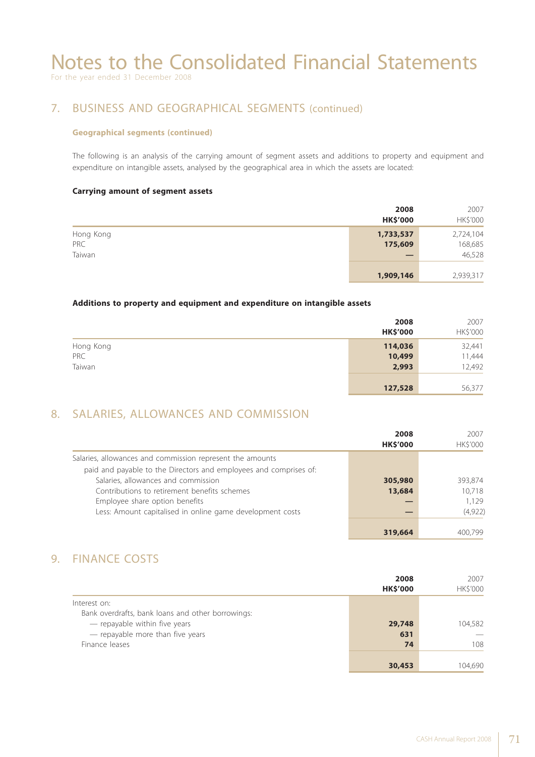# Notes to the Consolidated Financial Statements

For the year ended 31 December 2008

## 7. BUSINESS AND GEOGRAPHICAL SEGMENTS (continued)

### Geographical segments (continued)

The following is an analysis of the carrying amount of segment assets and additions to property and equipment and expenditure on intangible assets, analysed by the geographical area in which the assets are located:

**Carrying amount of segment assets**

| | 2008 HK$'000 | 2007 HK$'000 |
|---|---|---|
| Hong Kong | **1,733,537** | 2,724,104 |
| PRC | **175,609** | 168,685 |
| Taiwan | **—** | 46,528 |
| | **1,909,146** | 2,939,317 |

**Additions to property and equipment and expenditure on intangible assets**

| | 2008 HK$'000 | 2007 HK$'000 |
|---|---|---|
| Hong Kong | **114,036** | 32,441 |
| PRC | **10,499** | 11,444 |
| Taiwan | **2,993** | 12,492 |
| | **127,528** | 56,377 |

## 8. SALARIES, ALLOWANCES AND COMMISSION

| | 2008 HK$'000 | 2007 HK$'000 |
|---|---|---|
| Salaries, allowances and commission represent the amounts paid and payable to the Directors and employees and comprises of: | | |
| Salaries, allowances and commission | **305,980** | 393,874 |
| Contributions to retirement benefits schemes | **13,684** | 10,718 |
| Employee share option benefits | **—** | 1,129 |
| Less: Amount capitalised in online game development costs | **—** | (4,922) |
| | **319,664** | 400,799 |

## 9. FINANCE COSTS

| | 2008 HK$'000 | 2007 HK$'000 |
|---|---|---|
| Interest on: | | |
| Bank overdrafts, bank loans and other borrowings: | | |
| — repayable within five years | **29,748** | 104,582 |
| — repayable more than five years | **631** | — |
| Finance leases | **74** | 108 |
| | **30,453** | 104,690 |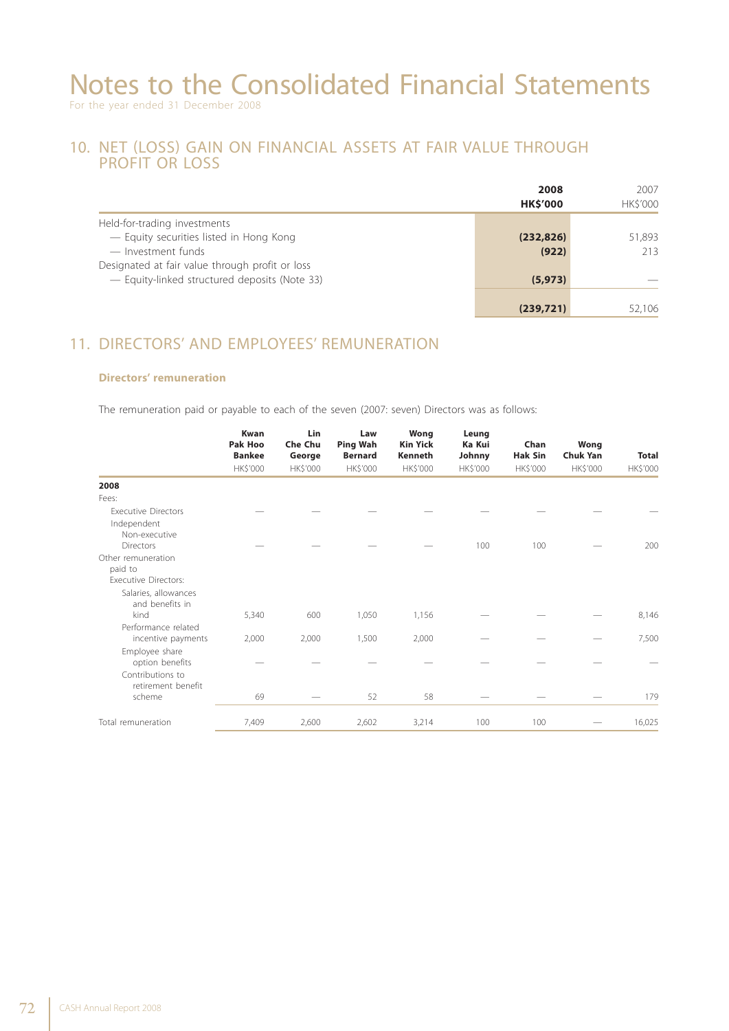# Notes to the Consolidated Financial Statements

For the year ended 31 December 2008

## 10. NET (LOSS) GAIN ON FINANCIAL ASSETS AT FAIR VALUE THROUGH PROFIT OR LOSS

| | 2008 HK$'000 | 2007 HK$'000 |
|---|---|---|
| Held-for-trading investments | | |
| — Equity securities listed in Hong Kong | **(232,826)** | 51,893 |
| — Investment funds | **(922)** | 213 |
| Designated at fair value through profit or loss | | |
| — Equity-linked structured deposits (Note 33) | **(5,973)** | — |
| | **(239,721)** | 52,106 |

## 11. DIRECTORS' AND EMPLOYEES' REMUNERATION

### Directors' remuneration

The remuneration paid or payable to each of the seven (2007: seven) Directors was as follows:

| | Kwan Pak Hoo Bankee HK$'000 | Lin Che Chu George HK$'000 | Law Ping Wah Bernard HK$'000 | Wong Kin Yick Kenneth HK$'000 | Leung Ka Kui Johnny HK$'000 | Chan Hak Sin HK$'000 | Wong Chuk Yan HK$'000 | Total HK$'000 |
|---|---|---|---|---|---|---|---|---|
| **2008** | | | | | | | | |
| Fees: | | | | | | | | |
| Executive Directors | — | — | — | — | — | — | — | — |
| Independent Non-executive Directors | — | — | — | — | 100 | 100 | — | 200 |
| Other remuneration paid to Executive Directors: | | | | | | | | |
| Salaries, allowances and benefits in kind | 5,340 | 600 | 1,050 | 1,156 | — | — | — | 8,146 |
| Performance related incentive payments | 2,000 | 2,000 | 1,500 | 2,000 | — | — | — | 7,500 |
| Employee share option benefits | — | — | — | — | — | — | — | — |
| Contributions to retirement benefit scheme | 69 | — | 52 | 58 | — | — | — | 179 |
| Total remuneration | 7,409 | 2,600 | 2,602 | 3,214 | 100 | 100 | — | 16,025 |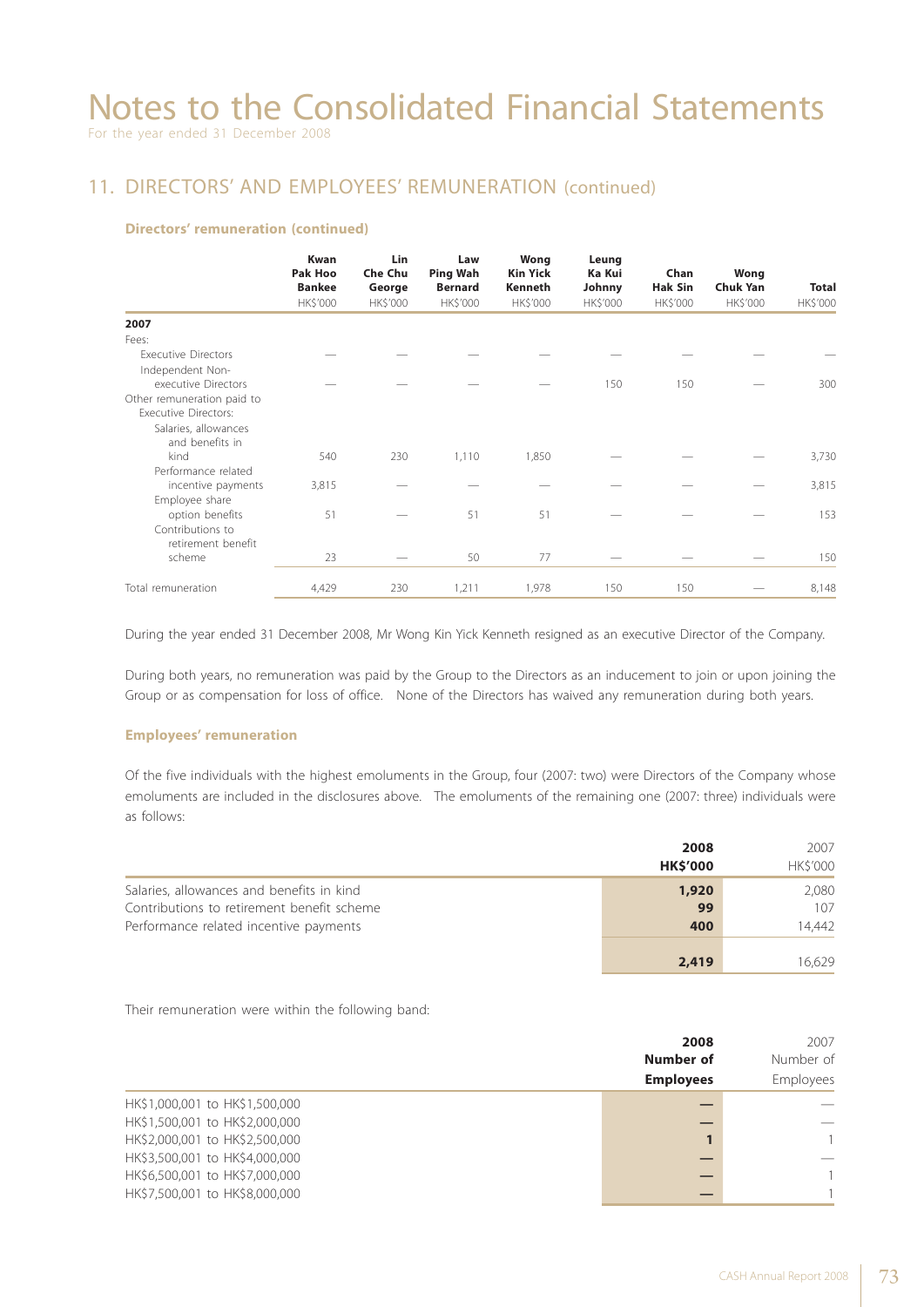# Notes to the Consolidated Financial Statements

For the year ended 31 December 2008

## 11. DIRECTORS' AND EMPLOYEES' REMUNERATION (continued)

### Directors' remuneration (continued)

| | Kwan Pak Hoo Bankee HK$'000 | Lin Che Chu George HK$'000 | Law Ping Wah Bernard HK$'000 | Wong Kin Yick Kenneth HK$'000 | Leung Ka Kui Johnny HK$'000 | Chan Hak Sin HK$'000 | Wong Chuk Yan HK$'000 | Total HK$'000 |
|---|---|---|---|---|---|---|---|---|
| **2007** | | | | | | | | |
| Fees: | | | | | | | | |
| Executive Directors | — | — | — | — | — | — | — | — |
| Independent Non-executive Directors | — | — | — | — | 150 | 150 | — | 300 |
| Other remuneration paid to Executive Directors: | | | | | | | | |
| Salaries, allowances and benefits in kind | 540 | 230 | 1,110 | 1,850 | — | — | — | 3,730 |
| Performance related incentive payments | 3,815 | — | — | — | — | — | — | 3,815 |
| Employee share option benefits | 51 | — | 51 | 51 | — | — | — | 153 |
| Contributions to retirement benefit scheme | 23 | — | 50 | 77 | — | — | — | 150 |
| Total remuneration | 4,429 | 230 | 1,211 | 1,978 | 150 | 150 | — | 8,148 |

During the year ended 31 December 2008, Mr Wong Kin Yick Kenneth resigned as an executive Director of the Company.

During both years, no remuneration was paid by the Group to the Directors as an inducement to join or upon joining the Group or as compensation for loss of office. None of the Directors has waived any remuneration during both years.

### Employees' remuneration

Of the five individuals with the highest emoluments in the Group, four (2007: two) were Directors of the Company whose emoluments are included in the disclosures above. The emoluments of the remaining one (2007: three) individuals were as follows:

| | 2008 HK$'000 | 2007 HK$'000 |
|---|---|---|
| Salaries, allowances and benefits in kind | **1,920** | 2,080 |
| Contributions to retirement benefit scheme | **99** | 107 |
| Performance related incentive payments | **400** | 14,442 |
| | **2,419** | 16,629 |

Their remuneration were within the following band:

| | 2008 Number of Employees | 2007 Number of Employees |
|---|---|---|
| HK$1,000,001 to HK$1,500,000 | **—** | — |
| HK$1,500,001 to HK$2,000,000 | **—** | — |
| HK$2,000,001 to HK$2,500,000 | **1** | 1 |
| HK$3,500,001 to HK$4,000,000 | **—** | — |
| HK$6,500,001 to HK$7,000,000 | **—** | 1 |
| HK$7,500,001 to HK$8,000,000 | **—** | 1 |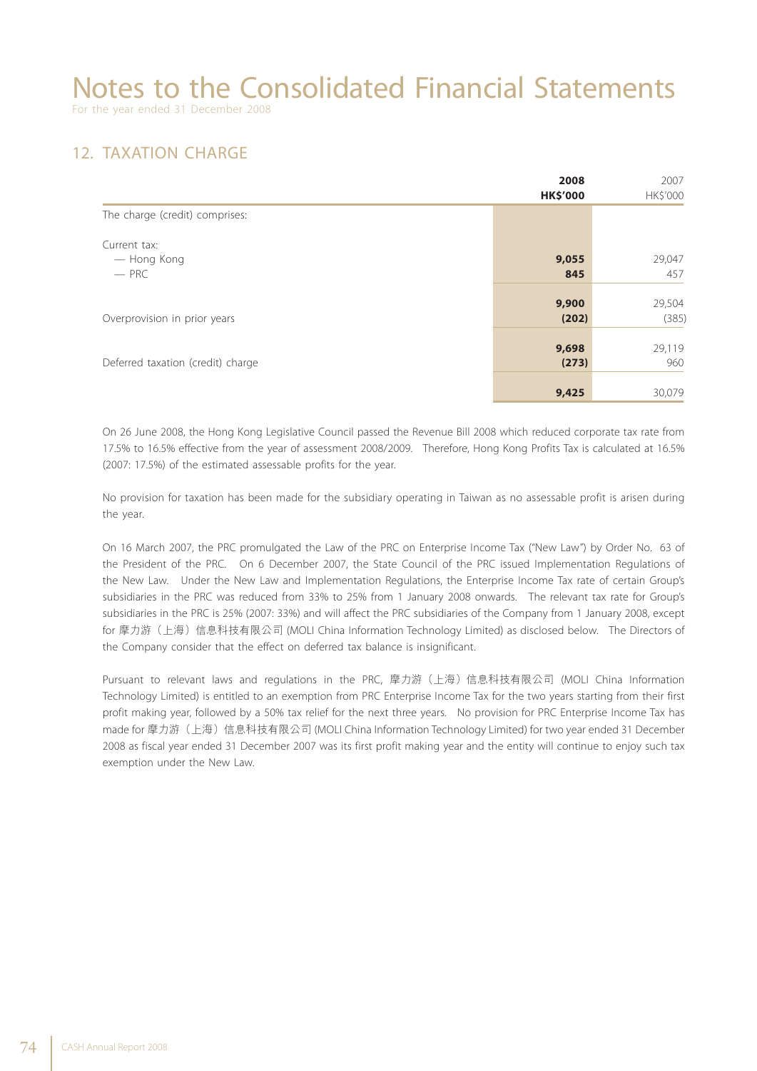# Notes to the Consolidated Financial Statements

For the year ended 31 December 2008

## 12. TAXATION CHARGE

| | **2008** **HK$'000** | 2007 HK$'000 |
|---|---|---|
| The charge (credit) comprises: | | |
| Current tax: | | |
| — Hong Kong | **9,055** | 29,047 |
| — PRC | **845** | 457 |
| | **9,900** | 29,504 |
| Overprovision in prior years | **(202)** | (385) |
| | **9,698** | 29,119 |
| Deferred taxation (credit) charge | **(273)** | 960 |
| | **9,425** | 30,079 |

On 26 June 2008, the Hong Kong Legislative Council passed the Revenue Bill 2008 which reduced corporate tax rate from 17.5% to 16.5% effective from the year of assessment 2008/2009. Therefore, Hong Kong Profits Tax is calculated at 16.5% (2007: 17.5%) of the estimated assessable profits for the year.

No provision for taxation has been made for the subsidiary operating in Taiwan as no assessable profit is arisen during the year.

On 16 March 2007, the PRC promulgated the Law of the PRC on Enterprise Income Tax ("New Law") by Order No. 63 of the President of the PRC. On 6 December 2007, the State Council of the PRC issued Implementation Regulations of the New Law. Under the New Law and Implementation Regulations, the Enterprise Income Tax rate of certain Group's subsidiaries in the PRC was reduced from 33% to 25% from 1 January 2008 onwards. The relevant tax rate for Group's subsidiaries in the PRC is 25% (2007: 33%) and will affect the PRC subsidiaries of the Company from 1 January 2008, except for 摩力游（上海）信息科技有限公司 (MOLI China Information Technology Limited) as disclosed below. The Directors of the Company consider that the effect on deferred tax balance is insignificant.

Pursuant to relevant laws and regulations in the PRC, 摩力游（上海）信息科技有限公司 (MOLI China Information Technology Limited) is entitled to an exemption from PRC Enterprise Income Tax for the two years starting from their first profit making year, followed by a 50% tax relief for the next three years. No provision for PRC Enterprise Income Tax has made for 摩力游（上海）信息科技有限公司 (MOLI China Information Technology Limited) for two year ended 31 December 2008 as fiscal year ended 31 December 2007 was its first profit making year and the entity will continue to enjoy such tax exemption under the New Law.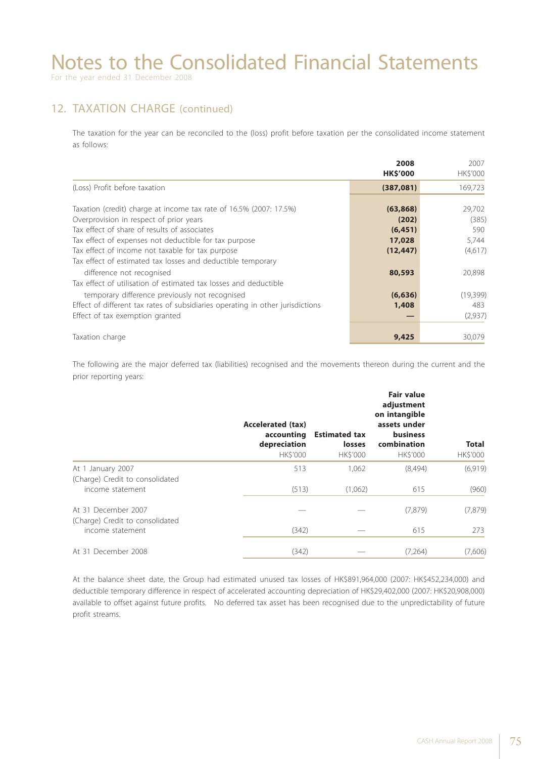# Notes to the Consolidated Financial Statements

For the year ended 31 December 2008

## 12. TAXATION CHARGE (continued)

The taxation for the year can be reconciled to the (loss) profit before taxation per the consolidated income statement as follows:

| | **2008 HK$'000** | 2007 HK$'000 |
|---|---|---|
| (Loss) Profit before taxation | **(387,081)** | 169,723 |
| Taxation (credit) charge at income tax rate of 16.5% (2007: 17.5%) | **(63,868)** | 29,702 |
| Overprovision in respect of prior years | **(202)** | (385) |
| Tax effect of share of results of associates | **(6,451)** | 590 |
| Tax effect of expenses not deductible for tax purpose | **17,028** | 5,744 |
| Tax effect of income not taxable for tax purpose | **(12,447)** | (4,617) |
| Tax effect of estimated tax losses and deductible temporary difference not recognised | **80,593** | 20,898 |
| Tax effect of utilisation of estimated tax losses and deductible temporary difference previously not recognised | **(6,636)** | (19,399) |
| Effect of different tax rates of subsidiaries operating in other jurisdictions | **1,408** | 483 |
| Effect of tax exemption granted | **—** | (2,937) |
| Taxation charge | **9,425** | 30,079 |

The following are the major deferred tax (liabilities) recognised and the movements thereon during the current and the prior reporting years:

| | **Accelerated (tax) accounting depreciation** HK$'000 | **Estimated tax losses** HK$'000 | **Fair value adjustment on intangible assets under business combination** HK$'000 | **Total** HK$'000 |
|---|---|---|---|---|
| At 1 January 2007 | 513 | 1,062 | (8,494) | (6,919) |
| (Charge) Credit to consolidated income statement | (513) | (1,062) | 615 | (960) |
| At 31 December 2007 | — | — | (7,879) | (7,879) |
| (Charge) Credit to consolidated income statement | (342) | — | 615 | 273 |
| At 31 December 2008 | (342) | — | (7,264) | (7,606) |

At the balance sheet date, the Group had estimated unused tax losses of HK$891,964,000 (2007: HK$452,234,000) and deductible temporary difference in respect of accelerated accounting depreciation of HK$29,402,000 (2007: HK$20,908,000) available to offset against future profits. No deferred tax asset has been recognised due to the unpredictability of future profit streams.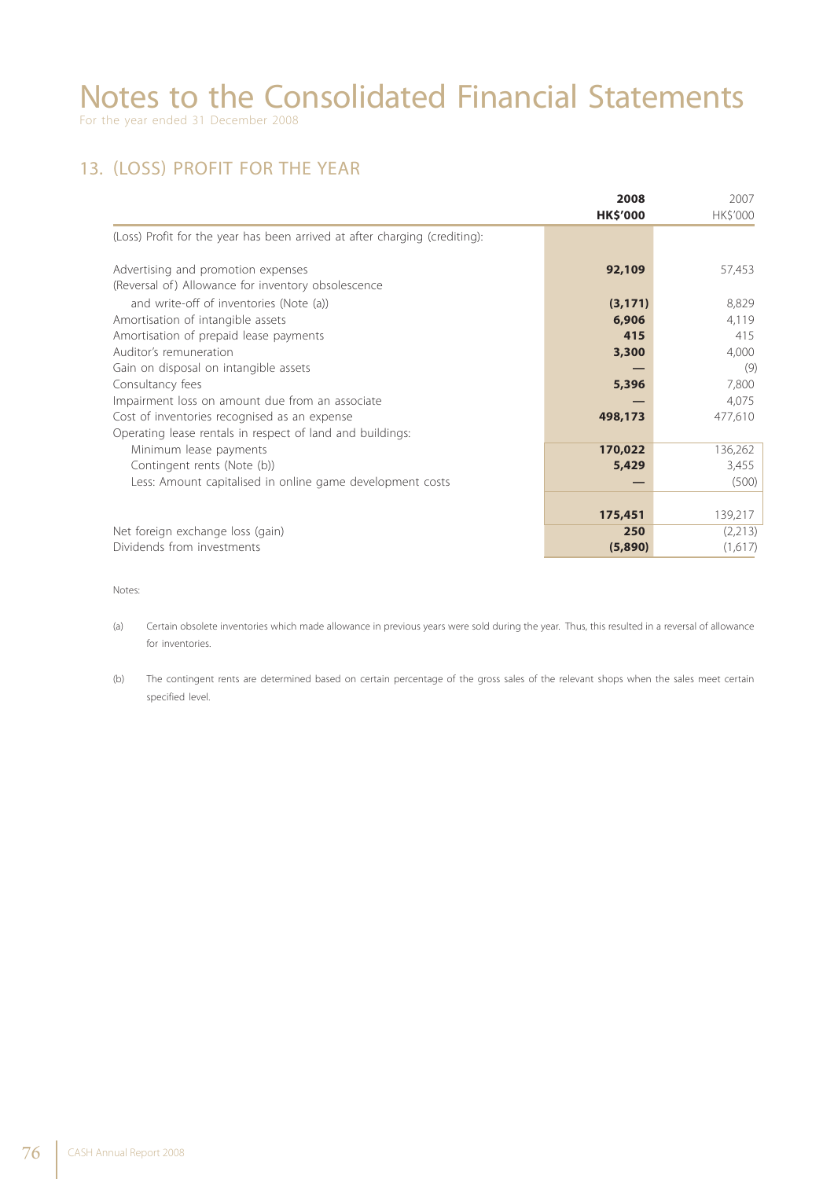# Notes to the Consolidated Financial Statements

For the year ended 31 December 2008

## 13. (LOSS) PROFIT FOR THE YEAR

| | **2008** **HK$'000** | 2007 HK$'000 |
|---|---|---|
| (Loss) Profit for the year has been arrived at after charging (crediting): | | |
| Advertising and promotion expenses | **92,109** | 57,453 |
| (Reversal of) Allowance for inventory obsolescence and write-off of inventories (Note (a)) | **(3,171)** | 8,829 |
| Amortisation of intangible assets | **6,906** | 4,119 |
| Amortisation of prepaid lease payments | **415** | 415 |
| Auditor's remuneration | **3,300** | 4,000 |
| Gain on disposal on intangible assets | **—** | (9) |
| Consultancy fees | **5,396** | 7,800 |
| Impairment loss on amount due from an associate | **—** | 4,075 |
| Cost of inventories recognised as an expense | **498,173** | 477,610 |
| Operating lease rentals in respect of land and buildings: | | |
| Minimum lease payments | **170,022** | 136,262 |
| Contingent rents (Note (b)) | **5,429** | 3,455 |
| Less: Amount capitalised in online game development costs | **—** | (500) |
| | **175,451** | 139,217 |
| Net foreign exchange loss (gain) | **250** | (2,213) |
| Dividends from investments | **(5,890)** | (1,617) |

Notes:

(a) Certain obsolete inventories which made allowance in previous years were sold during the year. Thus, this resulted in a reversal of allowance for inventories.

(b) The contingent rents are determined based on certain percentage of the gross sales of the relevant shops when the sales meet certain specified level.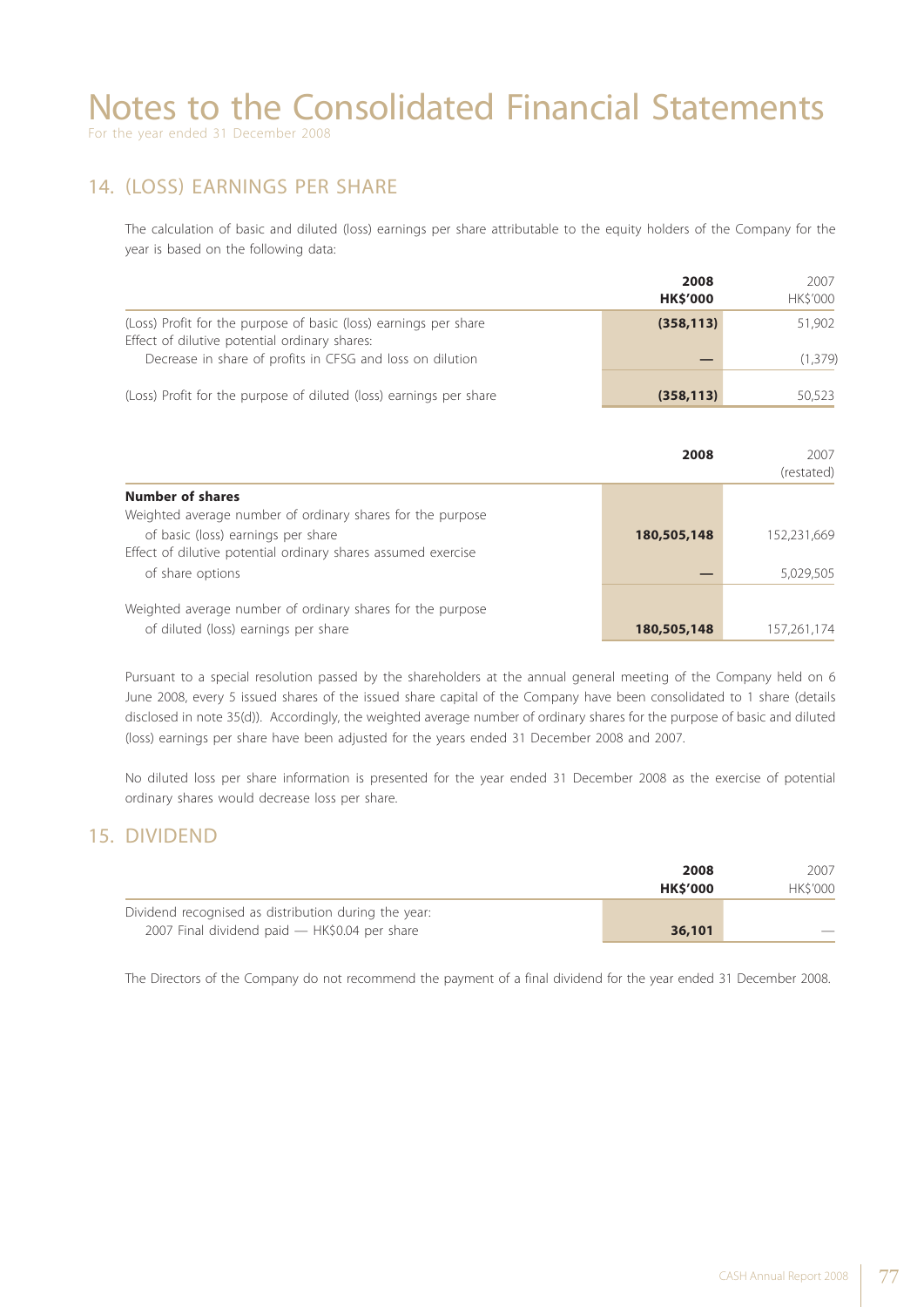# Notes to the Consolidated Financial Statements

For the year ended 31 December 2008

## 14. (LOSS) EARNINGS PER SHARE

The calculation of basic and diluted (loss) earnings per share attributable to the equity holders of the Company for the year is based on the following data:

| | 2008<br>HK$'000 | 2007<br>HK$'000 |
|---|---|---|
| (Loss) Profit for the purpose of basic (loss) earnings per share | **(358,113)** | 51,902 |
| Effect of dilutive potential ordinary shares: | | |
| Decrease in share of profits in CFSG and loss on dilution | **—** | (1,379) |
| (Loss) Profit for the purpose of diluted (loss) earnings per share | **(358,113)** | 50,523 |

| | 2008 | 2007<br>(restated) |
|---|---|---|
| **Number of shares** | | |
| Weighted average number of ordinary shares for the purpose of basic (loss) earnings per share | **180,505,148** | 152,231,669 |
| Effect of dilutive potential ordinary shares assumed exercise of share options | **—** | 5,029,505 |
| Weighted average number of ordinary shares for the purpose of diluted (loss) earnings per share | **180,505,148** | 157,261,174 |

Pursuant to a special resolution passed by the shareholders at the annual general meeting of the Company held on 6 June 2008, every 5 issued shares of the issued share capital of the Company have been consolidated to 1 share (details disclosed in note 35(d)). Accordingly, the weighted average number of ordinary shares for the purpose of basic and diluted (loss) earnings per share have been adjusted for the years ended 31 December 2008 and 2007.

No diluted loss per share information is presented for the year ended 31 December 2008 as the exercise of potential ordinary shares would decrease loss per share.

## 15. DIVIDEND

| | 2008<br>HK$'000 | 2007<br>HK$'000 |
|---|---|---|
| Dividend recognised as distribution during the year: | | |
| 2007 Final dividend paid — HK$0.04 per share | **36,101** | — |

The Directors of the Company do not recommend the payment of a final dividend for the year ended 31 December 2008.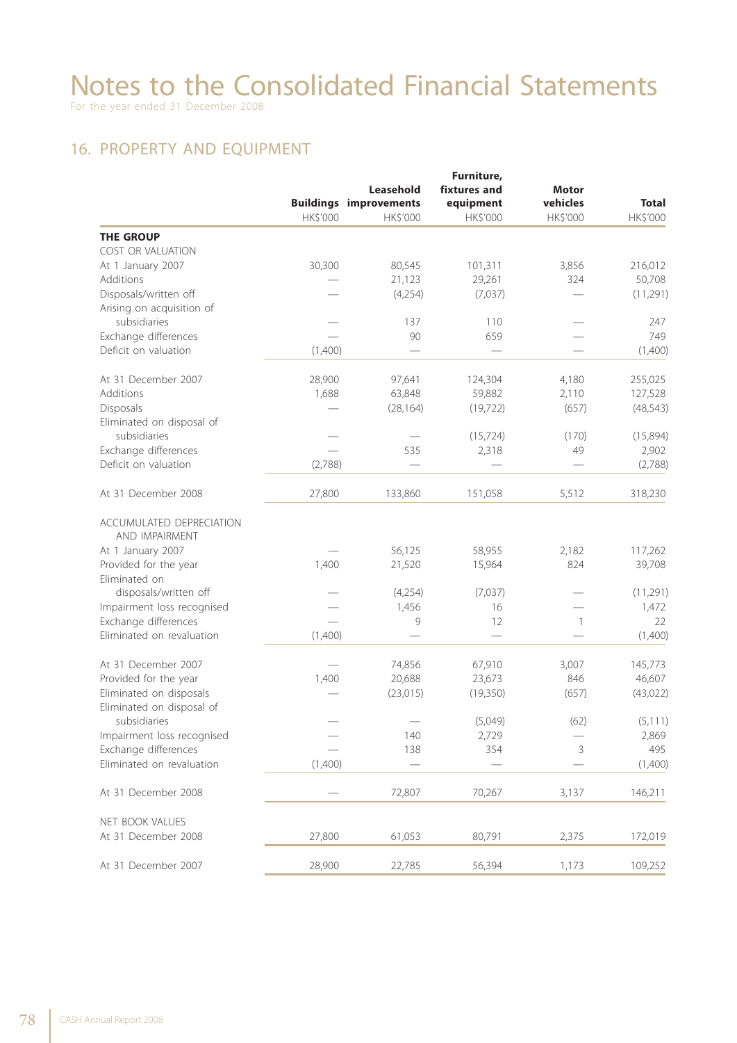# Notes to the Consolidated Financial Statements

For the year ended 31 December 2008

## 16. PROPERTY AND EQUIPMENT

| | Buildings | Leasehold improvements | Furniture, fixtures and equipment | Motor vehicles | Total |
|---|---|---|---|---|---|
| | HK$'000 | HK$'000 | HK$'000 | HK$'000 | HK$'000 |
| **THE GROUP** | | | | | |
| COST OR VALUATION | | | | | |
| At 1 January 2007 | 30,300 | 80,545 | 101,311 | 3,856 | 216,012 |
| Additions | — | 21,123 | 29,261 | 324 | 50,708 |
| Disposals/written off | — | (4,254) | (7,037) | — | (11,291) |
| Arising on acquisition of subsidiaries | — | 137 | 110 | — | 247 |
| Exchange differences | — | 90 | 659 | — | 749 |
| Deficit on valuation | (1,400) | — | — | — | (1,400) |
| At 31 December 2007 | 28,900 | 97,641 | 124,304 | 4,180 | 255,025 |
| Additions | 1,688 | 63,848 | 59,882 | 2,110 | 127,528 |
| Disposals | — | (28,164) | (19,722) | (657) | (48,543) |
| Eliminated on disposal of subsidiaries | — | — | (15,724) | (170) | (15,894) |
| Exchange differences | — | 535 | 2,318 | 49 | 2,902 |
| Deficit on valuation | (2,788) | — | — | — | (2,788) |
| At 31 December 2008 | 27,800 | 133,860 | 151,058 | 5,512 | 318,230 |
| ACCUMULATED DEPRECIATION AND IMPAIRMENT | | | | | |
| At 1 January 2007 | — | 56,125 | 58,955 | 2,182 | 117,262 |
| Provided for the year | 1,400 | 21,520 | 15,964 | 824 | 39,708 |
| Eliminated on disposals/written off | — | (4,254) | (7,037) | — | (11,291) |
| Impairment loss recognised | — | 1,456 | 16 | — | 1,472 |
| Exchange differences | — | 9 | 12 | 1 | 22 |
| Eliminated on revaluation | (1,400) | — | — | — | (1,400) |
| At 31 December 2007 | — | 74,856 | 67,910 | 3,007 | 145,773 |
| Provided for the year | 1,400 | 20,688 | 23,673 | 846 | 46,607 |
| Eliminated on disposals | — | (23,015) | (19,350) | (657) | (43,022) |
| Eliminated on disposal of subsidiaries | — | — | (5,049) | (62) | (5,111) |
| Impairment loss recognised | — | 140 | 2,729 | — | 2,869 |
| Exchange differences | — | 138 | 354 | 3 | 495 |
| Eliminated on revaluation | (1,400) | — | — | — | (1,400) |
| At 31 December 2008 | — | 72,807 | 70,267 | 3,137 | 146,211 |
| NET BOOK VALUES | | | | | |
| At 31 December 2008 | 27,800 | 61,053 | 80,791 | 2,375 | 172,019 |
| At 31 December 2007 | 28,900 | 22,785 | 56,394 | 1,173 | 109,252 |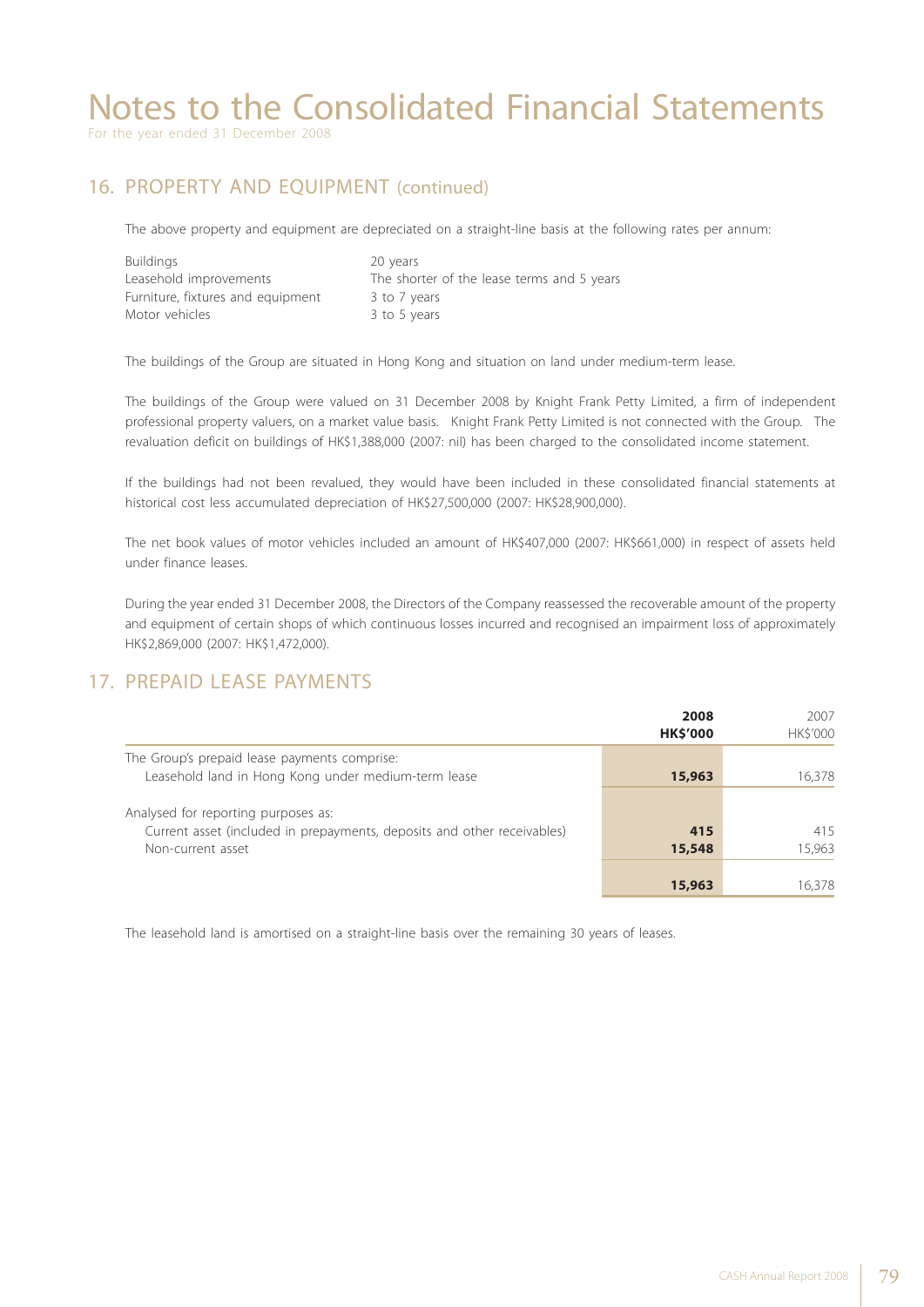# Notes to the Consolidated Financial Statements

For the year ended 31 December 2008

## 16. PROPERTY AND EQUIPMENT (continued)

The above property and equipment are depreciated on a straight-line basis at the following rates per annum:

| | |
|---|---|
| Buildings | 20 years |
| Leasehold improvements | The shorter of the lease terms and 5 years |
| Furniture, fixtures and equipment | 3 to 7 years |
| Motor vehicles | 3 to 5 years |

The buildings of the Group are situated in Hong Kong and situation on land under medium-term lease.

The buildings of the Group were valued on 31 December 2008 by Knight Frank Petty Limited, a firm of independent professional property valuers, on a market value basis. Knight Frank Petty Limited is not connected with the Group. The revaluation deficit on buildings of HK$1,388,000 (2007: nil) has been charged to the consolidated income statement.

If the buildings had not been revalued, they would have been included in these consolidated financial statements at historical cost less accumulated depreciation of HK$27,500,000 (2007: HK$28,900,000).

The net book values of motor vehicles included an amount of HK$407,000 (2007: HK$661,000) in respect of assets held under finance leases.

During the year ended 31 December 2008, the Directors of the Company reassessed the recoverable amount of the property and equipment of certain shops of which continuous losses incurred and recognised an impairment loss of approximately HK$2,869,000 (2007: HK$1,472,000).

## 17. PREPAID LEASE PAYMENTS

| | **2008** **HK$'000** | 2007 HK$'000 |
|---|---|---|
| The Group's prepaid lease payments comprise: | | |
| Leasehold land in Hong Kong under medium-term lease | **15,963** | 16,378 |
| Analysed for reporting purposes as: | | |
| Current asset (included in prepayments, deposits and other receivables) | **415** | 415 |
| Non-current asset | **15,548** | 15,963 |
| | **15,963** | 16,378 |

The leasehold land is amortised on a straight-line basis over the remaining 30 years of leases.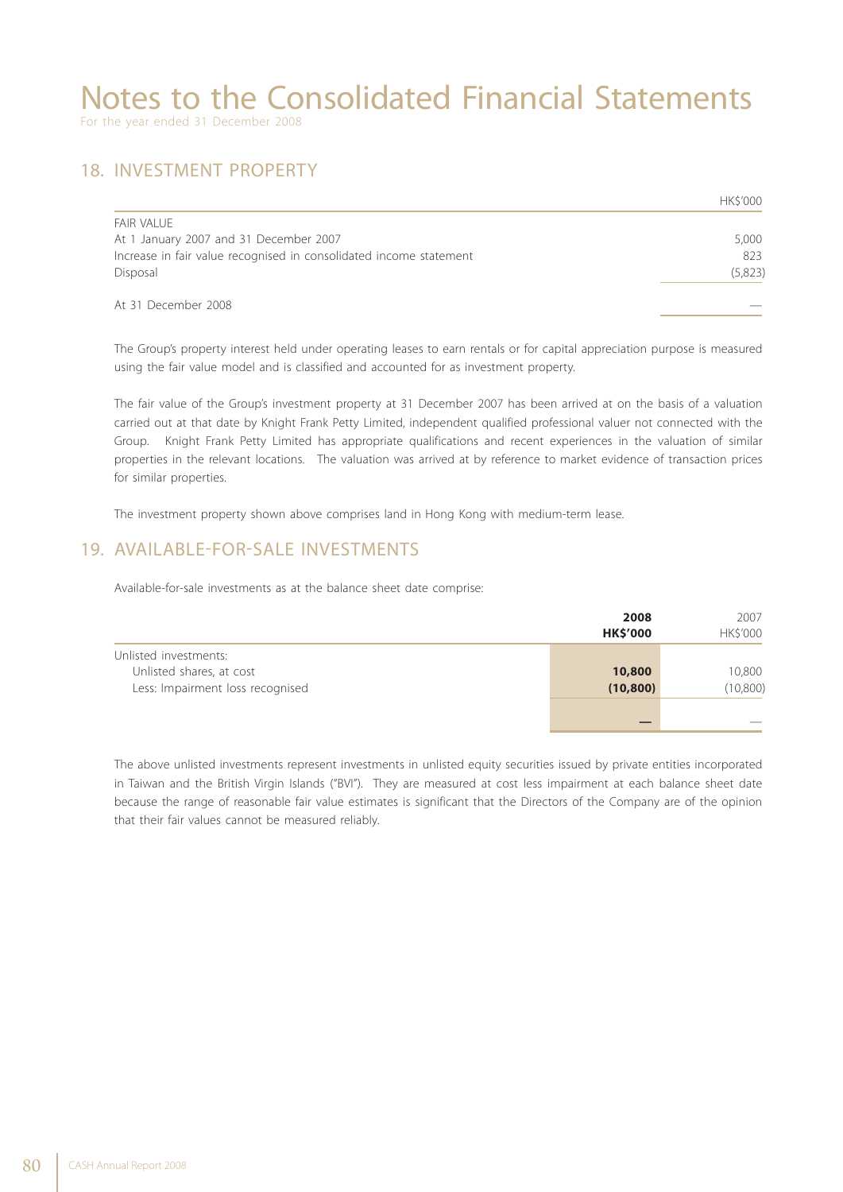# Notes to the Consolidated Financial Statements

For the year ended 31 December 2008

## 18. INVESTMENT PROPERTY

| | HK$'000 |
|---|---|
| FAIR VALUE | |
| At 1 January 2007 and 31 December 2007 | 5,000 |
| Increase in fair value recognised in consolidated income statement | 823 |
| Disposal | (5,823) |
| At 31 December 2008 | — |

The Group's property interest held under operating leases to earn rentals or for capital appreciation purpose is measured using the fair value model and is classified and accounted for as investment property.

The fair value of the Group's investment property at 31 December 2007 has been arrived at on the basis of a valuation carried out at that date by Knight Frank Petty Limited, independent qualified professional valuer not connected with the Group. Knight Frank Petty Limited has appropriate qualifications and recent experiences in the valuation of similar properties in the relevant locations. The valuation was arrived at by reference to market evidence of transaction prices for similar properties.

The investment property shown above comprises land in Hong Kong with medium-term lease.

## 19. AVAILABLE-FOR-SALE INVESTMENTS

Available-for-sale investments as at the balance sheet date comprise:

| | **2008** **HK$'000** | 2007 HK$'000 |
|---|---|---|
| Unlisted investments: | | |
| Unlisted shares, at cost | **10,800** | 10,800 |
| Less: Impairment loss recognised | **(10,800)** | (10,800) |
| | **—** | — |

The above unlisted investments represent investments in unlisted equity securities issued by private entities incorporated in Taiwan and the British Virgin Islands ("BVI"). They are measured at cost less impairment at each balance sheet date because the range of reasonable fair value estimates is significant that the Directors of the Company are of the opinion that their fair values cannot be measured reliably.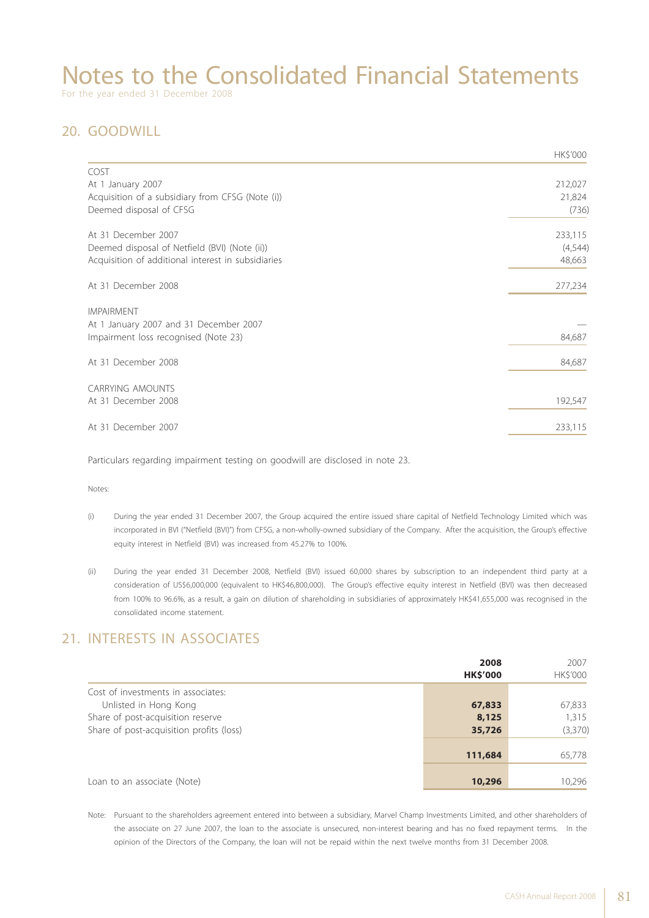# Notes to the Consolidated Financial Statements

For the year ended 31 December 2008

## 20. GOODWILL

| | HK$'000 |
|---|---|
| COST | |
| At 1 January 2007 | 212,027 |
| Acquisition of a subsidiary from CFSG (Note (i)) | 21,824 |
| Deemed disposal of CFSG | (736) |
| At 31 December 2007 | 233,115 |
| Deemed disposal of Netfield (BVI) (Note (ii)) | (4,544) |
| Acquisition of additional interest in subsidiaries | 48,663 |
| At 31 December 2008 | 277,234 |
| IMPAIRMENT | |
| At 1 January 2007 and 31 December 2007 | — |
| Impairment loss recognised (Note 23) | 84,687 |
| At 31 December 2008 | 84,687 |
| CARRYING AMOUNTS | |
| At 31 December 2008 | 192,547 |
| At 31 December 2007 | 233,115 |

Particulars regarding impairment testing on goodwill are disclosed in note 23.

Notes:

(i) During the year ended 31 December 2007, the Group acquired the entire issued share capital of Netfield Technology Limited which was incorporated in BVI ("Netfield (BVI)") from CFSG, a non-wholly-owned subsidiary of the Company. After the acquisition, the Group's effective equity interest in Netfield (BVI) was increased from 45.27% to 100%.

(ii) During the year ended 31 December 2008, Netfield (BVI) issued 60,000 shares by subscription to an independent third party at a consideration of US$6,000,000 (equivalent to HK$46,800,000). The Group's effective equity interest in Netfield (BVI) was then decreased from 100% to 96.6%, as a result, a gain on dilution of shareholding in subsidiaries of approximately HK$41,655,000 was recognised in the consolidated income statement.

## 21. INTERESTS IN ASSOCIATES

| | **2008 HK$'000** | 2007 HK$'000 |
|---|---|---|
| Cost of investments in associates: | | |
| Unlisted in Hong Kong | **67,833** | 67,833 |
| Share of post-acquisition reserve | **8,125** | 1,315 |
| Share of post-acquisition profits (loss) | **35,726** | (3,370) |
| | **111,684** | 65,778 |
| Loan to an associate (Note) | **10,296** | 10,296 |

Note: Pursuant to the shareholders agreement entered into between a subsidiary, Marvel Champ Investments Limited, and other shareholders of the associate on 27 June 2007, the loan to the associate is unsecured, non-interest bearing and has no fixed repayment terms. In the opinion of the Directors of the Company, the loan will not be repaid within the next twelve months from 31 December 2008.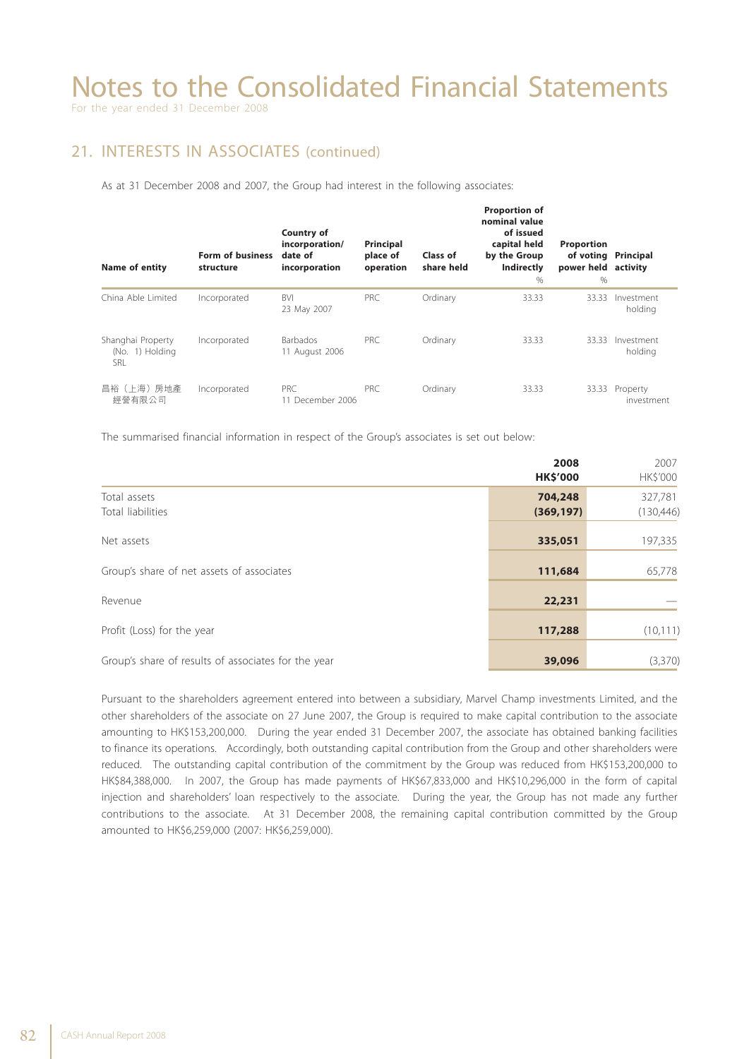# Notes to the Consolidated Financial Statements

For the year ended 31 December 2008

## 21. INTERESTS IN ASSOCIATES (continued)

As at 31 December 2008 and 2007, the Group had interest in the following associates:

| Name of entity | Form of business structure | Country of incorporation/ date of incorporation | Principal place of operation | Class of share held | Proportion of nominal value of issued capital held by the Group Indirectly % | Proportion of voting power held % | Principal activity |
|---|---|---|---|---|---|---|---|
| China Able Limited | Incorporated | BVI 23 May 2007 | PRC | Ordinary | 33.33 | 33.33 | Investment holding |
| Shanghai Property (No. 1) Holding SRL | Incorporated | Barbados 11 August 2006 | PRC | Ordinary | 33.33 | 33.33 | Investment holding |
| 昌裕（上海）房地產經營有限公司 | Incorporated | PRC 11 December 2006 | PRC | Ordinary | 33.33 | 33.33 | Property investment |

The summarised financial information in respect of the Group's associates is set out below:

| | 2008 HK$'000 | 2007 HK$'000 |
|---|---|---|
| Total assets | **704,248** | 327,781 |
| Total liabilities | **(369,197)** | (130,446) |
| Net assets | **335,051** | 197,335 |
| Group's share of net assets of associates | **111,684** | 65,778 |
| Revenue | **22,231** | — |
| Profit (Loss) for the year | **117,288** | (10,111) |
| Group's share of results of associates for the year | **39,096** | (3,370) |

Pursuant to the shareholders agreement entered into between a subsidiary, Marvel Champ investments Limited, and the other shareholders of the associate on 27 June 2007, the Group is required to make capital contribution to the associate amounting to HK$153,200,000. During the year ended 31 December 2007, the associate has obtained banking facilities to finance its operations. Accordingly, both outstanding capital contribution from the Group and other shareholders were reduced. The outstanding capital contribution of the commitment by the Group was reduced from HK$153,200,000 to HK$84,388,000. In 2007, the Group has made payments of HK$67,833,000 and HK$10,296,000 in the form of capital injection and shareholders' loan respectively to the associate. During the year, the Group has not made any further contributions to the associate. At 31 December 2008, the remaining capital contribution committed by the Group amounted to HK$6,259,000 (2007: HK$6,259,000).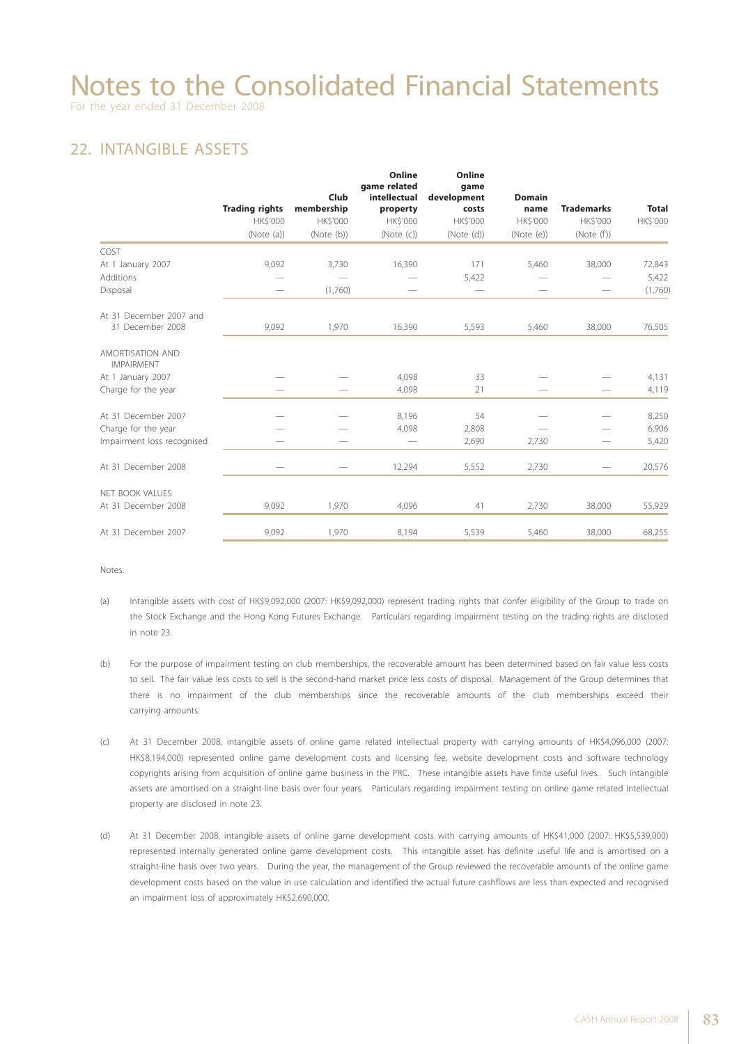# Notes to the Consolidated Financial Statements

For the year ended 31 December 2008

## 22. INTANGIBLE ASSETS

| | Trading rights | Club membership | Online game related intellectual property | Online game development costs | Domain name | Trademarks | Total |
|---|---|---|---|---|---|---|---|
| | HK$'000 | HK$'000 | HK$'000 | HK$'000 | HK$'000 | HK$'000 | HK$'000 |
| | (Note (a)) | (Note (b)) | (Note (c)) | (Note (d)) | (Note (e)) | (Note (f)) | |
| COST | | | | | | | |
| At 1 January 2007 | 9,092 | 3,730 | 16,390 | 171 | 5,460 | 38,000 | 72,843 |
| Additions | — | — | — | 5,422 | — | — | 5,422 |
| Disposal | — | (1,760) | — | — | — | — | (1,760) |
| At 31 December 2007 and 31 December 2008 | 9,092 | 1,970 | 16,390 | 5,593 | 5,460 | 38,000 | 76,505 |
| AMORTISATION AND IMPAIRMENT | | | | | | | |
| At 1 January 2007 | — | — | 4,098 | 33 | — | — | 4,131 |
| Charge for the year | — | — | 4,098 | 21 | — | — | 4,119 |
| At 31 December 2007 | — | — | 8,196 | 54 | — | — | 8,250 |
| Charge for the year | — | — | 4,098 | 2,808 | — | — | 6,906 |
| Impairment loss recognised | — | — | — | 2,690 | 2,730 | — | 5,420 |
| At 31 December 2008 | — | — | 12,294 | 5,552 | 2,730 | — | 20,576 |
| NET BOOK VALUES | | | | | | | |
| At 31 December 2008 | 9,092 | 1,970 | 4,096 | 41 | 2,730 | 38,000 | 55,929 |
| At 31 December 2007 | 9,092 | 1,970 | 8,194 | 5,539 | 5,460 | 38,000 | 68,255 |

Notes:

(a) Intangible assets with cost of HK$9,092,000 (2007: HK$9,092,000) represent trading rights that confer eligibility of the Group to trade on the Stock Exchange and the Hong Kong Futures Exchange. Particulars regarding impairment testing on the trading rights are disclosed in note 23.

(b) For the purpose of impairment testing on club memberships, the recoverable amount has been determined based on fair value less costs to sell. The fair value less costs to sell is the second-hand market price less costs of disposal. Management of the Group determines that there is no impairment of the club memberships since the recoverable amounts of the club memberships exceed their carrying amounts.

(c) At 31 December 2008, intangible assets of online game related intellectual property with carrying amounts of HK$4,096,000 (2007: HK$8,194,000) represented online game development costs and licensing fee, website development costs and software technology copyrights arising from acquisition of online game business in the PRC. These intangible assets have finite useful lives. Such intangible assets are amortised on a straight-line basis over four years. Particulars regarding impairment testing on online game related intellectual property are disclosed in note 23.

(d) At 31 December 2008, intangible assets of online game development costs with carrying amounts of HK$41,000 (2007: HK$5,539,000) represented internally generated online game development costs. This intangible asset has definite useful life and is amortised on a straight-line basis over two years. During the year, the management of the Group reviewed the recoverable amounts of the online game development costs based on the value in use calculation and identified the actual future cashflows are less than expected and recognised an impairment loss of approximately HK$2,690,000.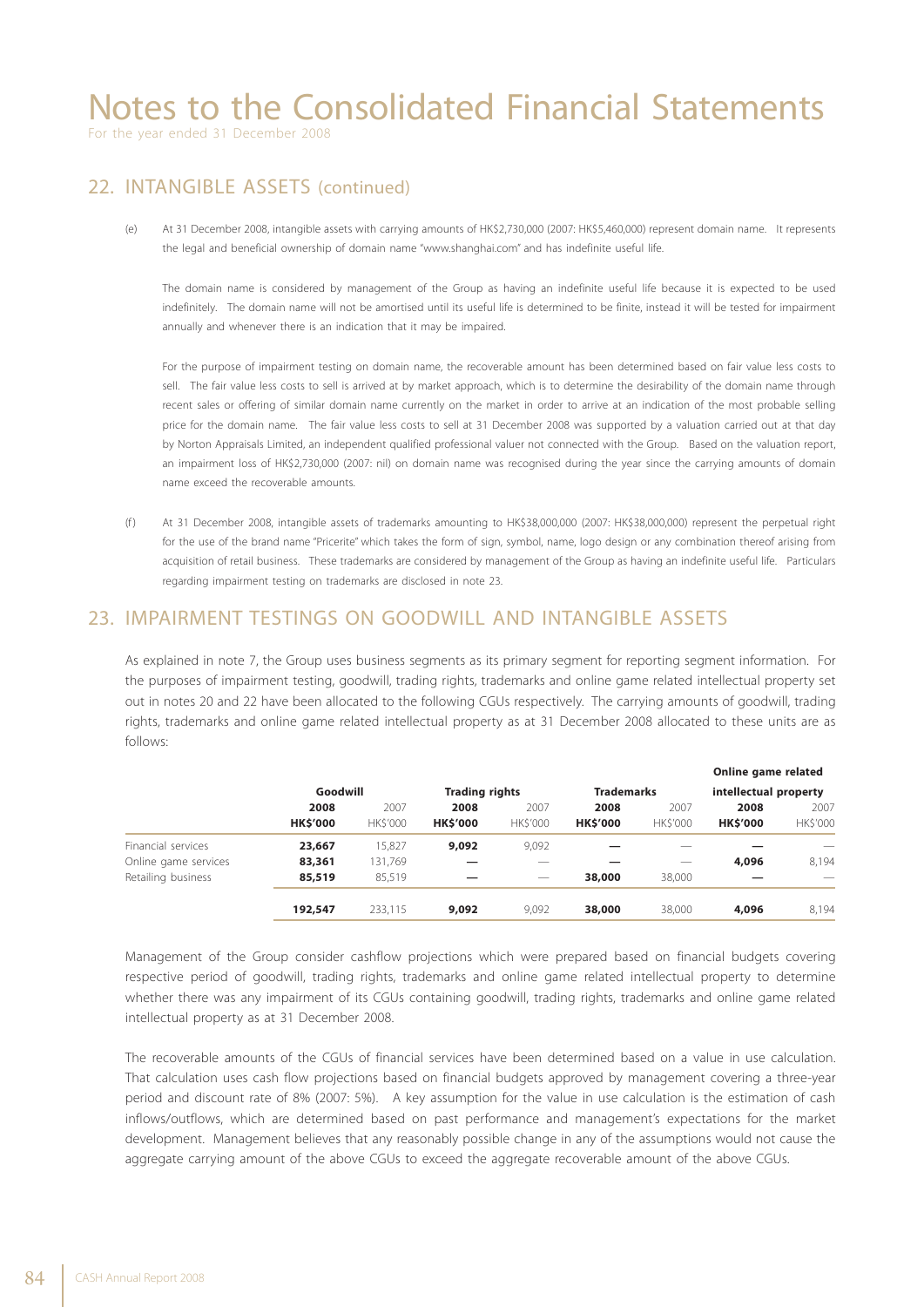# Notes to the Consolidated Financial Statements

For the year ended 31 December 2008

## 22. INTANGIBLE ASSETS (continued)

(e) At 31 December 2008, intangible assets with carrying amounts of HK$2,730,000 (2007: HK$5,460,000) represent domain name. It represents the legal and beneficial ownership of domain name "www.shanghai.com" and has indefinite useful life.

The domain name is considered by management of the Group as having an indefinite useful life because it is expected to be used indefinitely. The domain name will not be amortised until its useful life is determined to be finite, instead it will be tested for impairment annually and whenever there is an indication that it may be impaired.

For the purpose of impairment testing on domain name, the recoverable amount has been determined based on fair value less costs to sell. The fair value less costs to sell is arrived at by market approach, which is to determine the desirability of the domain name through recent sales or offering of similar domain name currently on the market in order to arrive at an indication of the most probable selling price for the domain name. The fair value less costs to sell at 31 December 2008 was supported by a valuation carried out at that day by Norton Appraisals Limited, an independent qualified professional valuer not connected with the Group. Based on the valuation report, an impairment loss of HK$2,730,000 (2007: nil) on domain name was recognised during the year since the carrying amounts of domain name exceed the recoverable amounts.

(f) At 31 December 2008, intangible assets of trademarks amounting to HK$38,000,000 (2007: HK$38,000,000) represent the perpetual right for the use of the brand name "Pricerite" which takes the form of sign, symbol, name, logo design or any combination thereof arising from acquisition of retail business. These trademarks are considered by management of the Group as having an indefinite useful life. Particulars regarding impairment testing on trademarks are disclosed in note 23.

## 23. IMPAIRMENT TESTINGS ON GOODWILL AND INTANGIBLE ASSETS

As explained in note 7, the Group uses business segments as its primary segment for reporting segment information. For the purposes of impairment testing, goodwill, trading rights, trademarks and online game related intellectual property set out in notes 20 and 22 have been allocated to the following CGUs respectively. The carrying amounts of goodwill, trading rights, trademarks and online game related intellectual property as at 31 December 2008 allocated to these units are as follows:

| | Goodwill | | Trading rights | | Trademarks | | Online game related intellectual property | |
|---|---|---|---|---|---|---|---|---|
| | **2008** | 2007 | **2008** | 2007 | **2008** | 2007 | **2008** | 2007 |
| | **HK$'000** | HK$'000 | **HK$'000** | HK$'000 | **HK$'000** | HK$'000 | **HK$'000** | HK$'000 |
| Financial services | **23,667** | 15,827 | **9,092** | 9,092 | **—** | — | **—** | — |
| Online game services | **83,361** | 131,769 | **—** | — | **—** | — | **4,096** | 8,194 |
| Retailing business | **85,519** | 85,519 | **—** | — | **38,000** | 38,000 | **—** | — |
| | **192,547** | 233,115 | **9,092** | 9,092 | **38,000** | 38,000 | **4,096** | 8,194 |

Management of the Group consider cashflow projections which were prepared based on financial budgets covering respective period of goodwill, trading rights, trademarks and online game related intellectual property to determine whether there was any impairment of its CGUs containing goodwill, trading rights, trademarks and online game related intellectual property as at 31 December 2008.

The recoverable amounts of the CGUs of financial services have been determined based on a value in use calculation. That calculation uses cash flow projections based on financial budgets approved by management covering a three-year period and discount rate of 8% (2007: 5%). A key assumption for the value in use calculation is the estimation of cash inflows/outflows, which are determined based on past performance and management's expectations for the market development. Management believes that any reasonably possible change in any of the assumptions would not cause the aggregate carrying amount of the above CGUs to exceed the aggregate recoverable amount of the above CGUs.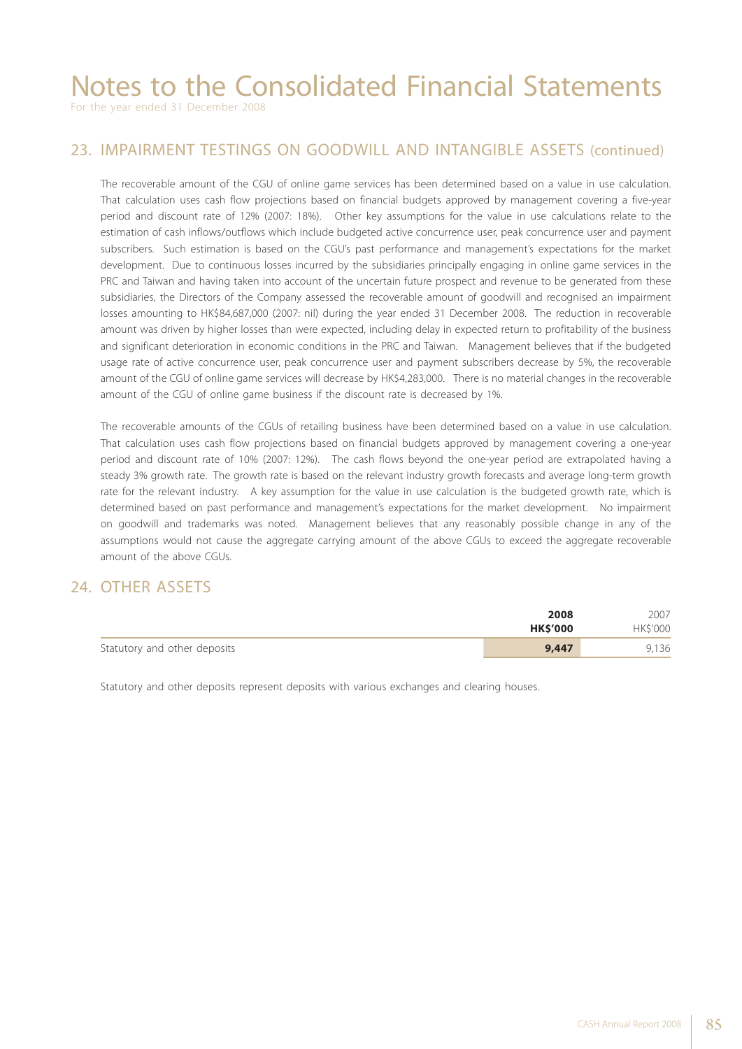## 23. IMPAIRMENT TESTINGS ON GOODWILL AND INTANGIBLE ASSETS (continued)

The recoverable amount of the CGU of online game services has been determined based on a value in use calculation. That calculation uses cash flow projections based on financial budgets approved by management covering a five-year period and discount rate of 12% (2007: 18%). Other key assumptions for the value in use calculations relate to the estimation of cash inflows/outflows which include budgeted active concurrence user, peak concurrence user and payment subscribers. Such estimation is based on the CGU's past performance and management's expectations for the market development. Due to continuous losses incurred by the subsidiaries principally engaging in online game services in the PRC and Taiwan and having taken into account of the uncertain future prospect and revenue to be generated from these subsidiaries, the Directors of the Company assessed the recoverable amount of goodwill and recognised an impairment losses amounting to HK$84,687,000 (2007: nil) during the year ended 31 December 2008. The reduction in recoverable amount was driven by higher losses than were expected, including delay in expected return to profitability of the business and significant deterioration in economic conditions in the PRC and Taiwan. Management believes that if the budgeted usage rate of active concurrence user, peak concurrence user and payment subscribers decrease by 5%, the recoverable amount of the CGU of online game services will decrease by HK$4,283,000. There is no material changes in the recoverable amount of the CGU of online game business if the discount rate is decreased by 1%.

The recoverable amounts of the CGUs of retailing business have been determined based on a value in use calculation. That calculation uses cash flow projections based on financial budgets approved by management covering a one-year period and discount rate of 10% (2007: 12%). The cash flows beyond the one-year period are extrapolated having a steady 3% growth rate. The growth rate is based on the relevant industry growth forecasts and average long-term growth rate for the relevant industry. A key assumption for the value in use calculation is the budgeted growth rate, which is determined based on past performance and management's expectations for the market development. No impairment on goodwill and trademarks was noted. Management believes that any reasonably possible change in any of the assumptions would not cause the aggregate carrying amount of the above CGUs to exceed the aggregate recoverable amount of the above CGUs.

## 24. OTHER ASSETS

| | **2008** | 2007 |
|---|---|---|
| | **HK$'000** | HK$'000 |
| Statutory and other deposits | **9,447** | 9,136 |

Statutory and other deposits represent deposits with various exchanges and clearing houses.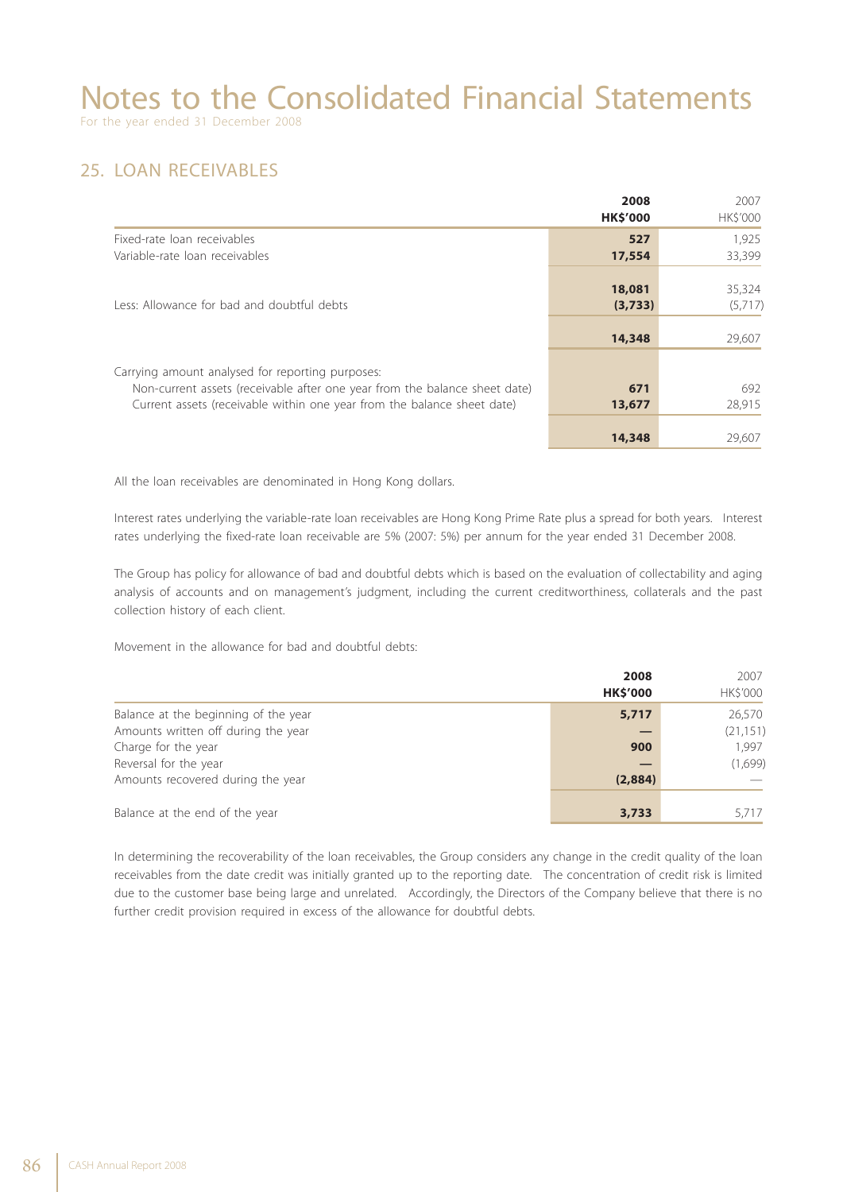# Notes to the Consolidated Financial Statements

For the year ended 31 December 2008

## 25. LOAN RECEIVABLES

| | 2008<br>HK$'000 | 2007<br>HK$'000 |
|---|---|---|
| Fixed-rate loan receivables | **527** | 1,925 |
| Variable-rate loan receivables | **17,554** | 33,399 |
| | **18,081** | 35,324 |
| Less: Allowance for bad and doubtful debts | **(3,733)** | (5,717) |
| | **14,348** | 29,607 |
| Carrying amount analysed for reporting purposes: | | |
| Non-current assets (receivable after one year from the balance sheet date) | **671** | 692 |
| Current assets (receivable within one year from the balance sheet date) | **13,677** | 28,915 |
| | **14,348** | 29,607 |

All the loan receivables are denominated in Hong Kong dollars.

Interest rates underlying the variable-rate loan receivables are Hong Kong Prime Rate plus a spread for both years. Interest rates underlying the fixed-rate loan receivable are 5% (2007: 5%) per annum for the year ended 31 December 2008.

The Group has policy for allowance of bad and doubtful debts which is based on the evaluation of collectability and aging analysis of accounts and on management's judgment, including the current creditworthiness, collaterals and the past collection history of each client.

Movement in the allowance for bad and doubtful debts:

| | 2008<br>HK$'000 | 2007<br>HK$'000 |
|---|---|---|
| Balance at the beginning of the year | **5,717** | 26,570 |
| Amounts written off during the year | **—** | (21,151) |
| Charge for the year | **900** | 1,997 |
| Reversal for the year | **—** | (1,699) |
| Amounts recovered during the year | **(2,884)** | — |
| Balance at the end of the year | **3,733** | 5,717 |

In determining the recoverability of the loan receivables, the Group considers any change in the credit quality of the loan receivables from the date credit was initially granted up to the reporting date. The concentration of credit risk is limited due to the customer base being large and unrelated. Accordingly, the Directors of the Company believe that there is no further credit provision required in excess of the allowance for doubtful debts.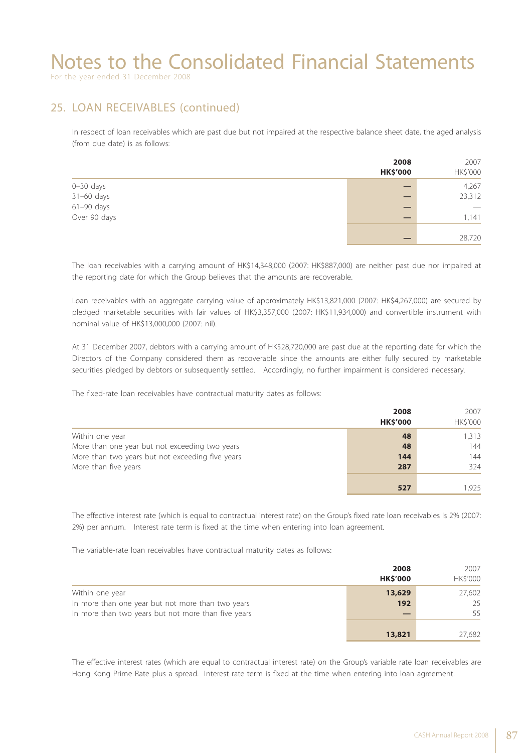# Notes to the Consolidated Financial Statements

For the year ended 31 December 2008

## 25. LOAN RECEIVABLES (continued)

In respect of loan receivables which are past due but not impaired at the respective balance sheet date, the aged analysis (from due date) is as follows:

| | **2008** **HK$'000** | 2007 HK$'000 |
|---|---|---|
| 0–30 days | — | 4,267 |
| 31–60 days | — | 23,312 |
| 61–90 days | — | — |
| Over 90 days | — | 1,141 |
| | — | 28,720 |

The loan receivables with a carrying amount of HK$14,348,000 (2007: HK$887,000) are neither past due nor impaired at the reporting date for which the Group believes that the amounts are recoverable.

Loan receivables with an aggregate carrying value of approximately HK$13,821,000 (2007: HK$4,267,000) are secured by pledged marketable securities with fair values of HK$3,357,000 (2007: HK$11,934,000) and convertible instrument with nominal value of HK$13,000,000 (2007: nil).

At 31 December 2007, debtors with a carrying amount of HK$28,720,000 are past due at the reporting date for which the Directors of the Company considered them as recoverable since the amounts are either fully secured by marketable securities pledged by debtors or subsequently settled. Accordingly, no further impairment is considered necessary.

The fixed-rate loan receivables have contractual maturity dates as follows:

| | **2008** **HK$'000** | 2007 HK$'000 |
|---|---|---|
| Within one year | **48** | 1,313 |
| More than one year but not exceeding two years | **48** | 144 |
| More than two years but not exceeding five years | **144** | 144 |
| More than five years | **287** | 324 |
| | **527** | 1,925 |

The effective interest rate (which is equal to contractual interest rate) on the Group's fixed rate loan receivables is 2% (2007: 2%) per annum. Interest rate term is fixed at the time when entering into loan agreement.

The variable-rate loan receivables have contractual maturity dates as follows:

| | **2008** **HK$'000** | 2007 HK$'000 |
|---|---|---|
| Within one year | **13,629** | 27,602 |
| In more than one year but not more than two years | **192** | 25 |
| In more than two years but not more than five years | — | 55 |
| | **13,821** | 27,682 |

The effective interest rates (which are equal to contractual interest rate) on the Group's variable rate loan receivables are Hong Kong Prime Rate plus a spread. Interest rate term is fixed at the time when entering into loan agreement.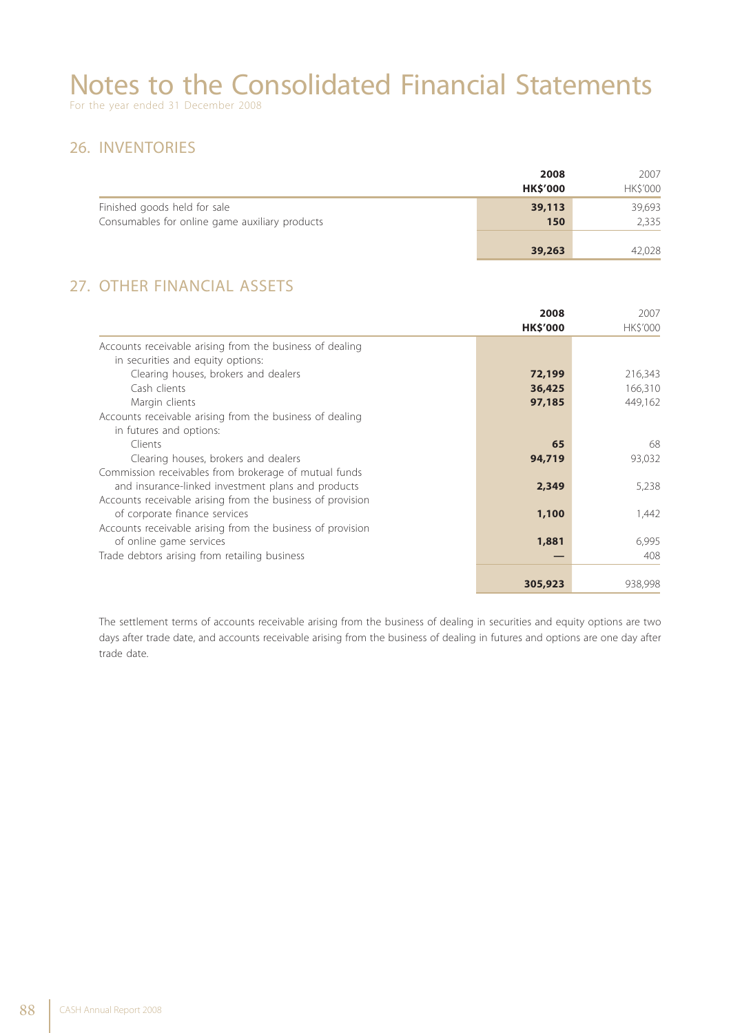# Notes to the Consolidated Financial Statements

For the year ended 31 December 2008

## 26. INVENTORIES

| | 2008 HK$'000 | 2007 HK$'000 |
|---|---|---|
| Finished goods held for sale | 39,113 | 39,693 |
| Consumables for online game auxiliary products | 150 | 2,335 |
| | 39,263 | 42,028 |

## 27. OTHER FINANCIAL ASSETS

| | 2008 HK$'000 | 2007 HK$'000 |
|---|---|---|
| Accounts receivable arising from the business of dealing in securities and equity options: | | |
| Clearing houses, brokers and dealers | 72,199 | 216,343 |
| Cash clients | 36,425 | 166,310 |
| Margin clients | 97,185 | 449,162 |
| Accounts receivable arising from the business of dealing in futures and options: | | |
| Clients | 65 | 68 |
| Clearing houses, brokers and dealers | 94,719 | 93,032 |
| Commission receivables from brokerage of mutual funds and insurance-linked investment plans and products | 2,349 | 5,238 |
| Accounts receivable arising from the business of provision of corporate finance services | 1,100 | 1,442 |
| Accounts receivable arising from the business of provision of online game services | 1,881 | 6,995 |
| Trade debtors arising from retailing business | — | 408 |
| | 305,923 | 938,998 |

The settlement terms of accounts receivable arising from the business of dealing in securities and equity options are two days after trade date, and accounts receivable arising from the business of dealing in futures and options are one day after trade date.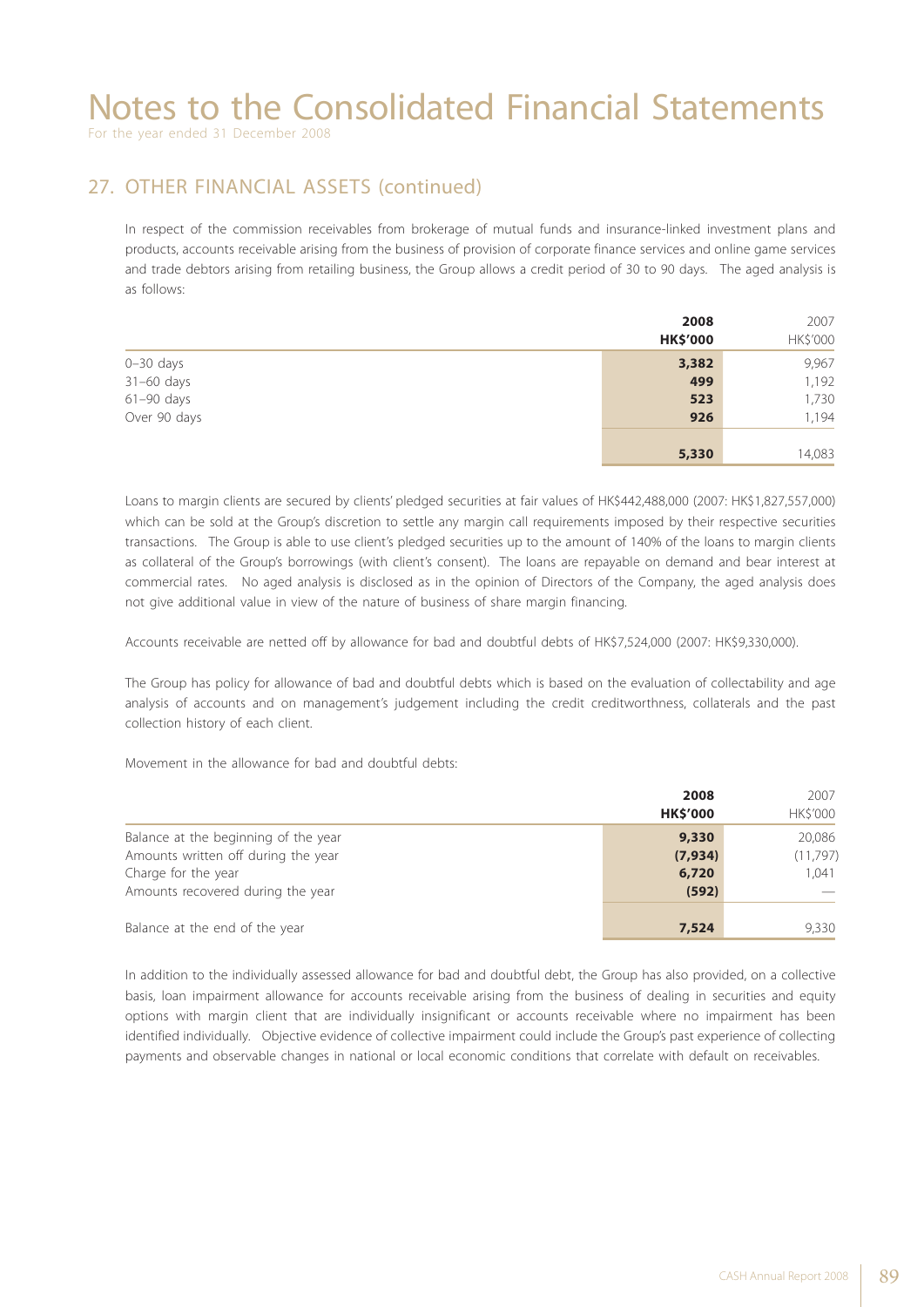# Notes to the Consolidated Financial Statements

For the year ended 31 December 2008

## 27. OTHER FINANCIAL ASSETS (continued)

In respect of the commission receivables from brokerage of mutual funds and insurance-linked investment plans and products, accounts receivable arising from the business of provision of corporate finance services and online game services and trade debtors arising from retailing business, the Group allows a credit period of 30 to 90 days. The aged analysis is as follows:

| | **2008** | 2007 |
|---|---|---|
| | **HK$'000** | HK$'000 |
| 0–30 days | **3,382** | 9,967 |
| 31–60 days | **499** | 1,192 |
| 61–90 days | **523** | 1,730 |
| Over 90 days | **926** | 1,194 |
| | **5,330** | 14,083 |

Loans to margin clients are secured by clients' pledged securities at fair values of HK$442,488,000 (2007: HK$1,827,557,000) which can be sold at the Group's discretion to settle any margin call requirements imposed by their respective securities transactions. The Group is able to use client's pledged securities up to the amount of 140% of the loans to margin clients as collateral of the Group's borrowings (with client's consent). The loans are repayable on demand and bear interest at commercial rates. No aged analysis is disclosed as in the opinion of Directors of the Company, the aged analysis does not give additional value in view of the nature of business of share margin financing.

Accounts receivable are netted off by allowance for bad and doubtful debts of HK$7,524,000 (2007: HK$9,330,000).

The Group has policy for allowance of bad and doubtful debts which is based on the evaluation of collectability and age analysis of accounts and on management's judgement including the credit creditworthiness, collaterals and the past collection history of each client.

Movement in the allowance for bad and doubtful debts:

| | **2008** | 2007 |
|---|---|---|
| | **HK$'000** | HK$'000 |
| Balance at the beginning of the year | **9,330** | 20,086 |
| Amounts written off during the year | **(7,934)** | (11,797) |
| Charge for the year | **6,720** | 1,041 |
| Amounts recovered during the year | **(592)** | — |
| Balance at the end of the year | **7,524** | 9,330 |

In addition to the individually assessed allowance for bad and doubtful debt, the Group has also provided, on a collective basis, loan impairment allowance for accounts receivable arising from the business of dealing in securities and equity options with margin client that are individually insignificant or accounts receivable where no impairment has been identified individually. Objective evidence of collective impairment could include the Group's past experience of collecting payments and observable changes in national or local economic conditions that correlate with default on receivables.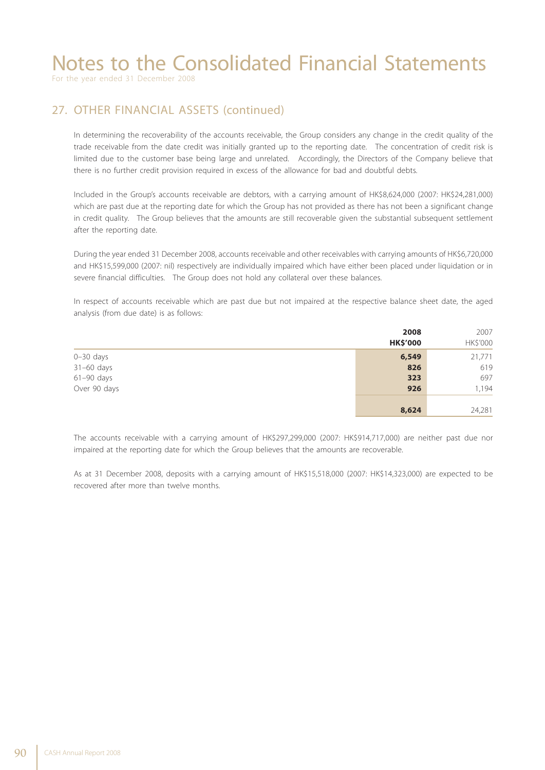## 27. OTHER FINANCIAL ASSETS (continued)

In determining the recoverability of the accounts receivable, the Group considers any change in the credit quality of the trade receivable from the date credit was initially granted up to the reporting date. The concentration of credit risk is limited due to the customer base being large and unrelated. Accordingly, the Directors of the Company believe that there is no further credit provision required in excess of the allowance for bad and doubtful debts.

Included in the Group's accounts receivable are debtors, with a carrying amount of HK$8,624,000 (2007: HK$24,281,000) which are past due at the reporting date for which the Group has not provided as there has not been a significant change in credit quality. The Group believes that the amounts are still recoverable given the substantial subsequent settlement after the reporting date.

During the year ended 31 December 2008, accounts receivable and other receivables with carrying amounts of HK$6,720,000 and HK$15,599,000 (2007: nil) respectively are individually impaired which have either been placed under liquidation or in severe financial difficulties. The Group does not hold any collateral over these balances.

In respect of accounts receivable which are past due but not impaired at the respective balance sheet date, the aged analysis (from due date) is as follows:

| | **2008** **HK$'000** | 2007 HK$'000 |
|---|---|---|
| 0–30 days | **6,549** | 21,771 |
| 31–60 days | **826** | 619 |
| 61–90 days | **323** | 697 |
| Over 90 days | **926** | 1,194 |
| | **8,624** | 24,281 |

The accounts receivable with a carrying amount of HK$297,299,000 (2007: HK$914,717,000) are neither past due nor impaired at the reporting date for which the Group believes that the amounts are recoverable.

As at 31 December 2008, deposits with a carrying amount of HK$15,518,000 (2007: HK$14,323,000) are expected to be recovered after more than twelve months.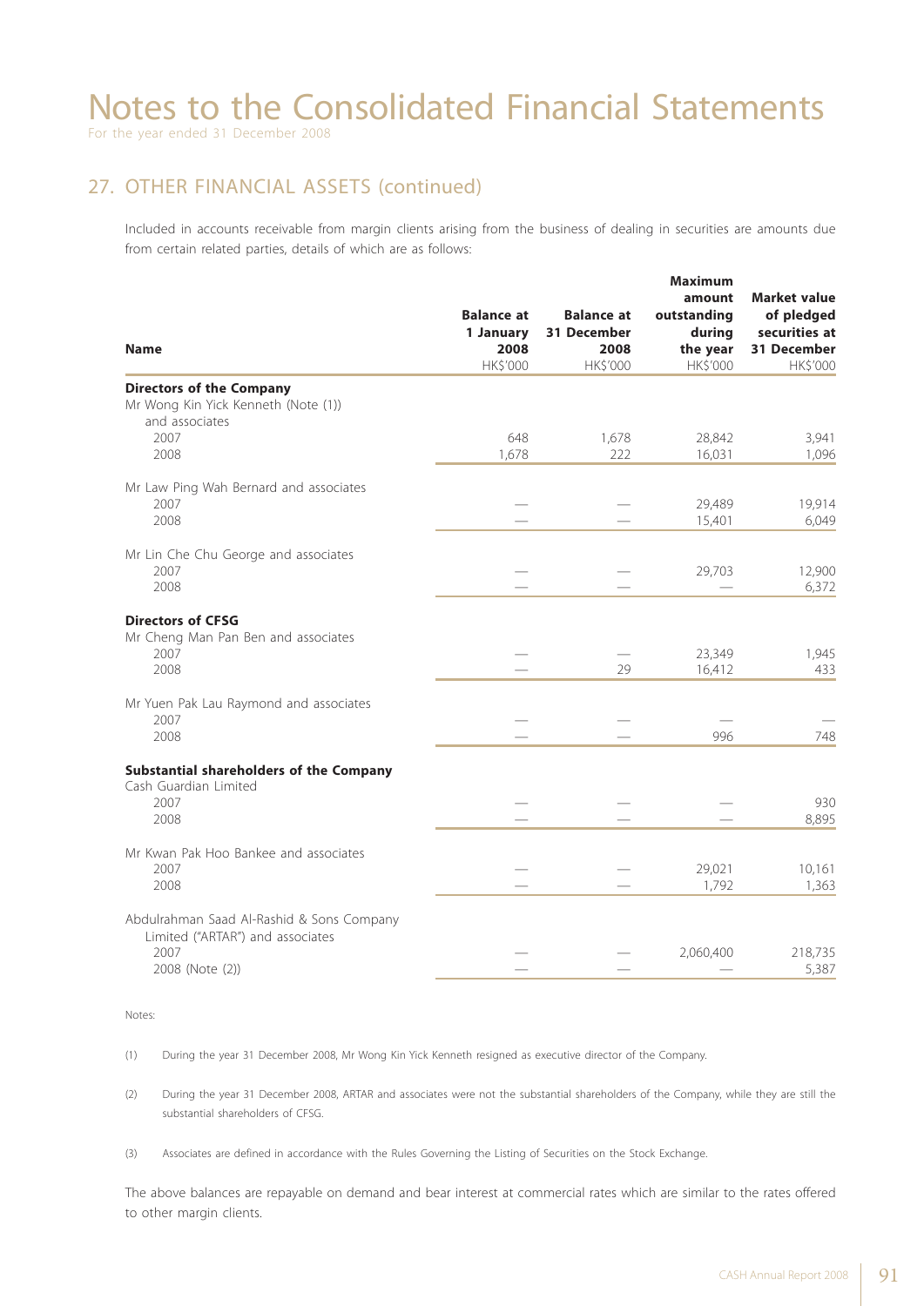# Notes to the Consolidated Financial Statements

For the year ended 31 December 2008

## 27. OTHER FINANCIAL ASSETS (continued)

Included in accounts receivable from margin clients arising from the business of dealing in securities are amounts due from certain related parties, details of which are as follows:

| Name | Balance at 1 January 2008 HK$'000 | Balance at 31 December 2008 HK$'000 | Maximum amount outstanding during the year HK$'000 | Market value of pledged securities at 31 December HK$'000 |
|---|---|---|---|---|
| **Directors of the Company** | | | | |
| Mr Wong Kin Yick Kenneth (Note (1)) and associates | | | | |
| 2007 | 648 | 1,678 | 28,842 | 3,941 |
| 2008 | 1,678 | 222 | 16,031 | 1,096 |
| Mr Law Ping Wah Bernard and associates | | | | |
| 2007 | — | — | 29,489 | 19,914 |
| 2008 | — | — | 15,401 | 6,049 |
| Mr Lin Che Chu George and associates | | | | |
| 2007 | — | — | 29,703 | 12,900 |
| 2008 | — | — | — | 6,372 |
| **Directors of CFSG** | | | | |
| Mr Cheng Man Pan Ben and associates | | | | |
| 2007 | — | — | 23,349 | 1,945 |
| 2008 | — | 29 | 16,412 | 433 |
| Mr Yuen Pak Lau Raymond and associates | | | | |
| 2007 | — | — | — | — |
| 2008 | — | — | 996 | 748 |
| **Substantial shareholders of the Company** | | | | |
| Cash Guardian Limited | | | | |
| 2007 | — | — | — | 930 |
| 2008 | — | — | — | 8,895 |
| Mr Kwan Pak Hoo Bankee and associates | | | | |
| 2007 | — | — | 29,021 | 10,161 |
| 2008 | — | — | 1,792 | 1,363 |
| Abdulrahman Saad Al-Rashid & Sons Company Limited ("ARTAR") and associates | | | | |
| 2007 | — | — | 2,060,400 | 218,735 |
| 2008 (Note (2)) | — | — | — | 5,387 |

Notes:

(1) During the year 31 December 2008, Mr Wong Kin Yick Kenneth resigned as executive director of the Company.

(2) During the year 31 December 2008, ARTAR and associates were not the substantial shareholders of the Company, while they are still the substantial shareholders of CFSG.

(3) Associates are defined in accordance with the Rules Governing the Listing of Securities on the Stock Exchange.

The above balances are repayable on demand and bear interest at commercial rates which are similar to the rates offered to other margin clients.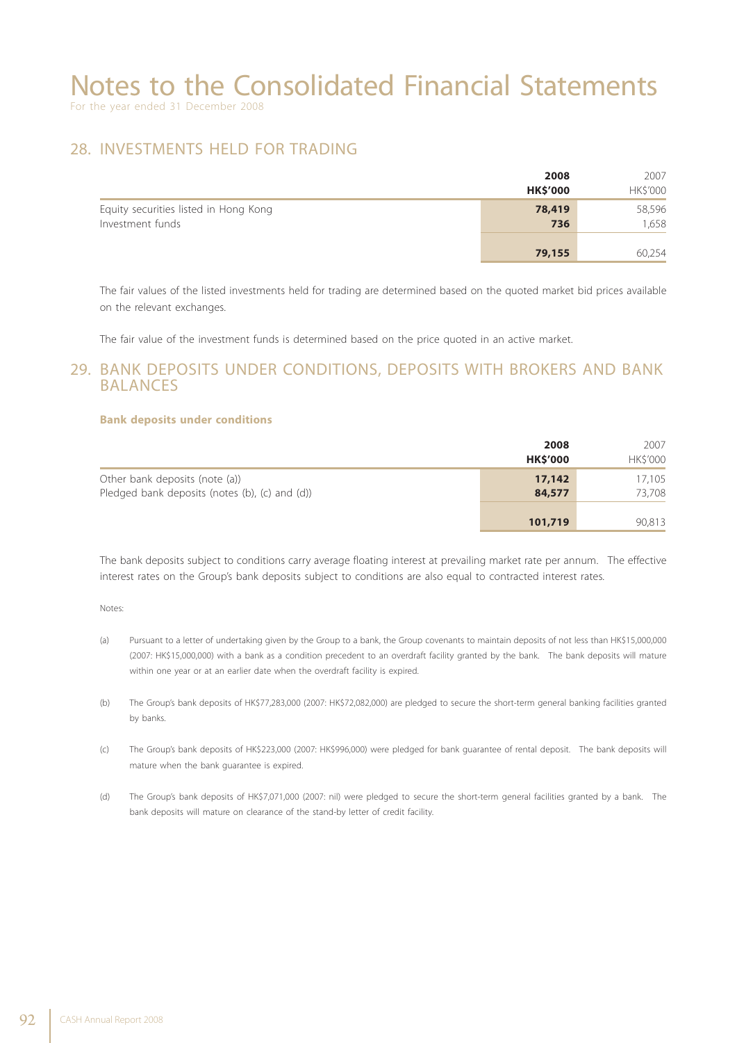# Notes to the Consolidated Financial Statements

For the year ended 31 December 2008

## 28. INVESTMENTS HELD FOR TRADING

| | 2008<br>HK$'000 | 2007<br>HK$'000 |
|---|---|---|
| Equity securities listed in Hong Kong | 78,419 | 58,596 |
| Investment funds | 736 | 1,658 |
| | 79,155 | 60,254 |

The fair values of the listed investments held for trading are determined based on the quoted market bid prices available on the relevant exchanges.

The fair value of the investment funds is determined based on the price quoted in an active market.

## 29. BANK DEPOSITS UNDER CONDITIONS, DEPOSITS WITH BROKERS AND BANK BALANCES

### Bank deposits under conditions

| | 2008<br>HK$'000 | 2007<br>HK$'000 |
|---|---|---|
| Other bank deposits (note (a)) | 17,142 | 17,105 |
| Pledged bank deposits (notes (b), (c) and (d)) | 84,577 | 73,708 |
| | 101,719 | 90,813 |

The bank deposits subject to conditions carry average floating interest at prevailing market rate per annum. The effective interest rates on the Group's bank deposits subject to conditions are also equal to contracted interest rates.

Notes:

(a) Pursuant to a letter of undertaking given by the Group to a bank, the Group covenants to maintain deposits of not less than HK$15,000,000 (2007: HK$15,000,000) with a bank as a condition precedent to an overdraft facility granted by the bank. The bank deposits will mature within one year or at an earlier date when the overdraft facility is expired.

(b) The Group's bank deposits of HK$77,283,000 (2007: HK$72,082,000) are pledged to secure the short-term general banking facilities granted by banks.

(c) The Group's bank deposits of HK$223,000 (2007: HK$996,000) were pledged for bank guarantee of rental deposit. The bank deposits will mature when the bank guarantee is expired.

(d) The Group's bank deposits of HK$7,071,000 (2007: nil) were pledged to secure the short-term general facilities granted by a bank. The bank deposits will mature on clearance of the stand-by letter of credit facility.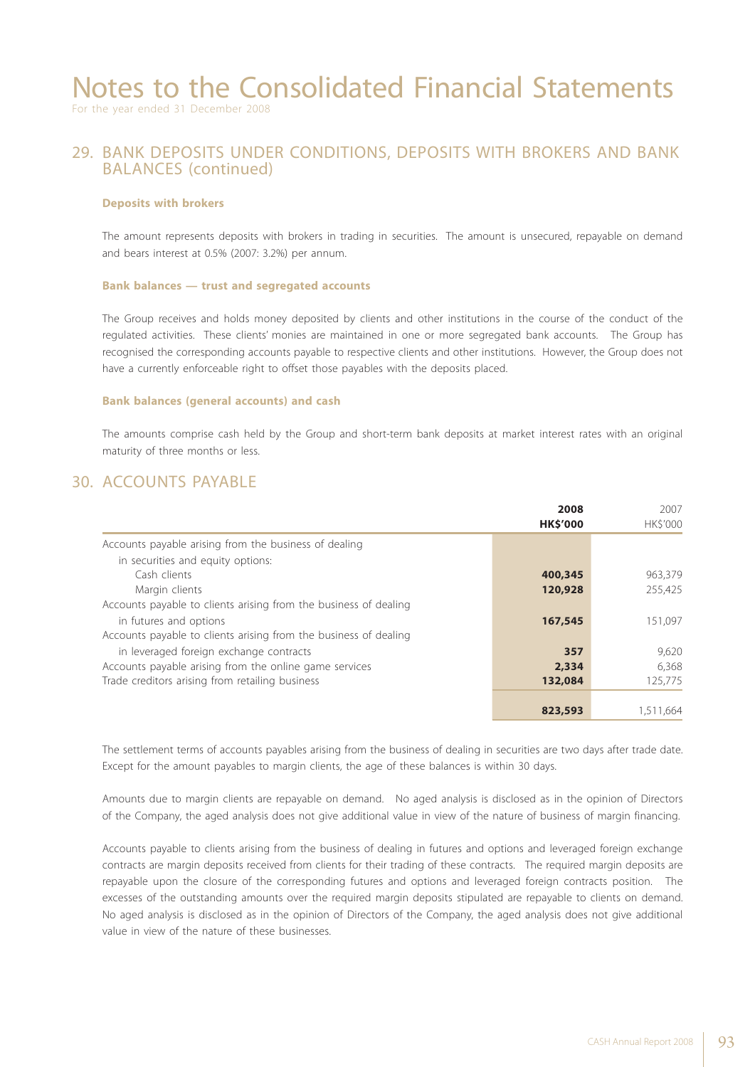# Notes to the Consolidated Financial Statements

For the year ended 31 December 2008

## 29. BANK DEPOSITS UNDER CONDITIONS, DEPOSITS WITH BROKERS AND BANK BALANCES (continued)

### Deposits with brokers

The amount represents deposits with brokers in trading in securities. The amount is unsecured, repayable on demand and bears interest at 0.5% (2007: 3.2%) per annum.

### Bank balances — trust and segregated accounts

The Group receives and holds money deposited by clients and other institutions in the course of the conduct of the regulated activities. These clients' monies are maintained in one or more segregated bank accounts. The Group has recognised the corresponding accounts payable to respective clients and other institutions. However, the Group does not have a currently enforceable right to offset those payables with the deposits placed.

### Bank balances (general accounts) and cash

The amounts comprise cash held by the Group and short-term bank deposits at market interest rates with an original maturity of three months or less.

## 30. ACCOUNTS PAYABLE

| | 2008<br>HK$'000 | 2007<br>HK$'000 |
|---|---|---|
| Accounts payable arising from the business of dealing in securities and equity options: | | |
| Cash clients | **400,345** | 963,379 |
| Margin clients | **120,928** | 255,425 |
| Accounts payable to clients arising from the business of dealing in futures and options | **167,545** | 151,097 |
| Accounts payable to clients arising from the business of dealing in leveraged foreign exchange contracts | **357** | 9,620 |
| Accounts payable arising from the online game services | **2,334** | 6,368 |
| Trade creditors arising from retailing business | **132,084** | 125,775 |
| | **823,593** | 1,511,664 |

The settlement terms of accounts payables arising from the business of dealing in securities are two days after trade date. Except for the amount payables to margin clients, the age of these balances is within 30 days.

Amounts due to margin clients are repayable on demand. No aged analysis is disclosed as in the opinion of Directors of the Company, the aged analysis does not give additional value in view of the nature of business of margin financing.

Accounts payable to clients arising from the business of dealing in futures and options and leveraged foreign exchange contracts are margin deposits received from clients for their trading of these contracts. The required margin deposits are repayable upon the closure of the corresponding futures and options and leveraged foreign contracts position. The excesses of the outstanding amounts over the required margin deposits stipulated are repayable to clients on demand. No aged analysis is disclosed as in the opinion of Directors of the Company, the aged analysis does not give additional value in view of the nature of these businesses.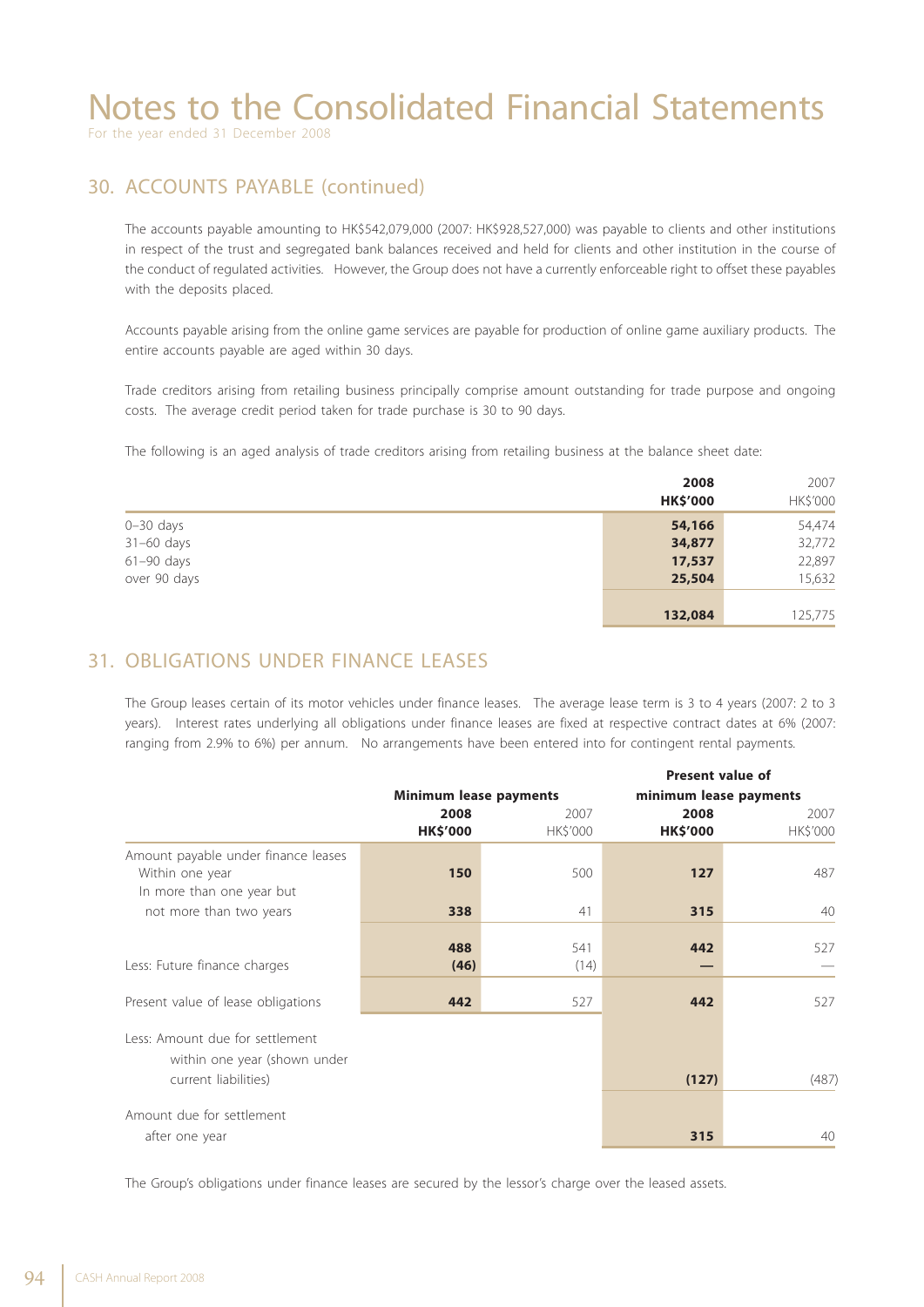# Notes to the Consolidated Financial Statements

For the year ended 31 December 2008

## 30. ACCOUNTS PAYABLE (continued)

The accounts payable amounting to HK$542,079,000 (2007: HK$928,527,000) was payable to clients and other institutions in respect of the trust and segregated bank balances received and held for clients and other institution in the course of the conduct of regulated activities. However, the Group does not have a currently enforceable right to offset these payables with the deposits placed.

Accounts payable arising from the online game services are payable for production of online game auxiliary products. The entire accounts payable are aged within 30 days.

Trade creditors arising from retailing business principally comprise amount outstanding for trade purpose and ongoing costs. The average credit period taken for trade purchase is 30 to 90 days.

The following is an aged analysis of trade creditors arising from retailing business at the balance sheet date:

| | **2008** | 2007 |
|---|---|---|
| | **HK$'000** | HK$'000 |
| 0–30 days | **54,166** | 54,474 |
| 31–60 days | **34,877** | 32,772 |
| 61–90 days | **17,537** | 22,897 |
| over 90 days | **25,504** | 15,632 |
| | **132,084** | 125,775 |

## 31. OBLIGATIONS UNDER FINANCE LEASES

The Group leases certain of its motor vehicles under finance leases. The average lease term is 3 to 4 years (2007: 2 to 3 years). Interest rates underlying all obligations under finance leases are fixed at respective contract dates at 6% (2007: ranging from 2.9% to 6%) per annum. No arrangements have been entered into for contingent rental payments.

| | **Minimum lease payments** | | **Present value of minimum lease payments** | |
|---|---|---|---|---|
| | **2008** | 2007 | **2008** | 2007 |
| | **HK$'000** | HK$'000 | **HK$'000** | HK$'000 |
| Amount payable under finance leases | | | | |
| Within one year | **150** | 500 | **127** | 487 |
| In more than one year but not more than two years | **338** | 41 | **315** | 40 |
| | **488** | 541 | **442** | 527 |
| Less: Future finance charges | **(46)** | (14) | **—** | — |
| Present value of lease obligations | **442** | 527 | **442** | 527 |
| Less: Amount due for settlement within one year (shown under current liabilities) | | | **(127)** | (487) |
| Amount due for settlement after one year | | | **315** | 40 |

The Group's obligations under finance leases are secured by the lessor's charge over the leased assets.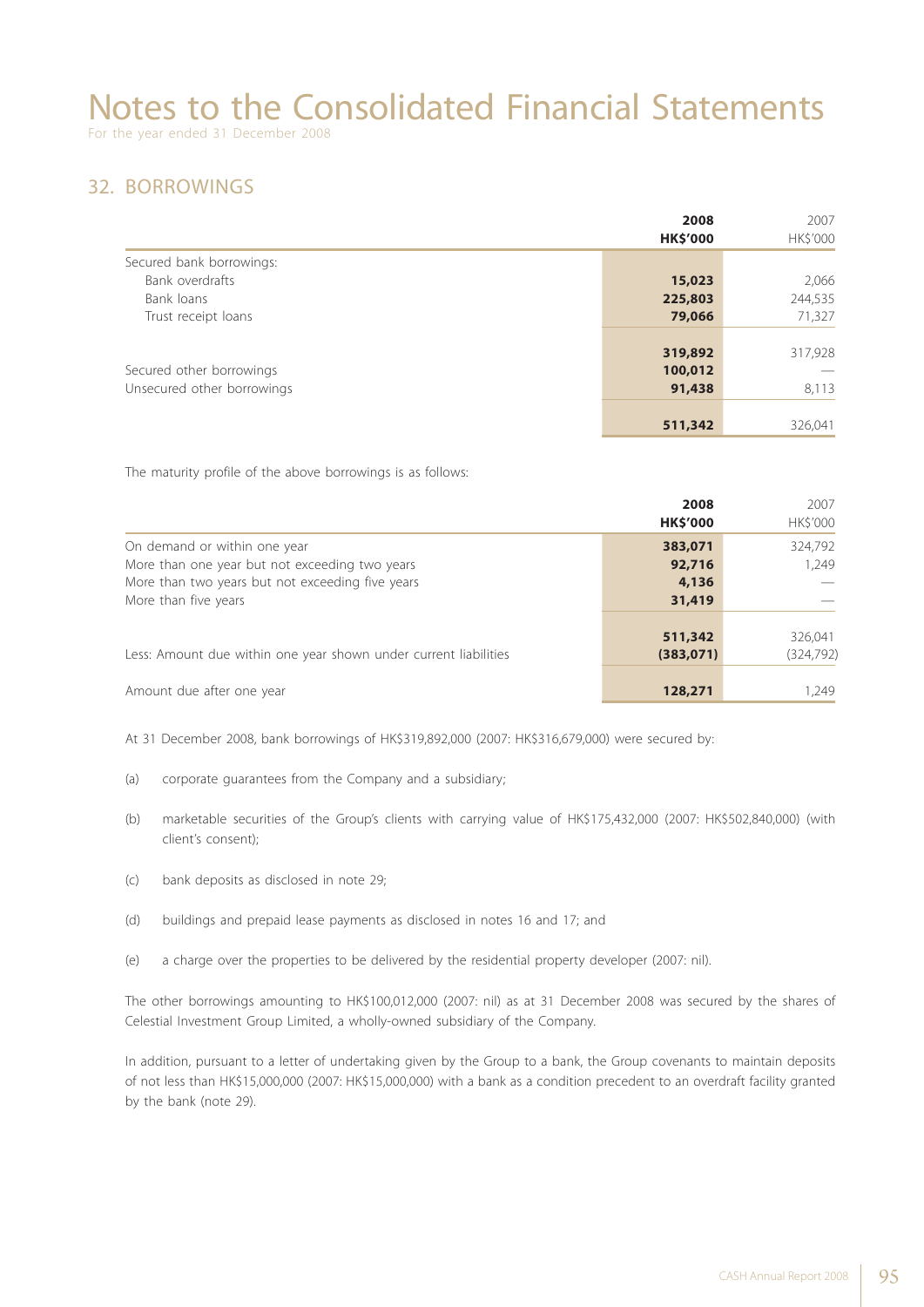# Notes to the Consolidated Financial Statements

For the year ended 31 December 2008

## 32. BORROWINGS

| | 2008 HK$'000 | 2007 HK$'000 |
|---|---|---|
| Secured bank borrowings: | | |
| Bank overdrafts | **15,023** | 2,066 |
| Bank loans | **225,803** | 244,535 |
| Trust receipt loans | **79,066** | 71,327 |
| | **319,892** | 317,928 |
| Secured other borrowings | **100,012** | — |
| Unsecured other borrowings | **91,438** | 8,113 |
| | **511,342** | 326,041 |

The maturity profile of the above borrowings is as follows:

| | 2008 HK$'000 | 2007 HK$'000 |
|---|---|---|
| On demand or within one year | **383,071** | 324,792 |
| More than one year but not exceeding two years | **92,716** | 1,249 |
| More than two years but not exceeding five years | **4,136** | — |
| More than five years | **31,419** | — |
| | **511,342** | 326,041 |
| Less: Amount due within one year shown under current liabilities | **(383,071)** | (324,792) |
| Amount due after one year | **128,271** | 1,249 |

At 31 December 2008, bank borrowings of HK$319,892,000 (2007: HK$316,679,000) were secured by:

(a) corporate guarantees from the Company and a subsidiary;

(b) marketable securities of the Group's clients with carrying value of HK$175,432,000 (2007: HK$502,840,000) (with client's consent);

(c) bank deposits as disclosed in note 29;

(d) buildings and prepaid lease payments as disclosed in notes 16 and 17; and

(e) a charge over the properties to be delivered by the residential property developer (2007: nil).

The other borrowings amounting to HK$100,012,000 (2007: nil) as at 31 December 2008 was secured by the shares of Celestial Investment Group Limited, a wholly-owned subsidiary of the Company.

In addition, pursuant to a letter of undertaking given by the Group to a bank, the Group covenants to maintain deposits of not less than HK$15,000,000 (2007: HK$15,000,000) with a bank as a condition precedent to an overdraft facility granted by the bank (note 29).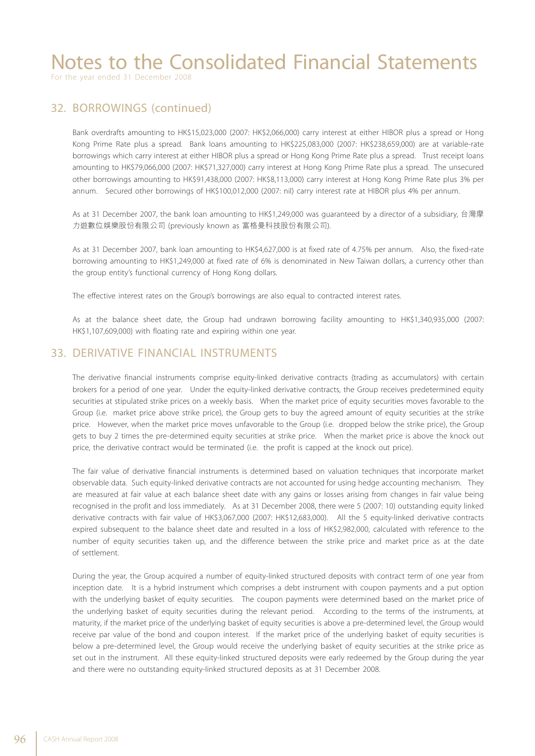# Notes to the Consolidated Financial Statements

For the year ended 31 December 2008

## 32. BORROWINGS (continued)

Bank overdrafts amounting to HK$15,023,000 (2007: HK$2,066,000) carry interest at either HIBOR plus a spread or Hong Kong Prime Rate plus a spread. Bank loans amounting to HK$225,083,000 (2007: HK$238,659,000) are at variable-rate borrowings which carry interest at either HIBOR plus a spread or Hong Kong Prime Rate plus a spread. Trust receipt loans amounting to HK$79,066,000 (2007: HK$71,327,000) carry interest at Hong Kong Prime Rate plus a spread. The unsecured other borrowings amounting to HK$91,438,000 (2007: HK$8,113,000) carry interest at Hong Kong Prime Rate plus 3% per annum. Secured other borrowings of HK$100,012,000 (2007: nil) carry interest rate at HIBOR plus 4% per annum.

As at 31 December 2007, the bank loan amounting to HK$1,249,000 was guaranteed by a director of a subsidiary, 台灣摩力遊數位娛樂股份有限公司 (previously known as 富格曼科技股份有限公司).

As at 31 December 2007, bank loan amounting to HK$4,627,000 is at fixed rate of 4.75% per annum. Also, the fixed-rate borrowing amounting to HK$1,249,000 at fixed rate of 6% is denominated in New Taiwan dollars, a currency other than the group entity's functional currency of Hong Kong dollars.

The effective interest rates on the Group's borrowings are also equal to contracted interest rates.

As at the balance sheet date, the Group had undrawn borrowing facility amounting to HK$1,340,935,000 (2007: HK$1,107,609,000) with floating rate and expiring within one year.

## 33. DERIVATIVE FINANCIAL INSTRUMENTS

The derivative financial instruments comprise equity-linked derivative contracts (trading as accumulators) with certain brokers for a period of one year. Under the equity-linked derivative contracts, the Group receives predetermined equity securities at stipulated strike prices on a weekly basis. When the market price of equity securities moves favorable to the Group (i.e. market price above strike price), the Group gets to buy the agreed amount of equity securities at the strike price. However, when the market price moves unfavorable to the Group (i.e. dropped below the strike price), the Group gets to buy 2 times the pre-determined equity securities at strike price. When the market price is above the knock out price, the derivative contract would be terminated (i.e. the profit is capped at the knock out price).

The fair value of derivative financial instruments is determined based on valuation techniques that incorporate market observable data. Such equity-linked derivative contracts are not accounted for using hedge accounting mechanism. They are measured at fair value at each balance sheet date with any gains or losses arising from changes in fair value being recognised in the profit and loss immediately. As at 31 December 2008, there were 5 (2007: 10) outstanding equity linked derivative contracts with fair value of HK$3,067,000 (2007: HK$12,683,000). All the 5 equity-linked derivative contracts expired subsequent to the balance sheet date and resulted in a loss of HK$2,982,000, calculated with reference to the number of equity securities taken up, and the difference between the strike price and market price as at the date of settlement.

During the year, the Group acquired a number of equity-linked structured deposits with contract term of one year from inception date. It is a hybrid instrument which comprises a debt instrument with coupon payments and a put option with the underlying basket of equity securities. The coupon payments were determined based on the market price of the underlying basket of equity securities during the relevant period. According to the terms of the instruments, at maturity, if the market price of the underlying basket of equity securities is above a pre-determined level, the Group would receive par value of the bond and coupon interest. If the market price of the underlying basket of equity securities is below a pre-determined level, the Group would receive the underlying basket of equity securities at the strike price as set out in the instrument. All these equity-linked structured deposits were early redeemed by the Group during the year and there were no outstanding equity-linked structured deposits as at 31 December 2008.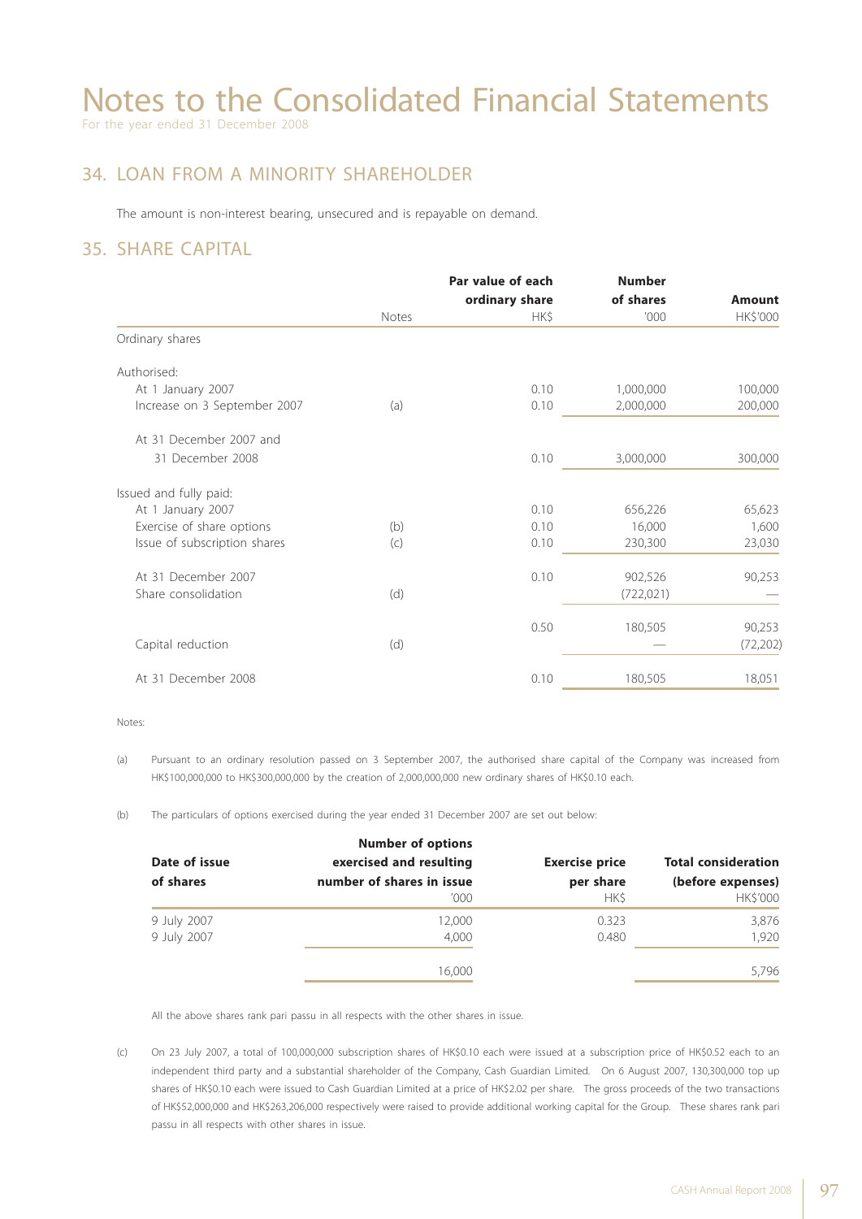# Notes to the Consolidated Financial Statements

For the year ended 31 December 2008

## 34. LOAN FROM A MINORITY SHAREHOLDER

The amount is non-interest bearing, unsecured and is repayable on demand.

## 35. SHARE CAPITAL

| | Notes | Par value of each ordinary share HK$ | Number of shares '000 | Amount HK$'000 |
|---|---|---|---|---|
| Ordinary shares | | | | |
| Authorised: | | | | |
| At 1 January 2007 | | 0.10 | 1,000,000 | 100,000 |
| Increase on 3 September 2007 | (a) | 0.10 | 2,000,000 | 200,000 |
| At 31 December 2007 and 31 December 2008 | | 0.10 | 3,000,000 | 300,000 |
| Issued and fully paid: | | | | |
| At 1 January 2007 | | 0.10 | 656,226 | 65,623 |
| Exercise of share options | (b) | 0.10 | 16,000 | 1,600 |
| Issue of subscription shares | (c) | 0.10 | 230,300 | 23,030 |
| At 31 December 2007 | | 0.10 | 902,526 | 90,253 |
| Share consolidation | (d) | | (722,021) | — |
| | | 0.50 | 180,505 | 90,253 |
| Capital reduction | (d) | | — | (72,202) |
| At 31 December 2008 | | 0.10 | 180,505 | 18,051 |

Notes:

(a) Pursuant to an ordinary resolution passed on 3 September 2007, the authorised share capital of the Company was increased from HK$100,000,000 to HK$300,000,000 by the creation of 2,000,000,000 new ordinary shares of HK$0.10 each.

(b) The particulars of options exercised during the year ended 31 December 2007 are set out below:

| Date of issue of shares | Number of options exercised and resulting number of shares in issue '000 | Exercise price per share HK$ | Total consideration (before expenses) HK$'000 |
|---|---|---|---|
| 9 July 2007 | 12,000 | 0.323 | 3,876 |
| 9 July 2007 | 4,000 | 0.480 | 1,920 |
| | 16,000 | | 5,796 |

All the above shares rank pari passu in all respects with the other shares in issue.

(c) On 23 July 2007, a total of 100,000,000 subscription shares of HK$0.10 each were issued at a subscription price of HK$0.52 each to an independent third party and a substantial shareholder of the Company, Cash Guardian Limited. On 6 August 2007, 130,300,000 top up shares of HK$0.10 each were issued to Cash Guardian Limited at a price of HK$2.02 per share. The gross proceeds of the two transactions of HK$52,000,000 and HK$263,206,000 respectively were raised to provide additional working capital for the Group. These shares rank pari passu in all respects with other shares in issue.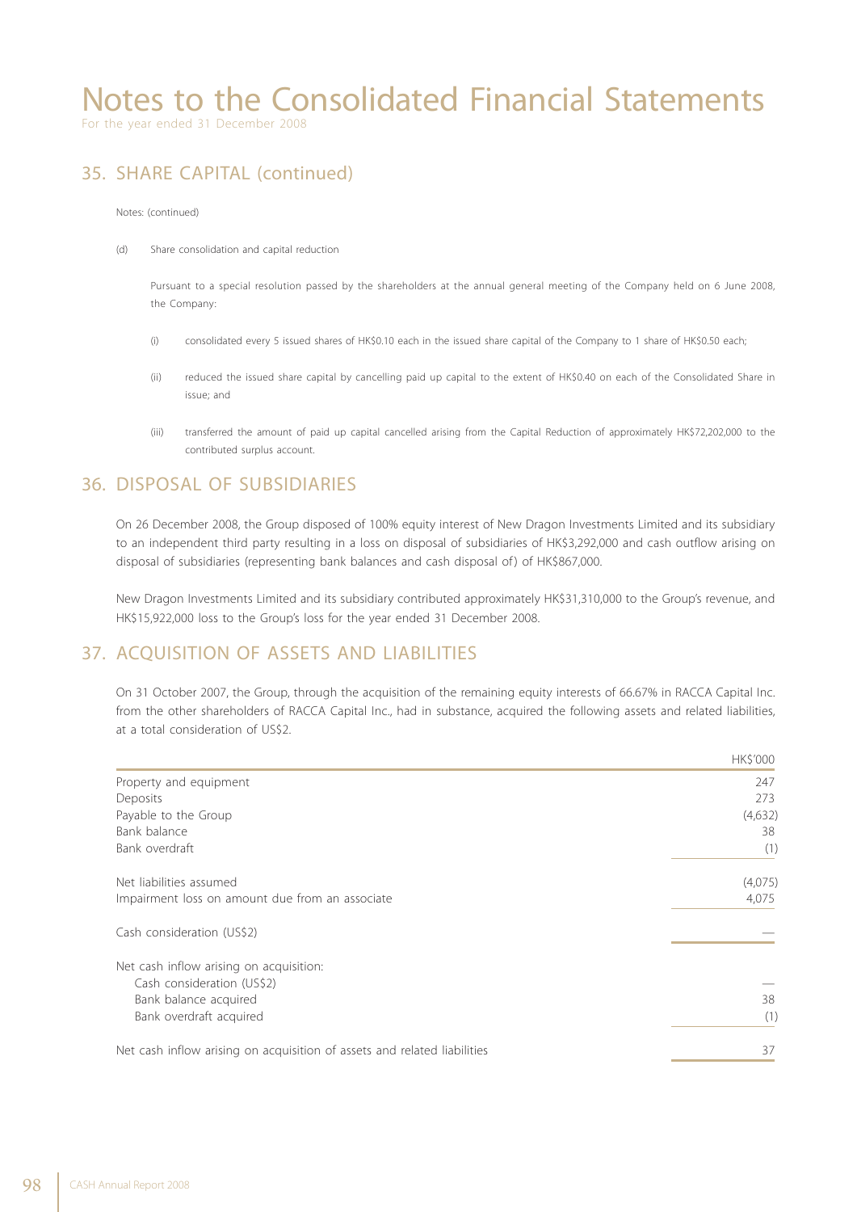# Notes to the Consolidated Financial Statements

For the year ended 31 December 2008

## 35. SHARE CAPITAL (continued)

Notes: (continued)

(d) Share consolidation and capital reduction

Pursuant to a special resolution passed by the shareholders at the annual general meeting of the Company held on 6 June 2008, the Company:

(i) consolidated every 5 issued shares of HK$0.10 each in the issued share capital of the Company to 1 share of HK$0.50 each;

(ii) reduced the issued share capital by cancelling paid up capital to the extent of HK$0.40 on each of the Consolidated Share in issue; and

(iii) transferred the amount of paid up capital cancelled arising from the Capital Reduction of approximately HK$72,202,000 to the contributed surplus account.

## 36. DISPOSAL OF SUBSIDIARIES

On 26 December 2008, the Group disposed of 100% equity interest of New Dragon Investments Limited and its subsidiary to an independent third party resulting in a loss on disposal of subsidiaries of HK$3,292,000 and cash outflow arising on disposal of subsidiaries (representing bank balances and cash disposal of) of HK$867,000.

New Dragon Investments Limited and its subsidiary contributed approximately HK$31,310,000 to the Group's revenue, and HK$15,922,000 loss to the Group's loss for the year ended 31 December 2008.

## 37. ACQUISITION OF ASSETS AND LIABILITIES

On 31 October 2007, the Group, through the acquisition of the remaining equity interests of 66.67% in RACCA Capital Inc. from the other shareholders of RACCA Capital Inc., had in substance, acquired the following assets and related liabilities, at a total consideration of US$2.

| | HK$'000 |
|---|---|
| Property and equipment | 247 |
| Deposits | 273 |
| Payable to the Group | (4,632) |
| Bank balance | 38 |
| Bank overdraft | (1) |
| Net liabilities assumed | (4,075) |
| Impairment loss on amount due from an associate | 4,075 |
| Cash consideration (US$2) | — |
| Net cash inflow arising on acquisition: | |
| Cash consideration (US$2) | — |
| Bank balance acquired | 38 |
| Bank overdraft acquired | (1) |
| Net cash inflow arising on acquisition of assets and related liabilities | 37 |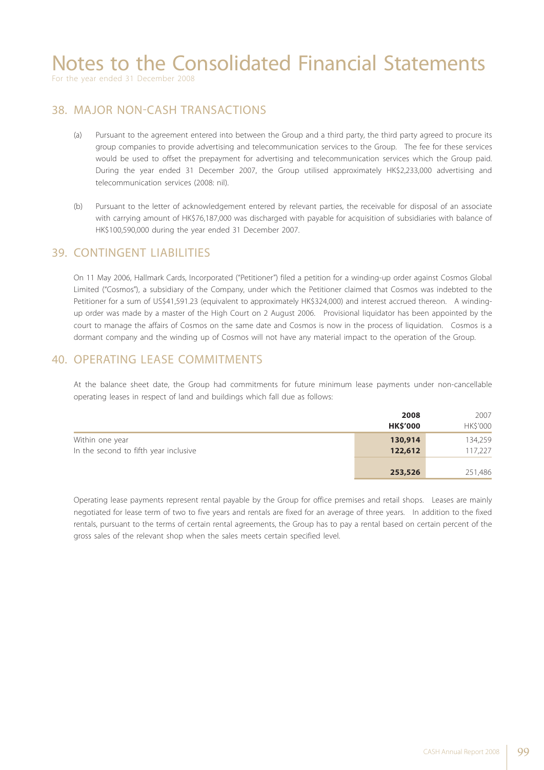# Notes to the Consolidated Financial Statements

For the year ended 31 December 2008

## 38. MAJOR NON-CASH TRANSACTIONS

(a) Pursuant to the agreement entered into between the Group and a third party, the third party agreed to procure its group companies to provide advertising and telecommunication services to the Group. The fee for these services would be used to offset the prepayment for advertising and telecommunication services which the Group paid. During the year ended 31 December 2007, the Group utilised approximately HK$2,233,000 advertising and telecommunication services (2008: nil).

(b) Pursuant to the letter of acknowledgement entered by relevant parties, the receivable for disposal of an associate with carrying amount of HK$76,187,000 was discharged with payable for acquisition of subsidiaries with balance of HK$100,590,000 during the year ended 31 December 2007.

## 39. CONTINGENT LIABILITIES

On 11 May 2006, Hallmark Cards, Incorporated ("Petitioner") filed a petition for a winding-up order against Cosmos Global Limited ("Cosmos"), a subsidiary of the Company, under which the Petitioner claimed that Cosmos was indebted to the Petitioner for a sum of US$41,591.23 (equivalent to approximately HK$324,000) and interest accrued thereon. A winding-up order was made by a master of the High Court on 2 August 2006. Provisional liquidator has been appointed by the court to manage the affairs of Cosmos on the same date and Cosmos is now in the process of liquidation. Cosmos is a dormant company and the winding up of Cosmos will not have any material impact to the operation of the Group.

## 40. OPERATING LEASE COMMITMENTS

At the balance sheet date, the Group had commitments for future minimum lease payments under non-cancellable operating leases in respect of land and buildings which fall due as follows:

| | **2008** | 2007 |
|---|---|---|
| | **HK$'000** | HK$'000 |
| Within one year | **130,914** | 134,259 |
| In the second to fifth year inclusive | **122,612** | 117,227 |
| | **253,526** | 251,486 |

Operating lease payments represent rental payable by the Group for office premises and retail shops. Leases are mainly negotiated for lease term of two to five years and rentals are fixed for an average of three years. In addition to the fixed rentals, pursuant to the terms of certain rental agreements, the Group has to pay a rental based on certain percent of the gross sales of the relevant shop when the sales meets certain specified level.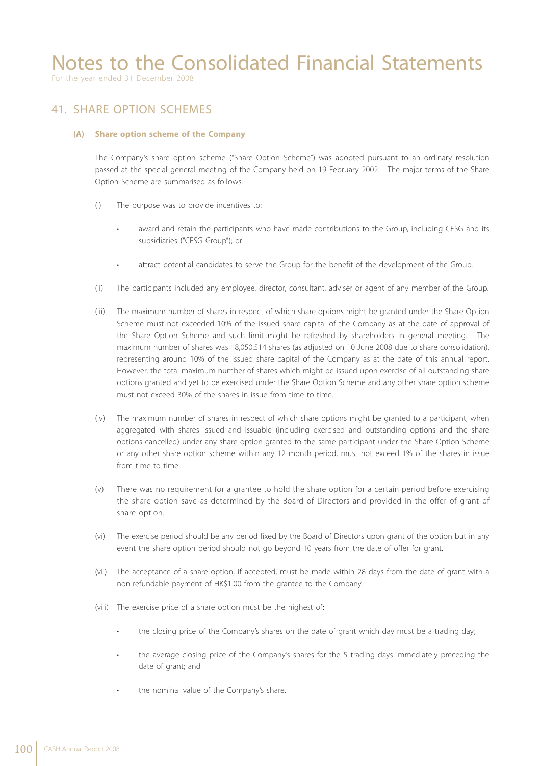## 41. SHARE OPTION SCHEMES

### (A) Share option scheme of the Company

The Company's share option scheme ("Share Option Scheme") was adopted pursuant to an ordinary resolution passed at the special general meeting of the Company held on 19 February 2002. The major terms of the Share Option Scheme are summarised as follows:

(i) The purpose was to provide incentives to:

- award and retain the participants who have made contributions to the Group, including CFSG and its subsidiaries ("CFSG Group"); or
- attract potential candidates to serve the Group for the benefit of the development of the Group.

(ii) The participants included any employee, director, consultant, adviser or agent of any member of the Group.

(iii) The maximum number of shares in respect of which share options might be granted under the Share Option Scheme must not exceeded 10% of the issued share capital of the Company as at the date of approval of the Share Option Scheme and such limit might be refreshed by shareholders in general meeting. The maximum number of shares was 18,050,514 shares (as adjusted on 10 June 2008 due to share consolidation), representing around 10% of the issued share capital of the Company as at the date of this annual report. However, the total maximum number of shares which might be issued upon exercise of all outstanding share options granted and yet to be exercised under the Share Option Scheme and any other share option scheme must not exceed 30% of the shares in issue from time to time.

(iv) The maximum number of shares in respect of which share options might be granted to a participant, when aggregated with shares issued and issuable (including exercised and outstanding options and the share options cancelled) under any share option granted to the same participant under the Share Option Scheme or any other share option scheme within any 12 month period, must not exceed 1% of the shares in issue from time to time.

(v) There was no requirement for a grantee to hold the share option for a certain period before exercising the share option save as determined by the Board of Directors and provided in the offer of grant of share option.

(vi) The exercise period should be any period fixed by the Board of Directors upon grant of the option but in any event the share option period should not go beyond 10 years from the date of offer for grant.

(vii) The acceptance of a share option, if accepted, must be made within 28 days from the date of grant with a non-refundable payment of HK$1.00 from the grantee to the Company.

(viii) The exercise price of a share option must be the highest of:

- the closing price of the Company's shares on the date of grant which day must be a trading day;
- the average closing price of the Company's shares for the 5 trading days immediately preceding the date of grant; and
- the nominal value of the Company's share.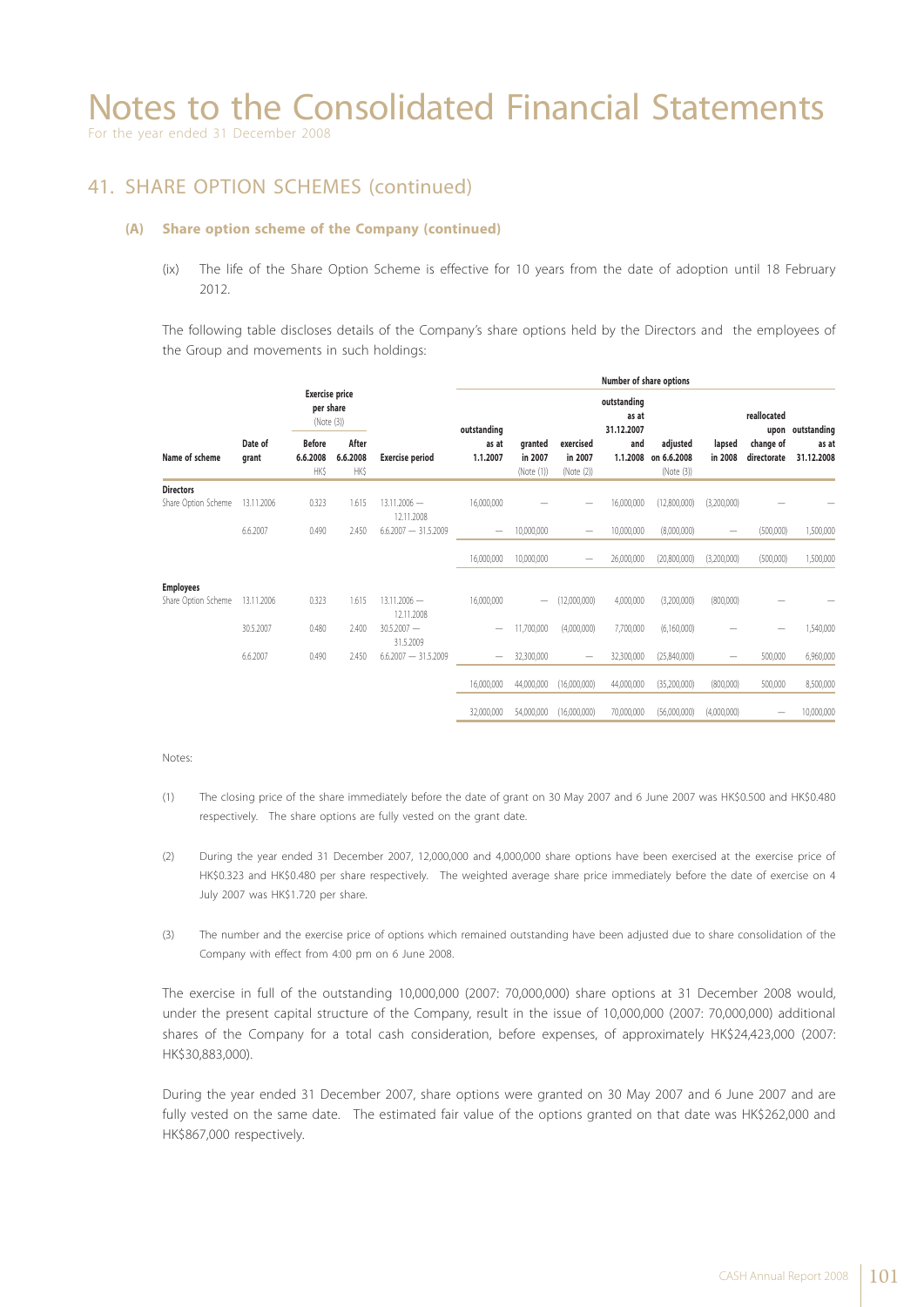# Notes to the Consolidated Financial Statements

For the year ended 31 December 2008

## 41. SHARE OPTION SCHEMES (continued)

### (A) Share option scheme of the Company (continued)

(ix) The life of the Share Option Scheme is effective for 10 years from the date of adoption until 18 February 2012.

The following table discloses details of the Company's share options held by the Directors and the employees of the Group and movements in such holdings:

| Name of scheme | Date of grant | Exercise price per share (Note (3)) Before 6.6.2008 HK$ | After 6.6.2008 HK$ | Exercise period | Number of share options: outstanding as at 1.1.2007 | granted in 2007 (Note (1)) | exercised in 2007 (Note (2)) | outstanding as at 31.12.2007 and 1.1.2008 | adjusted on 6.6.2008 (Note (3)) | lapsed in 2008 | reallocated upon change of directorate | outstanding as at 31.12.2008 |
|---|---|---|---|---|---|---|---|---|---|---|---|---|
| **Directors** | | | | | | | | | | | | |
| Share Option Scheme | 13.11.2006 | 0.323 | 1.615 | 13.11.2006 — 12.11.2008 | 16,000,000 | — | — | 16,000,000 | (12,800,000) | (3,200,000) | — | — |
| | 6.6.2007 | 0.490 | 2.450 | 6.6.2007 — 31.5.2009 | — | 10,000,000 | — | 10,000,000 | (8,000,000) | — | (500,000) | 1,500,000 |
| | | | | | 16,000,000 | 10,000,000 | — | 26,000,000 | (20,800,000) | (3,200,000) | (500,000) | 1,500,000 |
| **Employees** | | | | | | | | | | | | |
| Share Option Scheme | 13.11.2006 | 0.323 | 1.615 | 13.11.2006 — 12.11.2008 | 16,000,000 | — | (12,000,000) | 4,000,000 | (3,200,000) | (800,000) | — | — |
| | 30.5.2007 | 0.480 | 2.400 | 30.5.2007 — 31.5.2009 | — | 11,700,000 | (4,000,000) | 7,700,000 | (6,160,000) | — | — | 1,540,000 |
| | 6.6.2007 | 0.490 | 2.450 | 6.6.2007 — 31.5.2009 | — | 32,300,000 | — | 32,300,000 | (25,840,000) | — | 500,000 | 6,960,000 |
| | | | | | 16,000,000 | 44,000,000 | (16,000,000) | 44,000,000 | (35,200,000) | (800,000) | 500,000 | 8,500,000 |
| | | | | | 32,000,000 | 54,000,000 | (16,000,000) | 70,000,000 | (56,000,000) | (4,000,000) | — | 10,000,000 |

Notes:

(1) The closing price of the share immediately before the date of grant on 30 May 2007 and 6 June 2007 was HK$0.500 and HK$0.480 respectively. The share options are fully vested on the grant date.

(2) During the year ended 31 December 2007, 12,000,000 and 4,000,000 share options have been exercised at the exercise price of HK$0.323 and HK$0.480 per share respectively. The weighted average share price immediately before the date of exercise on 4 July 2007 was HK$1.720 per share.

(3) The number and the exercise price of options which remained outstanding have been adjusted due to share consolidation of the Company with effect from 4:00 pm on 6 June 2008.

The exercise in full of the outstanding 10,000,000 (2007: 70,000,000) share options at 31 December 2008 would, under the present capital structure of the Company, result in the issue of 10,000,000 (2007: 70,000,000) additional shares of the Company for a total cash consideration, before expenses, of approximately HK$24,423,000 (2007: HK$30,883,000).

During the year ended 31 December 2007, share options were granted on 30 May 2007 and 6 June 2007 and are fully vested on the same date. The estimated fair value of the options granted on that date was HK$262,000 and HK$867,000 respectively.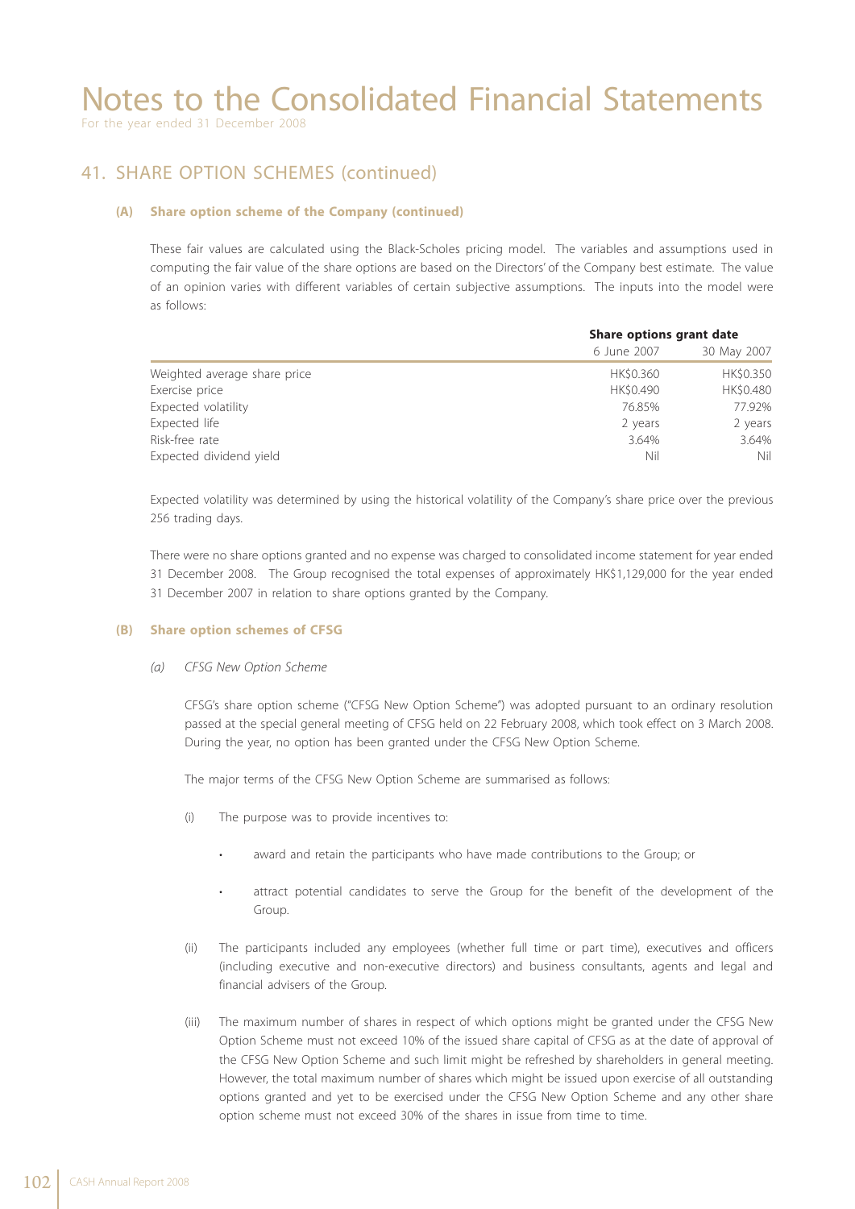# Notes to the Consolidated Financial Statements

For the year ended 31 December 2008

## 41. SHARE OPTION SCHEMES (continued)

### (A) Share option scheme of the Company (continued)

These fair values are calculated using the Black-Scholes pricing model. The variables and assumptions used in computing the fair value of the share options are based on the Directors' of the Company best estimate. The value of an opinion varies with different variables of certain subjective assumptions. The inputs into the model were as follows:

| | **Share options grant date** | |
|---|---|---|
| | 6 June 2007 | 30 May 2007 |
| Weighted average share price | HK$0.360 | HK$0.350 |
| Exercise price | HK$0.490 | HK$0.480 |
| Expected volatility | 76.85% | 77.92% |
| Expected life | 2 years | 2 years |
| Risk-free rate | 3.64% | 3.64% |
| Expected dividend yield | Nil | Nil |

Expected volatility was determined by using the historical volatility of the Company's share price over the previous 256 trading days.

There were no share options granted and no expense was charged to consolidated income statement for year ended 31 December 2008. The Group recognised the total expenses of approximately HK$1,129,000 for the year ended 31 December 2007 in relation to share options granted by the Company.

### (B) Share option schemes of CFSG

*(a) CFSG New Option Scheme*

CFSG's share option scheme ("CFSG New Option Scheme") was adopted pursuant to an ordinary resolution passed at the special general meeting of CFSG held on 22 February 2008, which took effect on 3 March 2008. During the year, no option has been granted under the CFSG New Option Scheme.

The major terms of the CFSG New Option Scheme are summarised as follows:

(i) The purpose was to provide incentives to:

- award and retain the participants who have made contributions to the Group; or
- attract potential candidates to serve the Group for the benefit of the development of the Group.

(ii) The participants included any employees (whether full time or part time), executives and officers (including executive and non-executive directors) and business consultants, agents and legal and financial advisers of the Group.

(iii) The maximum number of shares in respect of which options might be granted under the CFSG New Option Scheme must not exceed 10% of the issued share capital of CFSG as at the date of approval of the CFSG New Option Scheme and such limit might be refreshed by shareholders in general meeting. However, the total maximum number of shares which might be issued upon exercise of all outstanding options granted and yet to be exercised under the CFSG New Option Scheme and any other share option scheme must not exceed 30% of the shares in issue from time to time.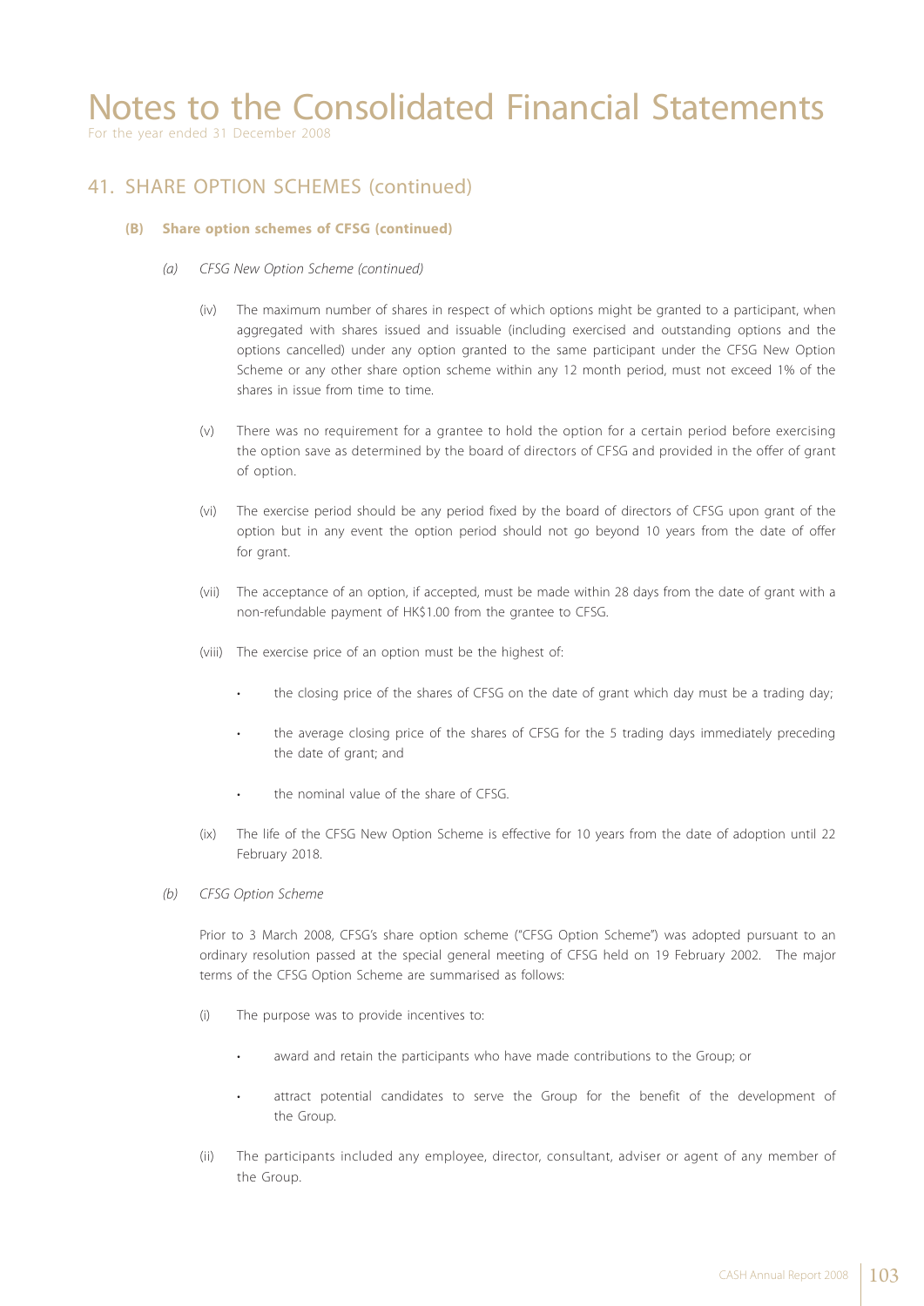# Notes to the Consolidated Financial Statements

For the year ended 31 December 2008

## 41. SHARE OPTION SCHEMES (continued)

### (B) Share option schemes of CFSG (continued)

*(a) CFSG New Option Scheme (continued)*

(iv) The maximum number of shares in respect of which options might be granted to a participant, when aggregated with shares issued and issuable (including exercised and outstanding options and the options cancelled) under any option granted to the same participant under the CFSG New Option Scheme or any other share option scheme within any 12 month period, must not exceed 1% of the shares in issue from time to time.

(v) There was no requirement for a grantee to hold the option for a certain period before exercising the option save as determined by the board of directors of CFSG and provided in the offer of grant of option.

(vi) The exercise period should be any period fixed by the board of directors of CFSG upon grant of the option but in any event the option period should not go beyond 10 years from the date of offer for grant.

(vii) The acceptance of an option, if accepted, must be made within 28 days from the date of grant with a non-refundable payment of HK$1.00 from the grantee to CFSG.

(viii) The exercise price of an option must be the highest of:

- the closing price of the shares of CFSG on the date of grant which day must be a trading day;
- the average closing price of the shares of CFSG for the 5 trading days immediately preceding the date of grant; and
- the nominal value of the share of CFSG.

(ix) The life of the CFSG New Option Scheme is effective for 10 years from the date of adoption until 22 February 2018.

*(b) CFSG Option Scheme*

Prior to 3 March 2008, CFSG's share option scheme ("CFSG Option Scheme") was adopted pursuant to an ordinary resolution passed at the special general meeting of CFSG held on 19 February 2002. The major terms of the CFSG Option Scheme are summarised as follows:

(i) The purpose was to provide incentives to:

- award and retain the participants who have made contributions to the Group; or
- attract potential candidates to serve the Group for the benefit of the development of the Group.

(ii) The participants included any employee, director, consultant, adviser or agent of any member of the Group.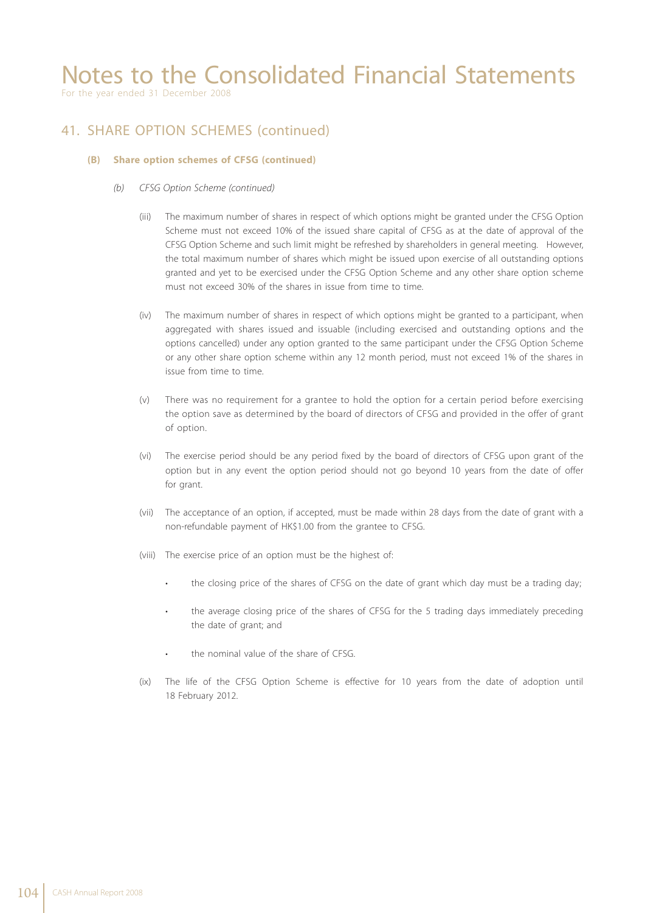# Notes to the Consolidated Financial Statements

For the year ended 31 December 2008

## 41. SHARE OPTION SCHEMES (continued)

### (B) Share option schemes of CFSG (continued)

*(b) CFSG Option Scheme (continued)*

(iii) The maximum number of shares in respect of which options might be granted under the CFSG Option Scheme must not exceed 10% of the issued share capital of CFSG as at the date of approval of the CFSG Option Scheme and such limit might be refreshed by shareholders in general meeting. However, the total maximum number of shares which might be issued upon exercise of all outstanding options granted and yet to be exercised under the CFSG Option Scheme and any other share option scheme must not exceed 30% of the shares in issue from time to time.

(iv) The maximum number of shares in respect of which options might be granted to a participant, when aggregated with shares issued and issuable (including exercised and outstanding options and the options cancelled) under any option granted to the same participant under the CFSG Option Scheme or any other share option scheme within any 12 month period, must not exceed 1% of the shares in issue from time to time.

(v) There was no requirement for a grantee to hold the option for a certain period before exercising the option save as determined by the board of directors of CFSG and provided in the offer of grant of option.

(vi) The exercise period should be any period fixed by the board of directors of CFSG upon grant of the option but in any event the option period should not go beyond 10 years from the date of offer for grant.

(vii) The acceptance of an option, if accepted, must be made within 28 days from the date of grant with a non-refundable payment of HK$1.00 from the grantee to CFSG.

(viii) The exercise price of an option must be the highest of:

- the closing price of the shares of CFSG on the date of grant which day must be a trading day;
- the average closing price of the shares of CFSG for the 5 trading days immediately preceding the date of grant; and
- the nominal value of the share of CFSG.

(ix) The life of the CFSG Option Scheme is effective for 10 years from the date of adoption until 18 February 2012.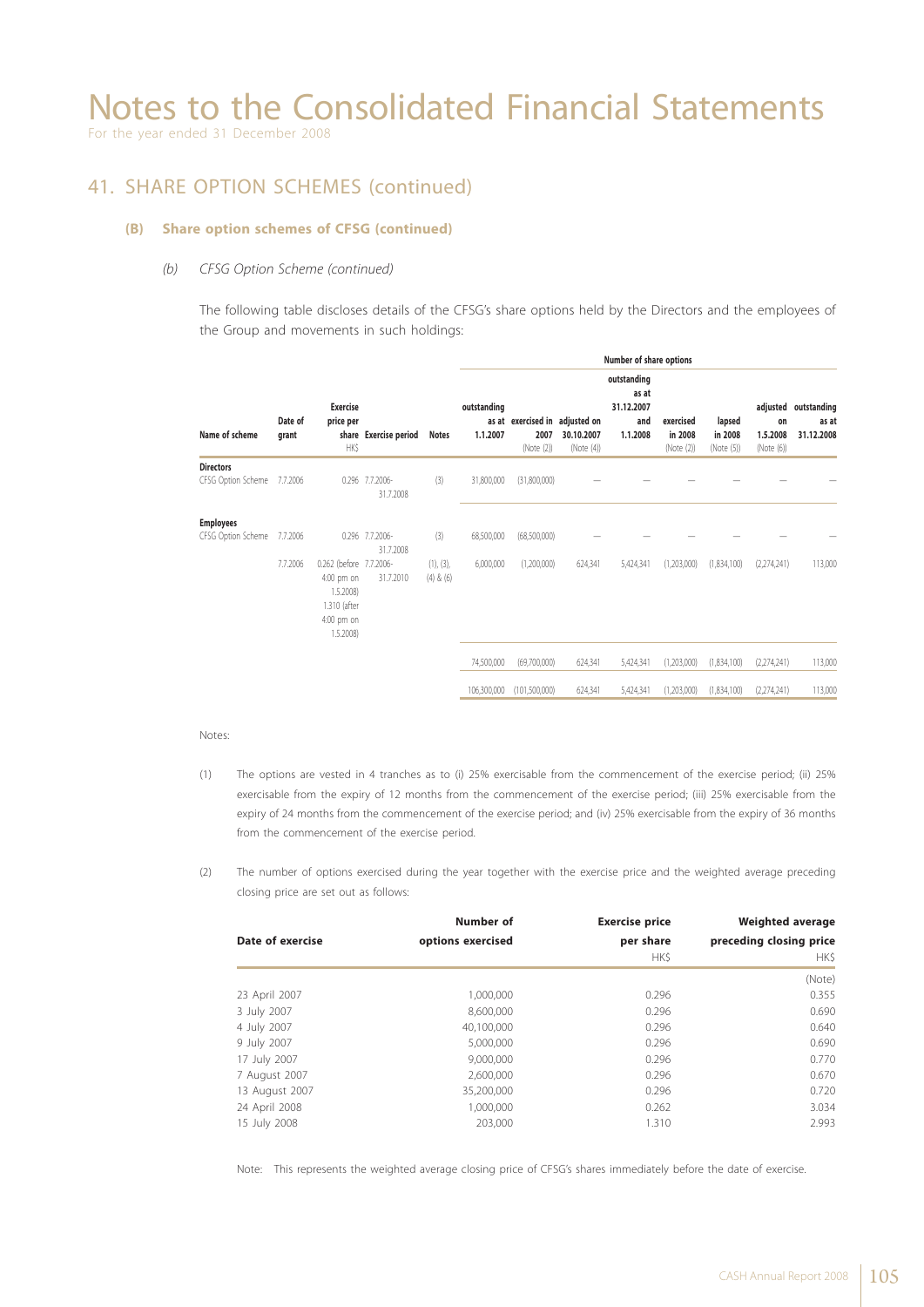# Notes to the Consolidated Financial Statements

For the year ended 31 December 2008

## 41. SHARE OPTION SCHEMES (continued)

### (B) Share option schemes of CFSG (continued)

#### *(b) CFSG Option Scheme (continued)*

The following table discloses details of the CFSG's share options held by the Directors and the employees of the Group and movements in such holdings:

| Name of scheme | Date of grant | Exercise price per share HK$ | Exercise period | Notes | Number of share options | | | | | | | |
|---|---|---|---|---|---|---|---|---|---|---|---|---|
| | | | | | outstanding as at 1.1.2007 | exercised in 2007 (Note (2)) | adjusted on 30.10.2007 (Note (4)) | outstanding as at 31.12.2007 and 1.1.2008 | exercised in 2008 (Note (2)) | lapsed in 2008 (Note (5)) | adjusted on 1.5.2008 (Note (6)) | outstanding as at 31.12.2008 |
| **Directors** | | | | | | | | | | | | |
| CFSG Option Scheme | 7.7.2006 | 0.296 | 7.7.2006-31.7.2008 | (3) | 31,800,000 | (31,800,000) | – | – | – | – | – | – |
| **Employees** | | | | | | | | | | | | |
| CFSG Option Scheme | 7.7.2006 | 0.296 | 7.7.2006-31.7.2008 | (3) | 68,500,000 | (68,500,000) | – | – | – | – | – | – |
| | 7.7.2006 | 0.262 (before 4:00 pm on 1.5.2008) 1.310 (after 4:00 pm on 1.5.2008) | 7.7.2006-31.7.2010 | (1), (3), (4) & (6) | 6,000,000 | (1,200,000) | 624,341 | 5,424,341 | (1,203,000) | (1,834,100) | (2,274,241) | 113,000 |
| | | | | | 74,500,000 | (69,700,000) | 624,341 | 5,424,341 | (1,203,000) | (1,834,100) | (2,274,241) | 113,000 |
| | | | | | 106,300,000 | (101,500,000) | 624,341 | 5,424,341 | (1,203,000) | (1,834,100) | (2,274,241) | 113,000 |

Notes:

(1) The options are vested in 4 tranches as to (i) 25% exercisable from the commencement of the exercise period; (ii) 25% exercisable from the expiry of 12 months from the commencement of the exercise period; (iii) 25% exercisable from the expiry of 24 months from the commencement of the exercise period; and (iv) 25% exercisable from the expiry of 36 months from the commencement of the exercise period.

(2) The number of options exercised during the year together with the exercise price and the weighted average preceding closing price are set out as follows:

| Date of exercise | Number of options exercised | Exercise price per share HK$ | Weighted average preceding closing price HK$ |
|---|---|---|---|
| | | | (Note) |
| 23 April 2007 | 1,000,000 | 0.296 | 0.355 |
| 3 July 2007 | 8,600,000 | 0.296 | 0.690 |
| 4 July 2007 | 40,100,000 | 0.296 | 0.640 |
| 9 July 2007 | 5,000,000 | 0.296 | 0.690 |
| 17 July 2007 | 9,000,000 | 0.296 | 0.770 |
| 7 August 2007 | 2,600,000 | 0.296 | 0.670 |
| 13 August 2007 | 35,200,000 | 0.296 | 0.720 |
| 24 April 2008 | 1,000,000 | 0.262 | 3.034 |
| 15 July 2008 | 203,000 | 1.310 | 2.993 |

Note: This represents the weighted average closing price of CFSG's shares immediately before the date of exercise.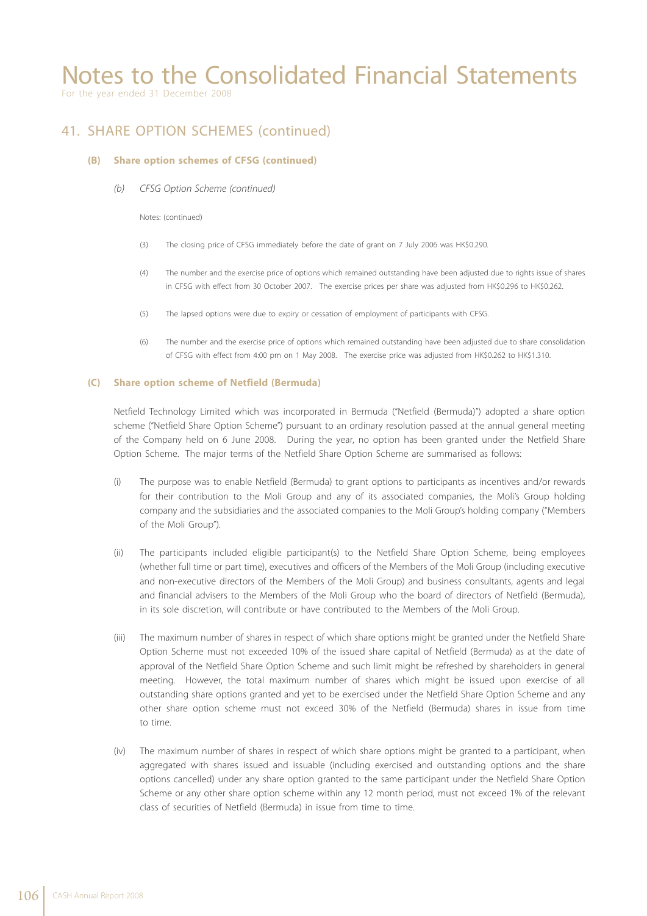# Notes to the Consolidated Financial Statements

For the year ended 31 December 2008

## 41. SHARE OPTION SCHEMES (continued)

### (B) Share option schemes of CFSG (continued)

*(b) CFSG Option Scheme (continued)*

Notes: (continued)

(3) The closing price of CFSG immediately before the date of grant on 7 July 2006 was HK$0.290.

(4) The number and the exercise price of options which remained outstanding have been adjusted due to rights issue of shares in CFSG with effect from 30 October 2007. The exercise prices per share was adjusted from HK$0.296 to HK$0.262.

(5) The lapsed options were due to expiry or cessation of employment of participants with CFSG.

(6) The number and the exercise price of options which remained outstanding have been adjusted due to share consolidation of CFSG with effect from 4:00 pm on 1 May 2008. The exercise price was adjusted from HK$0.262 to HK$1.310.

### (C) Share option scheme of Netfield (Bermuda)

Netfield Technology Limited which was incorporated in Bermuda ("Netfield (Bermuda)") adopted a share option scheme ("Netfield Share Option Scheme") pursuant to an ordinary resolution passed at the annual general meeting of the Company held on 6 June 2008. During the year, no option has been granted under the Netfield Share Option Scheme. The major terms of the Netfield Share Option Scheme are summarised as follows:

(i) The purpose was to enable Netfield (Bermuda) to grant options to participants as incentives and/or rewards for their contribution to the Moli Group and any of its associated companies, the Moli's Group holding company and the subsidiaries and the associated companies to the Moli Group's holding company ("Members of the Moli Group").

(ii) The participants included eligible participant(s) to the Netfield Share Option Scheme, being employees (whether full time or part time), executives and officers of the Members of the Moli Group (including executive and non-executive directors of the Members of the Moli Group) and business consultants, agents and legal and financial advisers to the Members of the Moli Group who the board of directors of Netfield (Bermuda), in its sole discretion, will contribute or have contributed to the Members of the Moli Group.

(iii) The maximum number of shares in respect of which share options might be granted under the Netfield Share Option Scheme must not exceeded 10% of the issued share capital of Netfield (Bermuda) as at the date of approval of the Netfield Share Option Scheme and such limit might be refreshed by shareholders in general meeting. However, the total maximum number of shares which might be issued upon exercise of all outstanding share options granted and yet to be exercised under the Netfield Share Option Scheme and any other share option scheme must not exceed 30% of the Netfield (Bermuda) shares in issue from time to time.

(iv) The maximum number of shares in respect of which share options might be granted to a participant, when aggregated with shares issued and issuable (including exercised and outstanding options and the share options cancelled) under any share option granted to the same participant under the Netfield Share Option Scheme or any other share option scheme within any 12 month period, must not exceed 1% of the relevant class of securities of Netfield (Bermuda) in issue from time to time.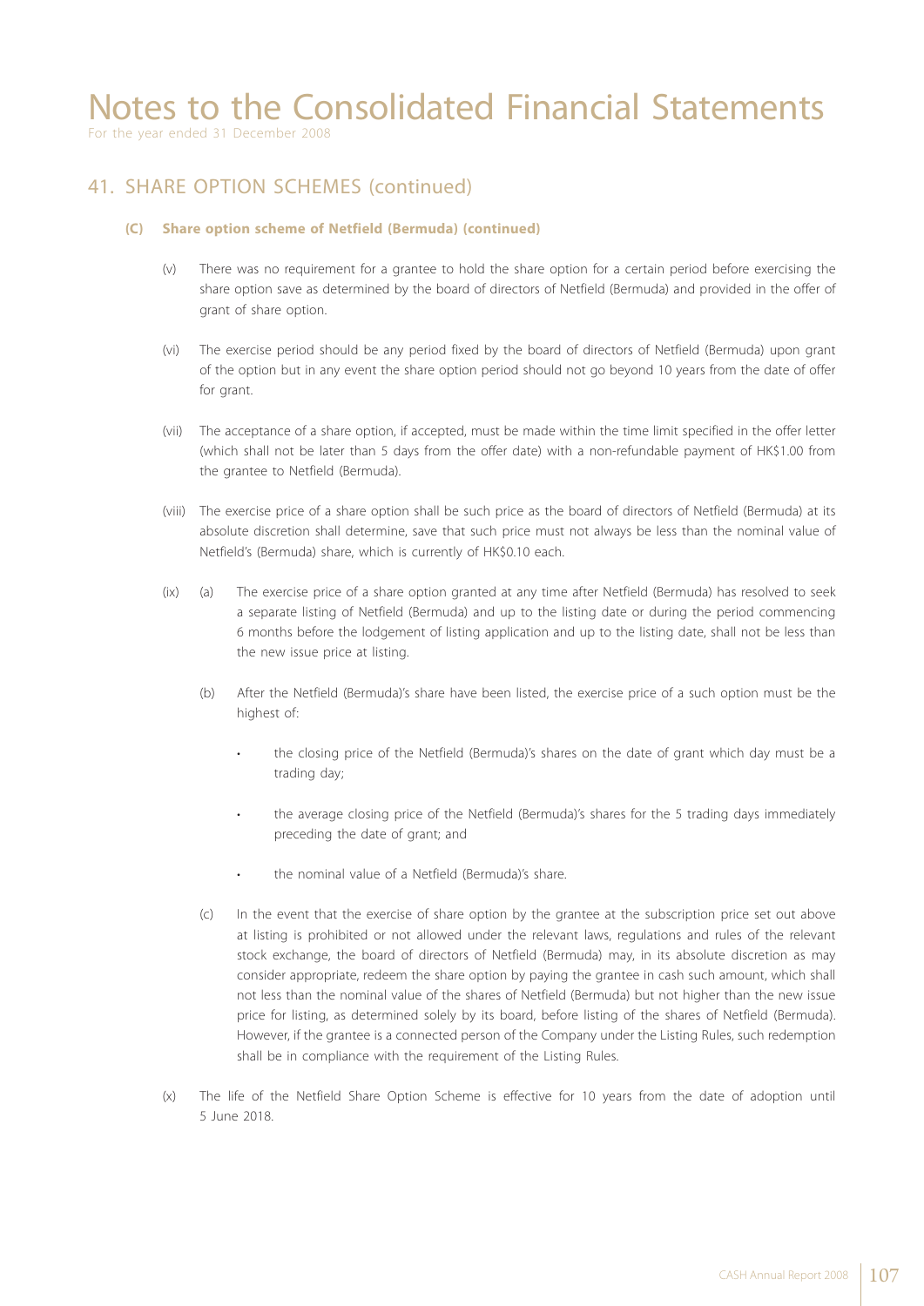# Notes to the Consolidated Financial Statements

For the year ended 31 December 2008

## 41. SHARE OPTION SCHEMES (continued)

### (C) Share option scheme of Netfield (Bermuda) (continued)

(v) There was no requirement for a grantee to hold the share option for a certain period before exercising the share option save as determined by the board of directors of Netfield (Bermuda) and provided in the offer of grant of share option.

(vi) The exercise period should be any period fixed by the board of directors of Netfield (Bermuda) upon grant of the option but in any event the share option period should not go beyond 10 years from the date of offer for grant.

(vii) The acceptance of a share option, if accepted, must be made within the time limit specified in the offer letter (which shall not be later than 5 days from the offer date) with a non-refundable payment of HK$1.00 from the grantee to Netfield (Bermuda).

(viii) The exercise price of a share option shall be such price as the board of directors of Netfield (Bermuda) at its absolute discretion shall determine, save that such price must not always be less than the nominal value of Netfield's (Bermuda) share, which is currently of HK$0.10 each.

(ix) (a) The exercise price of a share option granted at any time after Netfield (Bermuda) has resolved to seek a separate listing of Netfield (Bermuda) and up to the listing date or during the period commencing 6 months before the lodgement of listing application and up to the listing date, shall not be less than the new issue price at listing.

(b) After the Netfield (Bermuda)'s share have been listed, the exercise price of a such option must be the highest of:

- the closing price of the Netfield (Bermuda)'s shares on the date of grant which day must be a trading day;
- the average closing price of the Netfield (Bermuda)'s shares for the 5 trading days immediately preceding the date of grant; and
- the nominal value of a Netfield (Bermuda)'s share.

(c) In the event that the exercise of share option by the grantee at the subscription price set out above at listing is prohibited or not allowed under the relevant laws, regulations and rules of the relevant stock exchange, the board of directors of Netfield (Bermuda) may, in its absolute discretion as may consider appropriate, redeem the share option by paying the grantee in cash such amount, which shall not less than the nominal value of the shares of Netfield (Bermuda) but not higher than the new issue price for listing, as determined solely by its board, before listing of the shares of Netfield (Bermuda). However, if the grantee is a connected person of the Company under the Listing Rules, such redemption shall be in compliance with the requirement of the Listing Rules.

(x) The life of the Netfield Share Option Scheme is effective for 10 years from the date of adoption until 5 June 2018.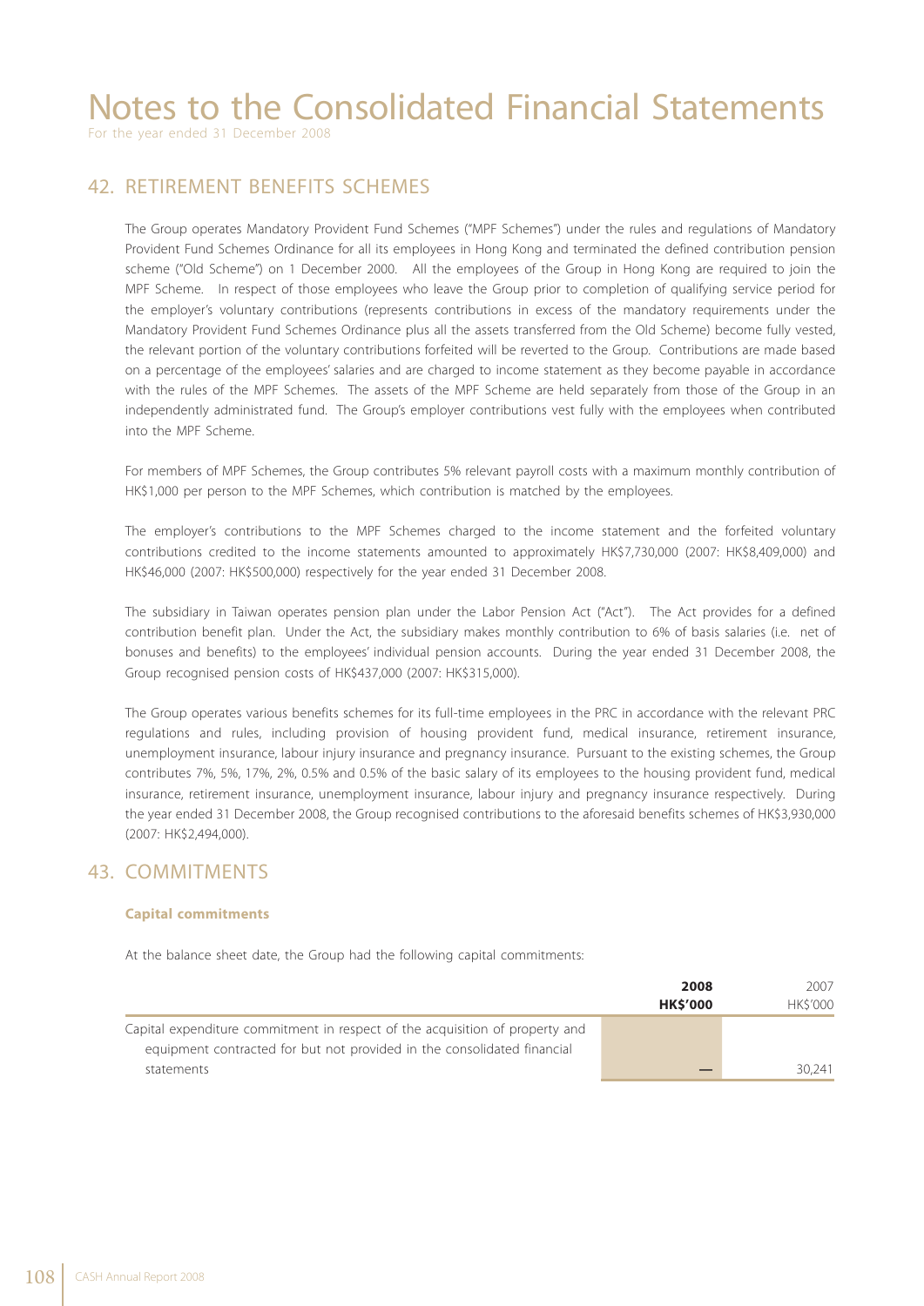# Notes to the Consolidated Financial Statements

For the year ended 31 December 2008

## 42. RETIREMENT BENEFITS SCHEMES

The Group operates Mandatory Provident Fund Schemes ("MPF Schemes") under the rules and regulations of Mandatory Provident Fund Schemes Ordinance for all its employees in Hong Kong and terminated the defined contribution pension scheme ("Old Scheme") on 1 December 2000. All the employees of the Group in Hong Kong are required to join the MPF Scheme. In respect of those employees who leave the Group prior to completion of qualifying service period for the employer's voluntary contributions (represents contributions in excess of the mandatory requirements under the Mandatory Provident Fund Schemes Ordinance plus all the assets transferred from the Old Scheme) become fully vested, the relevant portion of the voluntary contributions forfeited will be reverted to the Group. Contributions are made based on a percentage of the employees' salaries and are charged to income statement as they become payable in accordance with the rules of the MPF Schemes. The assets of the MPF Scheme are held separately from those of the Group in an independently administrated fund. The Group's employer contributions vest fully with the employees when contributed into the MPF Scheme.

For members of MPF Schemes, the Group contributes 5% relevant payroll costs with a maximum monthly contribution of HK$1,000 per person to the MPF Schemes, which contribution is matched by the employees.

The employer's contributions to the MPF Schemes charged to the income statement and the forfeited voluntary contributions credited to the income statements amounted to approximately HK$7,730,000 (2007: HK$8,409,000) and HK$46,000 (2007: HK$500,000) respectively for the year ended 31 December 2008.

The subsidiary in Taiwan operates pension plan under the Labor Pension Act ("Act"). The Act provides for a defined contribution benefit plan. Under the Act, the subsidiary makes monthly contribution to 6% of basis salaries (i.e. net of bonuses and benefits) to the employees' individual pension accounts. During the year ended 31 December 2008, the Group recognised pension costs of HK$437,000 (2007: HK$315,000).

The Group operates various benefits schemes for its full-time employees in the PRC in accordance with the relevant PRC regulations and rules, including provision of housing provident fund, medical insurance, retirement insurance, unemployment insurance, labour injury insurance and pregnancy insurance. Pursuant to the existing schemes, the Group contributes 7%, 5%, 17%, 2%, 0.5% and 0.5% of the basic salary of its employees to the housing provident fund, medical insurance, retirement insurance, unemployment insurance, labour injury and pregnancy insurance respectively. During the year ended 31 December 2008, the Group recognised contributions to the aforesaid benefits schemes of HK$3,930,000 (2007: HK$2,494,000).

## 43. COMMITMENTS

### Capital commitments

At the balance sheet date, the Group had the following capital commitments:

| | **2008** **HK$'000** | 2007 HK$'000 |
|---|---|---|
| Capital expenditure commitment in respect of the acquisition of property and equipment contracted for but not provided in the consolidated financial statements | — | 30,241 |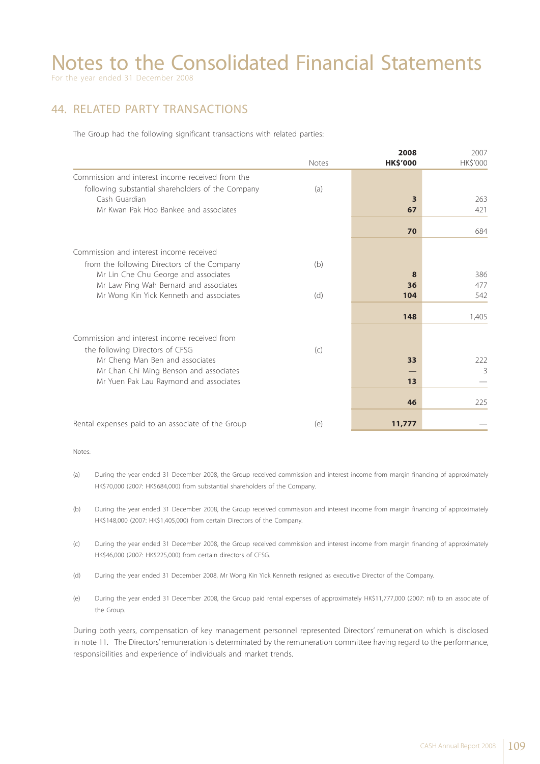# Notes to the Consolidated Financial Statements

For the year ended 31 December 2008

## 44. RELATED PARTY TRANSACTIONS

The Group had the following significant transactions with related parties:

| | Notes | **2008 HK$'000** | 2007 HK$'000 |
|---|---|---|---|
| Commission and interest income received from the following substantial shareholders of the Company | (a) | | |
| Cash Guardian | | **3** | 263 |
| Mr Kwan Pak Hoo Bankee and associates | | **67** | 421 |
| | | **70** | 684 |
| Commission and interest income received from the following Directors of the Company | (b) | | |
| Mr Lin Che Chu George and associates | | **8** | 386 |
| Mr Law Ping Wah Bernard and associates | | **36** | 477 |
| Mr Wong Kin Yick Kenneth and associates | (d) | **104** | 542 |
| | | **148** | 1,405 |
| Commission and interest income received from the following Directors of CFSG | (c) | | |
| Mr Cheng Man Ben and associates | | **33** | 222 |
| Mr Chan Chi Ming Benson and associates | | **—** | 3 |
| Mr Yuen Pak Lau Raymond and associates | | **13** | — |
| | | **46** | 225 |
| Rental expenses paid to an associate of the Group | (e) | **11,777** | — |

Notes:

(a) During the year ended 31 December 2008, the Group received commission and interest income from margin financing of approximately HK$70,000 (2007: HK$684,000) from substantial shareholders of the Company.

(b) During the year ended 31 December 2008, the Group received commission and interest income from margin financing of approximately HK$148,000 (2007: HK$1,405,000) from certain Directors of the Company.

(c) During the year ended 31 December 2008, the Group received commission and interest income from margin financing of approximately HK$46,000 (2007: HK$225,000) from certain directors of CFSG.

(d) During the year ended 31 December 2008, Mr Wong Kin Yick Kenneth resigned as executive Director of the Company.

(e) During the year ended 31 December 2008, the Group paid rental expenses of approximately HK$11,777,000 (2007: nil) to an associate of the Group.

During both years, compensation of key management personnel represented Directors' remuneration which is disclosed in note 11. The Directors' remuneration is determinated by the remuneration committee having regard to the performance, responsibilities and experience of individuals and market trends.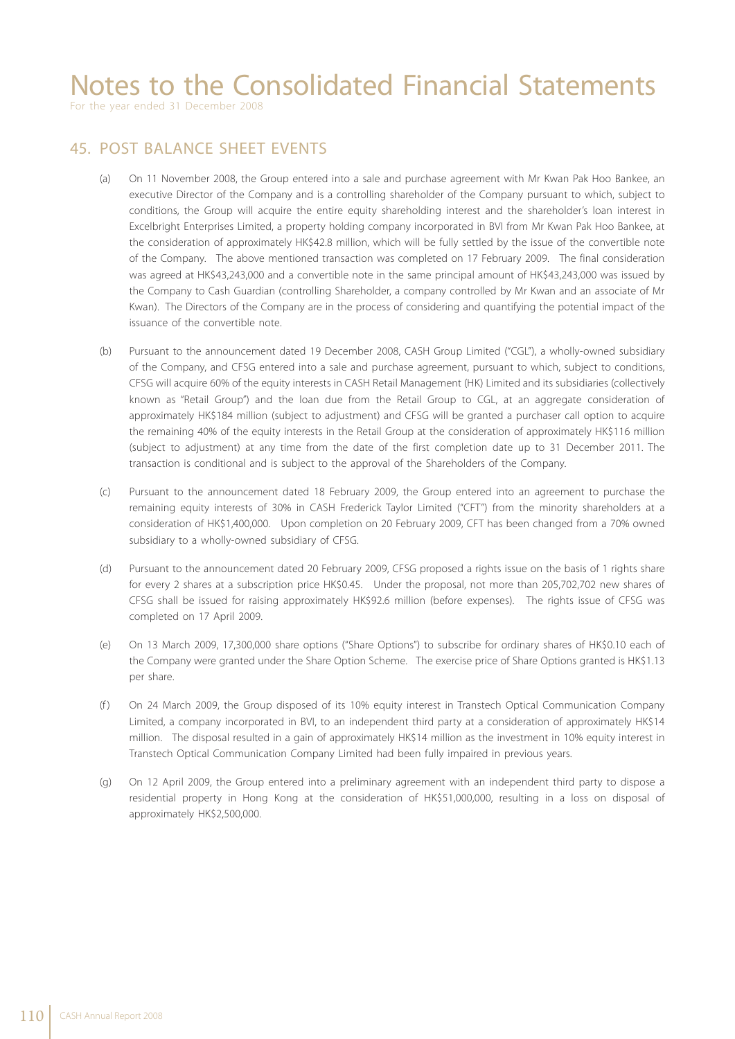# Notes to the Consolidated Financial Statements

For the year ended 31 December 2008

## 45. POST BALANCE SHEET EVENTS

(a) On 11 November 2008, the Group entered into a sale and purchase agreement with Mr Kwan Pak Hoo Bankee, an executive Director of the Company and is a controlling shareholder of the Company pursuant to which, subject to conditions, the Group will acquire the entire equity shareholding interest and the shareholder's loan interest in Excelbright Enterprises Limited, a property holding company incorporated in BVI from Mr Kwan Pak Hoo Bankee, at the consideration of approximately HK$42.8 million, which will be fully settled by the issue of the convertible note of the Company. The above mentioned transaction was completed on 17 February 2009. The final consideration was agreed at HK$43,243,000 and a convertible note in the same principal amount of HK$43,243,000 was issued by the Company to Cash Guardian (controlling Shareholder, a company controlled by Mr Kwan and an associate of Mr Kwan). The Directors of the Company are in the process of considering and quantifying the potential impact of the issuance of the convertible note.

(b) Pursuant to the announcement dated 19 December 2008, CASH Group Limited ("CGL"), a wholly-owned subsidiary of the Company, and CFSG entered into a sale and purchase agreement, pursuant to which, subject to conditions, CFSG will acquire 60% of the equity interests in CASH Retail Management (HK) Limited and its subsidiaries (collectively known as "Retail Group") and the loan due from the Retail Group to CGL, at an aggregate consideration of approximately HK$184 million (subject to adjustment) and CFSG will be granted a purchaser call option to acquire the remaining 40% of the equity interests in the Retail Group at the consideration of approximately HK$116 million (subject to adjustment) at any time from the date of the first completion date up to 31 December 2011. The transaction is conditional and is subject to the approval of the Shareholders of the Company.

(c) Pursuant to the announcement dated 18 February 2009, the Group entered into an agreement to purchase the remaining equity interests of 30% in CASH Frederick Taylor Limited ("CFT") from the minority shareholders at a consideration of HK$1,400,000. Upon completion on 20 February 2009, CFT has been changed from a 70% owned subsidiary to a wholly-owned subsidiary of CFSG.

(d) Pursuant to the announcement dated 20 February 2009, CFSG proposed a rights issue on the basis of 1 rights share for every 2 shares at a subscription price HK$0.45. Under the proposal, not more than 205,702,702 new shares of CFSG shall be issued for raising approximately HK$92.6 million (before expenses). The rights issue of CFSG was completed on 17 April 2009.

(e) On 13 March 2009, 17,300,000 share options ("Share Options") to subscribe for ordinary shares of HK$0.10 each of the Company were granted under the Share Option Scheme. The exercise price of Share Options granted is HK$1.13 per share.

(f) On 24 March 2009, the Group disposed of its 10% equity interest in Transtech Optical Communication Company Limited, a company incorporated in BVI, to an independent third party at a consideration of approximately HK$14 million. The disposal resulted in a gain of approximately HK$14 million as the investment in 10% equity interest in Transtech Optical Communication Company Limited had been fully impaired in previous years.

(g) On 12 April 2009, the Group entered into a preliminary agreement with an independent third party to dispose a residential property in Hong Kong at the consideration of HK$51,000,000, resulting in a loss on disposal of approximately HK$2,500,000.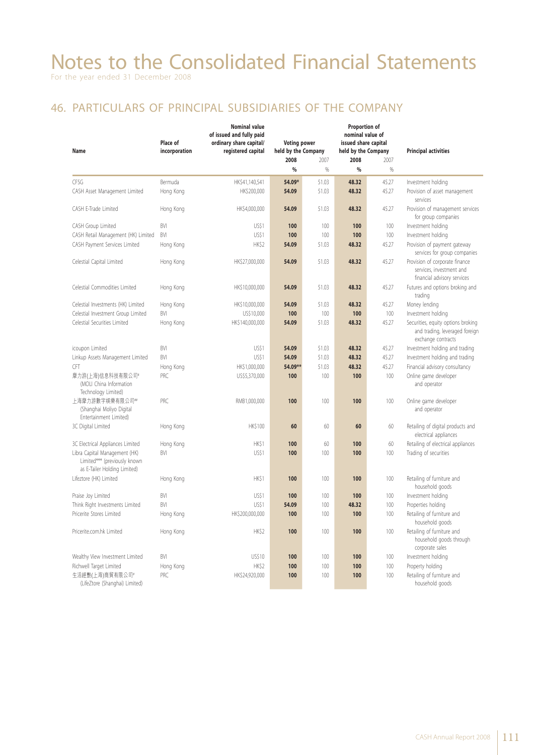# Notes to the Consolidated Financial Statements

For the year ended 31 December 2008

## 46. PARTICULARS OF PRINCIPAL SUBSIDIARIES OF THE COMPANY

| Name | Place of incorporation | Nominal value of issued and fully paid ordinary share capital/ registered capital | Voting power held by the Company | | Proportion of nominal value of issued share capital held by the Company | | Principal activities |
|---|---|---|---|---|---|---|---|
| | | | **2008** | 2007 | **2008** | 2007 | |
| | | | **%** | % | **%** | % | |
| CFSG | Bermuda | HK$41,140,541 | **54.09*** | 51.03 | **48.32** | 45.27 | Investment holding |
| CASH Asset Management Limited | Hong Kong | HK$200,000 | **54.09** | 51.03 | **48.32** | 45.27 | Provision of asset management services |
| CASH E-Trade Limited | Hong Kong | HK$4,000,000 | **54.09** | 51.03 | **48.32** | 45.27 | Provision of management services for group companies |
| CASH Group Limited | BVI | US$1 | **100** | 100 | **100** | 100 | Investment holding |
| CASH Retail Management (HK) Limited | BVI | US$1 | **100** | 100 | **100** | 100 | Investment holding |
| CASH Payment Services Limited | Hong Kong | HK$2 | **54.09** | 51.03 | **48.32** | 45.27 | Provision of payment gateway services for group companies |
| Celestial Capital Limited | Hong Kong | HK$27,000,000 | **54.09** | 51.03 | **48.32** | 45.27 | Provision of corporate finance services, investment and financial advisory services |
| Celestial Commodities Limited | Hong Kong | HK$10,000,000 | **54.09** | 51.03 | **48.32** | 45.27 | Futures and options broking and trading |
| Celestial Investments (HK) Limited | Hong Kong | HK$10,000,000 | **54.09** | 51.03 | **48.32** | 45.27 | Money lending |
| Celestial Investment Group Limited | BVI | US$10,000 | **100** | 100 | **100** | 100 | Investment holding |
| Celestial Securities Limited | Hong Kong | HK$140,000,000 | **54.09** | 51.03 | **48.32** | 45.27 | Securities, equity options broking and trading, leveraged foreign exchange contracts |
| icoupon Limited | BVI | US$1 | **54.09** | 51.03 | **48.32** | 45.27 | Investment holding and trading |
| Linkup Assets Management Limited | BVI | US$1 | **54.09** | 51.03 | **48.32** | 45.27 | Investment holding and trading |
| CFT | Hong Kong | HK$1,000,000 | **54.09**** | 51.03 | **48.32** | 45.27 | Financial advisory consultancy |
| 摩力游(上海)信息科技有限公司# (MOLI China Information Technology Limited) | PRC | US$5,370,000 | **100** | 100 | **100** | 100 | Online game developer and operator |
| 上海摩力游數字娛樂有限公司## (Shanghai Moliyo Digital Entertainment Limited) | PRC | RMB1,000,000 | **100** | 100 | **100** | 100 | Online game developer and operator |
| 3C Digital Limited | Hong Kong | HK$100 | **60** | 60 | **60** | 60 | Retailing of digital products and electrical appliances |
| 3C Electrical Appliances Limited | Hong Kong | HK$1 | **100** | 60 | **100** | 60 | Retailing of electrical appliances |
| Libra Capital Management (HK) Limited*** (previously known as E-Tailer Holding Limited) | BVI | US$1 | **100** | 100 | **100** | 100 | Trading of securities |
| Lifeztore (HK) Limited | Hong Kong | HK$1 | **100** | 100 | **100** | 100 | Retailing of furniture and household goods |
| Praise Joy Limited | BVI | US$1 | **100** | 100 | **100** | 100 | Investment holding |
| Think Right Investments Limited | BVI | US$1 | **54.09** | 100 | **48.32** | 100 | Properties holding |
| Pricerite Stores Limited | Hong Kong | HK$200,000,000 | **100** | 100 | **100** | 100 | Retailing of furniture and household goods |
| Pricerite.com.hk Limited | Hong Kong | HK$2 | **100** | 100 | **100** | 100 | Retailing of furniture and household goods through corporate sales |
| Wealthy View Investment Limited | BVI | US$10 | **100** | 100 | **100** | 100 | Investment holding |
| Richwell Target Limited | Hong Kong | HK$2 | **100** | 100 | **100** | 100 | Property holding |
| 生活經艷(上海)商貿有限公司# (LifeZtore (Shanghai) Limited) | PRC | HK$24,920,000 | **100** | 100 | **100** | 100 | Retailing of furniture and household goods |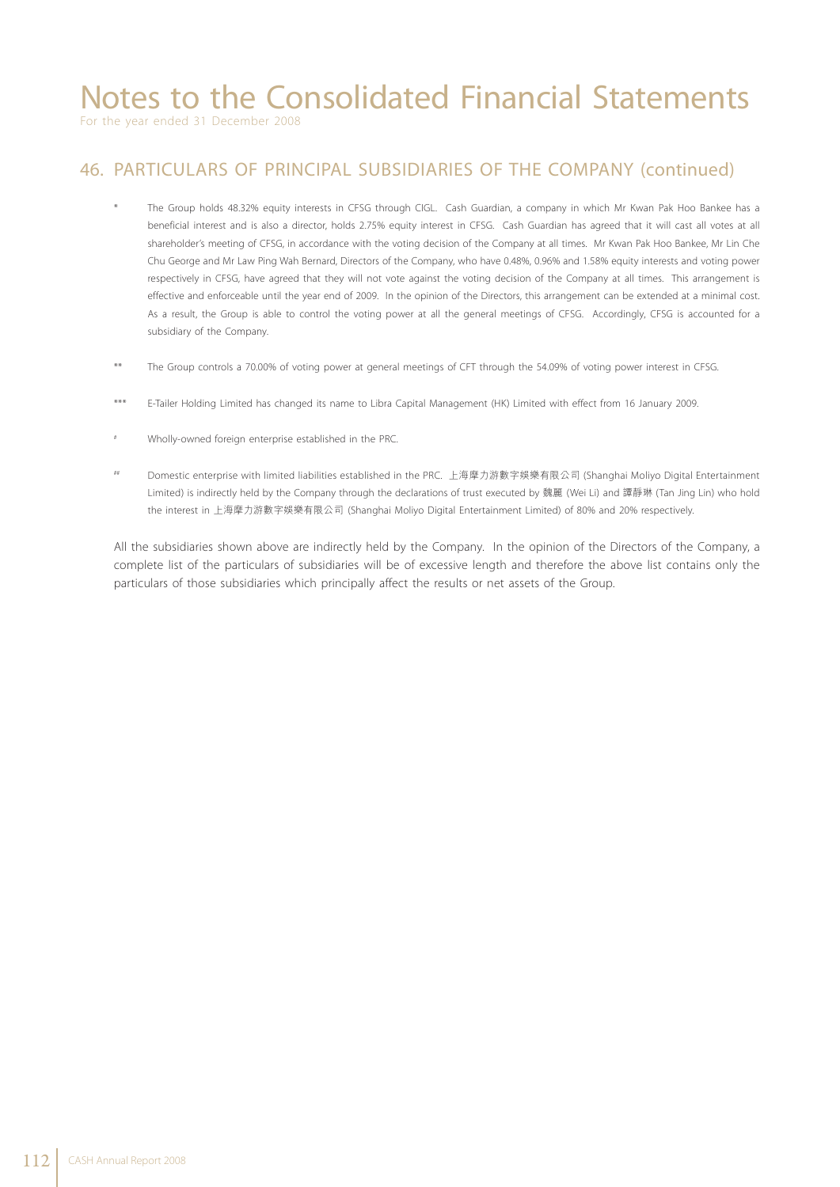# Notes to the Consolidated Financial Statements

For the year ended 31 December 2008

## 46. PARTICULARS OF PRINCIPAL SUBSIDIARIES OF THE COMPANY (continued)

\* The Group holds 48.32% equity interests in CFSG through CIGL. Cash Guardian, a company in which Mr Kwan Pak Hoo Bankee has a beneficial interest and is also a director, holds 2.75% equity interest in CFSG. Cash Guardian has agreed that it will cast all votes at all shareholder's meeting of CFSG, in accordance with the voting decision of the Company at all times. Mr Kwan Pak Hoo Bankee, Mr Lin Che Chu George and Mr Law Ping Wah Bernard, Directors of the Company, who have 0.48%, 0.96% and 1.58% equity interests and voting power respectively in CFSG, have agreed that they will not vote against the voting decision of the Company at all times. This arrangement is effective and enforceable until the year end of 2009. In the opinion of the Directors, this arrangement can be extended at a minimal cost. As a result, the Group is able to control the voting power at all the general meetings of CFSG. Accordingly, CFSG is accounted for a subsidiary of the Company.

\*\* The Group controls a 70.00% of voting power at general meetings of CFT through the 54.09% of voting power interest in CFSG.

\*\*\* E-Tailer Holding Limited has changed its name to Libra Capital Management (HK) Limited with effect from 16 January 2009.

\# Wholly-owned foreign enterprise established in the PRC.

\#\# Domestic enterprise with limited liabilities established in the PRC. 上海摩力游數字娛樂有限公司 (Shanghai Moliyo Digital Entertainment Limited) is indirectly held by the Company through the declarations of trust executed by 魏麗 (Wei Li) and 譚靜琳 (Tan Jing Lin) who hold the interest in 上海摩力游數字娛樂有限公司 (Shanghai Moliyo Digital Entertainment Limited) of 80% and 20% respectively.

All the subsidiaries shown above are indirectly held by the Company. In the opinion of the Directors of the Company, a complete list of the particulars of subsidiaries will be of excessive length and therefore the above list contains only the particulars of those subsidiaries which principally affect the results or net assets of the Group.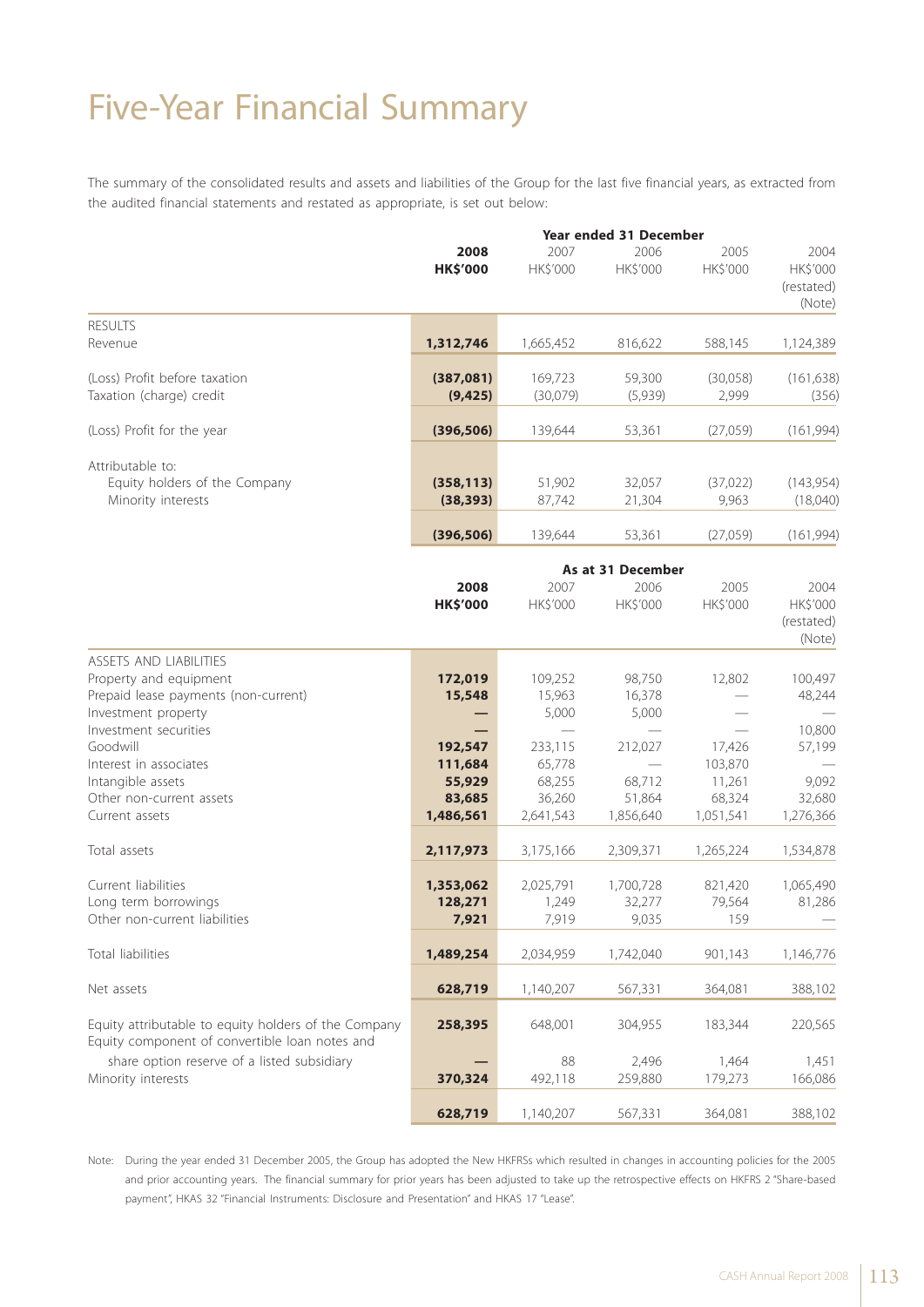# Five-Year Financial Summary

The summary of the consolidated results and assets and liabilities of the Group for the last five financial years, as extracted from the audited financial statements and restated as appropriate, is set out below:

| | Year ended 31 December | | | | |
|---|---|---|---|---|---|
| | **2008** | 2007 | 2006 | 2005 | 2004 |
| | **HK$'000** | HK$'000 | HK$'000 | HK$'000 | HK$'000 (restated) (Note) |
| RESULTS | | | | | |
| Revenue | **1,312,746** | 1,665,452 | 816,622 | 588,145 | 1,124,389 |
| (Loss) Profit before taxation | **(387,081)** | 169,723 | 59,300 | (30,058) | (161,638) |
| Taxation (charge) credit | **(9,425)** | (30,079) | (5,939) | 2,999 | (356) |
| (Loss) Profit for the year | **(396,506)** | 139,644 | 53,361 | (27,059) | (161,994) |
| Attributable to: | | | | | |
| Equity holders of the Company | **(358,113)** | 51,902 | 32,057 | (37,022) | (143,954) |
| Minority interests | **(38,393)** | 87,742 | 21,304 | 9,963 | (18,040) |
| | **(396,506)** | 139,644 | 53,361 | (27,059) | (161,994) |

| | As at 31 December | | | | |
|---|---|---|---|---|---|
| | **2008** | 2007 | 2006 | 2005 | 2004 |
| | **HK$'000** | HK$'000 | HK$'000 | HK$'000 | HK$'000 (restated) (Note) |
| ASSETS AND LIABILITIES | | | | | |
| Property and equipment | **172,019** | 109,252 | 98,750 | 12,802 | 100,497 |
| Prepaid lease payments (non-current) | **15,548** | 15,963 | 16,378 | — | 48,244 |
| Investment property | **—** | 5,000 | 5,000 | — | — |
| Investment securities | **—** | — | — | — | 10,800 |
| Goodwill | **192,547** | 233,115 | 212,027 | 17,426 | 57,199 |
| Interest in associates | **111,684** | 65,778 | — | 103,870 | — |
| Intangible assets | **55,929** | 68,255 | 68,712 | 11,261 | 9,092 |
| Other non-current assets | **83,685** | 36,260 | 51,864 | 68,324 | 32,680 |
| Current assets | **1,486,561** | 2,641,543 | 1,856,640 | 1,051,541 | 1,276,366 |
| Total assets | **2,117,973** | 3,175,166 | 2,309,371 | 1,265,224 | 1,534,878 |
| Current liabilities | **1,353,062** | 2,025,791 | 1,700,728 | 821,420 | 1,065,490 |
| Long term borrowings | **128,271** | 1,249 | 32,277 | 79,564 | 81,286 |
| Other non-current liabilities | **7,921** | 7,919 | 9,035 | 159 | — |
| Total liabilities | **1,489,254** | 2,034,959 | 1,742,040 | 901,143 | 1,146,776 |
| Net assets | **628,719** | 1,140,207 | 567,331 | 364,081 | 388,102 |
| Equity attributable to equity holders of the Company | **258,395** | 648,001 | 304,955 | 183,344 | 220,565 |
| Equity component of convertible loan notes and share option reserve of a listed subsidiary | **—** | 88 | 2,496 | 1,464 | 1,451 |
| Minority interests | **370,324** | 492,118 | 259,880 | 179,273 | 166,086 |
| | **628,719** | 1,140,207 | 567,331 | 364,081 | 388,102 |

Note: During the year ended 31 December 2005, the Group has adopted the New HKFRSs which resulted in changes in accounting policies for the 2005 and prior accounting years. The financial summary for prior years has been adjusted to take up the retrospective effects on HKFRS 2 "Share-based payment", HKAS 32 "Financial Instruments: Disclosure and Presentation" and HKAS 17 "Lease".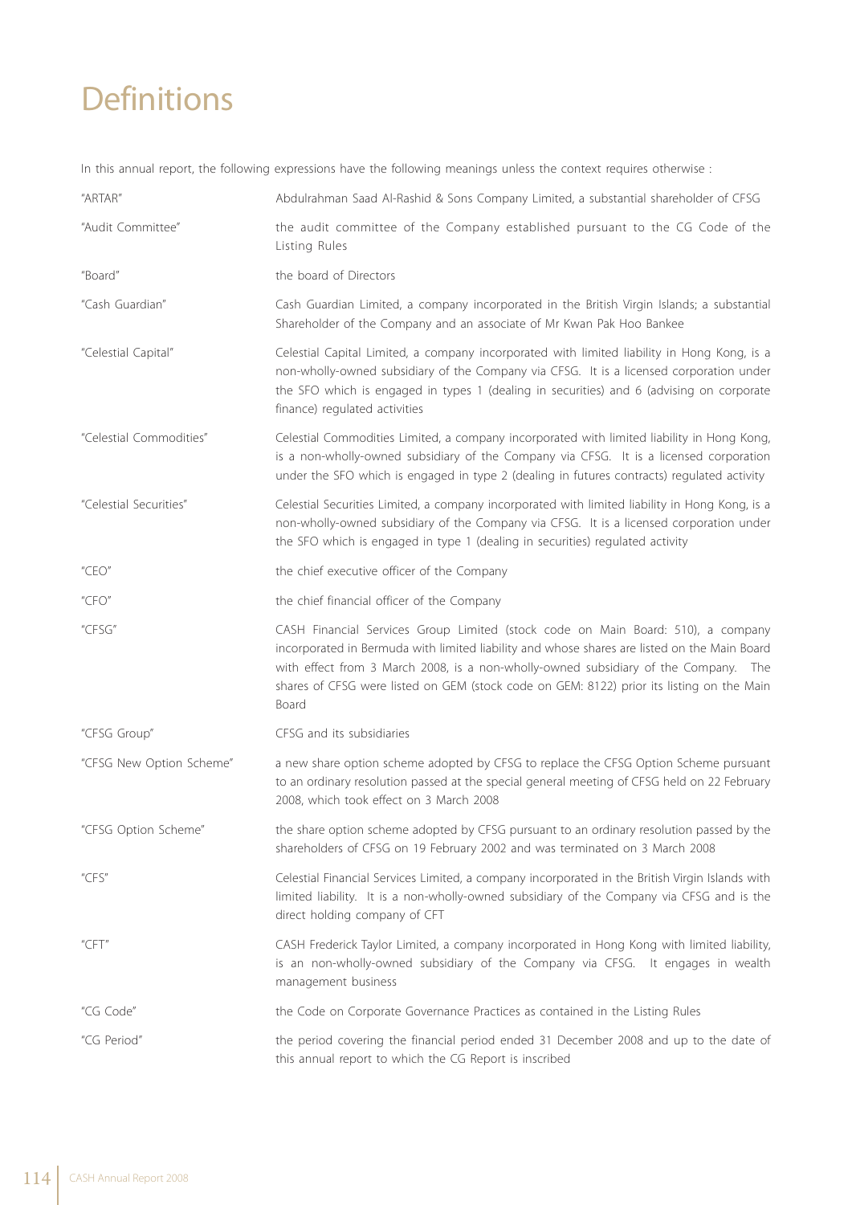# Definitions

In this annual report, the following expressions have the following meanings unless the context requires otherwise :

| | |
|---|---|
| "ARTAR" | Abdulrahman Saad Al-Rashid & Sons Company Limited, a substantial shareholder of CFSG |
| "Audit Committee" | the audit committee of the Company established pursuant to the CG Code of the Listing Rules |
| "Board" | the board of Directors |
| "Cash Guardian" | Cash Guardian Limited, a company incorporated in the British Virgin Islands; a substantial Shareholder of the Company and an associate of Mr Kwan Pak Hoo Bankee |
| "Celestial Capital" | Celestial Capital Limited, a company incorporated with limited liability in Hong Kong, is a non-wholly-owned subsidiary of the Company via CFSG. It is a licensed corporation under the SFO which is engaged in types 1 (dealing in securities) and 6 (advising on corporate finance) regulated activities |
| "Celestial Commodities" | Celestial Commodities Limited, a company incorporated with limited liability in Hong Kong, is a non-wholly-owned subsidiary of the Company via CFSG. It is a licensed corporation under the SFO which is engaged in type 2 (dealing in futures contracts) regulated activity |
| "Celestial Securities" | Celestial Securities Limited, a company incorporated with limited liability in Hong Kong, is a non-wholly-owned subsidiary of the Company via CFSG. It is a licensed corporation under the SFO which is engaged in type 1 (dealing in securities) regulated activity |
| "CEO" | the chief executive officer of the Company |
| "CFO" | the chief financial officer of the Company |
| "CFSG" | CASH Financial Services Group Limited (stock code on Main Board: 510), a company incorporated in Bermuda with limited liability and whose shares are listed on the Main Board with effect from 3 March 2008, is a non-wholly-owned subsidiary of the Company. The shares of CFSG were listed on GEM (stock code on GEM: 8122) prior its listing on the Main Board |
| "CFSG Group" | CFSG and its subsidiaries |
| "CFSG New Option Scheme" | a new share option scheme adopted by CFSG to replace the CFSG Option Scheme pursuant to an ordinary resolution passed at the special general meeting of CFSG held on 22 February 2008, which took effect on 3 March 2008 |
| "CFSG Option Scheme" | the share option scheme adopted by CFSG pursuant to an ordinary resolution passed by the shareholders of CFSG on 19 February 2002 and was terminated on 3 March 2008 |
| "CFS" | Celestial Financial Services Limited, a company incorporated in the British Virgin Islands with limited liability. It is a non-wholly-owned subsidiary of the Company via CFSG and is the direct holding company of CFT |
| "CFT" | CASH Frederick Taylor Limited, a company incorporated in Hong Kong with limited liability, is an non-wholly-owned subsidiary of the Company via CFSG. It engages in wealth management business |
| "CG Code" | the Code on Corporate Governance Practices as contained in the Listing Rules |
| "CG Period" | the period covering the financial period ended 31 December 2008 and up to the date of this annual report to which the CG Report is inscribed |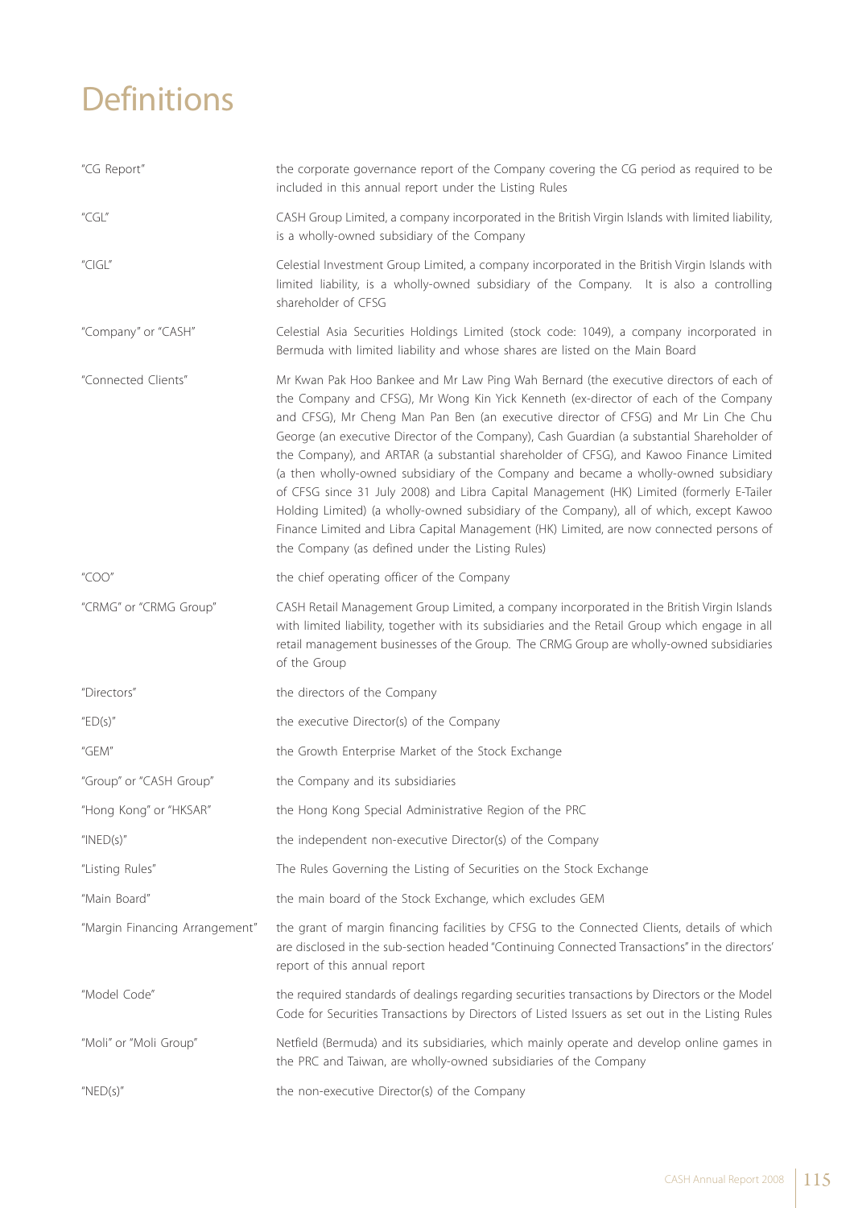# Definitions

| | |
|---|---|
| "CG Report" | the corporate governance report of the Company covering the CG period as required to be included in this annual report under the Listing Rules |
| "CGL" | CASH Group Limited, a company incorporated in the British Virgin Islands with limited liability, is a wholly-owned subsidiary of the Company |
| "CIGL" | Celestial Investment Group Limited, a company incorporated in the British Virgin Islands with limited liability, is a wholly-owned subsidiary of the Company. It is also a controlling shareholder of CFSG |
| "Company" or "CASH" | Celestial Asia Securities Holdings Limited (stock code: 1049), a company incorporated in Bermuda with limited liability and whose shares are listed on the Main Board |
| "Connected Clients" | Mr Kwan Pak Hoo Bankee and Mr Law Ping Wah Bernard (the executive directors of each of the Company and CFSG), Mr Wong Kin Yick Kenneth (ex-director of each of the Company and CFSG), Mr Cheng Man Pan Ben (an executive director of CFSG) and Mr Lin Che Chu George (an executive Director of the Company), Cash Guardian (a substantial Shareholder of the Company), and ARTAR (a substantial shareholder of CFSG), and Kawoo Finance Limited (a then wholly-owned subsidiary of the Company and became a wholly-owned subsidiary of CFSG since 31 July 2008) and Libra Capital Management (HK) Limited (formerly E-Tailer Holding Limited) (a wholly-owned subsidiary of the Company), all of which, except Kawoo Finance Limited and Libra Capital Management (HK) Limited, are now connected persons of the Company (as defined under the Listing Rules) |
| "COO" | the chief operating officer of the Company |
| "CRMG" or "CRMG Group" | CASH Retail Management Group Limited, a company incorporated in the British Virgin Islands with limited liability, together with its subsidiaries and the Retail Group which engage in all retail management businesses of the Group. The CRMG Group are wholly-owned subsidiaries of the Group |
| "Directors" | the directors of the Company |
| "ED(s)" | the executive Director(s) of the Company |
| "GEM" | the Growth Enterprise Market of the Stock Exchange |
| "Group" or "CASH Group" | the Company and its subsidiaries |
| "Hong Kong" or "HKSAR" | the Hong Kong Special Administrative Region of the PRC |
| "INED(s)" | the independent non-executive Director(s) of the Company |
| "Listing Rules" | The Rules Governing the Listing of Securities on the Stock Exchange |
| "Main Board" | the main board of the Stock Exchange, which excludes GEM |
| "Margin Financing Arrangement" | the grant of margin financing facilities by CFSG to the Connected Clients, details of which are disclosed in the sub-section headed "Continuing Connected Transactions" in the directors' report of this annual report |
| "Model Code" | the required standards of dealings regarding securities transactions by Directors or the Model Code for Securities Transactions by Directors of Listed Issuers as set out in the Listing Rules |
| "Moli" or "Moli Group" | Netfield (Bermuda) and its subsidiaries, which mainly operate and develop online games in the PRC and Taiwan, are wholly-owned subsidiaries of the Company |
| "NED(s)" | the non-executive Director(s) of the Company |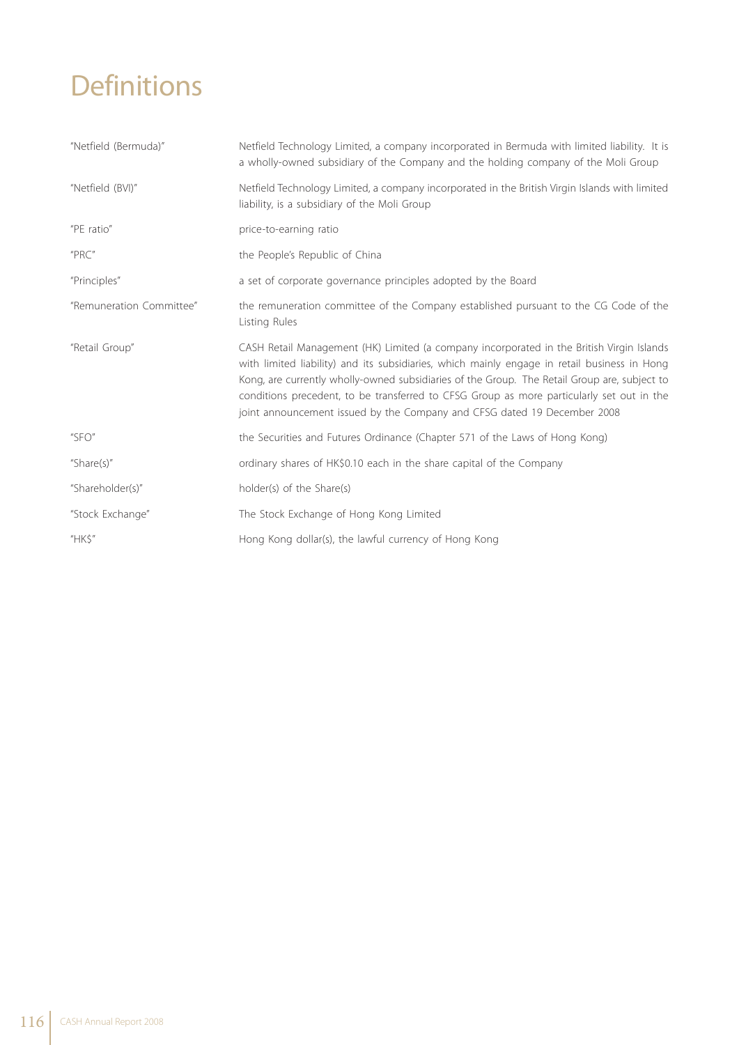# Definitions

| | |
|---|---|
| "Netfield (Bermuda)" | Netfield Technology Limited, a company incorporated in Bermuda with limited liability. It is a wholly-owned subsidiary of the Company and the holding company of the Moli Group |
| "Netfield (BVI)" | Netfield Technology Limited, a company incorporated in the British Virgin Islands with limited liability, is a subsidiary of the Moli Group |
| "PE ratio" | price-to-earning ratio |
| "PRC" | the People's Republic of China |
| "Principles" | a set of corporate governance principles adopted by the Board |
| "Remuneration Committee" | the remuneration committee of the Company established pursuant to the CG Code of the Listing Rules |
| "Retail Group" | CASH Retail Management (HK) Limited (a company incorporated in the British Virgin Islands with limited liability) and its subsidiaries, which mainly engage in retail business in Hong Kong, are currently wholly-owned subsidiaries of the Group. The Retail Group are, subject to conditions precedent, to be transferred to CFSG Group as more particularly set out in the joint announcement issued by the Company and CFSG dated 19 December 2008 |
| "SFO" | the Securities and Futures Ordinance (Chapter 571 of the Laws of Hong Kong) |
| "Share(s)" | ordinary shares of HK$0.10 each in the share capital of the Company |
| "Shareholder(s)" | holder(s) of the Share(s) |
| "Stock Exchange" | The Stock Exchange of Hong Kong Limited |
| "HK$" | Hong Kong dollar(s), the lawful currency of Hong Kong |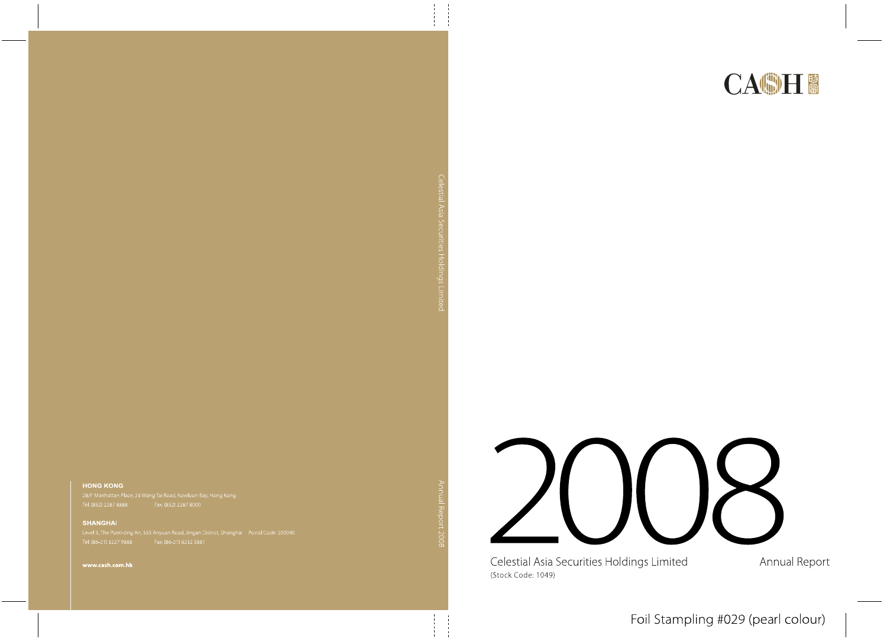CASH

# 2008

Celestial Asia Securities Holdings Limited

(Stock Code: 1049)

Annual Report

Celestial Asia Securities Holdings Limited

Annual Report 2008

**HONG KONG**

28/F Manhattan Place, 23 Wang Tai Road, Kowloon Bay, Hong Kong

Tel: (852) 2287 8888 Fax: (852) 2287 8000

**SHANGHAI**

Level 5, The Point-Jing An, 555 Anyuan Road, Jingan District, Shanghai Postal Code: 200040

Tel: (86-21) 3227 9888 Fax: (86-21) 6232 5881

**www.cash.com.hk**

Foil Stamping #029 (pearl colour)